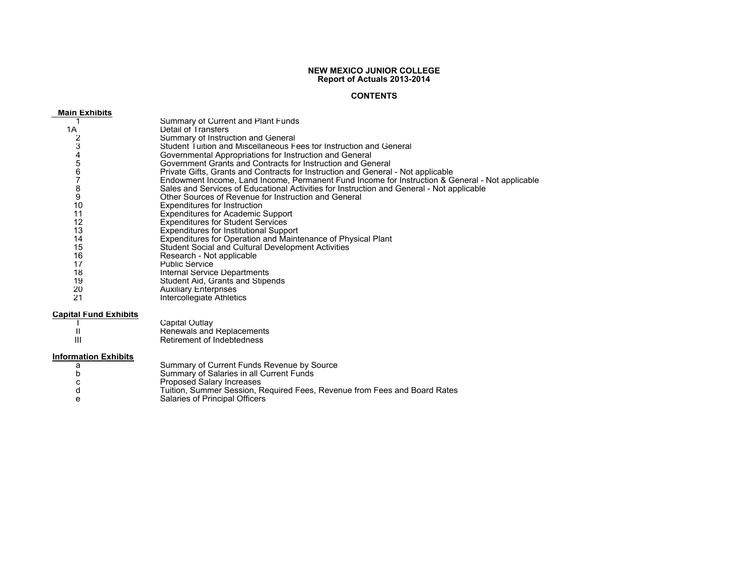# NEW MEXICO JUNIOR COLLEGE
## Report of Actuals 2013-2014

### CONTENTS

**Main Exhibits**

| | |
|---|---|
| 1 | Summary of Current and Plant Funds |
| 1A | Detail of Transfers |
| 2 | Summary of Instruction and General |
| 3 | Student Tuition and Miscellaneous Fees for Instruction and General |
| 4 | Governmental Appropriations for Instruction and General |
| 5 | Government Grants and Contracts for Instruction and General |
| 6 | Private Gifts, Grants and Contracts for Instruction and General - Not applicable |
| 7 | Endowment Income, Land Income, Permanent Fund Income for Instruction & General - Not applicable |
| 8 | Sales and Services of Educational Activities for Instruction and General - Not applicable |
| 9 | Other Sources of Revenue for Instruction and General |
| 10 | Expenditures for Instruction |
| 11 | Expenditures for Academic Support |
| 12 | Expenditures for Student Services |
| 13 | Expenditures for Institutional Support |
| 14 | Expenditures for Operation and Maintenance of Physical Plant |
| 15 | Student Social and Cultural Development Activities |
| 16 | Research - Not applicable |
| 17 | Public Service |
| 18 | Internal Service Departments |
| 19 | Student Aid, Grants and Stipends |
| 20 | Auxiliary Enterprises |
| 21 | Intercollegiate Athletics |

**Capital Fund Exhibits**

| | |
|---|---|
| I | Capital Outlay |
| II | Renewals and Replacements |
| III | Retirement of Indebtedness |

**Information Exhibits**

| | |
|---|---|
| a | Summary of Current Funds Revenue by Source |
| b | Summary of Salaries in all Current Funds |
| c | Proposed Salary Increases |
| d | Tuition, Summer Session, Required Fees, Revenue from Fees and Board Rates |
| e | Salaries of Principal Officers |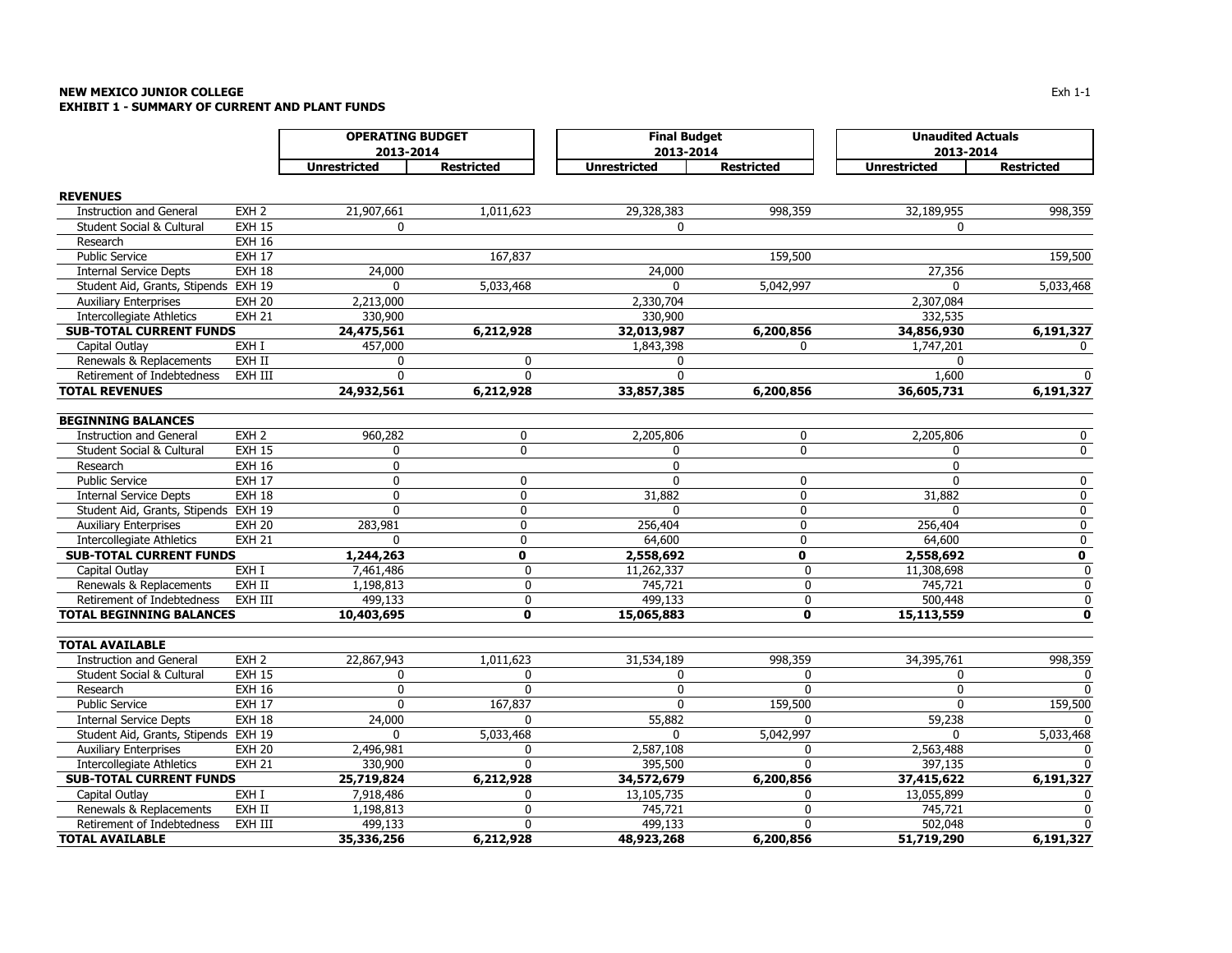**NEW MEXICO JUNIOR COLLEGE**
**EXHIBIT 1 - SUMMARY OF CURRENT AND PLANT FUNDS**

| | | OPERATING BUDGET 2013-2014 | | Final Budget 2013-2014 | | Unaudited Actuals 2013-2014 | |
|---|---|---|---|---|---|---|---|
| | | Unrestricted | Restricted | Unrestricted | Restricted | Unrestricted | Restricted |
| **REVENUES** | | | | | | | |
| Instruction and General | EXH 2 | 21,907,661 | 1,011,623 | 29,328,383 | 998,359 | 32,189,955 | 998,359 |
| Student Social & Cultural | EXH 15 | 0 | | 0 | | 0 | |
| Research | EXH 16 | | | | | | |
| Public Service | EXH 17 | | 167,837 | | 159,500 | | 159,500 |
| Internal Service Depts | EXH 18 | 24,000 | | 24,000 | | 27,356 | |
| Student Aid, Grants, Stipends | EXH 19 | 0 | 5,033,468 | 0 | 5,042,997 | 0 | 5,033,468 |
| Auxiliary Enterprises | EXH 20 | 2,213,000 | | 2,330,704 | | 2,307,084 | |
| Intercollegiate Athletics | EXH 21 | 330,900 | | 330,900 | | 332,535 | |
| **SUB-TOTAL CURRENT FUNDS** | | **24,475,561** | **6,212,928** | **32,013,987** | **6,200,856** | **34,856,930** | **6,191,327** |
| Capital Outlay | EXH I | 457,000 | | 1,843,398 | 0 | 1,747,201 | 0 |
| Renewals & Replacements | EXH II | 0 | 0 | 0 | | 0 | |
| Retirement of Indebtedness | EXH III | 0 | 0 | 0 | | 1,600 | 0 |
| **TOTAL REVENUES** | | **24,932,561** | **6,212,928** | **33,857,385** | **6,200,856** | **36,605,731** | **6,191,327** |
| **BEGINNING BALANCES** | | | | | | | |
| Instruction and General | EXH 2 | 960,282 | 0 | 2,205,806 | 0 | 2,205,806 | 0 |
| Student Social & Cultural | EXH 15 | 0 | 0 | 0 | 0 | 0 | 0 |
| Research | EXH 16 | 0 | | 0 | | 0 | |
| Public Service | EXH 17 | 0 | 0 | 0 | 0 | 0 | 0 |
| Internal Service Depts | EXH 18 | 0 | 0 | 31,882 | 0 | 31,882 | 0 |
| Student Aid, Grants, Stipends | EXH 19 | 0 | 0 | 0 | 0 | 0 | 0 |
| Auxiliary Enterprises | EXH 20 | 283,981 | 0 | 256,404 | 0 | 256,404 | 0 |
| Intercollegiate Athletics | EXH 21 | 0 | 0 | 64,600 | 0 | 64,600 | 0 |
| **SUB-TOTAL CURRENT FUNDS** | | **1,244,263** | **0** | **2,558,692** | **0** | **2,558,692** | **0** |
| Capital Outlay | EXH I | 7,461,486 | 0 | 11,262,337 | 0 | 11,308,698 | 0 |
| Renewals & Replacements | EXH II | 1,198,813 | 0 | 745,721 | 0 | 745,721 | 0 |
| Retirement of Indebtedness | EXH III | 499,133 | 0 | 499,133 | 0 | 500,448 | 0 |
| **TOTAL BEGINNING BALANCES** | | **10,403,695** | **0** | **15,065,883** | **0** | **15,113,559** | **0** |
| **TOTAL AVAILABLE** | | | | | | | |
| Instruction and General | EXH 2 | 22,867,943 | 1,011,623 | 31,534,189 | 998,359 | 34,395,761 | 998,359 |
| Student Social & Cultural | EXH 15 | 0 | 0 | 0 | 0 | 0 | 0 |
| Research | EXH 16 | 0 | 0 | 0 | 0 | 0 | 0 |
| Public Service | EXH 17 | 0 | 167,837 | 0 | 159,500 | 0 | 159,500 |
| Internal Service Depts | EXH 18 | 24,000 | 0 | 55,882 | 0 | 59,238 | 0 |
| Student Aid, Grants, Stipends | EXH 19 | 0 | 5,033,468 | 0 | 5,042,997 | 0 | 5,033,468 |
| Auxiliary Enterprises | EXH 20 | 2,496,981 | 0 | 2,587,108 | 0 | 2,563,488 | 0 |
| Intercollegiate Athletics | EXH 21 | 330,900 | 0 | 395,500 | 0 | 397,135 | 0 |
| **SUB-TOTAL CURRENT FUNDS** | | **25,719,824** | **6,212,928** | **34,572,679** | **6,200,856** | **37,415,622** | **6,191,327** |
| Capital Outlay | EXH I | 7,918,486 | 0 | 13,105,735 | 0 | 13,055,899 | 0 |
| Renewals & Replacements | EXH II | 1,198,813 | 0 | 745,721 | 0 | 745,721 | 0 |
| Retirement of Indebtedness | EXH III | 499,133 | 0 | 499,133 | 0 | 502,048 | 0 |
| **TOTAL AVAILABLE** | | **35,336,256** | **6,212,928** | **48,923,268** | **6,200,856** | **51,719,290** | **6,191,327** |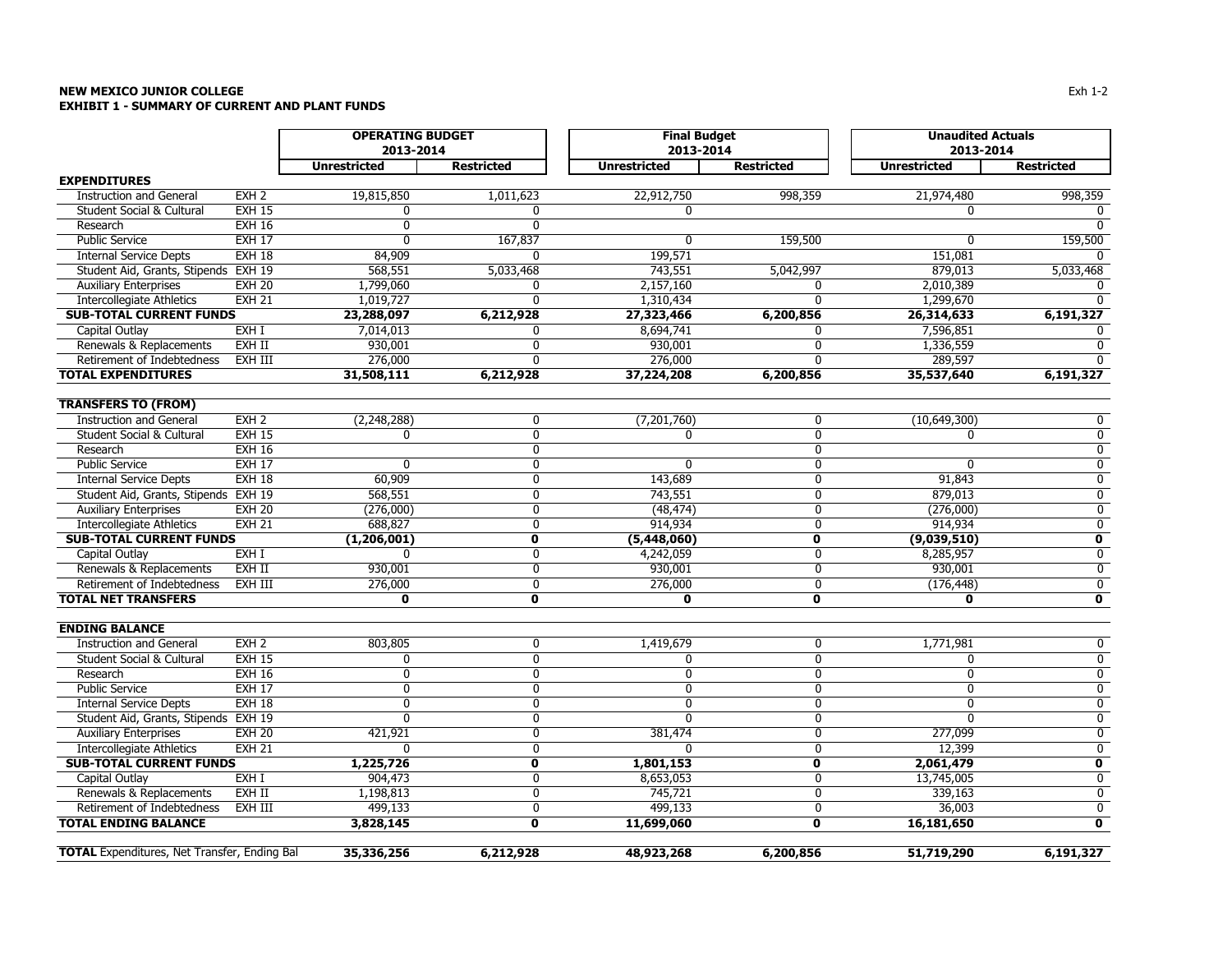**NEW MEXICO JUNIOR COLLEGE**
**EXHIBIT 1 - SUMMARY OF CURRENT AND PLANT FUNDS**

| | | OPERATING BUDGET 2013-2014 | | Final Budget 2013-2014 | | Unaudited Actuals 2013-2014 | |
|---|---|---|---|---|---|---|---|
| | | Unrestricted | Restricted | Unrestricted | Restricted | Unrestricted | Restricted |
| **EXPENDITURES** | | | | | | | |
| Instruction and General | EXH 2 | 19,815,850 | 1,011,623 | 22,912,750 | 998,359 | 21,974,480 | 998,359 |
| Student Social & Cultural | EXH 15 | 0 | 0 | 0 | | 0 | 0 |
| Research | EXH 16 | 0 | 0 | | | | 0 |
| Public Service | EXH 17 | 0 | 167,837 | 0 | 159,500 | 0 | 159,500 |
| Internal Service Depts | EXH 18 | 84,909 | 0 | 199,571 | | 151,081 | 0 |
| Student Aid, Grants, Stipends | EXH 19 | 568,551 | 5,033,468 | 743,551 | 5,042,997 | 879,013 | 5,033,468 |
| Auxiliary Enterprises | EXH 20 | 1,799,060 | 0 | 2,157,160 | 0 | 2,010,389 | 0 |
| Intercollegiate Athletics | EXH 21 | 1,019,727 | 0 | 1,310,434 | 0 | 1,299,670 | 0 |
| **SUB-TOTAL CURRENT FUNDS** | | **23,288,097** | **6,212,928** | **27,323,466** | **6,200,856** | **26,314,633** | **6,191,327** |
| Capital Outlay | EXH I | 7,014,013 | 0 | 8,694,741 | 0 | 7,596,851 | 0 |
| Renewals & Replacements | EXH II | 930,001 | 0 | 930,001 | 0 | 1,336,559 | 0 |
| Retirement of Indebtedness | EXH III | 276,000 | 0 | 276,000 | 0 | 289,597 | 0 |
| **TOTAL EXPENDITURES** | | **31,508,111** | **6,212,928** | **37,224,208** | **6,200,856** | **35,537,640** | **6,191,327** |
| **TRANSFERS TO (FROM)** | | | | | | | |
| Instruction and General | EXH 2 | (2,248,288) | 0 | (7,201,760) | 0 | (10,649,300) | 0 |
| Student Social & Cultural | EXH 15 | 0 | 0 | 0 | 0 | 0 | 0 |
| Research | EXH 16 | | 0 | | 0 | | 0 |
| Public Service | EXH 17 | 0 | 0 | 0 | 0 | 0 | 0 |
| Internal Service Depts | EXH 18 | 60,909 | 0 | 143,689 | 0 | 91,843 | 0 |
| Student Aid, Grants, Stipends | EXH 19 | 568,551 | 0 | 743,551 | 0 | 879,013 | 0 |
| Auxiliary Enterprises | EXH 20 | (276,000) | 0 | (48,474) | 0 | (276,000) | 0 |
| Intercollegiate Athletics | EXH 21 | 688,827 | 0 | 914,934 | 0 | 914,934 | 0 |
| **SUB-TOTAL CURRENT FUNDS** | | **(1,206,001)** | **0** | **(5,448,060)** | **0** | **(9,039,510)** | **0** |
| Capital Outlay | EXH I | 0 | 0 | 4,242,059 | 0 | 8,285,957 | 0 |
| Renewals & Replacements | EXH II | 930,001 | 0 | 930,001 | 0 | 930,001 | 0 |
| Retirement of Indebtedness | EXH III | 276,000 | 0 | 276,000 | 0 | (176,448) | 0 |
| **TOTAL NET TRANSFERS** | | **0** | **0** | **0** | **0** | **0** | **0** |
| **ENDING BALANCE** | | | | | | | |
| Instruction and General | EXH 2 | 803,805 | 0 | 1,419,679 | 0 | 1,771,981 | 0 |
| Student Social & Cultural | EXH 15 | 0 | 0 | 0 | 0 | 0 | 0 |
| Research | EXH 16 | 0 | 0 | 0 | 0 | 0 | 0 |
| Public Service | EXH 17 | 0 | 0 | 0 | 0 | 0 | 0 |
| Internal Service Depts | EXH 18 | 0 | 0 | 0 | 0 | 0 | 0 |
| Student Aid, Grants, Stipends | EXH 19 | 0 | 0 | 0 | 0 | 0 | 0 |
| Auxiliary Enterprises | EXH 20 | 421,921 | 0 | 381,474 | 0 | 277,099 | 0 |
| Intercollegiate Athletics | EXH 21 | 0 | 0 | 0 | 0 | 12,399 | 0 |
| **SUB-TOTAL CURRENT FUNDS** | | **1,225,726** | **0** | **1,801,153** | **0** | **2,061,479** | **0** |
| Capital Outlay | EXH I | 904,473 | 0 | 8,653,053 | 0 | 13,745,005 | 0 |
| Renewals & Replacements | EXH II | 1,198,813 | 0 | 745,721 | 0 | 339,163 | 0 |
| Retirement of Indebtedness | EXH III | 499,133 | 0 | 499,133 | 0 | 36,003 | 0 |
| **TOTAL ENDING BALANCE** | | **3,828,145** | **0** | **11,699,060** | **0** | **16,181,650** | **0** |
| **TOTAL** Expenditures, Net Transfer, Ending Bal | | **35,336,256** | **6,212,928** | **48,923,268** | **6,200,856** | **51,719,290** | **6,191,327** |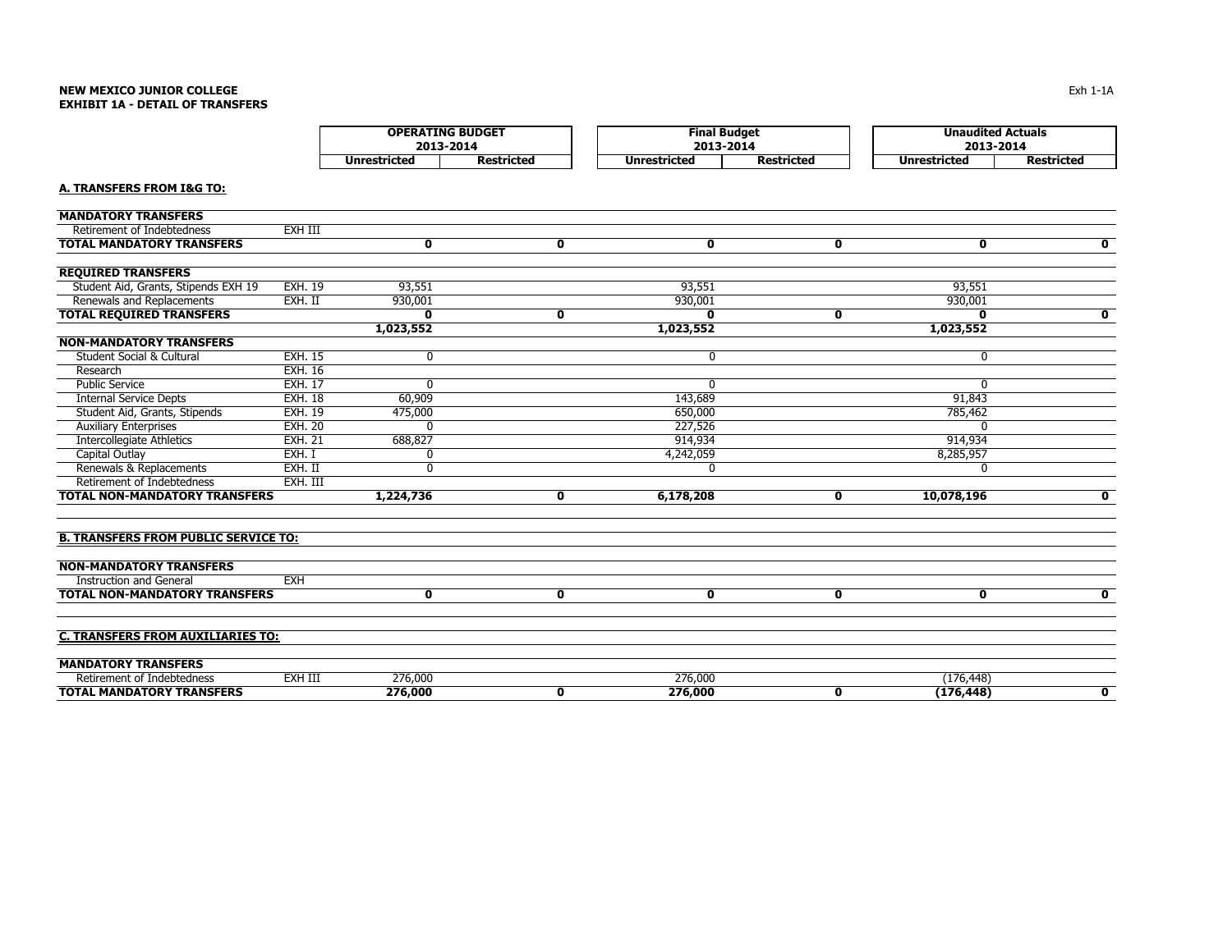**NEW MEXICO JUNIOR COLLEGE**
**EXHIBIT 1A - DETAIL OF TRANSFERS**

| | | OPERATING BUDGET 2013-2014 | | Final Budget 2013-2014 | | Unaudited Actuals 2013-2014 | |
|---|---|---|---|---|---|---|---|
| | | Unrestricted | Restricted | Unrestricted | Restricted | Unrestricted | Restricted |
| **A. TRANSFERS FROM I&G TO:** | | | | | | | |
| **MANDATORY TRANSFERS** | | | | | | | |
| Retirement of Indebtedness | EXH III | | | | | | |
| **TOTAL MANDATORY TRANSFERS** | | **0** | **0** | **0** | **0** | **0** | **0** |
| **REQUIRED TRANSFERS** | | | | | | | |
| Student Aid, Grants, Stipends EXH 19 | EXH. 19 | 93,551 | | 93,551 | | 93,551 | |
| Renewals and Replacements | EXH. II | 930,001 | | 930,001 | | 930,001 | |
| **TOTAL REQUIRED TRANSFERS** | | **0** | **0** | **0** | **0** | **0** | **0** |
| | | **1,023,552** | | **1,023,552** | | **1,023,552** | |
| **NON-MANDATORY TRANSFERS** | | | | | | | |
| Student Social & Cultural | EXH. 15 | 0 | | 0 | | 0 | |
| Research | EXH. 16 | | | | | | |
| Public Service | EXH. 17 | 0 | | 0 | | 0 | |
| Internal Service Depts | EXH. 18 | 60,909 | | 143,689 | | 91,843 | |
| Student Aid, Grants, Stipends | EXH. 19 | 475,000 | | 650,000 | | 785,462 | |
| Auxiliary Enterprises | EXH. 20 | 0 | | 227,526 | | 0 | |
| Intercollegiate Athletics | EXH. 21 | 688,827 | | 914,934 | | 914,934 | |
| Capital Outlay | EXH. I | 0 | | 4,242,059 | | 8,285,957 | |
| Renewals & Replacements | EXH. II | 0 | | 0 | | 0 | |
| Retirement of Indebtedness | EXH. III | | | | | | |
| **TOTAL NON-MANDATORY TRANSFERS** | | **1,224,736** | **0** | **6,178,208** | **0** | **10,078,196** | **0** |
| **B. TRANSFERS FROM PUBLIC SERVICE TO:** | | | | | | | |
| **NON-MANDATORY TRANSFERS** | | | | | | | |
| Instruction and General | EXH | | | | | | |
| **TOTAL NON-MANDATORY TRANSFERS** | | **0** | **0** | **0** | **0** | **0** | **0** |
| **C. TRANSFERS FROM AUXILIARIES TO:** | | | | | | | |
| **MANDATORY TRANSFERS** | | | | | | | |
| Retirement of Indebtedness | EXH III | 276,000 | | 276,000 | | (176,448) | |
| **TOTAL MANDATORY TRANSFERS** | | **276,000** | **0** | **276,000** | **0** | **(176,448)** | **0** |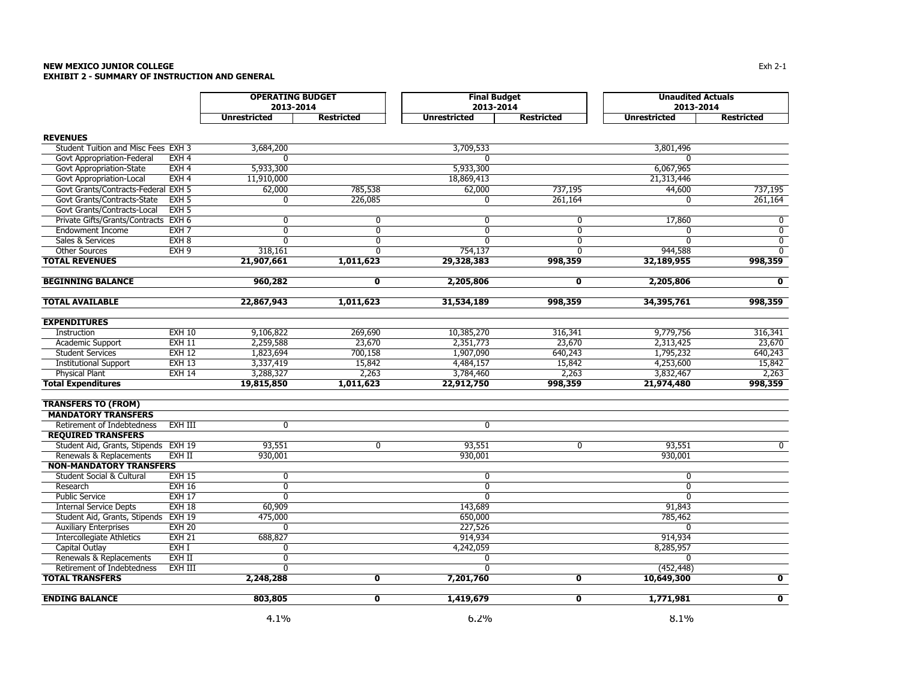**NEW MEXICO JUNIOR COLLEGE**
**EXHIBIT 2 - SUMMARY OF INSTRUCTION AND GENERAL**

| | | OPERATING BUDGET 2013-2014 | | Final Budget 2013-2014 | | Unaudited Actuals 2013-2014 | |
|---|---|---|---|---|---|---|---|
| | | Unrestricted | Restricted | Unrestricted | Restricted | Unrestricted | Restricted |
| **REVENUES** | | | | | | | |
| Student Tuition and Misc Fees | EXH 3 | 3,684,200 | | 3,709,533 | | 3,801,496 | |
| Govt Appropriation-Federal | EXH 4 | 0 | | 0 | | 0 | |
| Govt Appropriation-State | EXH 4 | 5,933,300 | | 5,933,300 | | 6,067,965 | |
| Govt Appropriation-Local | EXH 4 | 11,910,000 | | 18,869,413 | | 21,313,446 | |
| Govt Grants/Contracts-Federal | EXH 5 | 62,000 | 785,538 | 62,000 | 737,195 | 44,600 | 737,195 |
| Govt Grants/Contracts-State | EXH 5 | 0 | 226,085 | 0 | 261,164 | 0 | 261,164 |
| Govt Grants/Contracts-Local | EXH 5 | | | | | | |
| Private Gifts/Grants/Contracts | EXH 6 | 0 | 0 | 0 | 0 | 17,860 | 0 |
| Endowment Income | EXH 7 | 0 | 0 | 0 | 0 | 0 | 0 |
| Sales & Services | EXH 8 | 0 | 0 | 0 | 0 | 0 | 0 |
| Other Sources | EXH 9 | 318,161 | 0 | 754,137 | 0 | 944,588 | 0 |
| **TOTAL REVENUES** | | **21,907,661** | **1,011,623** | **29,328,383** | **998,359** | **32,189,955** | **998,359** |
| **BEGINNING BALANCE** | | **960,282** | **0** | **2,205,806** | **0** | **2,205,806** | **0** |
| **TOTAL AVAILABLE** | | **22,867,943** | **1,011,623** | **31,534,189** | **998,359** | **34,395,761** | **998,359** |
| **EXPENDITURES** | | | | | | | |
| Instruction | EXH 10 | 9,106,822 | 269,690 | 10,385,270 | 316,341 | 9,779,756 | 316,341 |
| Academic Support | EXH 11 | 2,259,588 | 23,670 | 2,351,773 | 23,670 | 2,313,425 | 23,670 |
| Student Services | EXH 12 | 1,823,694 | 700,158 | 1,907,090 | 640,243 | 1,795,232 | 640,243 |
| Institutional Support | EXH 13 | 3,337,419 | 15,842 | 4,484,157 | 15,842 | 4,253,600 | 15,842 |
| Physical Plant | EXH 14 | 3,288,327 | 2,263 | 3,784,460 | 2,263 | 3,832,467 | 2,263 |
| **Total Expenditures** | | **19,815,850** | **1,011,623** | **22,912,750** | **998,359** | **21,974,480** | **998,359** |
| **TRANSFERS TO (FROM)** | | | | | | | |
| **MANDATORY TRANSFERS** | | | | | | | |
| Retirement of Indebtedness | EXH III | 0 | | 0 | | | |
| **REQUIRED TRANSFERS** | | | | | | | |
| Student Aid, Grants, Stipends | EXH 19 | 93,551 | 0 | 93,551 | 0 | 93,551 | 0 |
| Renewals & Replacements | EXH II | 930,001 | | 930,001 | | 930,001 | |
| **NON-MANDATORY TRANSFERS** | | | | | | | |
| Student Social & Cultural | EXH 15 | 0 | | 0 | | 0 | |
| Research | EXH 16 | 0 | | 0 | | 0 | |
| Public Service | EXH 17 | 0 | | 0 | | 0 | |
| Internal Service Depts | EXH 18 | 60,909 | | 143,689 | | 91,843 | |
| Student Aid, Grants, Stipends | EXH 19 | 475,000 | | 650,000 | | 785,462 | |
| Auxiliary Enterprises | EXH 20 | 0 | | 227,526 | | 0 | |
| Intercollegiate Athletics | EXH 21 | 688,827 | | 914,934 | | 914,934 | |
| Capital Outlay | EXH I | 0 | | 4,242,059 | | 8,285,957 | |
| Renewals & Replacements | EXH II | 0 | | 0 | | 0 | |
| Retirement of Indebtedness | EXH III | 0 | | 0 | | (452,448) | |
| **TOTAL TRANSFERS** | | **2,248,288** | **0** | **7,201,760** | **0** | **10,649,300** | **0** |
| **ENDING BALANCE** | | **803,805** | **0** | **1,419,679** | **0** | **1,771,981** | **0** |
| | | 4.1% | | 6.2% | | 8.1% | |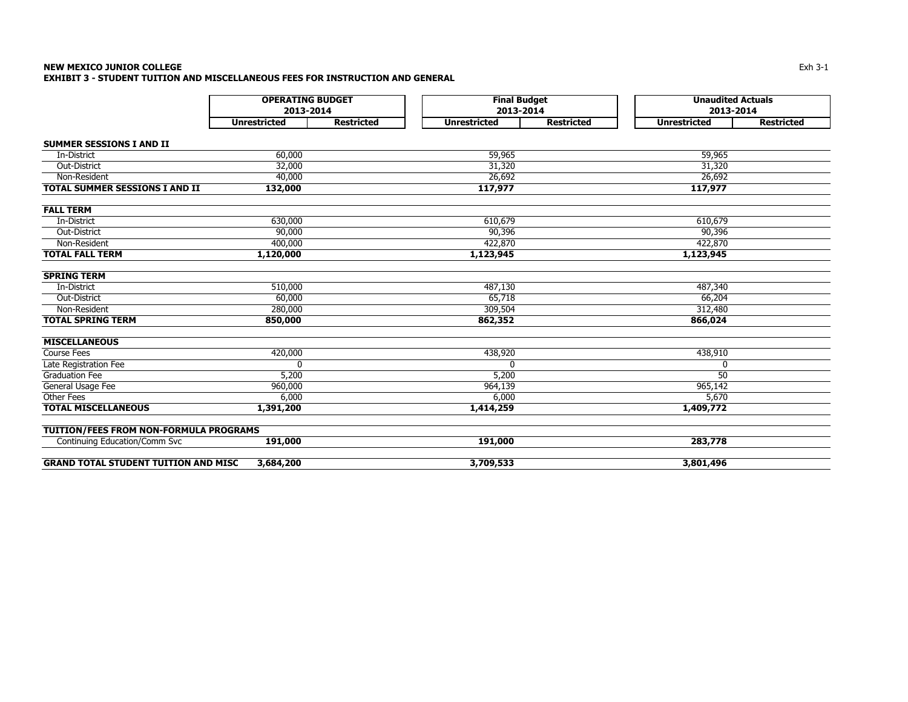**NEW MEXICO JUNIOR COLLEGE**
**EXHIBIT 3 - STUDENT TUITION AND MISCELLANEOUS FEES FOR INSTRUCTION AND GENERAL**

| | OPERATING BUDGET 2013-2014 | | Final Budget 2013-2014 | | Unaudited Actuals 2013-2014 | |
|---|---|---|---|---|---|---|
| | Unrestricted | Restricted | Unrestricted | Restricted | Unrestricted | Restricted |
| **SUMMER SESSIONS I AND II** | | | | | | |
| In-District | 60,000 | | 59,965 | | 59,965 | |
| Out-District | 32,000 | | 31,320 | | 31,320 | |
| Non-Resident | 40,000 | | 26,692 | | 26,692 | |
| **TOTAL SUMMER SESSIONS I AND II** | **132,000** | | **117,977** | | **117,977** | |
| **FALL TERM** | | | | | | |
| In-District | 630,000 | | 610,679 | | 610,679 | |
| Out-District | 90,000 | | 90,396 | | 90,396 | |
| Non-Resident | 400,000 | | 422,870 | | 422,870 | |
| **TOTAL FALL TERM** | **1,120,000** | | **1,123,945** | | **1,123,945** | |
| **SPRING TERM** | | | | | | |
| In-District | 510,000 | | 487,130 | | 487,340 | |
| Out-District | 60,000 | | 65,718 | | 66,204 | |
| Non-Resident | 280,000 | | 309,504 | | 312,480 | |
| **TOTAL SPRING TERM** | **850,000** | | **862,352** | | **866,024** | |
| **MISCELLANEOUS** | | | | | | |
| Course Fees | 420,000 | | 438,920 | | 438,910 | |
| Late Registration Fee | 0 | | 0 | | 0 | |
| Graduation Fee | 5,200 | | 5,200 | | 50 | |
| General Usage Fee | 960,000 | | 964,139 | | 965,142 | |
| Other Fees | 6,000 | | 6,000 | | 5,670 | |
| **TOTAL MISCELLANEOUS** | **1,391,200** | | **1,414,259** | | **1,409,772** | |
| **TUITION/FEES FROM NON-FORMULA PROGRAMS** | | | | | | |
| Continuing Education/Comm Svc | **191,000** | | **191,000** | | **283,778** | |
| **GRAND TOTAL STUDENT TUITION AND MISC** | **3,684,200** | | **3,709,533** | | **3,801,496** | |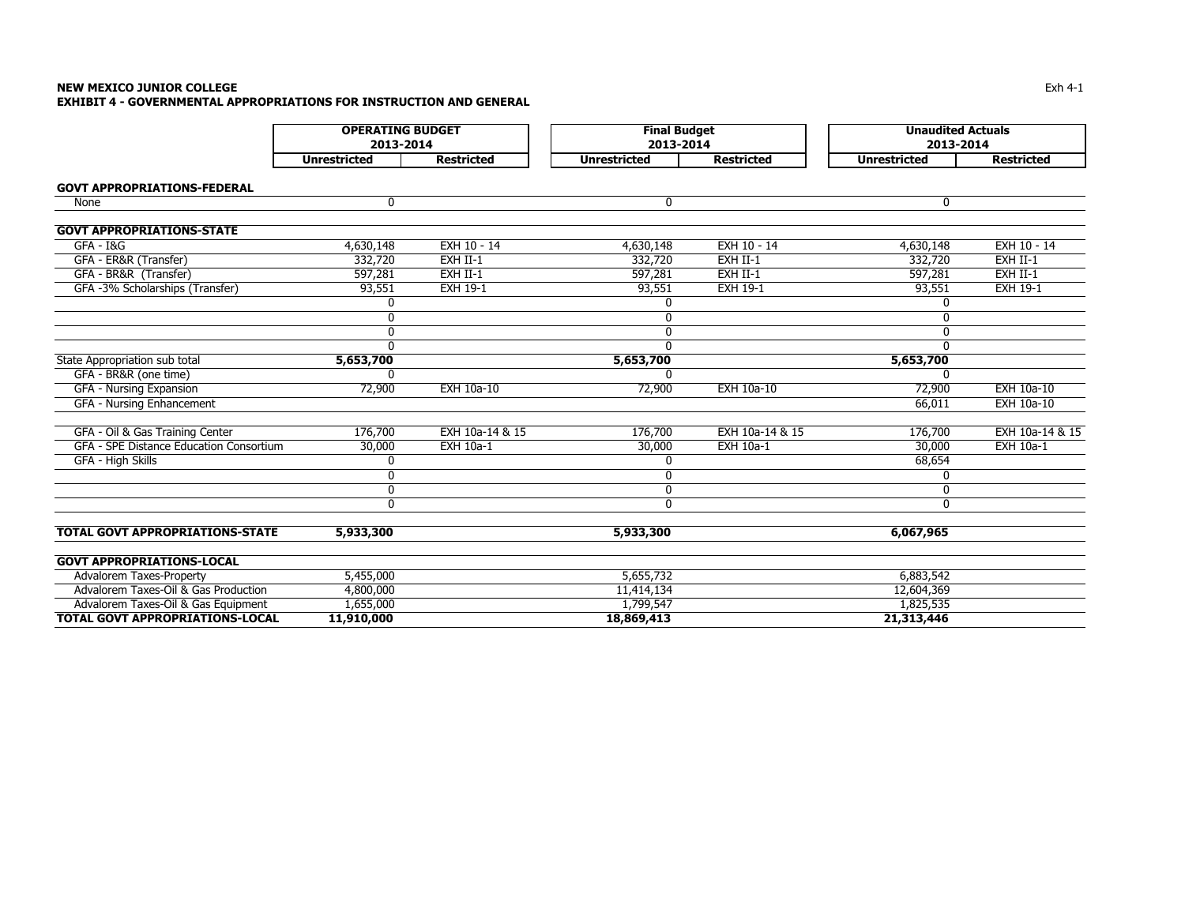**NEW MEXICO JUNIOR COLLEGE**
**EXHIBIT 4 - GOVERNMENTAL APPROPRIATIONS FOR INSTRUCTION AND GENERAL**

Exh 4-1

| | OPERATING BUDGET 2013-2014 | | Final Budget 2013-2014 | | Unaudited Actuals 2013-2014 | |
|---|---|---|---|---|---|---|
| | Unrestricted | Restricted | Unrestricted | Restricted | Unrestricted | Restricted |
| **GOVT APPROPRIATIONS-FEDERAL** | | | | | | |
| None | 0 | | 0 | | 0 | |
| **GOVT APPROPRIATIONS-STATE** | | | | | | |
| GFA - I&G | 4,630,148 | EXH 10 - 14 | 4,630,148 | EXH 10 - 14 | 4,630,148 | EXH 10 - 14 |
| GFA - ER&R (Transfer) | 332,720 | EXH II-1 | 332,720 | EXH II-1 | 332,720 | EXH II-1 |
| GFA - BR&R (Transfer) | 597,281 | EXH II-1 | 597,281 | EXH II-1 | 597,281 | EXH II-1 |
| GFA -3% Scholarships (Transfer) | 93,551 | EXH 19-1 | 93,551 | EXH 19-1 | 93,551 | EXH 19-1 |
| | 0 | | 0 | | 0 | |
| | 0 | | 0 | | 0 | |
| | 0 | | 0 | | 0 | |
| | 0 | | 0 | | 0 | |
| State Appropriation sub total | **5,653,700** | | **5,653,700** | | **5,653,700** | |
| GFA - BR&R (one time) | 0 | | 0 | | 0 | |
| GFA - Nursing Expansion | 72,900 | EXH 10a-10 | 72,900 | EXH 10a-10 | 72,900 | EXH 10a-10 |
| GFA - Nursing Enhancement | | | | | 66,011 | EXH 10a-10 |
| GFA - Oil & Gas Training Center | 176,700 | EXH 10a-14 & 15 | 176,700 | EXH 10a-14 & 15 | 176,700 | EXH 10a-14 & 15 |
| GFA - SPE Distance Education Consortium | 30,000 | EXH 10a-1 | 30,000 | EXH 10a-1 | 30,000 | EXH 10a-1 |
| GFA - High Skills | 0 | | 0 | | 68,654 | |
| | 0 | | 0 | | 0 | |
| | 0 | | 0 | | 0 | |
| | 0 | | 0 | | 0 | |
| **TOTAL GOVT APPROPRIATIONS-STATE** | **5,933,300** | | **5,933,300** | | **6,067,965** | |
| **GOVT APPROPRIATIONS-LOCAL** | | | | | | |
| Advalorem Taxes-Property | 5,455,000 | | 5,655,732 | | 6,883,542 | |
| Advalorem Taxes-Oil & Gas Production | 4,800,000 | | 11,414,134 | | 12,604,369 | |
| Advalorem Taxes-Oil & Gas Equipment | 1,655,000 | | 1,799,547 | | 1,825,535 | |
| **TOTAL GOVT APPROPRIATIONS-LOCAL** | **11,910,000** | | **18,869,413** | | **21,313,446** | |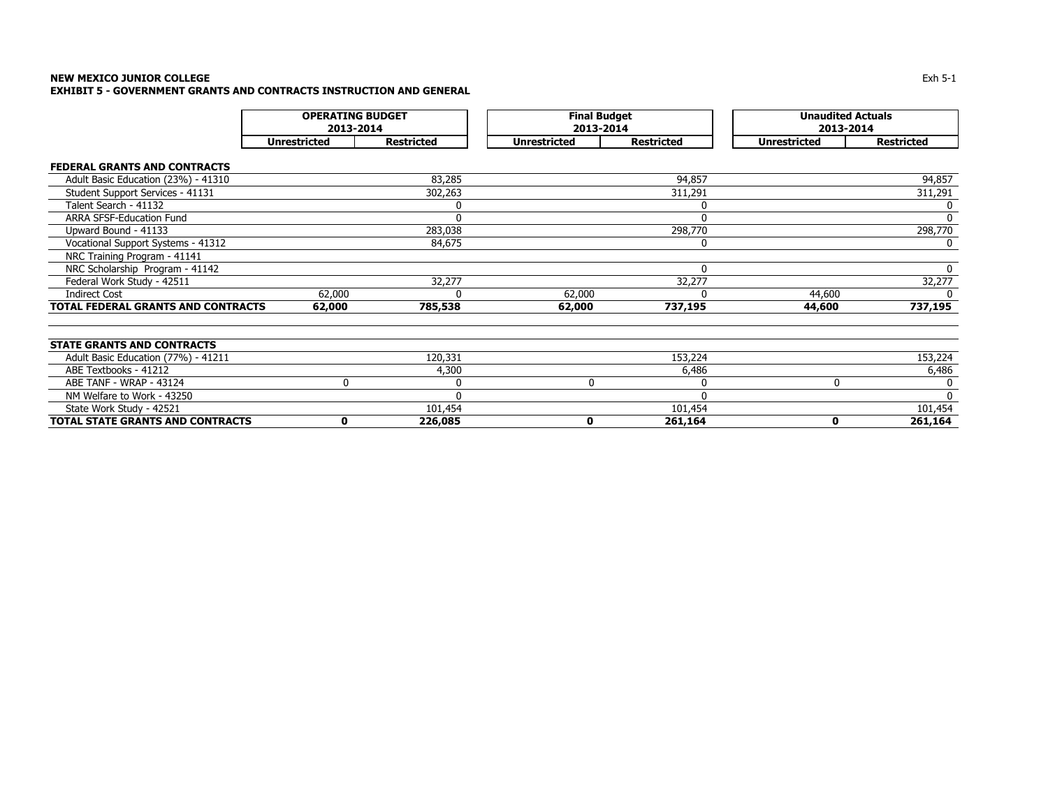**NEW MEXICO JUNIOR COLLEGE**
**EXHIBIT 5 - GOVERNMENT GRANTS AND CONTRACTS INSTRUCTION AND GENERAL**

| | OPERATING BUDGET 2013-2014 | | Final Budget 2013-2014 | | Unaudited Actuals 2013-2014 | |
|---|---|---|---|---|---|---|
| | Unrestricted | Restricted | Unrestricted | Restricted | Unrestricted | Restricted |
| **FEDERAL GRANTS AND CONTRACTS** | | | | | | |
| Adult Basic Education (23%) - 41310 | | 83,285 | | 94,857 | | 94,857 |
| Student Support Services - 41131 | | 302,263 | | 311,291 | | 311,291 |
| Talent Search - 41132 | | 0 | | 0 | | 0 |
| ARRA SFSF-Education Fund | | 0 | | 0 | | 0 |
| Upward Bound - 41133 | | 283,038 | | 298,770 | | 298,770 |
| Vocational Support Systems - 41312 | | 84,675 | | 0 | | 0 |
| NRC Training Program - 41141 | | | | | | |
| NRC Scholarship Program - 41142 | | | | 0 | | 0 |
| Federal Work Study - 42511 | | 32,277 | | 32,277 | | 32,277 |
| Indirect Cost | 62,000 | 0 | 62,000 | 0 | 44,600 | 0 |
| **TOTAL FEDERAL GRANTS AND CONTRACTS** | **62,000** | **785,538** | **62,000** | **737,195** | **44,600** | **737,195** |

| | OPERATING BUDGET 2013-2014 | | Final Budget 2013-2014 | | Unaudited Actuals 2013-2014 | |
|---|---|---|---|---|---|---|
| | Unrestricted | Restricted | Unrestricted | Restricted | Unrestricted | Restricted |
| **STATE GRANTS AND CONTRACTS** | | | | | | |
| Adult Basic Education (77%) - 41211 | | 120,331 | | 153,224 | | 153,224 |
| ABE Textbooks - 41212 | | 4,300 | | 6,486 | | 6,486 |
| ABE TANF - WRAP - 43124 | 0 | 0 | 0 | 0 | 0 | 0 |
| NM Welfare to Work - 43250 | | 0 | | 0 | | 0 |
| State Work Study - 42521 | | 101,454 | | 101,454 | | 101,454 |
| **TOTAL STATE GRANTS AND CONTRACTS** | **0** | **226,085** | **0** | **261,164** | **0** | **261,164** |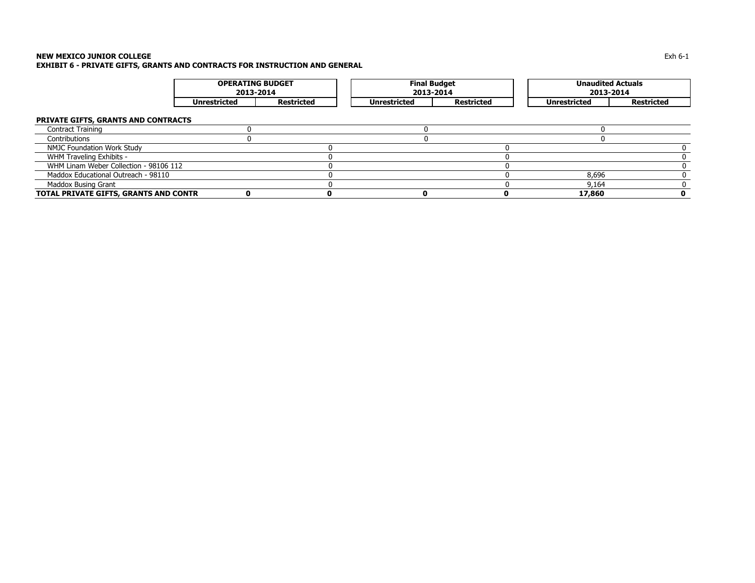**NEW MEXICO JUNIOR COLLEGE**
**EXHIBIT 6 - PRIVATE GIFTS, GRANTS AND CONTRACTS FOR INSTRUCTION AND GENERAL**

| | OPERATING BUDGET 2013-2014 | | Final Budget 2013-2014 | | Unaudited Actuals 2013-2014 | |
|---|---|---|---|---|---|---|
| | Unrestricted | Restricted | Unrestricted | Restricted | Unrestricted | Restricted |
| **PRIVATE GIFTS, GRANTS AND CONTRACTS** | | | | | | |
| Contract Training | 0 | | 0 | | 0 | |
| Contributions | 0 | | 0 | | 0 | |
| NMJC Foundation Work Study | | 0 | | 0 | | 0 |
| WHM Traveling Exhibits - | | 0 | | 0 | | 0 |
| WHM Linam Weber Collection - 98106 112 | | 0 | | 0 | | 0 |
| Maddox Educational Outreach - 98110 | | 0 | | 0 | 8,696 | 0 |
| Maddox Busing Grant | | 0 | | 0 | 9,164 | 0 |
| **TOTAL PRIVATE GIFTS, GRANTS AND CONTR** | **0** | **0** | **0** | **0** | **17,860** | **0** |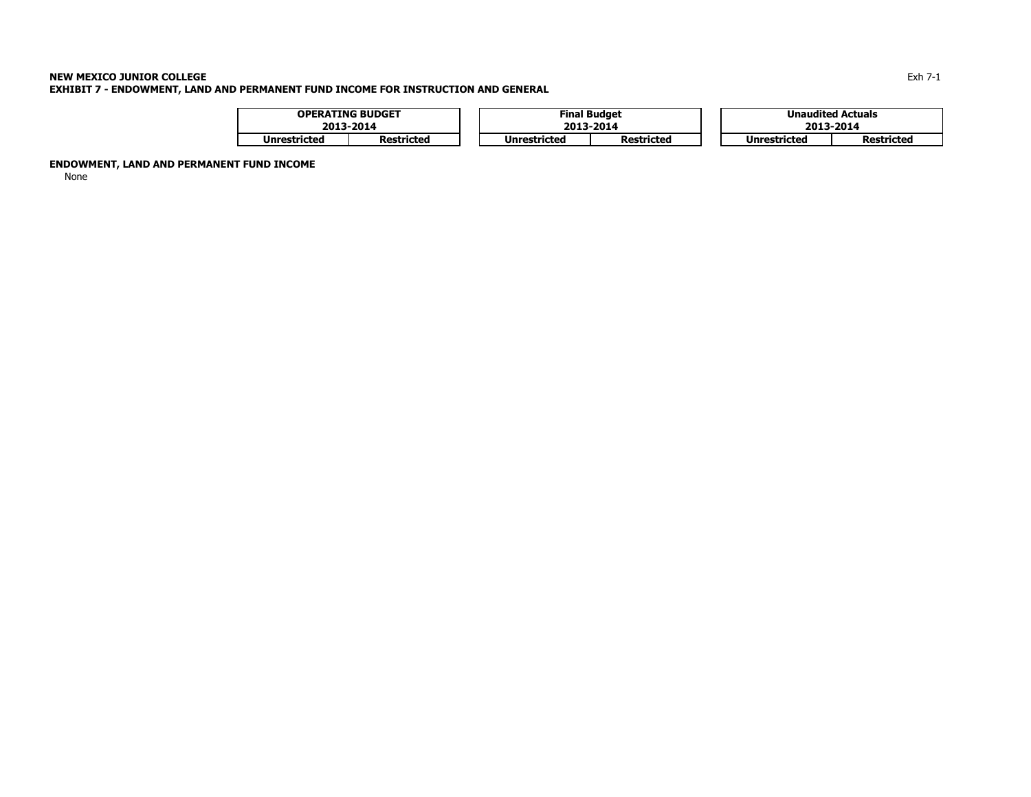**NEW MEXICO JUNIOR COLLEGE**
**EXHIBIT 7 - ENDOWMENT, LAND AND PERMANENT FUND INCOME FOR INSTRUCTION AND GENERAL**

Exh 7-1

| | OPERATING BUDGET 2013-2014 | | Final Budget 2013-2014 | | Unaudited Actuals 2013-2014 | |
|---|---|---|---|---|---|---|
| | Unrestricted | Restricted | Unrestricted | Restricted | Unrestricted | Restricted |
| **ENDOWMENT, LAND AND PERMANENT FUND INCOME** | | | | | | |
| None | | | | | | |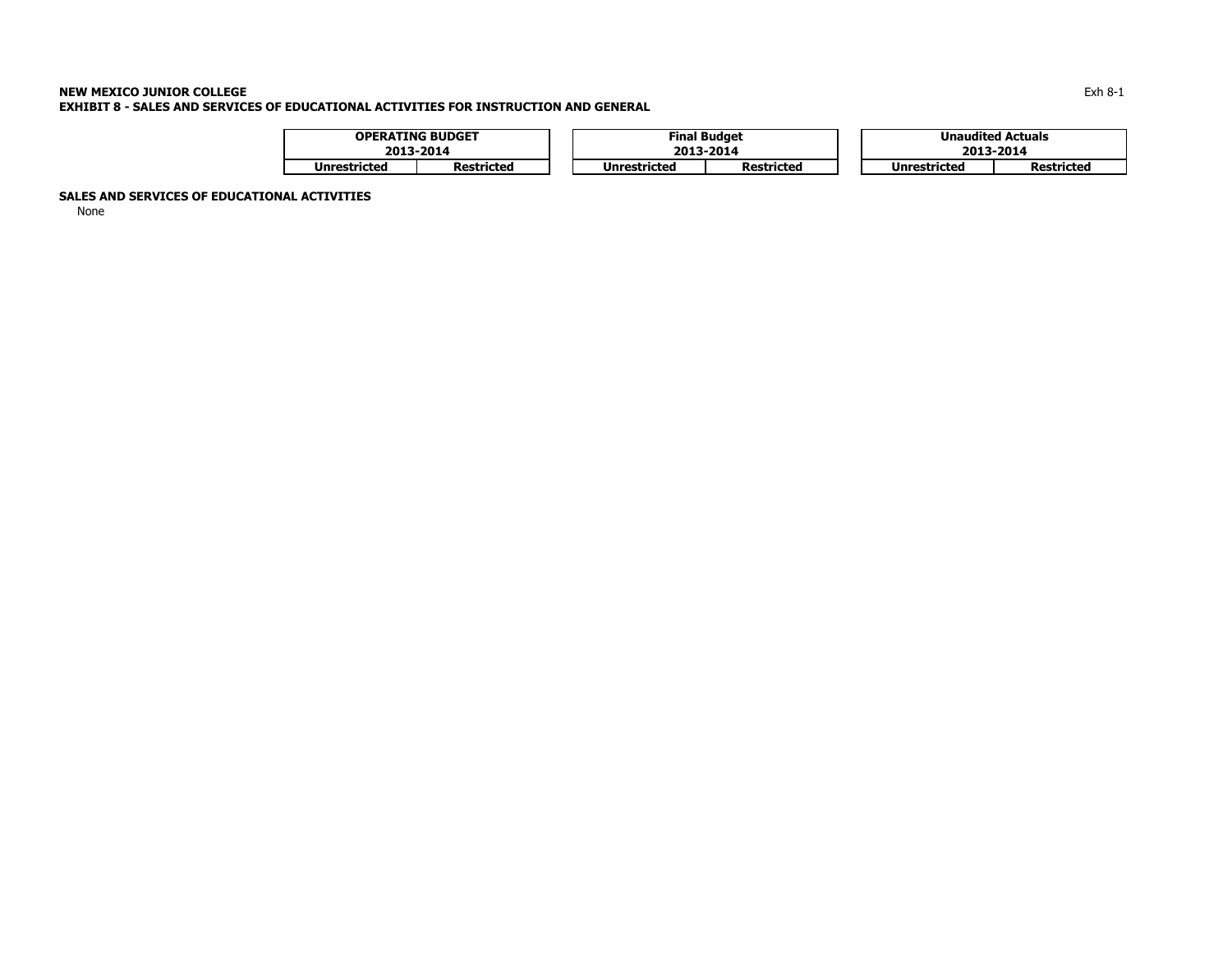**NEW MEXICO JUNIOR COLLEGE**
**EXHIBIT 8 - SALES AND SERVICES OF EDUCATIONAL ACTIVITIES FOR INSTRUCTION AND GENERAL**

| | OPERATING BUDGET 2013-2014 | | Final Budget 2013-2014 | | Unaudited Actuals 2013-2014 | |
|---|---|---|---|---|---|---|
| | Unrestricted | Restricted | Unrestricted | Restricted | Unrestricted | Restricted |
| **SALES AND SERVICES OF EDUCATIONAL ACTIVITIES** | | | | | | |
| None | | | | | | |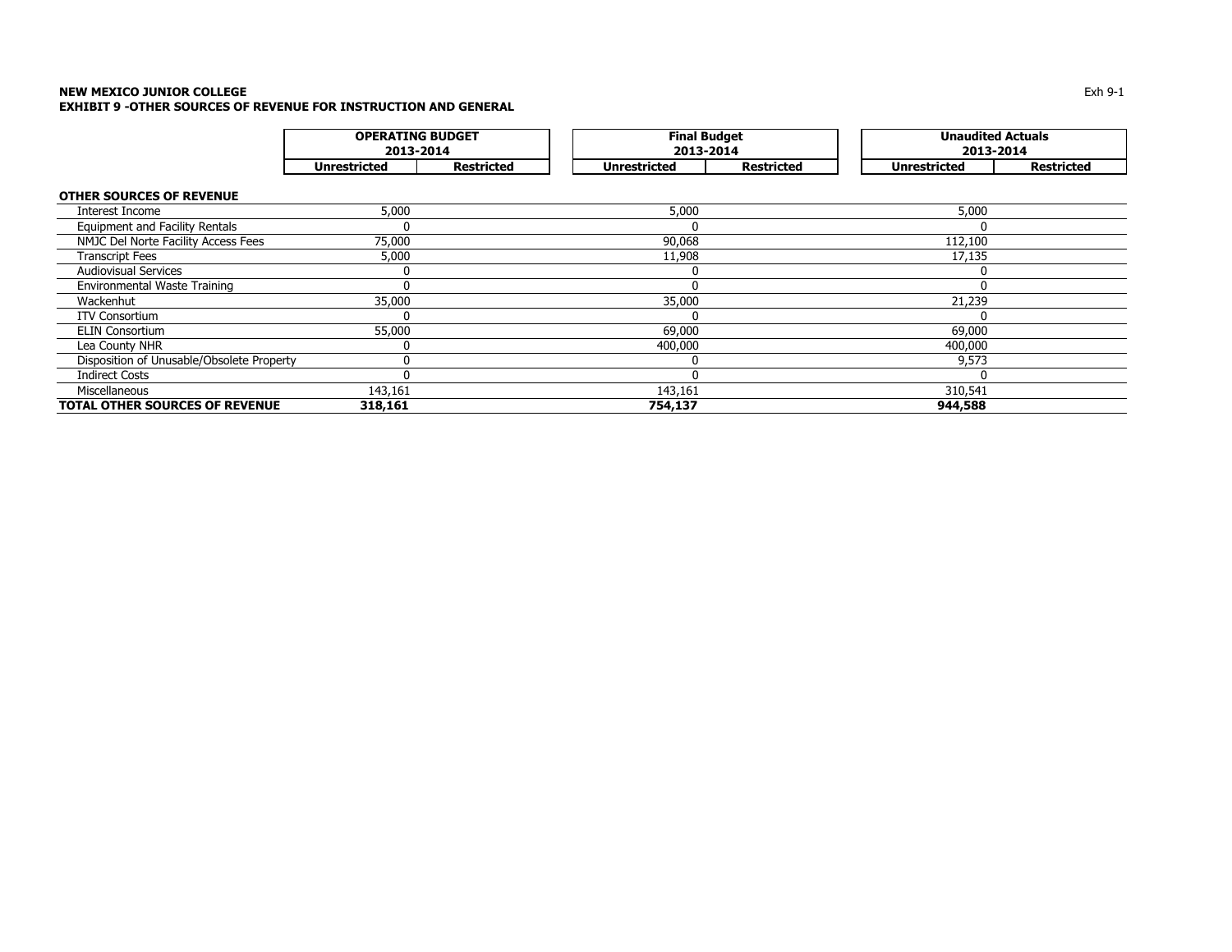**NEW MEXICO JUNIOR COLLEGE**
**EXHIBIT 9 -OTHER SOURCES OF REVENUE FOR INSTRUCTION AND GENERAL**

Exh 9-1

| | OPERATING BUDGET 2013-2014 | | Final Budget 2013-2014 | | Unaudited Actuals 2013-2014 | |
|---|---|---|---|---|---|---|
| | Unrestricted | Restricted | Unrestricted | Restricted | Unrestricted | Restricted |
| **OTHER SOURCES OF REVENUE** | | | | | | |
| Interest Income | 5,000 | | 5,000 | | 5,000 | |
| Equipment and Facility Rentals | 0 | | 0 | | 0 | |
| NMJC Del Norte Facility Access Fees | 75,000 | | 90,068 | | 112,100 | |
| Transcript Fees | 5,000 | | 11,908 | | 17,135 | |
| Audiovisual Services | 0 | | 0 | | 0 | |
| Environmental Waste Training | 0 | | 0 | | 0 | |
| Wackenhut | 35,000 | | 35,000 | | 21,239 | |
| ITV Consortium | 0 | | 0 | | 0 | |
| ELIN Consortium | 55,000 | | 69,000 | | 69,000 | |
| Lea County NHR | 0 | | 400,000 | | 400,000 | |
| Disposition of Unusable/Obsolete Property | 0 | | 0 | | 9,573 | |
| Indirect Costs | 0 | | 0 | | 0 | |
| Miscellaneous | 143,161 | | 143,161 | | 310,541 | |
| **TOTAL OTHER SOURCES OF REVENUE** | **318,161** | | **754,137** | | **944,588** | |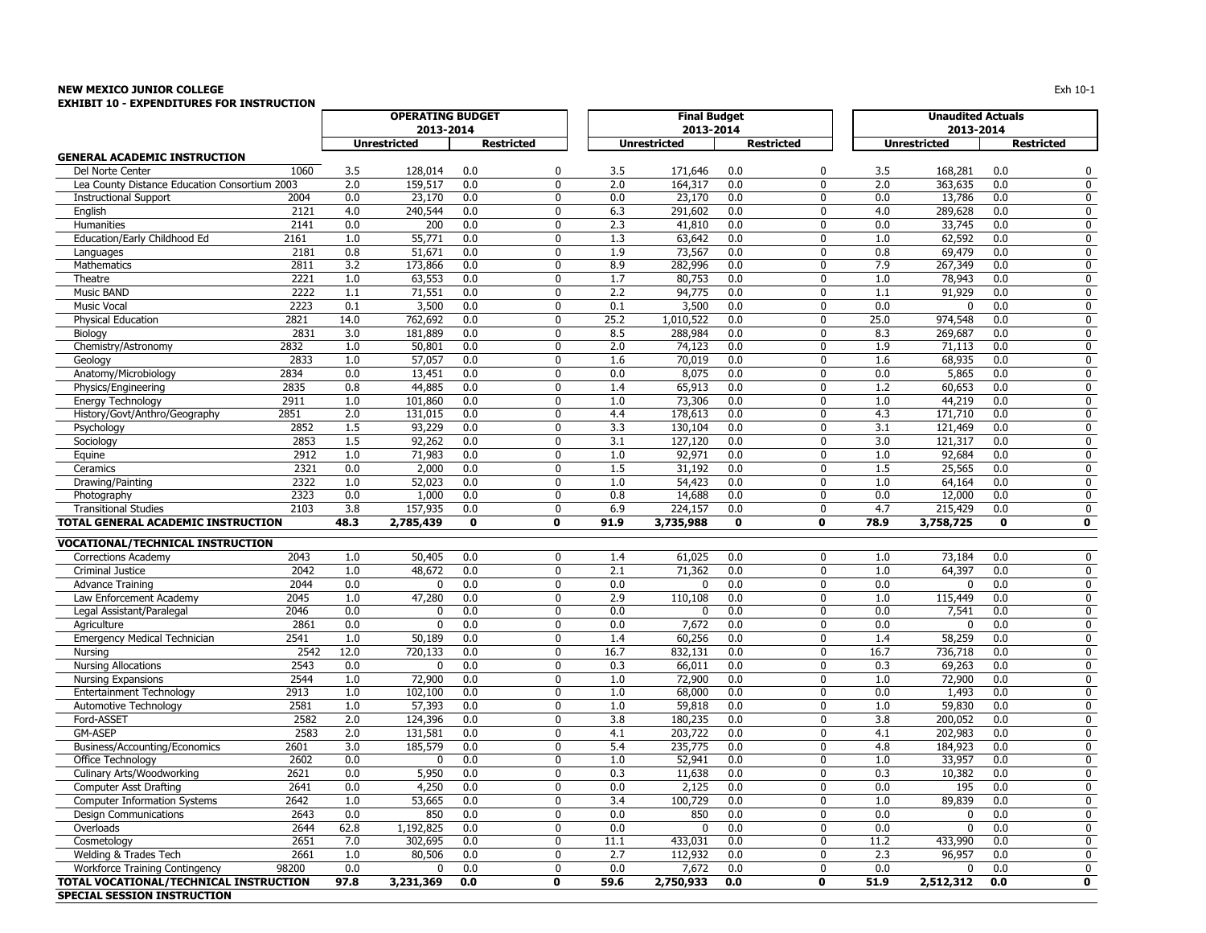**NEW MEXICO JUNIOR COLLEGE**
**EXHIBIT 10 - EXPENDITURES FOR INSTRUCTION**

Exh 10-1

| | | OPERATING BUDGET 2013-2014 | | | | Final Budget 2013-2014 | | | | Unaudited Actuals 2013-2014 | | | |
|---|---|---|---|---|---|---|---|---|---|---|---|---|---|
| | | Unrestricted | | Restricted | | Unrestricted | | Restricted | | Unrestricted | | Restricted | |
| **GENERAL ACADEMIC INSTRUCTION** | | | | | | | | | | | | | |
| Del Norte Center | 1060 | 3.5 | 128,014 | 0.0 | 0 | 3.5 | 171,646 | 0.0 | 0 | 3.5 | 168,281 | 0.0 | 0 |
| Lea County Distance Education Consortium | 2003 | 2.0 | 159,517 | 0.0 | 0 | 2.0 | 164,317 | 0.0 | 0 | 2.0 | 363,635 | 0.0 | 0 |
| Instructional Support | 2004 | 0.0 | 23,170 | 0.0 | 0 | 0.0 | 23,170 | 0.0 | 0 | 0.0 | 13,786 | 0.0 | 0 |
| English | 2121 | 4.0 | 240,544 | 0.0 | 0 | 6.3 | 291,602 | 0.0 | 0 | 4.0 | 289,628 | 0.0 | 0 |
| Humanities | 2141 | 0.0 | 200 | 0.0 | 0 | 2.3 | 41,810 | 0.0 | 0 | 0.0 | 33,745 | 0.0 | 0 |
| Education/Early Childhood Ed | 2161 | 1.0 | 55,771 | 0.0 | 0 | 1.3 | 63,642 | 0.0 | 0 | 1.0 | 62,592 | 0.0 | 0 |
| Languages | 2181 | 0.8 | 51,671 | 0.0 | 0 | 1.9 | 73,567 | 0.0 | 0 | 0.8 | 69,479 | 0.0 | 0 |
| Mathematics | 2811 | 3.2 | 173,866 | 0.0 | 0 | 8.9 | 282,996 | 0.0 | 0 | 7.9 | 267,349 | 0.0 | 0 |
| Theatre | 2221 | 1.0 | 63,553 | 0.0 | 0 | 1.7 | 80,753 | 0.0 | 0 | 1.0 | 78,943 | 0.0 | 0 |
| Music BAND | 2222 | 1.1 | 71,551 | 0.0 | 0 | 2.2 | 94,775 | 0.0 | 0 | 1.1 | 91,929 | 0.0 | 0 |
| Music Vocal | 2223 | 0.1 | 3,500 | 0.0 | 0 | 0.1 | 3,500 | 0.0 | 0 | 0.0 | 0 | 0.0 | 0 |
| Physical Education | 2821 | 14.0 | 762,692 | 0.0 | 0 | 25.2 | 1,010,522 | 0.0 | 0 | 25.0 | 974,548 | 0.0 | 0 |
| Biology | 2831 | 3.0 | 181,889 | 0.0 | 0 | 8.5 | 288,984 | 0.0 | 0 | 8.3 | 269,687 | 0.0 | 0 |
| Chemistry/Astronomy | 2832 | 1.0 | 50,801 | 0.0 | 0 | 2.0 | 74,123 | 0.0 | 0 | 1.9 | 71,113 | 0.0 | 0 |
| Geology | 2833 | 1.0 | 57,057 | 0.0 | 0 | 1.6 | 70,019 | 0.0 | 0 | 1.6 | 68,935 | 0.0 | 0 |
| Anatomy/Microbiology | 2834 | 0.0 | 13,451 | 0.0 | 0 | 0.0 | 8,075 | 0.0 | 0 | 0.0 | 5,865 | 0.0 | 0 |
| Physics/Engineering | 2835 | 0.8 | 44,885 | 0.0 | 0 | 1.4 | 65,913 | 0.0 | 0 | 1.2 | 60,653 | 0.0 | 0 |
| Energy Technology | 2911 | 1.0 | 101,860 | 0.0 | 0 | 1.0 | 73,306 | 0.0 | 0 | 1.0 | 44,219 | 0.0 | 0 |
| History/Govt/Anthro/Geography | 2851 | 2.0 | 131,015 | 0.0 | 0 | 4.4 | 178,613 | 0.0 | 0 | 4.3 | 171,710 | 0.0 | 0 |
| Psychology | 2852 | 1.5 | 93,229 | 0.0 | 0 | 3.3 | 130,104 | 0.0 | 0 | 3.1 | 121,469 | 0.0 | 0 |
| Sociology | 2853 | 1.5 | 92,262 | 0.0 | 0 | 3.1 | 127,120 | 0.0 | 0 | 3.0 | 121,317 | 0.0 | 0 |
| Equine | 2912 | 1.0 | 71,983 | 0.0 | 0 | 1.0 | 92,971 | 0.0 | 0 | 1.0 | 92,684 | 0.0 | 0 |
| Ceramics | 2321 | 0.0 | 2,000 | 0.0 | 0 | 1.5 | 31,192 | 0.0 | 0 | 1.5 | 25,565 | 0.0 | 0 |
| Drawing/Painting | 2322 | 1.0 | 52,023 | 0.0 | 0 | 1.0 | 54,423 | 0.0 | 0 | 1.0 | 64,164 | 0.0 | 0 |
| Photography | 2323 | 0.0 | 1,000 | 0.0 | 0 | 0.8 | 14,688 | 0.0 | 0 | 0.0 | 12,000 | 0.0 | 0 |
| Transitional Studies | 2103 | 3.8 | 157,935 | 0.0 | 0 | 6.9 | 224,157 | 0.0 | 0 | 4.7 | 215,429 | 0.0 | 0 |
| **TOTAL GENERAL ACADEMIC INSTRUCTION** | | **48.3** | **2,785,439** | **0** | **0** | **91.9** | **3,735,988** | **0** | **0** | **78.9** | **3,758,725** | **0** | **0** |
| **VOCATIONAL/TECHNICAL INSTRUCTION** | | | | | | | | | | | | | |
| Corrections Academy | 2043 | 1.0 | 50,405 | 0.0 | 0 | 1.4 | 61,025 | 0.0 | 0 | 1.0 | 73,184 | 0.0 | 0 |
| Criminal Justice | 2042 | 1.0 | 48,672 | 0.0 | 0 | 2.1 | 71,362 | 0.0 | 0 | 1.0 | 64,397 | 0.0 | 0 |
| Advance Training | 2044 | 0.0 | 0 | 0.0 | 0 | 0.0 | 0 | 0.0 | 0 | 0.0 | 0 | 0.0 | 0 |
| Law Enforcement Academy | 2045 | 1.0 | 47,280 | 0.0 | 0 | 2.9 | 110,108 | 0.0 | 0 | 1.0 | 115,449 | 0.0 | 0 |
| Legal Assistant/Paralegal | 2046 | 0.0 | 0 | 0.0 | 0 | 0.0 | 0 | 0.0 | 0 | 0.0 | 7,541 | 0.0 | 0 |
| Agriculture | 2861 | 0.0 | 0 | 0.0 | 0 | 0.0 | 7,672 | 0.0 | 0 | 0.0 | 0 | 0.0 | 0 |
| Emergency Medical Technician | 2541 | 1.0 | 50,189 | 0.0 | 0 | 1.4 | 60,256 | 0.0 | 0 | 1.4 | 58,259 | 0.0 | 0 |
| Nursing | 2542 | 12.0 | 720,133 | 0.0 | 0 | 16.7 | 832,131 | 0.0 | 0 | 16.7 | 736,718 | 0.0 | 0 |
| Nursing Allocations | 2543 | 0.0 | 0 | 0.0 | 0 | 0.3 | 66,011 | 0.0 | 0 | 0.3 | 69,263 | 0.0 | 0 |
| Nursing Expansions | 2544 | 1.0 | 72,900 | 0.0 | 0 | 1.0 | 72,900 | 0.0 | 0 | 1.0 | 72,900 | 0.0 | 0 |
| Entertainment Technology | 2913 | 1.0 | 102,100 | 0.0 | 0 | 1.0 | 68,000 | 0.0 | 0 | 0.0 | 1,493 | 0.0 | 0 |
| Automotive Technology | 2581 | 1.0 | 57,393 | 0.0 | 0 | 1.0 | 59,818 | 0.0 | 0 | 1.0 | 59,830 | 0.0 | 0 |
| Ford-ASSET | 2582 | 2.0 | 124,396 | 0.0 | 0 | 3.8 | 180,235 | 0.0 | 0 | 3.8 | 200,052 | 0.0 | 0 |
| GM-ASEP | 2583 | 2.0 | 131,581 | 0.0 | 0 | 4.1 | 203,722 | 0.0 | 0 | 4.1 | 202,983 | 0.0 | 0 |
| Business/Accounting/Economics | 2601 | 3.0 | 185,579 | 0.0 | 0 | 5.4 | 235,775 | 0.0 | 0 | 4.8 | 184,923 | 0.0 | 0 |
| Office Technology | 2602 | 0.0 | 0 | 0.0 | 0 | 1.0 | 52,941 | 0.0 | 0 | 1.0 | 33,957 | 0.0 | 0 |
| Culinary Arts/Woodworking | 2621 | 0.0 | 5,950 | 0.0 | 0 | 0.3 | 11,638 | 0.0 | 0 | 0.3 | 10,382 | 0.0 | 0 |
| Computer Asst Drafting | 2641 | 0.0 | 4,250 | 0.0 | 0 | 0.0 | 2,125 | 0.0 | 0 | 0.0 | 195 | 0.0 | 0 |
| Computer Information Systems | 2642 | 1.0 | 53,665 | 0.0 | 0 | 3.4 | 100,729 | 0.0 | 0 | 1.0 | 89,839 | 0.0 | 0 |
| Design Communications | 2643 | 0.0 | 850 | 0.0 | 0 | 0.0 | 850 | 0.0 | 0 | 0.0 | 0 | 0.0 | 0 |
| Overloads | 2644 | 62.8 | 1,192,825 | 0.0 | 0 | 0.0 | 0 | 0.0 | 0 | 0.0 | 0 | 0.0 | 0 |
| Cosmetology | 2651 | 7.0 | 302,695 | 0.0 | 0 | 11.1 | 433,031 | 0.0 | 0 | 11.2 | 433,990 | 0.0 | 0 |
| Welding & Trades Tech | 2661 | 1.0 | 80,506 | 0.0 | 0 | 2.7 | 112,932 | 0.0 | 0 | 2.3 | 96,957 | 0.0 | 0 |
| Workforce Training Contingency | 98200 | 0.0 | 0 | 0.0 | 0 | 0.0 | 7,672 | 0.0 | 0 | 0.0 | 0 | 0.0 | 0 |
| **TOTAL VOCATIONAL/TECHNICAL INSTRUCTION** | | **97.8** | **3,231,369** | **0.0** | **0** | **59.6** | **2,750,933** | **0.0** | **0** | **51.9** | **2,512,312** | **0.0** | **0** |
| **SPECIAL SESSION INSTRUCTION** | | | | | | | | | | | | | |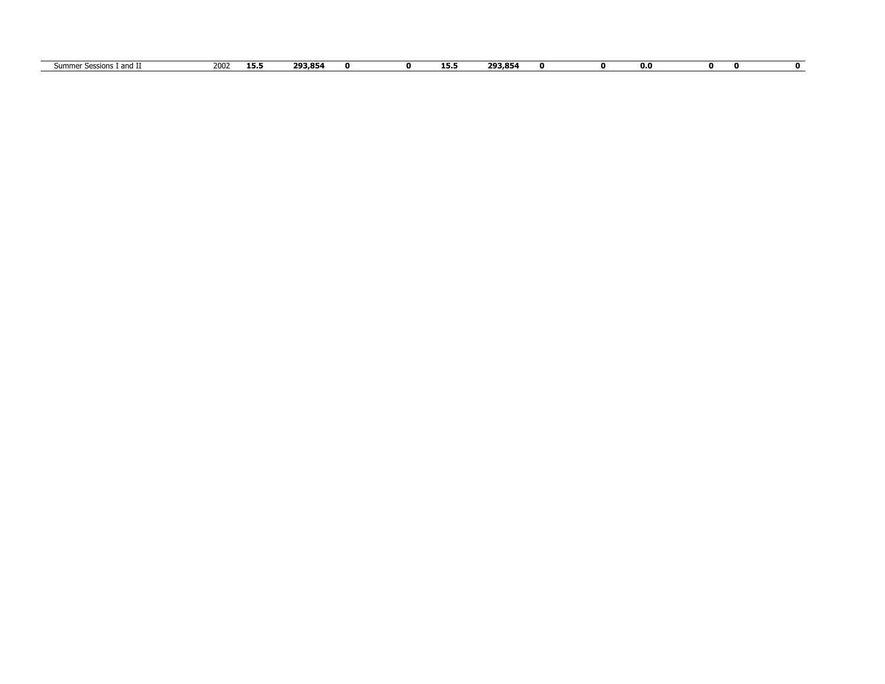| | | | | | | | | | | | | | |
|---|---|---|---|---|---|---|---|---|---|---|---|---|---|
| Summer Sessions I and II | 2002 | **15.5** | **293,854** | **0** | **0** | **15.5** | **293,854** | **0** | **0** | **0.0** | **0** | **0** | **0** |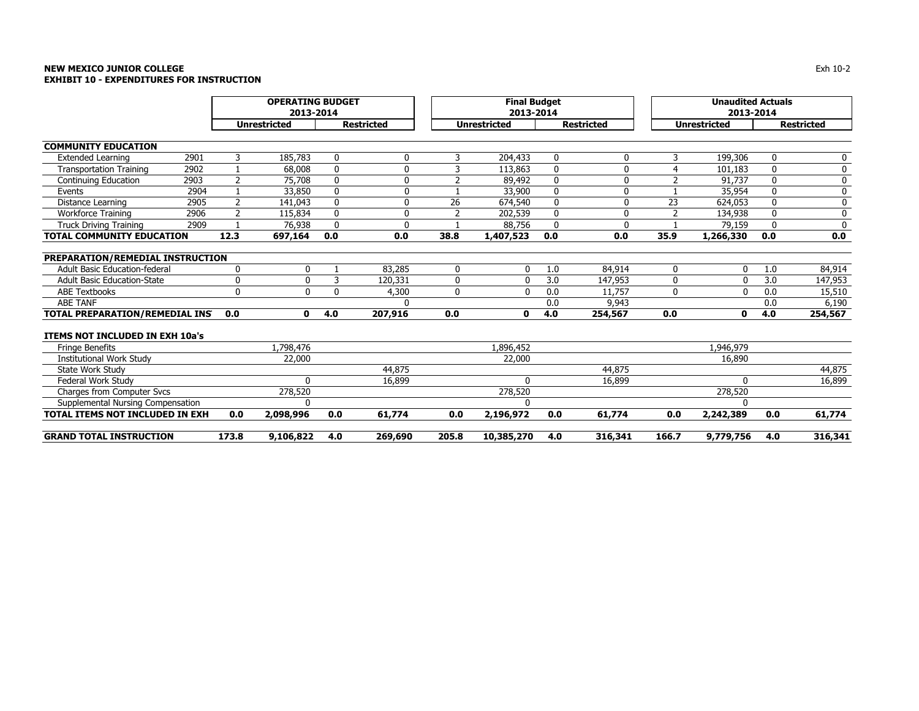**NEW MEXICO JUNIOR COLLEGE**
**EXHIBIT 10 - EXPENDITURES FOR INSTRUCTION**

| | | OPERATING BUDGET 2013-2014 | | | | Final Budget 2013-2014 | | | | Unaudited Actuals 2013-2014 | | | |
|---|---|---|---|---|---|---|---|---|---|---|---|---|---|
| | | Unrestricted | | Restricted | | Unrestricted | | Restricted | | Unrestricted | | Restricted | |
| **COMMUNITY EDUCATION** | | | | | | | | | | | | | |
| Extended Learning | 2901 | 3 | 185,783 | 0 | 0 | 3 | 204,433 | 0 | 0 | 3 | 199,306 | 0 | 0 |
| Transportation Training | 2902 | 1 | 68,008 | 0 | 0 | 3 | 113,863 | 0 | 0 | 4 | 101,183 | 0 | 0 |
| Continuing Education | 2903 | 2 | 75,708 | 0 | 0 | 2 | 89,492 | 0 | 0 | 2 | 91,737 | 0 | 0 |
| Events | 2904 | 1 | 33,850 | 0 | 0 | 1 | 33,900 | 0 | 0 | 1 | 35,954 | 0 | 0 |
| Distance Learning | 2905 | 2 | 141,043 | 0 | 0 | 26 | 674,540 | 0 | 0 | 23 | 624,053 | 0 | 0 |
| Workforce Training | 2906 | 2 | 115,834 | 0 | 0 | 2 | 202,539 | 0 | 0 | 2 | 134,938 | 0 | 0 |
| Truck Driving Training | 2909 | 1 | 76,938 | 0 | 0 | 1 | 88,756 | 0 | 0 | 1 | 79,159 | 0 | 0 |
| **TOTAL COMMUNITY EDUCATION** | | **12.3** | **697,164** | **0.0** | **0.0** | **38.8** | **1,407,523** | **0.0** | **0.0** | **35.9** | **1,266,330** | **0.0** | **0.0** |
| **PREPARATION/REMEDIAL INSTRUCTION** | | | | | | | | | | | | | |
| Adult Basic Education-federal | | 0 | 0 | 1 | 83,285 | 0 | 0 | 1.0 | 84,914 | 0 | 0 | 1.0 | 84,914 |
| Adult Basic Education-State | | 0 | 0 | 3 | 120,331 | 0 | 0 | 3.0 | 147,953 | 0 | 0 | 3.0 | 147,953 |
| ABE Textbooks | | 0 | 0 | 0 | 4,300 | 0 | 0 | 0.0 | 11,757 | 0 | 0 | 0.0 | 15,510 |
| ABE TANF | | | | | 0 | | | 0.0 | 9,943 | | | 0.0 | 6,190 |
| **TOTAL PREPARATION/REMEDIAL INS** | | **0.0** | **0** | **4.0** | **207,916** | **0.0** | **0** | **4.0** | **254,567** | **0.0** | **0** | **4.0** | **254,567** |
| **ITEMS NOT INCLUDED IN EXH 10a's** | | | | | | | | | | | | | |
| Fringe Benefits | | | 1,798,476 | | | | 1,896,452 | | | | 1,946,979 | | |
| Institutional Work Study | | | 22,000 | | | | 22,000 | | | | 16,890 | | |
| State Work Study | | | | | 44,875 | | | | 44,875 | | | | 44,875 |
| Federal Work Study | | | 0 | | 16,899 | | 0 | | 16,899 | | 0 | | 16,899 |
| Charges from Computer Svcs | | | 278,520 | | | | 278,520 | | | | 278,520 | | |
| Supplemental Nursing Compensation | | | 0 | | | | 0 | | | | 0 | | |
| **TOTAL ITEMS NOT INCLUDED IN EXH** | | **0.0** | **2,098,996** | **0.0** | **61,774** | **0.0** | **2,196,972** | **0.0** | **61,774** | **0.0** | **2,242,389** | **0.0** | **61,774** |
| **GRAND TOTAL INSTRUCTION** | | **173.8** | **9,106,822** | **4.0** | **269,690** | **205.8** | **10,385,270** | **4.0** | **316,341** | **166.7** | **9,779,756** | **4.0** | **316,341** |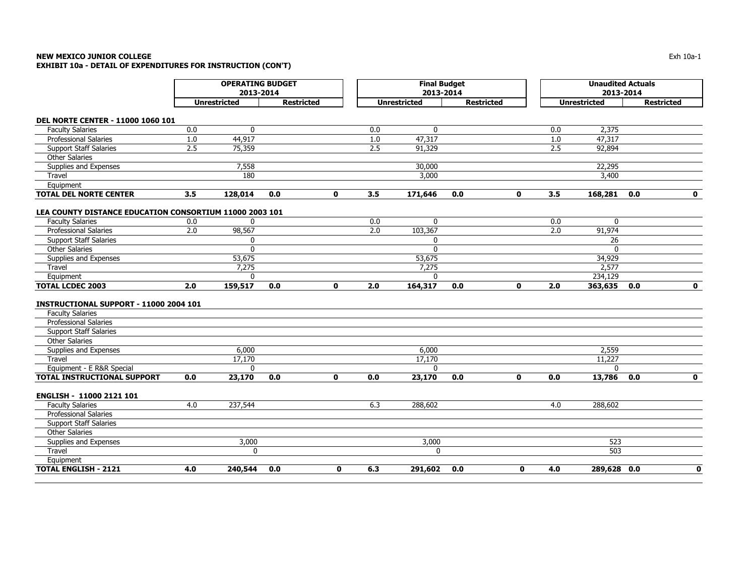**NEW MEXICO JUNIOR COLLEGE**
**EXHIBIT 10a - DETAIL OF EXPENDITURES FOR INSTRUCTION (CON'T)**

| | OPERATING BUDGET 2013-2014 | | | | Final Budget 2013-2014 | | | | Unaudited Actuals 2013-2014 | | | |
|---|---|---|---|---|---|---|---|---|---|---|---|---|
| | Unrestricted | | Restricted | | Unrestricted | | Restricted | | Unrestricted | | Restricted | |
| **DEL NORTE CENTER - 11000 1060 101** | | | | | | | | | | | | |
| Faculty Salaries | 0.0 | 0 | | | 0.0 | 0 | | | 0.0 | 2,375 | | |
| Professional Salaries | 1.0 | 44,917 | | | 1.0 | 47,317 | | | 1.0 | 47,317 | | |
| Support Staff Salaries | 2.5 | 75,359 | | | 2.5 | 91,329 | | | 2.5 | 92,894 | | |
| Other Salaries | | | | | | | | | | | | |
| Supplies and Expenses | | 7,558 | | | | 30,000 | | | | 22,295 | | |
| Travel | | 180 | | | | 3,000 | | | | 3,400 | | |
| Equipment | | | | | | | | | | | | |
| **TOTAL DEL NORTE CENTER** | **3.5** | **128,014** | **0.0** | **0** | **3.5** | **171,646** | **0.0** | **0** | **3.5** | **168,281** | **0.0** | **0** |
| **LEA COUNTY DISTANCE EDUCATION CONSORTIUM 11000 2003 101** | | | | | | | | | | | | |
| Faculty Salaries | 0.0 | 0 | | | 0.0 | 0 | | | 0.0 | 0 | | |
| Professional Salaries | 2.0 | 98,567 | | | 2.0 | 103,367 | | | 2.0 | 91,974 | | |
| Support Staff Salaries | | 0 | | | | 0 | | | | 26 | | |
| Other Salaries | | 0 | | | | 0 | | | | 0 | | |
| Supplies and Expenses | | 53,675 | | | | 53,675 | | | | 34,929 | | |
| Travel | | 7,275 | | | | 7,275 | | | | 2,577 | | |
| Equipment | | 0 | | | | 0 | | | | 234,129 | | |
| **TOTAL LCDEC 2003** | **2.0** | **159,517** | **0.0** | **0** | **2.0** | **164,317** | **0.0** | **0** | **2.0** | **363,635** | **0.0** | **0** |
| **INSTRUCTIONAL SUPPORT - 11000 2004 101** | | | | | | | | | | | | |
| Faculty Salaries | | | | | | | | | | | | |
| Professional Salaries | | | | | | | | | | | | |
| Support Staff Salaries | | | | | | | | | | | | |
| Other Salaries | | | | | | | | | | | | |
| Supplies and Expenses | | 6,000 | | | | 6,000 | | | | 2,559 | | |
| Travel | | 17,170 | | | | 17,170 | | | | 11,227 | | |
| Equipment - E R&R Special | | 0 | | | | 0 | | | | 0 | | |
| **TOTAL INSTRUCTIONAL SUPPORT** | **0.0** | **23,170** | **0.0** | **0** | **0.0** | **23,170** | **0.0** | **0** | **0.0** | **13,786** | **0.0** | **0** |
| **ENGLISH - 11000 2121 101** | | | | | | | | | | | | |
| Faculty Salaries | 4.0 | 237,544 | | | 6.3 | 288,602 | | | 4.0 | 288,602 | | |
| Professional Salaries | | | | | | | | | | | | |
| Support Staff Salaries | | | | | | | | | | | | |
| Other Salaries | | | | | | | | | | | | |
| Supplies and Expenses | | 3,000 | | | | 3,000 | | | | 523 | | |
| Travel | | 0 | | | | 0 | | | | 503 | | |
| Equipment | | | | | | | | | | | | |
| **TOTAL ENGLISH - 2121** | **4.0** | **240,544** | **0.0** | **0** | **6.3** | **291,602** | **0.0** | **0** | **4.0** | **289,628** | **0.0** | **0** |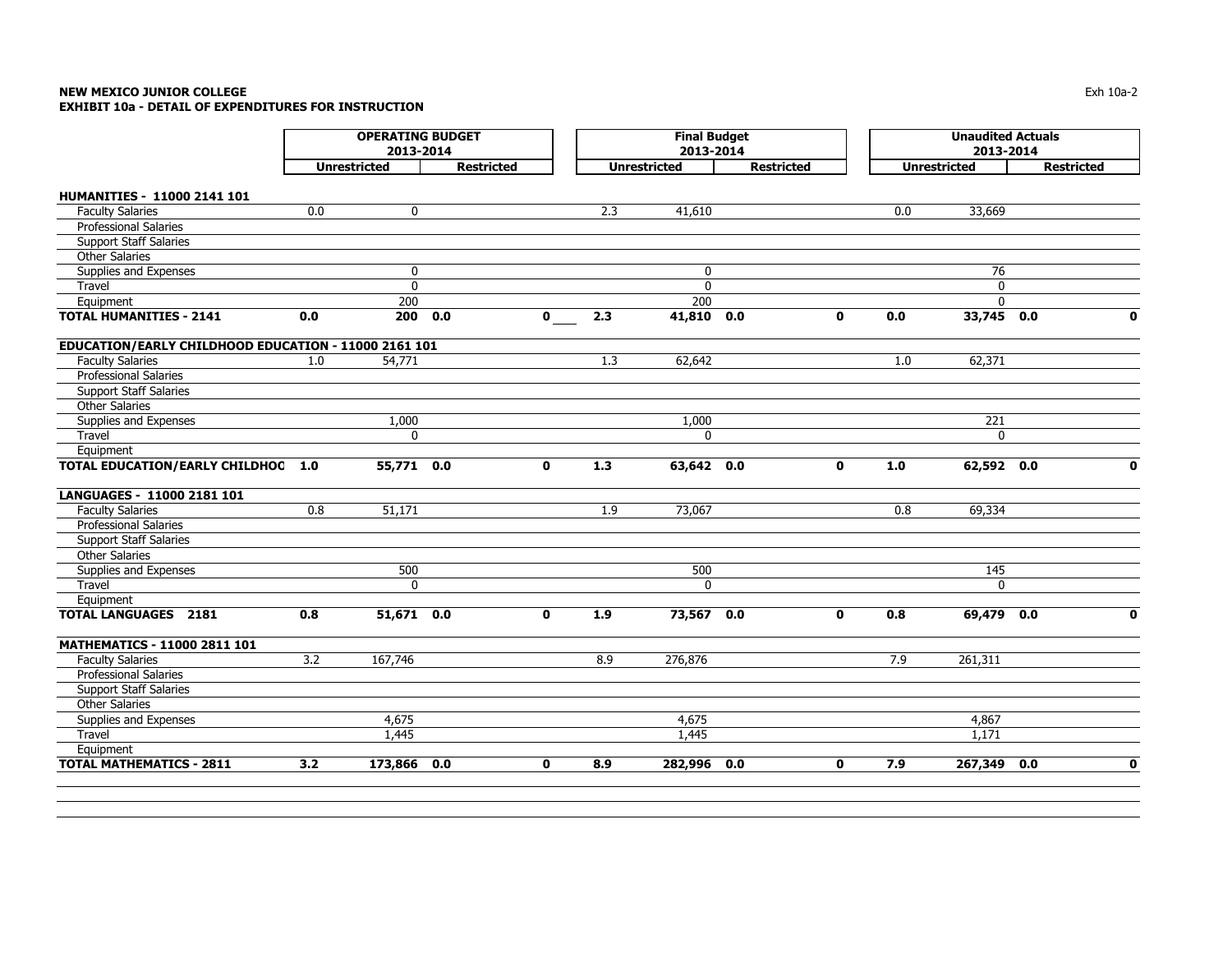**NEW MEXICO JUNIOR COLLEGE**
**EXHIBIT 10a - DETAIL OF EXPENDITURES FOR INSTRUCTION**

| | OPERATING BUDGET 2013-2014 | | | | Final Budget 2013-2014 | | | | Unaudited Actuals 2013-2014 | | | |
|---|---|---|---|---|---|---|---|---|---|---|---|---|
| | Unrestricted | | Restricted | | Unrestricted | | Restricted | | Unrestricted | | Restricted | |
| **HUMANITIES - 11000 2141 101** | | | | | | | | | | | | |
| Faculty Salaries | 0.0 | 0 | | | 2.3 | 41,610 | | | 0.0 | 33,669 | | |
| Professional Salaries | | | | | | | | | | | | |
| Support Staff Salaries | | | | | | | | | | | | |
| Other Salaries | | | | | | | | | | | | |
| Supplies and Expenses | | 0 | | | | 0 | | | | 76 | | |
| Travel | | 0 | | | | 0 | | | | 0 | | |
| Equipment | | 200 | | | | 200 | | | | 0 | | |
| **TOTAL HUMANITIES - 2141** | **0.0** | **200** | **0.0** | **0** | **2.3** | **41,810** | **0.0** | **0** | **0.0** | **33,745** | **0.0** | **0** |
| **EDUCATION/EARLY CHILDHOOD EDUCATION - 11000 2161 101** | | | | | | | | | | | | |
| Faculty Salaries | 1.0 | 54,771 | | | 1.3 | 62,642 | | | 1.0 | 62,371 | | |
| Professional Salaries | | | | | | | | | | | | |
| Support Staff Salaries | | | | | | | | | | | | |
| Other Salaries | | | | | | | | | | | | |
| Supplies and Expenses | | 1,000 | | | | 1,000 | | | | 221 | | |
| Travel | | 0 | | | | 0 | | | | 0 | | |
| Equipment | | | | | | | | | | | | |
| **TOTAL EDUCATION/EARLY CHILDHOC** | **1.0** | **55,771** | **0.0** | **0** | **1.3** | **63,642** | **0.0** | **0** | **1.0** | **62,592** | **0.0** | **0** |
| **LANGUAGES - 11000 2181 101** | | | | | | | | | | | | |
| Faculty Salaries | 0.8 | 51,171 | | | 1.9 | 73,067 | | | 0.8 | 69,334 | | |
| Professional Salaries | | | | | | | | | | | | |
| Support Staff Salaries | | | | | | | | | | | | |
| Other Salaries | | | | | | | | | | | | |
| Supplies and Expenses | | 500 | | | | 500 | | | | 145 | | |
| Travel | | 0 | | | | 0 | | | | 0 | | |
| Equipment | | | | | | | | | | | | |
| **TOTAL LANGUAGES 2181** | **0.8** | **51,671** | **0.0** | **0** | **1.9** | **73,567** | **0.0** | **0** | **0.8** | **69,479** | **0.0** | **0** |
| **MATHEMATICS - 11000 2811 101** | | | | | | | | | | | | |
| Faculty Salaries | 3.2 | 167,746 | | | 8.9 | 276,876 | | | 7.9 | 261,311 | | |
| Professional Salaries | | | | | | | | | | | | |
| Support Staff Salaries | | | | | | | | | | | | |
| Other Salaries | | | | | | | | | | | | |
| Supplies and Expenses | | 4,675 | | | | 4,675 | | | | 4,867 | | |
| Travel | | 1,445 | | | | 1,445 | | | | 1,171 | | |
| Equipment | | | | | | | | | | | | |
| **TOTAL MATHEMATICS - 2811** | **3.2** | **173,866** | **0.0** | **0** | **8.9** | **282,996** | **0.0** | **0** | **7.9** | **267,349** | **0.0** | **0** |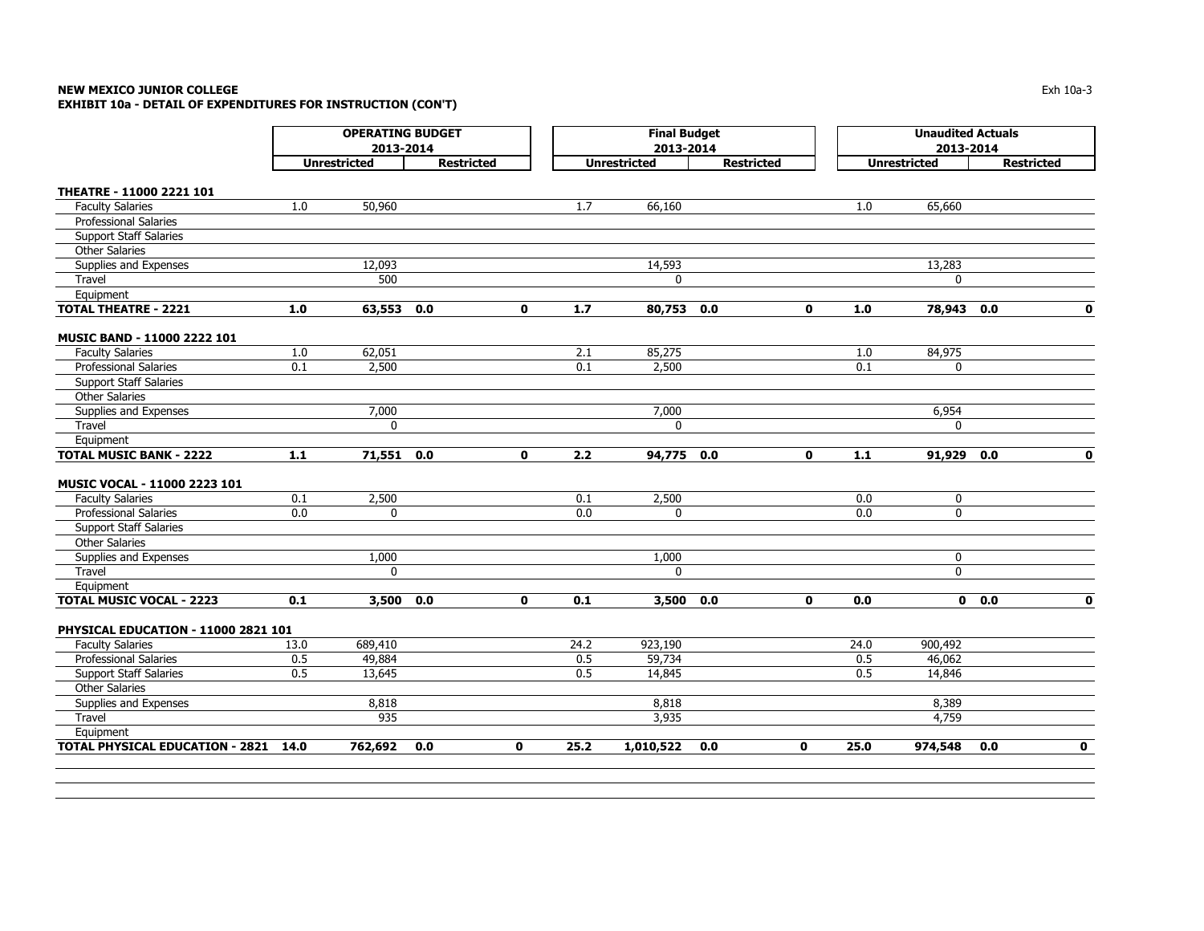**NEW MEXICO JUNIOR COLLEGE**
**EXHIBIT 10a - DETAIL OF EXPENDITURES FOR INSTRUCTION (CON'T)**

| | OPERATING BUDGET 2013-2014 | | | | Final Budget 2013-2014 | | | | Unaudited Actuals 2013-2014 | | | |
|---|---|---|---|---|---|---|---|---|---|---|---|---|
| | Unrestricted | | Restricted | | Unrestricted | | Restricted | | Unrestricted | | Restricted | |
| **THEATRE - 11000 2221 101** | | | | | | | | | | | | |
| Faculty Salaries | 1.0 | 50,960 | | | 1.7 | 66,160 | | | 1.0 | 65,660 | | |
| Professional Salaries | | | | | | | | | | | | |
| Support Staff Salaries | | | | | | | | | | | | |
| Other Salaries | | | | | | | | | | | | |
| Supplies and Expenses | | 12,093 | | | | 14,593 | | | | 13,283 | | |
| Travel | | 500 | | | | 0 | | | | 0 | | |
| Equipment | | | | | | | | | | | | |
| **TOTAL THEATRE - 2221** | **1.0** | **63,553** | **0.0** | **0** | **1.7** | **80,753** | **0.0** | **0** | **1.0** | **78,943** | **0.0** | **0** |
| **MUSIC BAND - 11000 2222 101** | | | | | | | | | | | | |
| Faculty Salaries | 1.0 | 62,051 | | | 2.1 | 85,275 | | | 1.0 | 84,975 | | |
| Professional Salaries | 0.1 | 2,500 | | | 0.1 | 2,500 | | | 0.1 | 0 | | |
| Support Staff Salaries | | | | | | | | | | | | |
| Other Salaries | | | | | | | | | | | | |
| Supplies and Expenses | | 7,000 | | | | 7,000 | | | | 6,954 | | |
| Travel | | 0 | | | | 0 | | | | 0 | | |
| Equipment | | | | | | | | | | | | |
| **TOTAL MUSIC BANK - 2222** | **1.1** | **71,551** | **0.0** | **0** | **2.2** | **94,775** | **0.0** | **0** | **1.1** | **91,929** | **0.0** | **0** |
| **MUSIC VOCAL - 11000 2223 101** | | | | | | | | | | | | |
| Faculty Salaries | 0.1 | 2,500 | | | 0.1 | 2,500 | | | 0.0 | 0 | | |
| Professional Salaries | 0.0 | 0 | | | 0.0 | 0 | | | 0.0 | 0 | | |
| Support Staff Salaries | | | | | | | | | | | | |
| Other Salaries | | | | | | | | | | | | |
| Supplies and Expenses | | 1,000 | | | | 1,000 | | | | 0 | | |
| Travel | | 0 | | | | 0 | | | | 0 | | |
| Equipment | | | | | | | | | | | | |
| **TOTAL MUSIC VOCAL - 2223** | **0.1** | **3,500** | **0.0** | **0** | **0.1** | **3,500** | **0.0** | **0** | **0.0** | **0** | **0.0** | **0** |
| **PHYSICAL EDUCATION - 11000 2821 101** | | | | | | | | | | | | |
| Faculty Salaries | 13.0 | 689,410 | | | 24.2 | 923,190 | | | 24.0 | 900,492 | | |
| Professional Salaries | 0.5 | 49,884 | | | 0.5 | 59,734 | | | 0.5 | 46,062 | | |
| Support Staff Salaries | 0.5 | 13,645 | | | 0.5 | 14,845 | | | 0.5 | 14,846 | | |
| Other Salaries | | | | | | | | | | | | |
| Supplies and Expenses | | 8,818 | | | | 8,818 | | | | 8,389 | | |
| Travel | | 935 | | | | 3,935 | | | | 4,759 | | |
| Equipment | | | | | | | | | | | | |
| **TOTAL PHYSICAL EDUCATION - 2821** | **14.0** | **762,692** | **0.0** | **0** | **25.2** | **1,010,522** | **0.0** | **0** | **25.0** | **974,548** | **0.0** | **0** |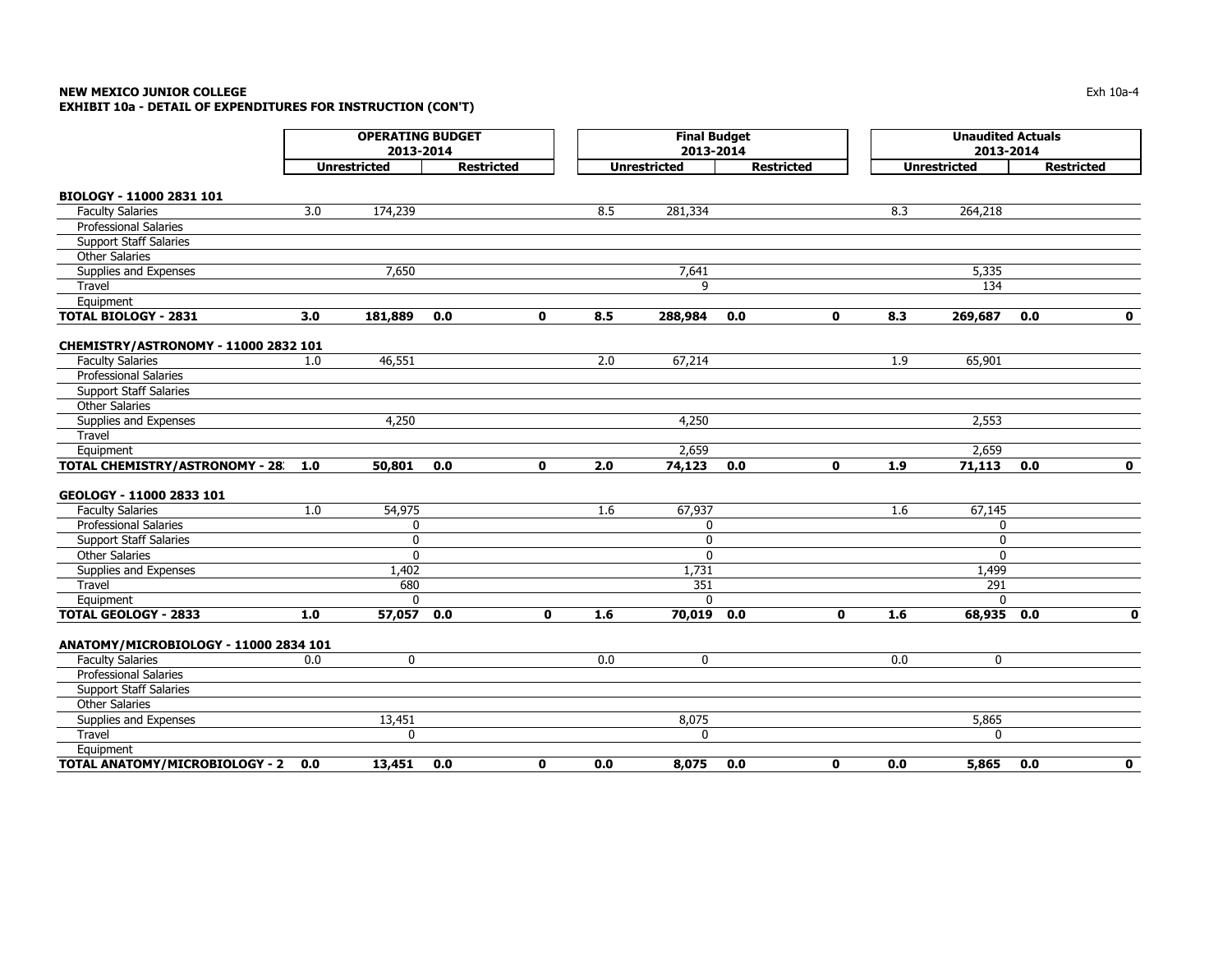**NEW MEXICO JUNIOR COLLEGE**
**EXHIBIT 10a - DETAIL OF EXPENDITURES FOR INSTRUCTION (CON'T)**

| | OPERATING BUDGET 2013-2014 | | | | Final Budget 2013-2014 | | | | Unaudited Actuals 2013-2014 | | | |
|---|---|---|---|---|---|---|---|---|---|---|---|---|
| | Unrestricted | | Restricted | | Unrestricted | | Restricted | | Unrestricted | | Restricted | |
| **BIOLOGY - 11000 2831 101** | | | | | | | | | | | | |
| Faculty Salaries | 3.0 | 174,239 | | | 8.5 | 281,334 | | | 8.3 | 264,218 | | |
| Professional Salaries | | | | | | | | | | | | |
| Support Staff Salaries | | | | | | | | | | | | |
| Other Salaries | | | | | | | | | | | | |
| Supplies and Expenses | | 7,650 | | | | 7,641 | | | | 5,335 | | |
| Travel | | | | | | 9 | | | | 134 | | |
| Equipment | | | | | | | | | | | | |
| **TOTAL BIOLOGY - 2831** | **3.0** | **181,889** | **0.0** | **0** | **8.5** | **288,984** | **0.0** | **0** | **8.3** | **269,687** | **0.0** | **0** |
| **CHEMISTRY/ASTRONOMY - 11000 2832 101** | | | | | | | | | | | | |
| Faculty Salaries | 1.0 | 46,551 | | | 2.0 | 67,214 | | | 1.9 | 65,901 | | |
| Professional Salaries | | | | | | | | | | | | |
| Support Staff Salaries | | | | | | | | | | | | |
| Other Salaries | | | | | | | | | | | | |
| Supplies and Expenses | | 4,250 | | | | 4,250 | | | | 2,553 | | |
| Travel | | | | | | | | | | | | |
| Equipment | | | | | | 2,659 | | | | 2,659 | | |
| **TOTAL CHEMISTRY/ASTRONOMY - 28** | **1.0** | **50,801** | **0.0** | **0** | **2.0** | **74,123** | **0.0** | **0** | **1.9** | **71,113** | **0.0** | **0** |
| **GEOLOGY - 11000 2833 101** | | | | | | | | | | | | |
| Faculty Salaries | 1.0 | 54,975 | | | 1.6 | 67,937 | | | 1.6 | 67,145 | | |
| Professional Salaries | | 0 | | | | 0 | | | | 0 | | |
| Support Staff Salaries | | 0 | | | | 0 | | | | 0 | | |
| Other Salaries | | 0 | | | | 0 | | | | 0 | | |
| Supplies and Expenses | | 1,402 | | | | 1,731 | | | | 1,499 | | |
| Travel | | 680 | | | | 351 | | | | 291 | | |
| Equipment | | 0 | | | | 0 | | | | 0 | | |
| **TOTAL GEOLOGY - 2833** | **1.0** | **57,057** | **0.0** | **0** | **1.6** | **70,019** | **0.0** | **0** | **1.6** | **68,935** | **0.0** | **0** |
| **ANATOMY/MICROBIOLOGY - 11000 2834 101** | | | | | | | | | | | | |
| Faculty Salaries | 0.0 | 0 | | | 0.0 | 0 | | | 0.0 | 0 | | |
| Professional Salaries | | | | | | | | | | | | |
| Support Staff Salaries | | | | | | | | | | | | |
| Other Salaries | | | | | | | | | | | | |
| Supplies and Expenses | | 13,451 | | | | 8,075 | | | | 5,865 | | |
| Travel | | 0 | | | | 0 | | | | 0 | | |
| Equipment | | | | | | | | | | | | |
| **TOTAL ANATOMY/MICROBIOLOGY - 2** | **0.0** | **13,451** | **0.0** | **0** | **0.0** | **8,075** | **0.0** | **0** | **0.0** | **5,865** | **0.0** | **0** |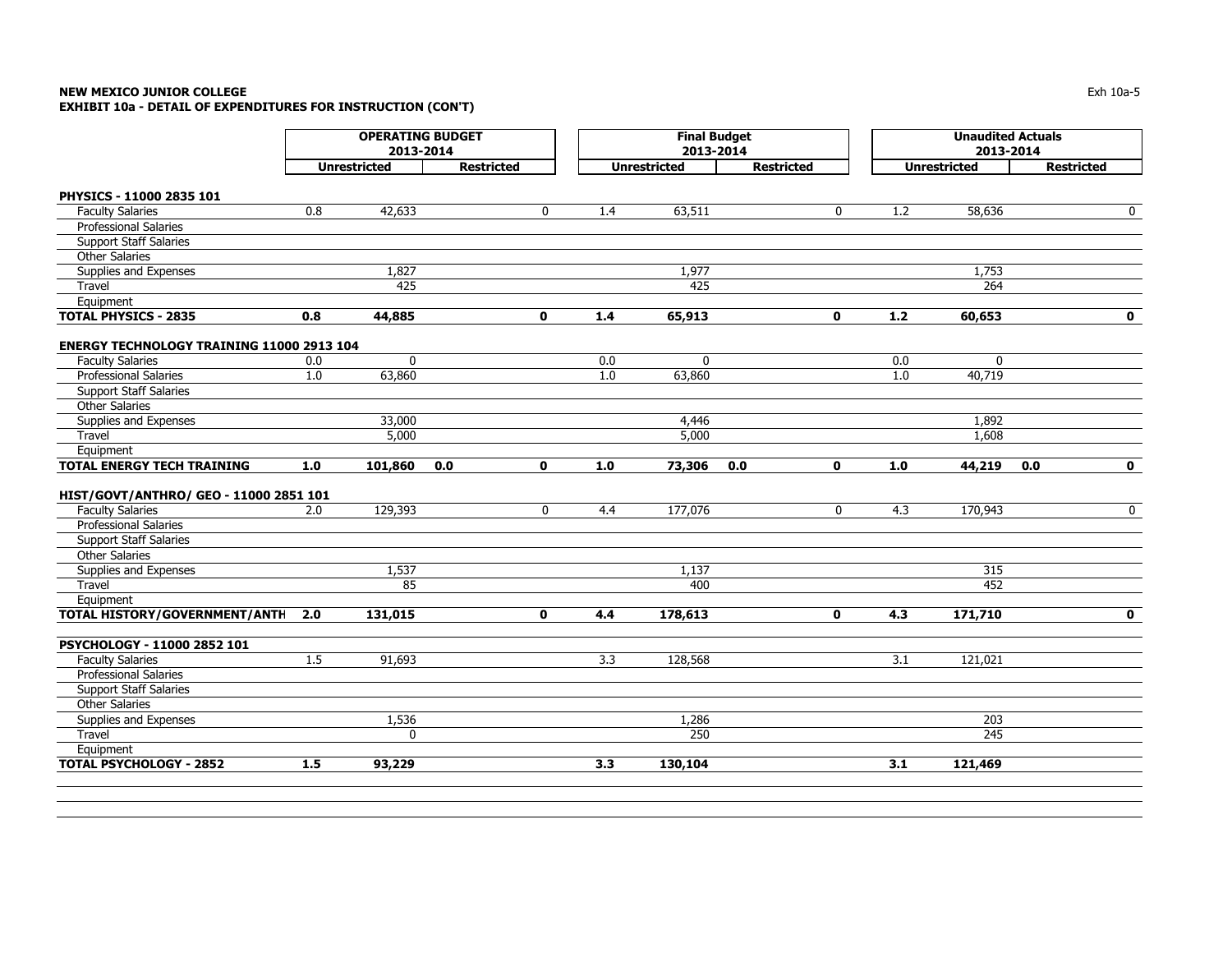**NEW MEXICO JUNIOR COLLEGE**
**EXHIBIT 10a - DETAIL OF EXPENDITURES FOR INSTRUCTION (CON'T)**

| | OPERATING BUDGET 2013-2014 | | | | Final Budget 2013-2014 | | | | Unaudited Actuals 2013-2014 | | | |
|---|---|---|---|---|---|---|---|---|---|---|---|---|
| | Unrestricted | | Restricted | | Unrestricted | | Restricted | | Unrestricted | | Restricted | |
| **PHYSICS - 11000 2835 101** | | | | | | | | | | | | |
| Faculty Salaries | 0.8 | 42,633 | | 0 | 1.4 | 63,511 | | 0 | 1.2 | 58,636 | | 0 |
| Professional Salaries | | | | | | | | | | | | |
| Support Staff Salaries | | | | | | | | | | | | |
| Other Salaries | | | | | | | | | | | | |
| Supplies and Expenses | | 1,827 | | | | 1,977 | | | | 1,753 | | |
| Travel | | 425 | | | | 425 | | | | 264 | | |
| Equipment | | | | | | | | | | | | |
| **TOTAL PHYSICS - 2835** | **0.8** | **44,885** | | **0** | **1.4** | **65,913** | | **0** | **1.2** | **60,653** | | **0** |
| **ENERGY TECHNOLOGY TRAINING 11000 2913 104** | | | | | | | | | | | | |
| Faculty Salaries | 0.0 | 0 | | | 0.0 | 0 | | | 0.0 | 0 | | |
| Professional Salaries | 1.0 | 63,860 | | | 1.0 | 63,860 | | | 1.0 | 40,719 | | |
| Support Staff Salaries | | | | | | | | | | | | |
| Other Salaries | | | | | | | | | | | | |
| Supplies and Expenses | | 33,000 | | | | 4,446 | | | | 1,892 | | |
| Travel | | 5,000 | | | | 5,000 | | | | 1,608 | | |
| Equipment | | | | | | | | | | | | |
| **TOTAL ENERGY TECH TRAINING** | **1.0** | **101,860** | **0.0** | **0** | **1.0** | **73,306** | **0.0** | **0** | **1.0** | **44,219** | **0.0** | **0** |
| **HIST/GOVT/ANTHRO/ GEO - 11000 2851 101** | | | | | | | | | | | | |
| Faculty Salaries | 2.0 | 129,393 | | 0 | 4.4 | 177,076 | | 0 | 4.3 | 170,943 | | 0 |
| Professional Salaries | | | | | | | | | | | | |
| Support Staff Salaries | | | | | | | | | | | | |
| Other Salaries | | | | | | | | | | | | |
| Supplies and Expenses | | 1,537 | | | | 1,137 | | | | 315 | | |
| Travel | | 85 | | | | 400 | | | | 452 | | |
| Equipment | | | | | | | | | | | | |
| **TOTAL HISTORY/GOVERNMENT/ANTH** | **2.0** | **131,015** | | **0** | **4.4** | **178,613** | | **0** | **4.3** | **171,710** | | **0** |
| **PSYCHOLOGY - 11000 2852 101** | | | | | | | | | | | | |
| Faculty Salaries | 1.5 | 91,693 | | | 3.3 | 128,568 | | | 3.1 | 121,021 | | |
| Professional Salaries | | | | | | | | | | | | |
| Support Staff Salaries | | | | | | | | | | | | |
| Other Salaries | | | | | | | | | | | | |
| Supplies and Expenses | | 1,536 | | | | 1,286 | | | | 203 | | |
| Travel | | 0 | | | | 250 | | | | 245 | | |
| Equipment | | | | | | | | | | | | |
| **TOTAL PSYCHOLOGY - 2852** | **1.5** | **93,229** | | | **3.3** | **130,104** | | | **3.1** | **121,469** | | |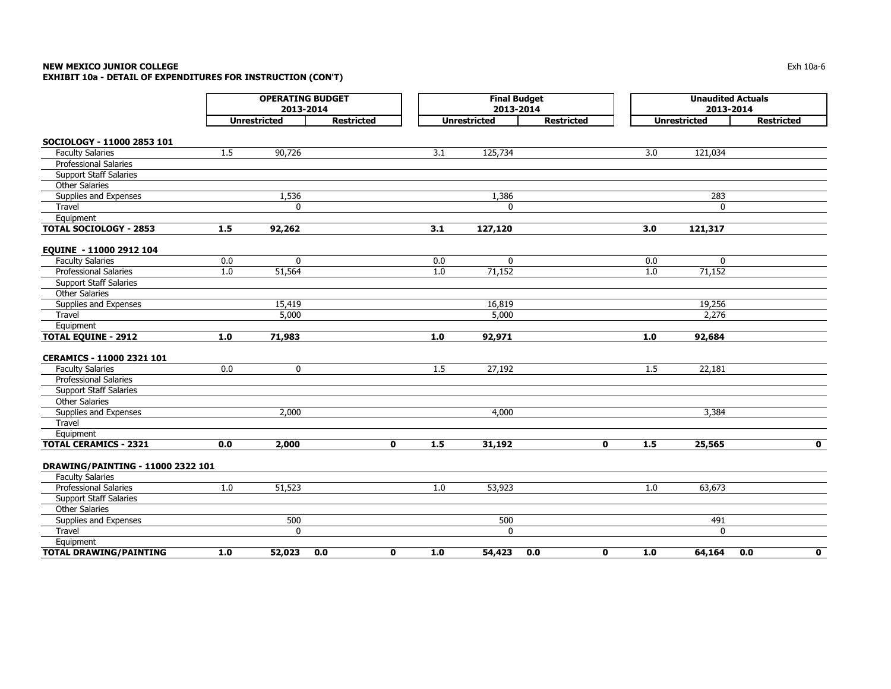**NEW MEXICO JUNIOR COLLEGE**
**EXHIBIT 10a - DETAIL OF EXPENDITURES FOR INSTRUCTION (CON'T)**

| | OPERATING BUDGET 2013-2014 | | | | Final Budget 2013-2014 | | | | Unaudited Actuals 2013-2014 | | | |
|---|---|---|---|---|---|---|---|---|---|---|---|---|
| | Unrestricted | | Restricted | | Unrestricted | | Restricted | | Unrestricted | | Restricted | |
| **SOCIOLOGY - 11000 2853 101** | | | | | | | | | | | | |
| Faculty Salaries | 1.5 | 90,726 | | | 3.1 | 125,734 | | | 3.0 | 121,034 | | |
| Professional Salaries | | | | | | | | | | | | |
| Support Staff Salaries | | | | | | | | | | | | |
| Other Salaries | | | | | | | | | | | | |
| Supplies and Expenses | | 1,536 | | | | 1,386 | | | | 283 | | |
| Travel | | 0 | | | | 0 | | | | 0 | | |
| Equipment | | | | | | | | | | | | |
| **TOTAL SOCIOLOGY - 2853** | **1.5** | **92,262** | | | **3.1** | **127,120** | | | **3.0** | **121,317** | | |
| **EQUINE - 11000 2912 104** | | | | | | | | | | | | |
| Faculty Salaries | 0.0 | 0 | | | 0.0 | 0 | | | 0.0 | 0 | | |
| Professional Salaries | 1.0 | 51,564 | | | 1.0 | 71,152 | | | 1.0 | 71,152 | | |
| Support Staff Salaries | | | | | | | | | | | | |
| Other Salaries | | | | | | | | | | | | |
| Supplies and Expenses | | 15,419 | | | | 16,819 | | | | 19,256 | | |
| Travel | | 5,000 | | | | 5,000 | | | | 2,276 | | |
| Equipment | | | | | | | | | | | | |
| **TOTAL EQUINE - 2912** | **1.0** | **71,983** | | | **1.0** | **92,971** | | | **1.0** | **92,684** | | |
| **CERAMICS - 11000 2321 101** | | | | | | | | | | | | |
| Faculty Salaries | 0.0 | 0 | | | 1.5 | 27,192 | | | 1.5 | 22,181 | | |
| Professional Salaries | | | | | | | | | | | | |
| Support Staff Salaries | | | | | | | | | | | | |
| Other Salaries | | | | | | | | | | | | |
| Supplies and Expenses | | 2,000 | | | | 4,000 | | | | 3,384 | | |
| Travel | | | | | | | | | | | | |
| Equipment | | | | | | | | | | | | |
| **TOTAL CERAMICS - 2321** | **0.0** | **2,000** | | **0** | **1.5** | **31,192** | | **0** | **1.5** | **25,565** | | **0** |
| **DRAWING/PAINTING - 11000 2322 101** | | | | | | | | | | | | |
| Faculty Salaries | | | | | | | | | | | | |
| Professional Salaries | 1.0 | 51,523 | | | 1.0 | 53,923 | | | 1.0 | 63,673 | | |
| Support Staff Salaries | | | | | | | | | | | | |
| Other Salaries | | | | | | | | | | | | |
| Supplies and Expenses | | 500 | | | | 500 | | | | 491 | | |
| Travel | | 0 | | | | 0 | | | | 0 | | |
| Equipment | | | | | | | | | | | | |
| **TOTAL DRAWING/PAINTING** | **1.0** | **52,023** | **0.0** | **0** | **1.0** | **54,423** | **0.0** | **0** | **1.0** | **64,164** | **0.0** | **0** |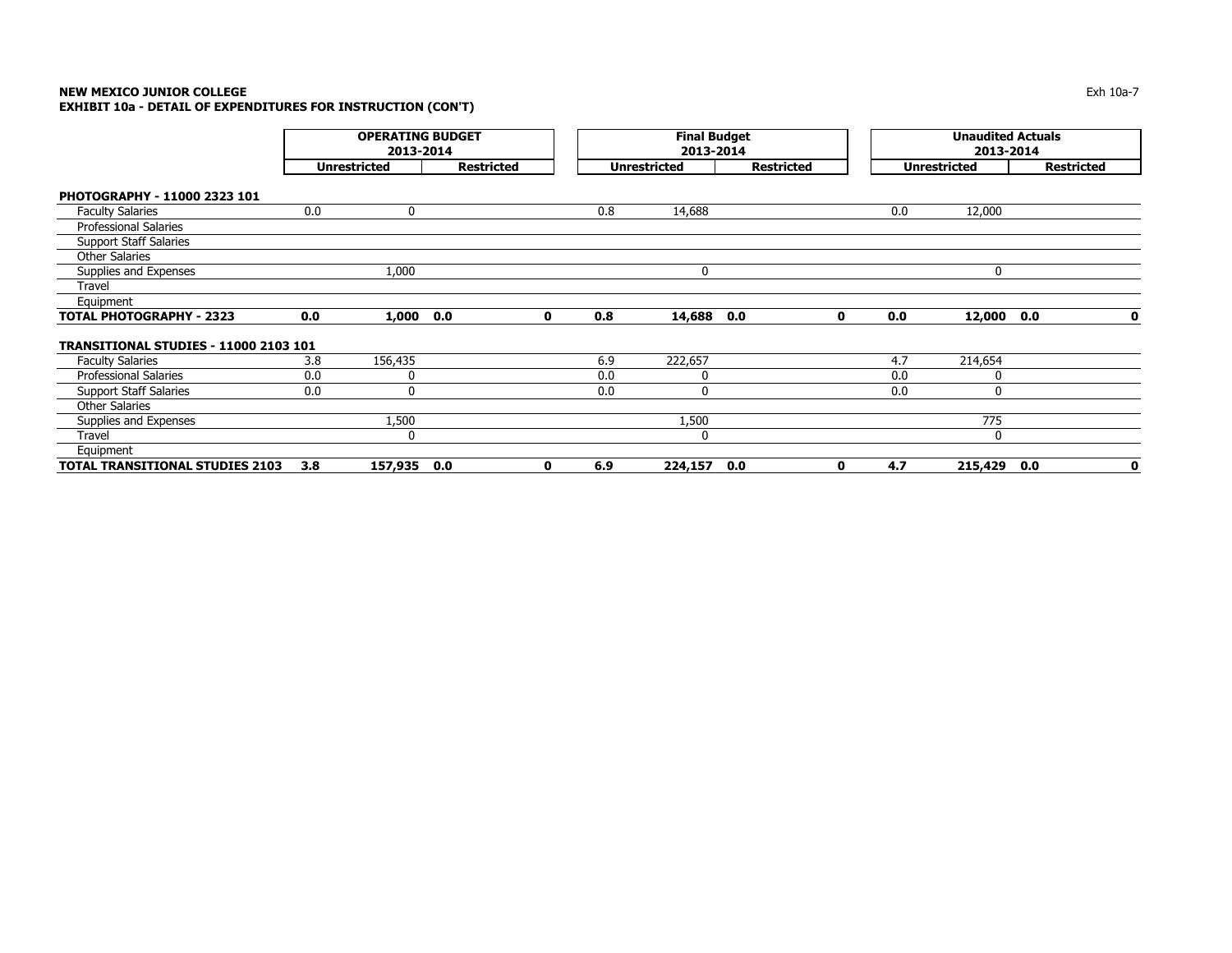**NEW MEXICO JUNIOR COLLEGE**
**EXHIBIT 10a - DETAIL OF EXPENDITURES FOR INSTRUCTION (CON'T)**

| | OPERATING BUDGET 2013-2014 | | | | Final Budget 2013-2014 | | | | Unaudited Actuals 2013-2014 | | | |
|---|---|---|---|---|---|---|---|---|---|---|---|---|
| | Unrestricted | | Restricted | | Unrestricted | | Restricted | | Unrestricted | | Restricted | |
| **PHOTOGRAPHY - 11000 2323 101** | | | | | | | | | | | | |
| Faculty Salaries | 0.0 | 0 | | | 0.8 | 14,688 | | | 0.0 | 12,000 | | |
| Professional Salaries | | | | | | | | | | | | |
| Support Staff Salaries | | | | | | | | | | | | |
| Other Salaries | | | | | | | | | | | | |
| Supplies and Expenses | | 1,000 | | | | 0 | | | | 0 | | |
| Travel | | | | | | | | | | | | |
| Equipment | | | | | | | | | | | | |
| **TOTAL PHOTOGRAPHY - 2323** | **0.0** | **1,000** | **0.0** | **0** | **0.8** | **14,688** | **0.0** | **0** | **0.0** | **12,000** | **0.0** | **0** |
| **TRANSITIONAL STUDIES - 11000 2103 101** | | | | | | | | | | | | |
| Faculty Salaries | 3.8 | 156,435 | | | 6.9 | 222,657 | | | 4.7 | 214,654 | | |
| Professional Salaries | 0.0 | 0 | | | 0.0 | 0 | | | 0.0 | 0 | | |
| Support Staff Salaries | 0.0 | 0 | | | 0.0 | 0 | | | 0.0 | 0 | | |
| Other Salaries | | | | | | | | | | | | |
| Supplies and Expenses | | 1,500 | | | | 1,500 | | | | 775 | | |
| Travel | | 0 | | | | 0 | | | | 0 | | |
| Equipment | | | | | | | | | | | | |
| **TOTAL TRANSITIONAL STUDIES 2103** | **3.8** | **157,935** | **0.0** | **0** | **6.9** | **224,157** | **0.0** | **0** | **4.7** | **215,429** | **0.0** | **0** |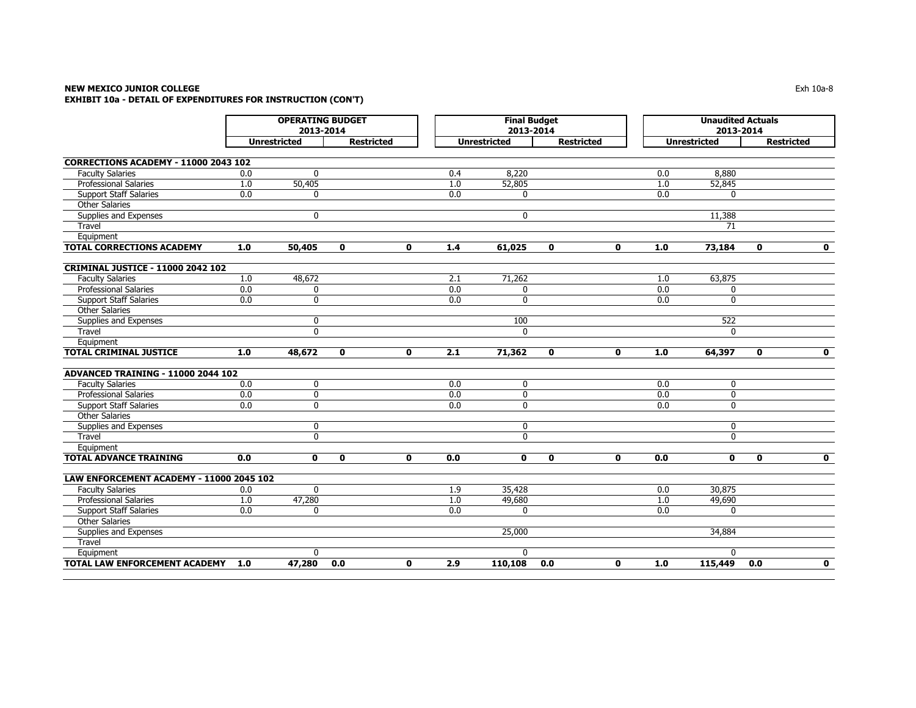**NEW MEXICO JUNIOR COLLEGE**
**EXHIBIT 10a - DETAIL OF EXPENDITURES FOR INSTRUCTION (CON'T)**

| | OPERATING BUDGET 2013-2014 | | | | Final Budget 2013-2014 | | | | Unaudited Actuals 2013-2014 | | | |
|---|---|---|---|---|---|---|---|---|---|---|---|---|
| | Unrestricted | | Restricted | | Unrestricted | | Restricted | | Unrestricted | | Restricted | |
| **CORRECTIONS ACADEMY - 11000 2043 102** | | | | | | | | | | | | |
| Faculty Salaries | 0.0 | 0 | | | 0.4 | 8,220 | | | 0.0 | 8,880 | | |
| Professional Salaries | 1.0 | 50,405 | | | 1.0 | 52,805 | | | 1.0 | 52,845 | | |
| Support Staff Salaries | 0.0 | 0 | | | 0.0 | 0 | | | 0.0 | 0 | | |
| Other Salaries | | | | | | | | | | | | |
| Supplies and Expenses | | 0 | | | | 0 | | | | 11,388 | | |
| Travel | | | | | | | | | | 71 | | |
| Equipment | | | | | | | | | | | | |
| **TOTAL CORRECTIONS ACADEMY** | **1.0** | **50,405** | **0** | **0** | **1.4** | **61,025** | **0** | **0** | **1.0** | **73,184** | **0** | **0** |
| **CRIMINAL JUSTICE - 11000 2042 102** | | | | | | | | | | | | |
| Faculty Salaries | 1.0 | 48,672 | | | 2.1 | 71,262 | | | 1.0 | 63,875 | | |
| Professional Salaries | 0.0 | 0 | | | 0.0 | 0 | | | 0.0 | 0 | | |
| Support Staff Salaries | 0.0 | 0 | | | 0.0 | 0 | | | 0.0 | 0 | | |
| Other Salaries | | | | | | | | | | | | |
| Supplies and Expenses | | 0 | | | | 100 | | | | 522 | | |
| Travel | | 0 | | | | 0 | | | | 0 | | |
| Equipment | | | | | | | | | | | | |
| **TOTAL CRIMINAL JUSTICE** | **1.0** | **48,672** | **0** | **0** | **2.1** | **71,362** | **0** | **0** | **1.0** | **64,397** | **0** | **0** |
| **ADVANCED TRAINING - 11000 2044 102** | | | | | | | | | | | | |
| Faculty Salaries | 0.0 | 0 | | | 0.0 | 0 | | | 0.0 | 0 | | |
| Professional Salaries | 0.0 | 0 | | | 0.0 | 0 | | | 0.0 | 0 | | |
| Support Staff Salaries | 0.0 | 0 | | | 0.0 | 0 | | | 0.0 | 0 | | |
| Other Salaries | | | | | | | | | | | | |
| Supplies and Expenses | | 0 | | | | 0 | | | | 0 | | |
| Travel | | 0 | | | | 0 | | | | 0 | | |
| Equipment | | | | | | | | | | | | |
| **TOTAL ADVANCE TRAINING** | **0.0** | **0** | **0** | **0** | **0.0** | **0** | **0** | **0** | **0.0** | **0** | **0** | **0** |
| **LAW ENFORCEMENT ACADEMY - 11000 2045 102** | | | | | | | | | | | | |
| Faculty Salaries | 0.0 | 0 | | | 1.9 | 35,428 | | | 0.0 | 30,875 | | |
| Professional Salaries | 1.0 | 47,280 | | | 1.0 | 49,680 | | | 1.0 | 49,690 | | |
| Support Staff Salaries | 0.0 | 0 | | | 0.0 | 0 | | | 0.0 | 0 | | |
| Other Salaries | | | | | | | | | | | | |
| Supplies and Expenses | | | | | | 25,000 | | | | 34,884 | | |
| Travel | | | | | | | | | | | | |
| Equipment | | 0 | | | | 0 | | | | 0 | | |
| **TOTAL LAW ENFORCEMENT ACADEMY** | **1.0** | **47,280** | **0.0** | **0** | **2.9** | **110,108** | **0.0** | **0** | **1.0** | **115,449** | **0.0** | **0** |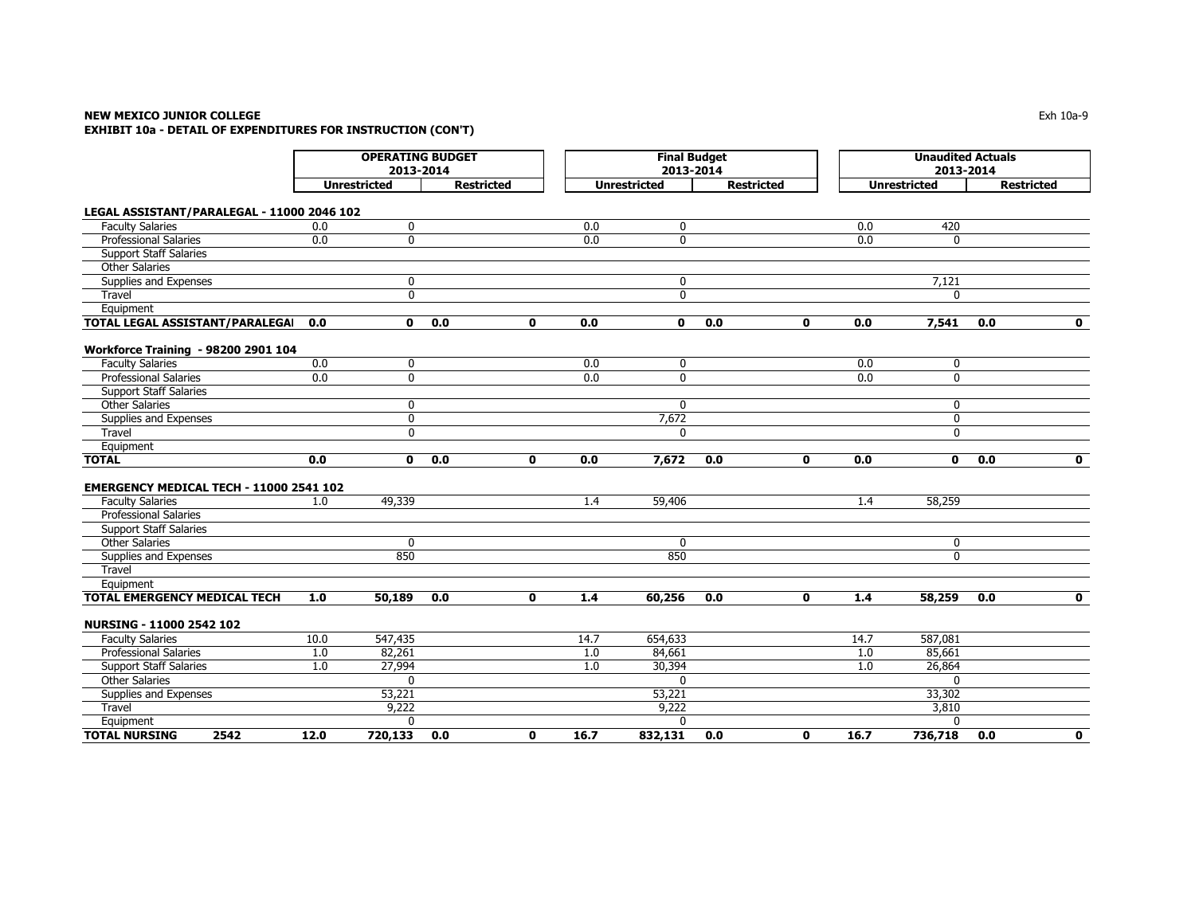**NEW MEXICO JUNIOR COLLEGE**
**EXHIBIT 10a - DETAIL OF EXPENDITURES FOR INSTRUCTION (CON'T)**

| | OPERATING BUDGET 2013-2014 | | | | Final Budget 2013-2014 | | | | Unaudited Actuals 2013-2014 | | | |
|---|---|---|---|---|---|---|---|---|---|---|---|---|
| | Unrestricted | | Restricted | | Unrestricted | | Restricted | | Unrestricted | | Restricted | |
| **LEGAL ASSISTANT/PARALEGAL - 11000 2046 102** | | | | | | | | | | | | |
| Faculty Salaries | 0.0 | 0 | | | 0.0 | 0 | | | 0.0 | 420 | | |
| Professional Salaries | 0.0 | 0 | | | 0.0 | 0 | | | 0.0 | 0 | | |
| Support Staff Salaries | | | | | | | | | | | | |
| Other Salaries | | | | | | | | | | | | |
| Supplies and Expenses | | 0 | | | | 0 | | | | 7,121 | | |
| Travel | | 0 | | | | 0 | | | | 0 | | |
| Equipment | | | | | | | | | | | | |
| **TOTAL LEGAL ASSISTANT/PARALEGAL** | **0.0** | **0** | **0.0** | **0** | **0.0** | **0** | **0.0** | **0** | **0.0** | **7,541** | **0.0** | **0** |
| **Workforce Training - 98200 2901 104** | | | | | | | | | | | | |
| Faculty Salaries | 0.0 | 0 | | | 0.0 | 0 | | | 0.0 | 0 | | |
| Professional Salaries | 0.0 | 0 | | | 0.0 | 0 | | | 0.0 | 0 | | |
| Support Staff Salaries | | | | | | | | | | | | |
| Other Salaries | | 0 | | | | 0 | | | | 0 | | |
| Supplies and Expenses | | 0 | | | | 7,672 | | | | 0 | | |
| Travel | | 0 | | | | 0 | | | | 0 | | |
| Equipment | | | | | | | | | | | | |
| **TOTAL** | **0.0** | **0** | **0.0** | **0** | **0.0** | **7,672** | **0.0** | **0** | **0.0** | **0** | **0.0** | **0** |
| **EMERGENCY MEDICAL TECH - 11000 2541 102** | | | | | | | | | | | | |
| Faculty Salaries | 1.0 | 49,339 | | | 1.4 | 59,406 | | | 1.4 | 58,259 | | |
| Professional Salaries | | | | | | | | | | | | |
| Support Staff Salaries | | | | | | | | | | | | |
| Other Salaries | | 0 | | | | 0 | | | | 0 | | |
| Supplies and Expenses | | 850 | | | | 850 | | | | 0 | | |
| Travel | | | | | | | | | | | | |
| Equipment | | | | | | | | | | | | |
| **TOTAL EMERGENCY MEDICAL TECH** | **1.0** | **50,189** | **0.0** | **0** | **1.4** | **60,256** | **0.0** | **0** | **1.4** | **58,259** | **0.0** | **0** |
| **NURSING - 11000 2542 102** | | | | | | | | | | | | |
| Faculty Salaries | 10.0 | 547,435 | | | 14.7 | 654,633 | | | 14.7 | 587,081 | | |
| Professional Salaries | 1.0 | 82,261 | | | 1.0 | 84,661 | | | 1.0 | 85,661 | | |
| Support Staff Salaries | 1.0 | 27,994 | | | 1.0 | 30,394 | | | 1.0 | 26,864 | | |
| Other Salaries | | 0 | | | | 0 | | | | 0 | | |
| Supplies and Expenses | | 53,221 | | | | 53,221 | | | | 33,302 | | |
| Travel | | 9,222 | | | | 9,222 | | | | 3,810 | | |
| Equipment | | 0 | | | | 0 | | | | 0 | | |
| **TOTAL NURSING 2542** | **12.0** | **720,133** | **0.0** | **0** | **16.7** | **832,131** | **0.0** | **0** | **16.7** | **736,718** | **0.0** | **0** |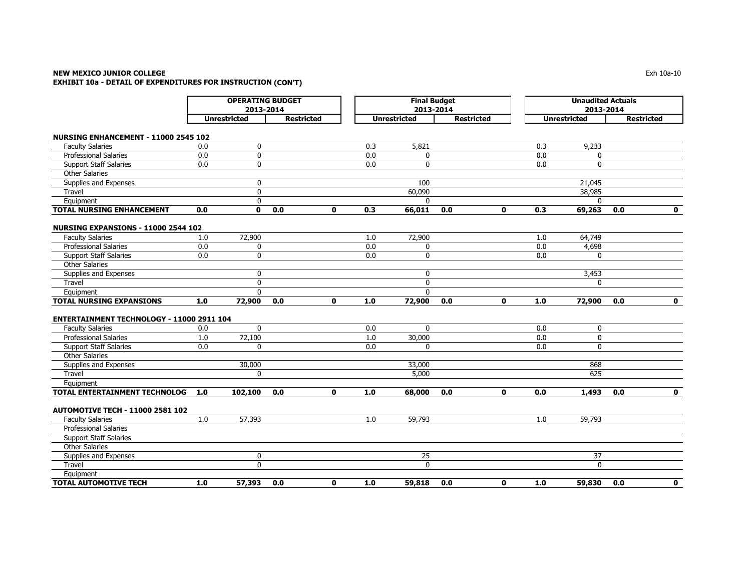**NEW MEXICO JUNIOR COLLEGE**
**EXHIBIT 10a - DETAIL OF EXPENDITURES FOR INSTRUCTION (CON'T)**

| | OPERATING BUDGET 2013-2014 | | | | Final Budget 2013-2014 | | | | Unaudited Actuals 2013-2014 | | | |
|---|---|---|---|---|---|---|---|---|---|---|---|---|
| | Unrestricted | | Restricted | | Unrestricted | | Restricted | | Unrestricted | | Restricted | |
| **NURSING ENHANCEMENT - 11000 2545 102** | | | | | | | | | | | | |
| Faculty Salaries | 0.0 | 0 | | | 0.3 | 5,821 | | | 0.3 | 9,233 | | |
| Professional Salaries | 0.0 | 0 | | | 0.0 | 0 | | | 0.0 | 0 | | |
| Support Staff Salaries | 0.0 | 0 | | | 0.0 | 0 | | | 0.0 | 0 | | |
| Other Salaries | | | | | | | | | | | | |
| Supplies and Expenses | | 0 | | | | 100 | | | | 21,045 | | |
| Travel | | 0 | | | | 60,090 | | | | 38,985 | | |
| Equipment | | 0 | | | | 0 | | | | 0 | | |
| **TOTAL NURSING ENHANCEMENT** | **0.0** | **0** | **0.0** | **0** | **0.3** | **66,011** | **0.0** | **0** | **0.3** | **69,263** | **0.0** | **0** |
| **NURSING EXPANSIONS - 11000 2544 102** | | | | | | | | | | | | |
| Faculty Salaries | 1.0 | 72,900 | | | 1.0 | 72,900 | | | 1.0 | 64,749 | | |
| Professional Salaries | 0.0 | 0 | | | 0.0 | 0 | | | 0.0 | 4,698 | | |
| Support Staff Salaries | 0.0 | 0 | | | 0.0 | 0 | | | 0.0 | 0 | | |
| Other Salaries | | | | | | | | | | | | |
| Supplies and Expenses | | 0 | | | | 0 | | | | 3,453 | | |
| Travel | | 0 | | | | 0 | | | | 0 | | |
| Equipment | | 0 | | | | 0 | | | | | | |
| **TOTAL NURSING EXPANSIONS** | **1.0** | **72,900** | **0.0** | **0** | **1.0** | **72,900** | **0.0** | **0** | **1.0** | **72,900** | **0.0** | **0** |
| **ENTERTAINMENT TECHNOLOGY - 11000 2911 104** | | | | | | | | | | | | |
| Faculty Salaries | 0.0 | 0 | | | 0.0 | 0 | | | 0.0 | 0 | | |
| Professional Salaries | 1.0 | 72,100 | | | 1.0 | 30,000 | | | 0.0 | 0 | | |
| Support Staff Salaries | 0.0 | 0 | | | 0.0 | 0 | | | 0.0 | 0 | | |
| Other Salaries | | | | | | | | | | | | |
| Supplies and Expenses | | 30,000 | | | | 33,000 | | | | 868 | | |
| Travel | | 0 | | | | 5,000 | | | | 625 | | |
| Equipment | | | | | | | | | | | | |
| **TOTAL ENTERTAINMENT TECHNOLOG** | **1.0** | **102,100** | **0.0** | **0** | **1.0** | **68,000** | **0.0** | **0** | **0.0** | **1,493** | **0.0** | **0** |
| **AUTOMOTIVE TECH - 11000 2581 102** | | | | | | | | | | | | |
| Faculty Salaries | 1.0 | 57,393 | | | 1.0 | 59,793 | | | 1.0 | 59,793 | | |
| Professional Salaries | | | | | | | | | | | | |
| Support Staff Salaries | | | | | | | | | | | | |
| Other Salaries | | | | | | | | | | | | |
| Supplies and Expenses | | 0 | | | | 25 | | | | 37 | | |
| Travel | | 0 | | | | 0 | | | | 0 | | |
| Equipment | | | | | | | | | | | | |
| **TOTAL AUTOMOTIVE TECH** | **1.0** | **57,393** | **0.0** | **0** | **1.0** | **59,818** | **0.0** | **0** | **1.0** | **59,830** | **0.0** | **0** |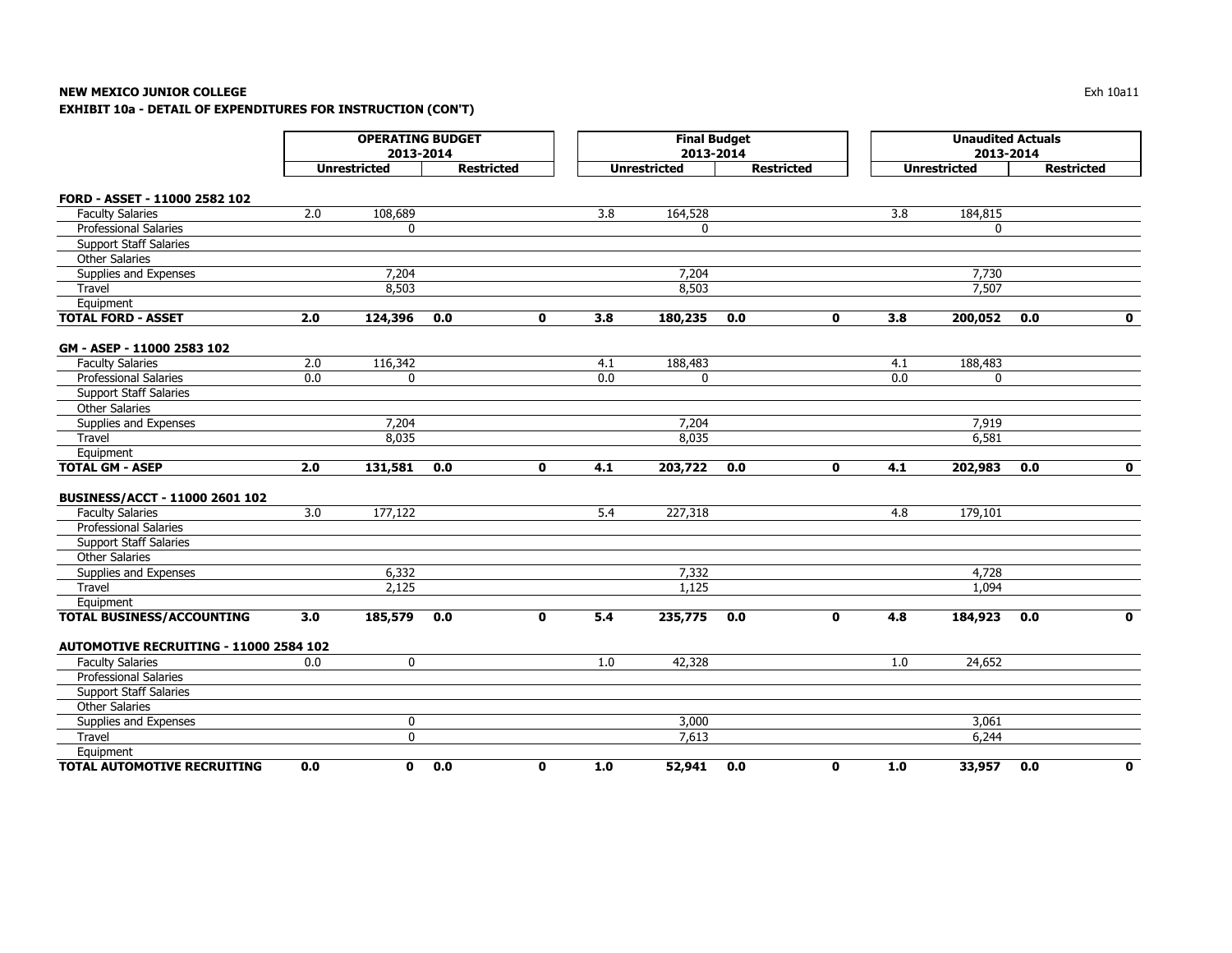**NEW MEXICO JUNIOR COLLEGE**

**EXHIBIT 10a - DETAIL OF EXPENDITURES FOR INSTRUCTION (CON'T)**

| | OPERATING BUDGET 2013-2014 | | | | Final Budget 2013-2014 | | | | Unaudited Actuals 2013-2014 | | | |
|---|---|---|---|---|---|---|---|---|---|---|---|---|
| | Unrestricted | | Restricted | | Unrestricted | | Restricted | | Unrestricted | | Restricted | |
| **FORD - ASSET - 11000 2582 102** | | | | | | | | | | | | |
| Faculty Salaries | 2.0 | 108,689 | | | 3.8 | 164,528 | | | 3.8 | 184,815 | | |
| Professional Salaries | | 0 | | | | 0 | | | | 0 | | |
| Support Staff Salaries | | | | | | | | | | | | |
| Other Salaries | | | | | | | | | | | | |
| Supplies and Expenses | | 7,204 | | | | 7,204 | | | | 7,730 | | |
| Travel | | 8,503 | | | | 8,503 | | | | 7,507 | | |
| Equipment | | | | | | | | | | | | |
| **TOTAL FORD - ASSET** | **2.0** | **124,396** | **0.0** | **0** | **3.8** | **180,235** | **0.0** | **0** | **3.8** | **200,052** | **0.0** | **0** |
| **GM - ASEP - 11000 2583 102** | | | | | | | | | | | | |
| Faculty Salaries | 2.0 | 116,342 | | | 4.1 | 188,483 | | | 4.1 | 188,483 | | |
| Professional Salaries | 0.0 | 0 | | | 0.0 | 0 | | | 0.0 | 0 | | |
| Support Staff Salaries | | | | | | | | | | | | |
| Other Salaries | | | | | | | | | | | | |
| Supplies and Expenses | | 7,204 | | | | 7,204 | | | | 7,919 | | |
| Travel | | 8,035 | | | | 8,035 | | | | 6,581 | | |
| Equipment | | | | | | | | | | | | |
| **TOTAL GM - ASEP** | **2.0** | **131,581** | **0.0** | **0** | **4.1** | **203,722** | **0.0** | **0** | **4.1** | **202,983** | **0.0** | **0** |
| **BUSINESS/ACCT - 11000 2601 102** | | | | | | | | | | | | |
| Faculty Salaries | 3.0 | 177,122 | | | 5.4 | 227,318 | | | 4.8 | 179,101 | | |
| Professional Salaries | | | | | | | | | | | | |
| Support Staff Salaries | | | | | | | | | | | | |
| Other Salaries | | | | | | | | | | | | |
| Supplies and Expenses | | 6,332 | | | | 7,332 | | | | 4,728 | | |
| Travel | | 2,125 | | | | 1,125 | | | | 1,094 | | |
| Equipment | | | | | | | | | | | | |
| **TOTAL BUSINESS/ACCOUNTING** | **3.0** | **185,579** | **0.0** | **0** | **5.4** | **235,775** | **0.0** | **0** | **4.8** | **184,923** | **0.0** | **0** |
| **AUTOMOTIVE RECRUITING - 11000 2584 102** | | | | | | | | | | | | |
| Faculty Salaries | 0.0 | 0 | | | 1.0 | 42,328 | | | 1.0 | 24,652 | | |
| Professional Salaries | | | | | | | | | | | | |
| Support Staff Salaries | | | | | | | | | | | | |
| Other Salaries | | | | | | | | | | | | |
| Supplies and Expenses | | 0 | | | | 3,000 | | | | 3,061 | | |
| Travel | | 0 | | | | 7,613 | | | | 6,244 | | |
| Equipment | | | | | | | | | | | | |
| **TOTAL AUTOMOTIVE RECRUITING** | **0.0** | **0** | **0.0** | **0** | **1.0** | **52,941** | **0.0** | **0** | **1.0** | **33,957** | **0.0** | **0** |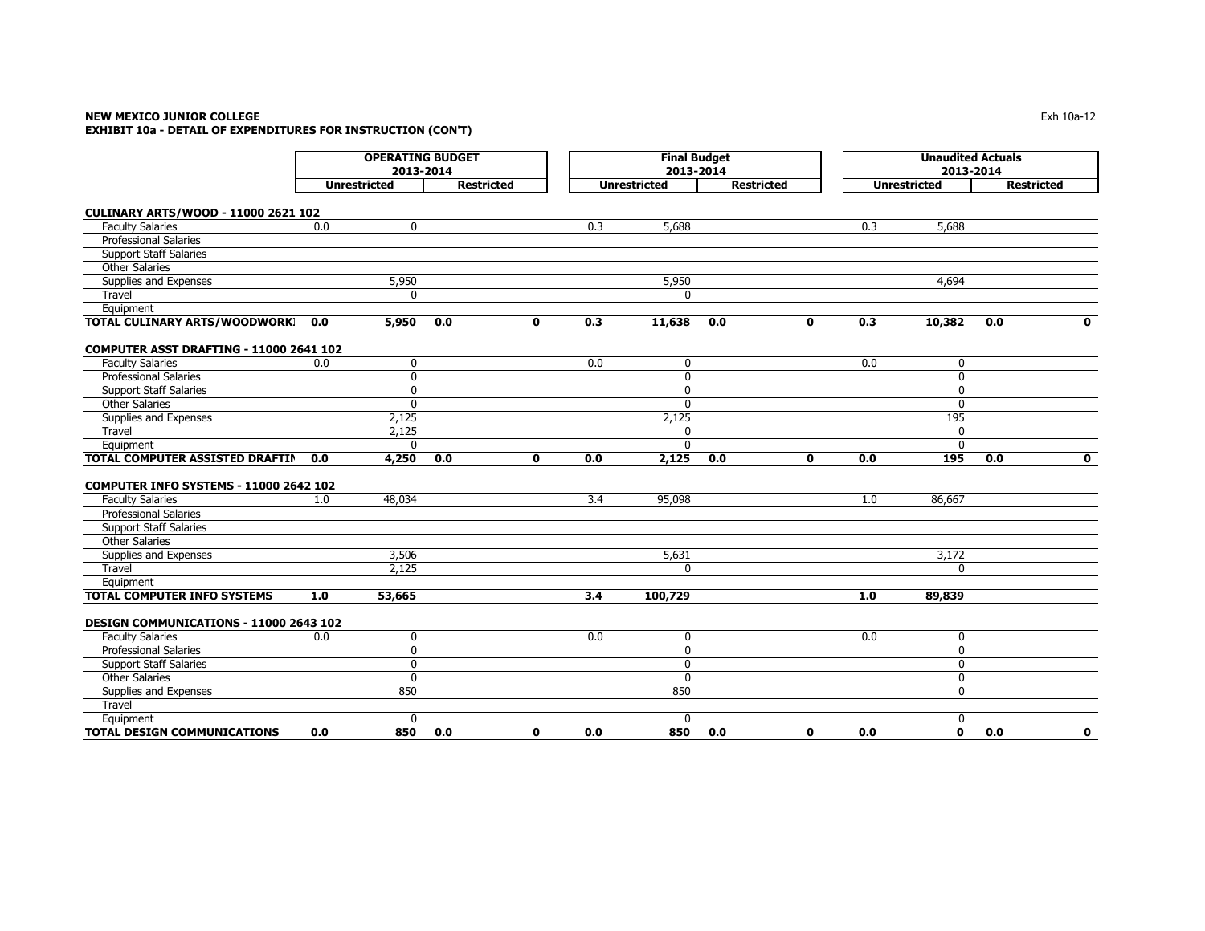**NEW MEXICO JUNIOR COLLEGE**
**EXHIBIT 10a - DETAIL OF EXPENDITURES FOR INSTRUCTION (CON'T)**

| | OPERATING BUDGET 2013-2014 | | | | Final Budget 2013-2014 | | | | Unaudited Actuals 2013-2014 | | | |
|---|---|---|---|---|---|---|---|---|---|---|---|---|
| | Unrestricted | | Restricted | | Unrestricted | | Restricted | | Unrestricted | | Restricted | |
| **CULINARY ARTS/WOOD - 11000 2621 102** | | | | | | | | | | | | |
| Faculty Salaries | 0.0 | 0 | | | 0.3 | 5,688 | | | 0.3 | 5,688 | | |
| Professional Salaries | | | | | | | | | | | | |
| Support Staff Salaries | | | | | | | | | | | | |
| Other Salaries | | | | | | | | | | | | |
| Supplies and Expenses | | 5,950 | | | | 5,950 | | | | 4,694 | | |
| Travel | | 0 | | | | 0 | | | | | | |
| Equipment | | | | | | | | | | | | |
| **TOTAL CULINARY ARTS/WOODWORKI** | **0.0** | **5,950** | **0.0** | **0** | **0.3** | **11,638** | **0.0** | **0** | **0.3** | **10,382** | **0.0** | **0** |
| **COMPUTER ASST DRAFTING - 11000 2641 102** | | | | | | | | | | | | |
| Faculty Salaries | 0.0 | 0 | | | 0.0 | 0 | | | 0.0 | 0 | | |
| Professional Salaries | | 0 | | | | 0 | | | | 0 | | |
| Support Staff Salaries | | 0 | | | | 0 | | | | 0 | | |
| Other Salaries | | 0 | | | | 0 | | | | 0 | | |
| Supplies and Expenses | | 2,125 | | | | 2,125 | | | | 195 | | |
| Travel | | 2,125 | | | | 0 | | | | 0 | | |
| Equipment | | 0 | | | | 0 | | | | 0 | | |
| **TOTAL COMPUTER ASSISTED DRAFTIN** | **0.0** | **4,250** | **0.0** | **0** | **0.0** | **2,125** | **0.0** | **0** | **0.0** | **195** | **0.0** | **0** |
| **COMPUTER INFO SYSTEMS - 11000 2642 102** | | | | | | | | | | | | |
| Faculty Salaries | 1.0 | 48,034 | | | 3.4 | 95,098 | | | 1.0 | 86,667 | | |
| Professional Salaries | | | | | | | | | | | | |
| Support Staff Salaries | | | | | | | | | | | | |
| Other Salaries | | | | | | | | | | | | |
| Supplies and Expenses | | 3,506 | | | | 5,631 | | | | 3,172 | | |
| Travel | | 2,125 | | | | 0 | | | | 0 | | |
| Equipment | | | | | | | | | | | | |
| **TOTAL COMPUTER INFO SYSTEMS** | **1.0** | **53,665** | | | **3.4** | **100,729** | | | **1.0** | **89,839** | | |
| **DESIGN COMMUNICATIONS - 11000 2643 102** | | | | | | | | | | | | |
| Faculty Salaries | 0.0 | 0 | | | 0.0 | 0 | | | 0.0 | 0 | | |
| Professional Salaries | | 0 | | | | 0 | | | | 0 | | |
| Support Staff Salaries | | 0 | | | | 0 | | | | 0 | | |
| Other Salaries | | 0 | | | | 0 | | | | 0 | | |
| Supplies and Expenses | | 850 | | | | 850 | | | | 0 | | |
| Travel | | | | | | | | | | | | |
| Equipment | | 0 | | | | 0 | | | | 0 | | |
| **TOTAL DESIGN COMMUNICATIONS** | **0.0** | **850** | **0.0** | **0** | **0.0** | **850** | **0.0** | **0** | **0.0** | **0** | **0.0** | **0** |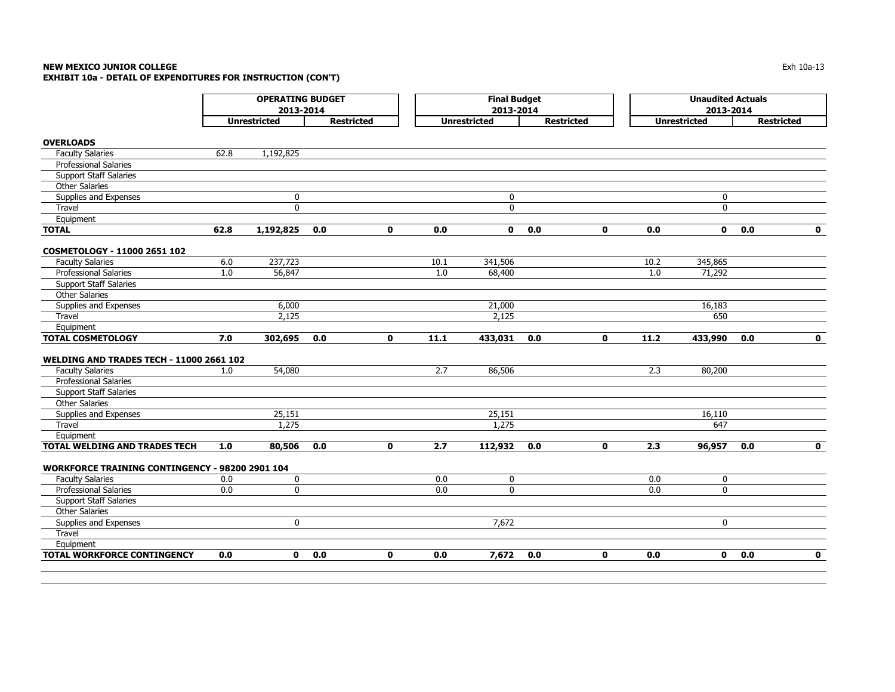**NEW MEXICO JUNIOR COLLEGE**
**EXHIBIT 10a - DETAIL OF EXPENDITURES FOR INSTRUCTION (CON'T)**

| | OPERATING BUDGET 2013-2014 | | | | Final Budget 2013-2014 | | | | Unaudited Actuals 2013-2014 | | | |
|---|---|---|---|---|---|---|---|---|---|---|---|---|
| | Unrestricted | | Restricted | | Unrestricted | | Restricted | | Unrestricted | | Restricted | |
| **OVERLOADS** | | | | | | | | | | | | |
| Faculty Salaries | 62.8 | 1,192,825 | | | | | | | | | | |
| Professional Salaries | | | | | | | | | | | | |
| Support Staff Salaries | | | | | | | | | | | | |
| Other Salaries | | | | | | | | | | | | |
| Supplies and Expenses | | 0 | | | | 0 | | | | 0 | | |
| Travel | | 0 | | | | 0 | | | | 0 | | |
| Equipment | | | | | | | | | | | | |
| **TOTAL** | **62.8** | **1,192,825** | **0.0** | **0** | **0.0** | **0** | **0.0** | **0** | **0.0** | **0** | **0.0** | **0** |
| **COSMETOLOGY - 11000 2651 102** | | | | | | | | | | | | |
| Faculty Salaries | 6.0 | 237,723 | | | 10.1 | 341,506 | | | 10.2 | 345,865 | | |
| Professional Salaries | 1.0 | 56,847 | | | 1.0 | 68,400 | | | 1.0 | 71,292 | | |
| Support Staff Salaries | | | | | | | | | | | | |
| Other Salaries | | | | | | | | | | | | |
| Supplies and Expenses | | 6,000 | | | | 21,000 | | | | 16,183 | | |
| Travel | | 2,125 | | | | 2,125 | | | | 650 | | |
| Equipment | | | | | | | | | | | | |
| **TOTAL COSMETOLOGY** | **7.0** | **302,695** | **0.0** | **0** | **11.1** | **433,031** | **0.0** | **0** | **11.2** | **433,990** | **0.0** | **0** |
| **WELDING AND TRADES TECH - 11000 2661 102** | | | | | | | | | | | | |
| Faculty Salaries | 1.0 | 54,080 | | | 2.7 | 86,506 | | | 2.3 | 80,200 | | |
| Professional Salaries | | | | | | | | | | | | |
| Support Staff Salaries | | | | | | | | | | | | |
| Other Salaries | | | | | | | | | | | | |
| Supplies and Expenses | | 25,151 | | | | 25,151 | | | | 16,110 | | |
| Travel | | 1,275 | | | | 1,275 | | | | 647 | | |
| Equipment | | | | | | | | | | | | |
| **TOTAL WELDING AND TRADES TECH** | **1.0** | **80,506** | **0.0** | **0** | **2.7** | **112,932** | **0.0** | **0** | **2.3** | **96,957** | **0.0** | **0** |
| **WORKFORCE TRAINING CONTINGENCY - 98200 2901 104** | | | | | | | | | | | | |
| Faculty Salaries | 0.0 | 0 | | | 0.0 | 0 | | | 0.0 | 0 | | |
| Professional Salaries | 0.0 | 0 | | | 0.0 | 0 | | | 0.0 | 0 | | |
| Support Staff Salaries | | | | | | | | | | | | |
| Other Salaries | | | | | | | | | | | | |
| Supplies and Expenses | | 0 | | | | 7,672 | | | | 0 | | |
| Travel | | | | | | | | | | | | |
| Equipment | | | | | | | | | | | | |
| **TOTAL WORKFORCE CONTINGENCY** | **0.0** | **0** | **0.0** | **0** | **0.0** | **7,672** | **0.0** | **0** | **0.0** | **0** | **0.0** | **0** |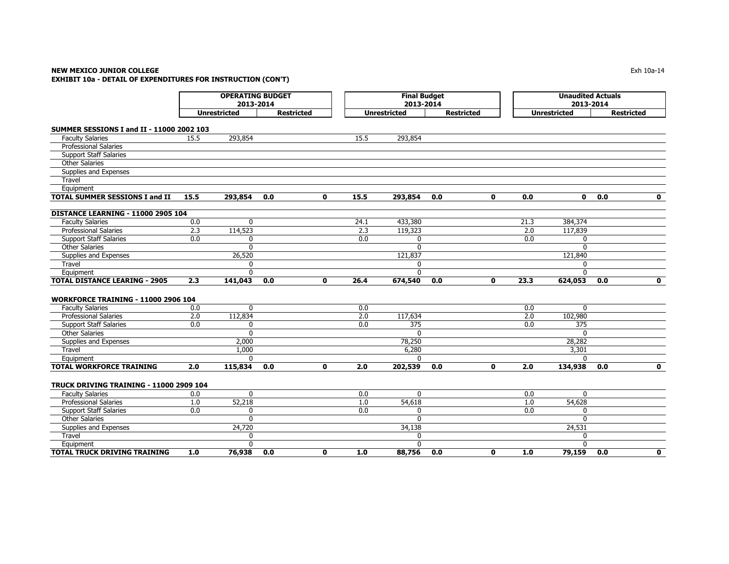**NEW MEXICO JUNIOR COLLEGE**
**EXHIBIT 10a - DETAIL OF EXPENDITURES FOR INSTRUCTION (CON'T)**

| | OPERATING BUDGET 2013-2014 | | | | Final Budget 2013-2014 | | | | Unaudited Actuals 2013-2014 | | | |
|---|---|---|---|---|---|---|---|---|---|---|---|---|
| | Unrestricted | | Restricted | | Unrestricted | | Restricted | | Unrestricted | | Restricted | |
| **SUMMER SESSIONS I and II - 11000 2002 103** | | | | | | | | | | | | |
| Faculty Salaries | 15.5 | 293,854 | | | 15.5 | 293,854 | | | | | | |
| Professional Salaries | | | | | | | | | | | | |
| Support Staff Salaries | | | | | | | | | | | | |
| Other Salaries | | | | | | | | | | | | |
| Supplies and Expenses | | | | | | | | | | | | |
| Travel | | | | | | | | | | | | |
| Equipment | | | | | | | | | | | | |
| **TOTAL SUMMER SESSIONS I and II** | **15.5** | **293,854** | **0.0** | **0** | **15.5** | **293,854** | **0.0** | **0** | **0.0** | **0** | **0.0** | **0** |
| **DISTANCE LEARNING - 11000 2905 104** | | | | | | | | | | | | |
| Faculty Salaries | 0.0 | 0 | | | 24.1 | 433,380 | | | 21.3 | 384,374 | | |
| Professional Salaries | 2.3 | 114,523 | | | 2.3 | 119,323 | | | 2.0 | 117,839 | | |
| Support Staff Salaries | 0.0 | 0 | | | 0.0 | 0 | | | 0.0 | 0 | | |
| Other Salaries | | 0 | | | | 0 | | | | 0 | | |
| Supplies and Expenses | | 26,520 | | | | 121,837 | | | | 121,840 | | |
| Travel | | 0 | | | | 0 | | | | 0 | | |
| Equipment | | 0 | | | | 0 | | | | 0 | | |
| **TOTAL DISTANCE LEARING - 2905** | **2.3** | **141,043** | **0.0** | **0** | **26.4** | **674,540** | **0.0** | **0** | **23.3** | **624,053** | **0.0** | **0** |
| **WORKFORCE TRAINING - 11000 2906 104** | | | | | | | | | | | | |
| Faculty Salaries | 0.0 | 0 | | | 0.0 | | | | 0.0 | 0 | | |
| Professional Salaries | 2.0 | 112,834 | | | 2.0 | 117,634 | | | 2.0 | 102,980 | | |
| Support Staff Salaries | 0.0 | 0 | | | 0.0 | 375 | | | 0.0 | 375 | | |
| Other Salaries | | 0 | | | | 0 | | | | 0 | | |
| Supplies and Expenses | | 2,000 | | | | 78,250 | | | | 28,282 | | |
| Travel | | 1,000 | | | | 6,280 | | | | 3,301 | | |
| Equipment | | 0 | | | | 0 | | | | 0 | | |
| **TOTAL WORKFORCE TRAINING** | **2.0** | **115,834** | **0.0** | **0** | **2.0** | **202,539** | **0.0** | **0** | **2.0** | **134,938** | **0.0** | **0** |
| **TRUCK DRIVING TRAINING - 11000 2909 104** | | | | | | | | | | | | |
| Faculty Salaries | 0.0 | 0 | | | 0.0 | 0 | | | 0.0 | 0 | | |
| Professional Salaries | 1.0 | 52,218 | | | 1.0 | 54,618 | | | 1.0 | 54,628 | | |
| Support Staff Salaries | 0.0 | 0 | | | 0.0 | 0 | | | 0.0 | 0 | | |
| Other Salaries | | 0 | | | | 0 | | | | 0 | | |
| Supplies and Expenses | | 24,720 | | | | 34,138 | | | | 24,531 | | |
| Travel | | 0 | | | | 0 | | | | 0 | | |
| Equipment | | 0 | | | | 0 | | | | 0 | | |
| **TOTAL TRUCK DRIVING TRAINING** | **1.0** | **76,938** | **0.0** | **0** | **1.0** | **88,756** | **0.0** | **0** | **1.0** | **79,159** | **0.0** | **0** |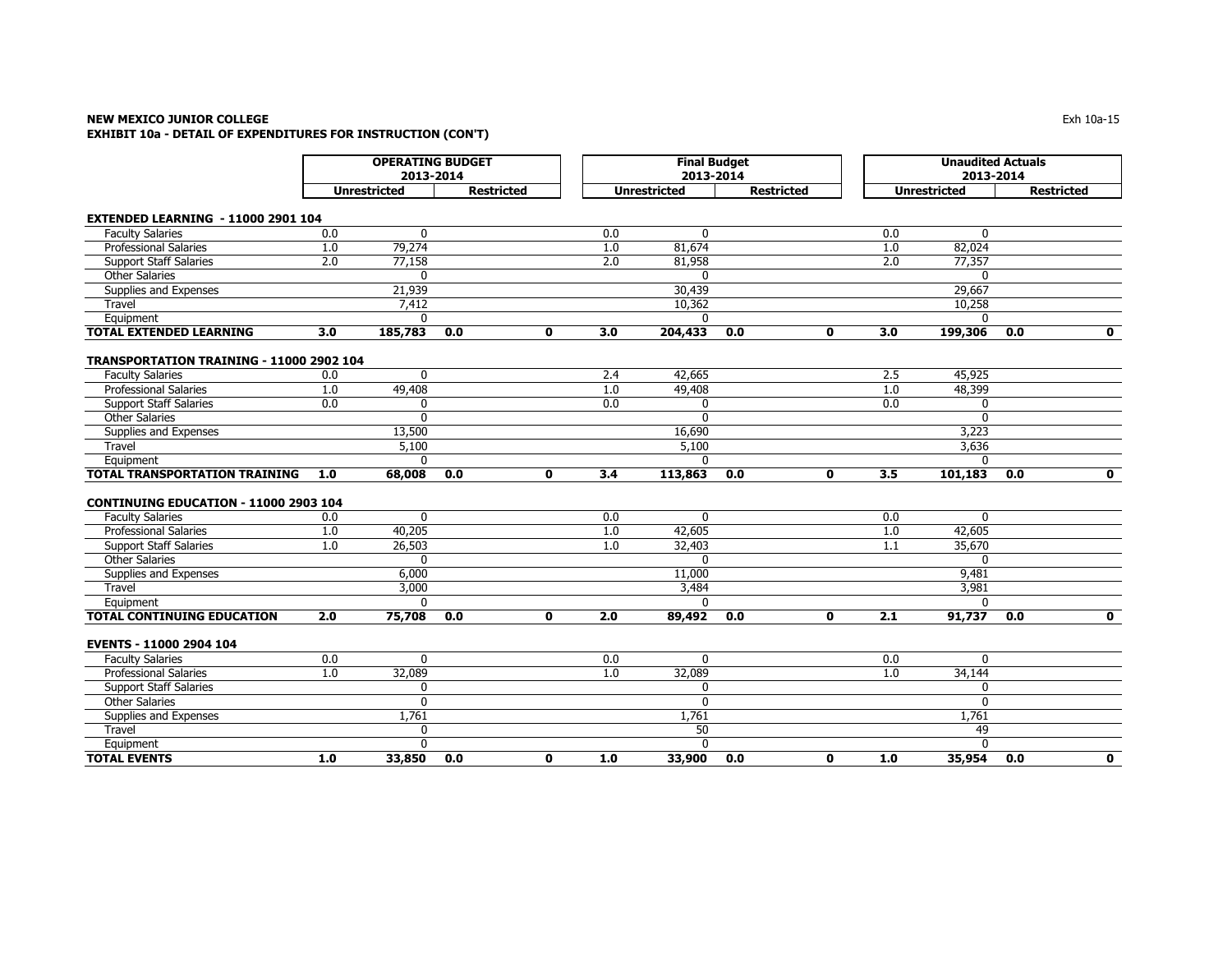**NEW MEXICO JUNIOR COLLEGE**
**EXHIBIT 10a - DETAIL OF EXPENDITURES FOR INSTRUCTION (CON'T)**

| | OPERATING BUDGET 2013-2014 | | | | Final Budget 2013-2014 | | | | Unaudited Actuals 2013-2014 | | | |
|---|---|---|---|---|---|---|---|---|---|---|---|---|
| | Unrestricted | | Restricted | | Unrestricted | | Restricted | | Unrestricted | | Restricted | |
| **EXTENDED LEARNING - 11000 2901 104** | | | | | | | | | | | | |
| Faculty Salaries | 0.0 | 0 | | | 0.0 | 0 | | | 0.0 | 0 | | |
| Professional Salaries | 1.0 | 79,274 | | | 1.0 | 81,674 | | | 1.0 | 82,024 | | |
| Support Staff Salaries | 2.0 | 77,158 | | | 2.0 | 81,958 | | | 2.0 | 77,357 | | |
| Other Salaries | | 0 | | | | 0 | | | | 0 | | |
| Supplies and Expenses | | 21,939 | | | | 30,439 | | | | 29,667 | | |
| Travel | | 7,412 | | | | 10,362 | | | | 10,258 | | |
| Equipment | | 0 | | | | 0 | | | | 0 | | |
| **TOTAL EXTENDED LEARNING** | **3.0** | **185,783** | **0.0** | **0** | **3.0** | **204,433** | **0.0** | **0** | **3.0** | **199,306** | **0.0** | **0** |
| **TRANSPORTATION TRAINING - 11000 2902 104** | | | | | | | | | | | | |
| Faculty Salaries | 0.0 | 0 | | | 2.4 | 42,665 | | | 2.5 | 45,925 | | |
| Professional Salaries | 1.0 | 49,408 | | | 1.0 | 49,408 | | | 1.0 | 48,399 | | |
| Support Staff Salaries | 0.0 | 0 | | | 0.0 | 0 | | | 0.0 | 0 | | |
| Other Salaries | | 0 | | | | 0 | | | | 0 | | |
| Supplies and Expenses | | 13,500 | | | | 16,690 | | | | 3,223 | | |
| Travel | | 5,100 | | | | 5,100 | | | | 3,636 | | |
| Equipment | | 0 | | | | 0 | | | | 0 | | |
| **TOTAL TRANSPORTATION TRAINING** | **1.0** | **68,008** | **0.0** | **0** | **3.4** | **113,863** | **0.0** | **0** | **3.5** | **101,183** | **0.0** | **0** |
| **CONTINUING EDUCATION - 11000 2903 104** | | | | | | | | | | | | |
| Faculty Salaries | 0.0 | 0 | | | 0.0 | 0 | | | 0.0 | 0 | | |
| Professional Salaries | 1.0 | 40,205 | | | 1.0 | 42,605 | | | 1.0 | 42,605 | | |
| Support Staff Salaries | 1.0 | 26,503 | | | 1.0 | 32,403 | | | 1.1 | 35,670 | | |
| Other Salaries | | 0 | | | | 0 | | | | 0 | | |
| Supplies and Expenses | | 6,000 | | | | 11,000 | | | | 9,481 | | |
| Travel | | 3,000 | | | | 3,484 | | | | 3,981 | | |
| Equipment | | 0 | | | | 0 | | | | 0 | | |
| **TOTAL CONTINUING EDUCATION** | **2.0** | **75,708** | **0.0** | **0** | **2.0** | **89,492** | **0.0** | **0** | **2.1** | **91,737** | **0.0** | **0** |
| **EVENTS - 11000 2904 104** | | | | | | | | | | | | |
| Faculty Salaries | 0.0 | 0 | | | 0.0 | 0 | | | 0.0 | 0 | | |
| Professional Salaries | 1.0 | 32,089 | | | 1.0 | 32,089 | | | 1.0 | 34,144 | | |
| Support Staff Salaries | | 0 | | | | 0 | | | | 0 | | |
| Other Salaries | | 0 | | | | 0 | | | | 0 | | |
| Supplies and Expenses | | 1,761 | | | | 1,761 | | | | 1,761 | | |
| Travel | | 0 | | | | 50 | | | | 49 | | |
| Equipment | | 0 | | | | 0 | | | | 0 | | |
| **TOTAL EVENTS** | **1.0** | **33,850** | **0.0** | **0** | **1.0** | **33,900** | **0.0** | **0** | **1.0** | **35,954** | **0.0** | **0** |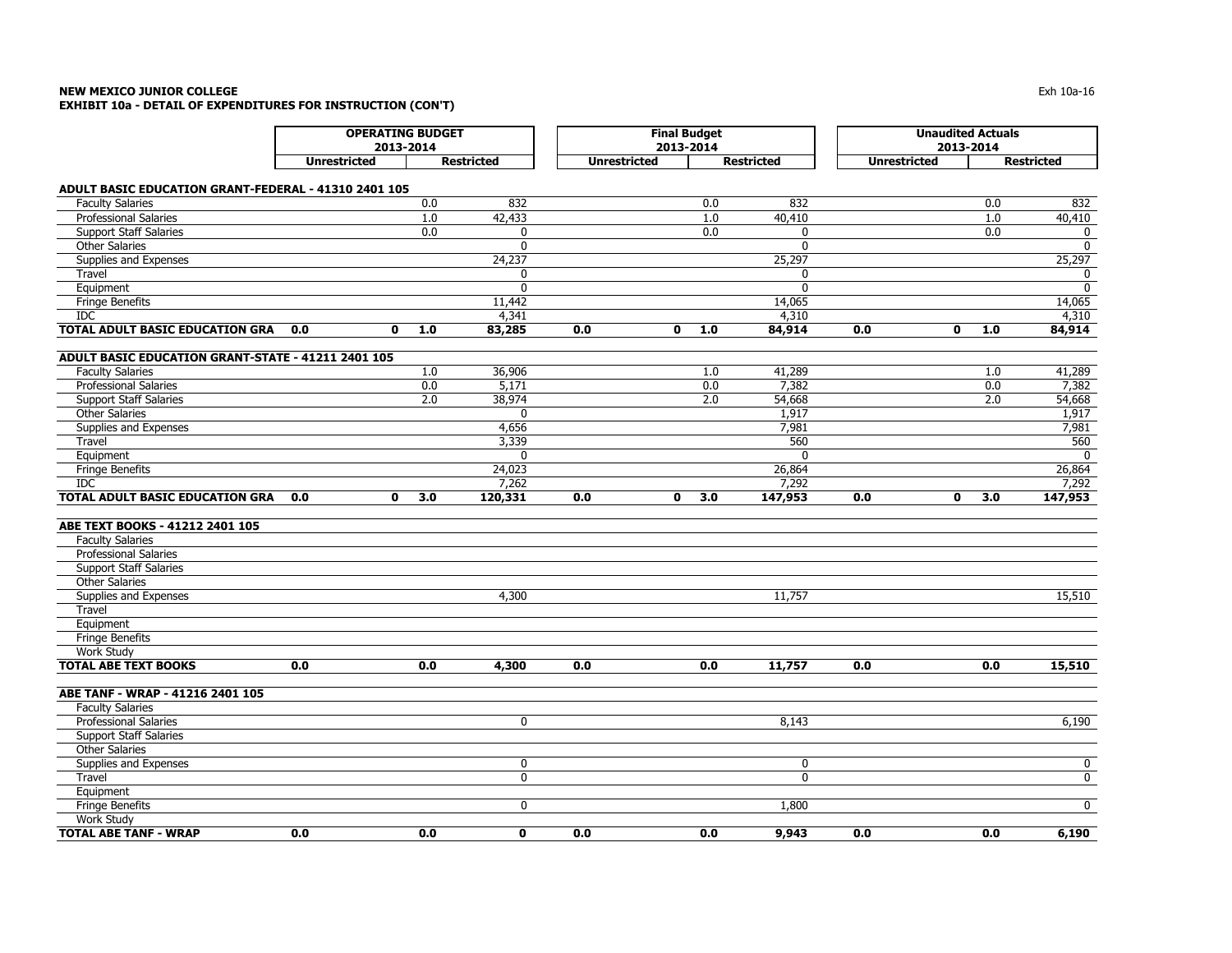**NEW MEXICO JUNIOR COLLEGE**
**EXHIBIT 10a - DETAIL OF EXPENDITURES FOR INSTRUCTION (CON'T)**

| | OPERATING BUDGET 2013-2014 | | | | Final Budget 2013-2014 | | | | Unaudited Actuals 2013-2014 | | | |
|---|---|---|---|---|---|---|---|---|---|---|---|---|
| | Unrestricted | | Restricted | | Unrestricted | | Restricted | | Unrestricted | | Restricted | |
| **ADULT BASIC EDUCATION GRANT-FEDERAL - 41310 2401 105** | | | | | | | | | | | | |
| Faculty Salaries | | | 0.0 | 832 | | | 0.0 | 832 | | | 0.0 | 832 |
| Professional Salaries | | | 1.0 | 42,433 | | | 1.0 | 40,410 | | | 1.0 | 40,410 |
| Support Staff Salaries | | | 0.0 | 0 | | | 0.0 | 0 | | | 0.0 | 0 |
| Other Salaries | | | | 0 | | | | 0 | | | | 0 |
| Supplies and Expenses | | | | 24,237 | | | | 25,297 | | | | 25,297 |
| Travel | | | | 0 | | | | 0 | | | | 0 |
| Equipment | | | | 0 | | | | 0 | | | | 0 |
| Fringe Benefits | | | | 11,442 | | | | 14,065 | | | | 14,065 |
| IDC | | | | 4,341 | | | | 4,310 | | | | 4,310 |
| **TOTAL ADULT BASIC EDUCATION GRA** | **0.0** | **0** | **1.0** | **83,285** | **0.0** | **0** | **1.0** | **84,914** | **0.0** | **0** | **1.0** | **84,914** |
| **ADULT BASIC EDUCATION GRANT-STATE - 41211 2401 105** | | | | | | | | | | | | |
| Faculty Salaries | | | 1.0 | 36,906 | | | 1.0 | 41,289 | | | 1.0 | 41,289 |
| Professional Salaries | | | 0.0 | 5,171 | | | 0.0 | 7,382 | | | 0.0 | 7,382 |
| Support Staff Salaries | | | 2.0 | 38,974 | | | 2.0 | 54,668 | | | 2.0 | 54,668 |
| Other Salaries | | | | 0 | | | | 1,917 | | | | 1,917 |
| Supplies and Expenses | | | | 4,656 | | | | 7,981 | | | | 7,981 |
| Travel | | | | 3,339 | | | | 560 | | | | 560 |
| Equipment | | | | 0 | | | | 0 | | | | 0 |
| Fringe Benefits | | | | 24,023 | | | | 26,864 | | | | 26,864 |
| IDC | | | | 7,262 | | | | 7,292 | | | | 7,292 |
| **TOTAL ADULT BASIC EDUCATION GRA** | **0.0** | **0** | **3.0** | **120,331** | **0.0** | **0** | **3.0** | **147,953** | **0.0** | **0** | **3.0** | **147,953** |
| **ABE TEXT BOOKS - 41212 2401 105** | | | | | | | | | | | | |
| Faculty Salaries | | | | | | | | | | | | |
| Professional Salaries | | | | | | | | | | | | |
| Support Staff Salaries | | | | | | | | | | | | |
| Other Salaries | | | | | | | | | | | | |
| Supplies and Expenses | | | | 4,300 | | | | 11,757 | | | | 15,510 |
| Travel | | | | | | | | | | | | |
| Equipment | | | | | | | | | | | | |
| Fringe Benefits | | | | | | | | | | | | |
| Work Study | | | | | | | | | | | | |
| **TOTAL ABE TEXT BOOKS** | **0.0** | | **0.0** | **4,300** | **0.0** | | **0.0** | **11,757** | **0.0** | | **0.0** | **15,510** |
| **ABE TANF - WRAP - 41216 2401 105** | | | | | | | | | | | | |
| Faculty Salaries | | | | | | | | | | | | |
| Professional Salaries | | | | 0 | | | | 8,143 | | | | 6,190 |
| Support Staff Salaries | | | | | | | | | | | | |
| Other Salaries | | | | | | | | | | | | |
| Supplies and Expenses | | | | 0 | | | | 0 | | | | 0 |
| Travel | | | | 0 | | | | 0 | | | | 0 |
| Equipment | | | | | | | | | | | | |
| Fringe Benefits | | | | 0 | | | | 1,800 | | | | 0 |
| Work Study | | | | | | | | | | | | |
| **TOTAL ABE TANF - WRAP** | **0.0** | | **0.0** | **0** | **0.0** | | **0.0** | **9,943** | **0.0** | | **0.0** | **6,190** |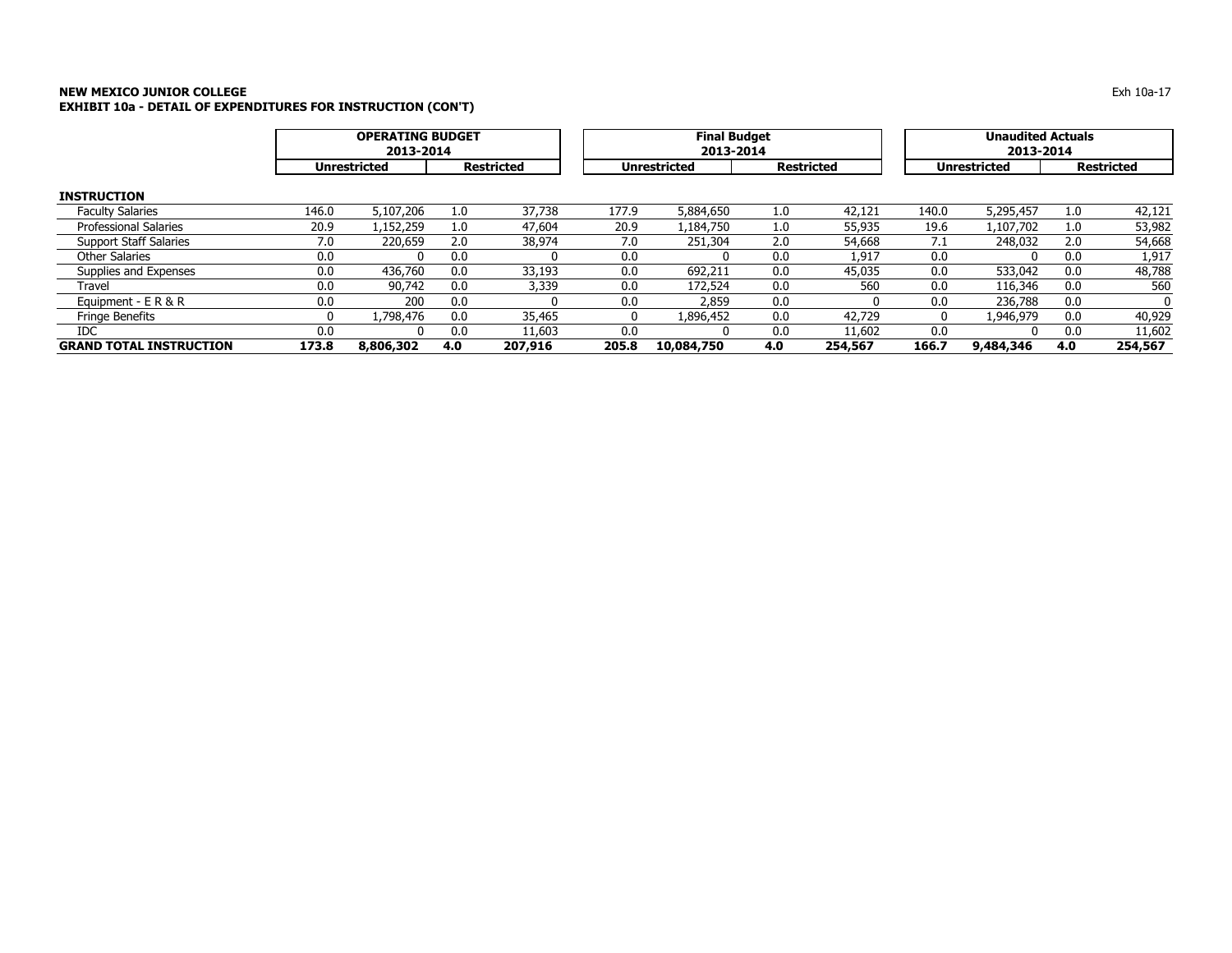**NEW MEXICO JUNIOR COLLEGE**
**EXHIBIT 10a - DETAIL OF EXPENDITURES FOR INSTRUCTION (CON'T)**

| | OPERATING BUDGET 2013-2014 | | | | Final Budget 2013-2014 | | | | Unaudited Actuals 2013-2014 | | | |
|---|---|---|---|---|---|---|---|---|---|---|---|---|
| | Unrestricted | | Restricted | | Unrestricted | | Restricted | | Unrestricted | | Restricted | |
| **INSTRUCTION** | | | | | | | | | | | | |
| Faculty Salaries | 146.0 | 5,107,206 | 1.0 | 37,738 | 177.9 | 5,884,650 | 1.0 | 42,121 | 140.0 | 5,295,457 | 1.0 | 42,121 |
| Professional Salaries | 20.9 | 1,152,259 | 1.0 | 47,604 | 20.9 | 1,184,750 | 1.0 | 55,935 | 19.6 | 1,107,702 | 1.0 | 53,982 |
| Support Staff Salaries | 7.0 | 220,659 | 2.0 | 38,974 | 7.0 | 251,304 | 2.0 | 54,668 | 7.1 | 248,032 | 2.0 | 54,668 |
| Other Salaries | 0.0 | 0 | 0.0 | 0 | 0.0 | 0 | 0.0 | 1,917 | 0.0 | 0 | 0.0 | 1,917 |
| Supplies and Expenses | 0.0 | 436,760 | 0.0 | 33,193 | 0.0 | 692,211 | 0.0 | 45,035 | 0.0 | 533,042 | 0.0 | 48,788 |
| Travel | 0.0 | 90,742 | 0.0 | 3,339 | 0.0 | 172,524 | 0.0 | 560 | 0.0 | 116,346 | 0.0 | 560 |
| Equipment - E R & R | 0.0 | 200 | 0.0 | 0 | 0.0 | 2,859 | 0.0 | 0 | 0.0 | 236,788 | 0.0 | 0 |
| Fringe Benefits | 0 | 1,798,476 | 0.0 | 35,465 | 0 | 1,896,452 | 0.0 | 42,729 | 0 | 1,946,979 | 0.0 | 40,929 |
| IDC | 0.0 | 0 | 0.0 | 11,603 | 0.0 | 0 | 0.0 | 11,602 | 0.0 | 0 | 0.0 | 11,602 |
| **GRAND TOTAL INSTRUCTION** | **173.8** | **8,806,302** | **4.0** | **207,916** | **205.8** | **10,084,750** | **4.0** | **254,567** | **166.7** | **9,484,346** | **4.0** | **254,567** |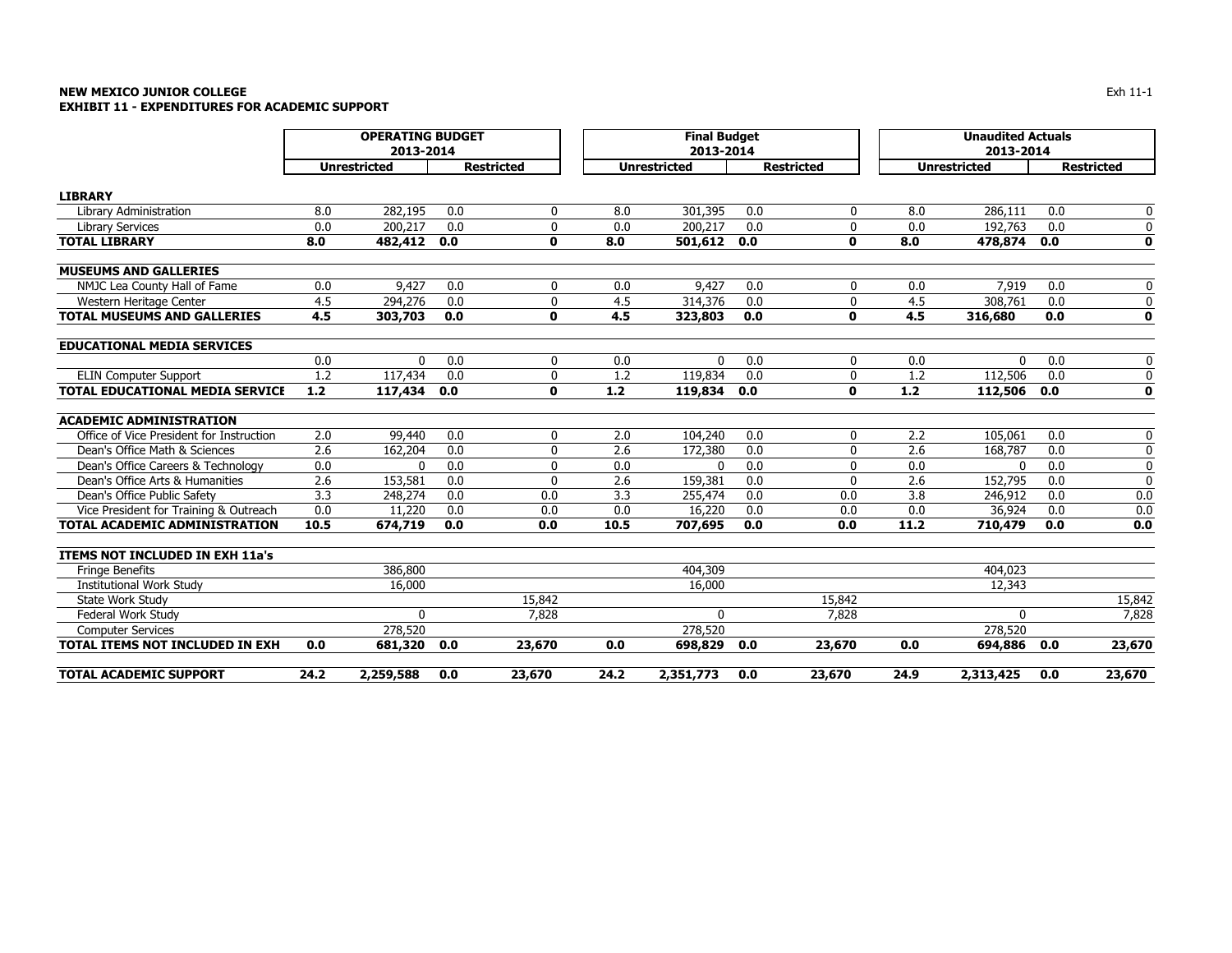**NEW MEXICO JUNIOR COLLEGE**
**EXHIBIT 11 - EXPENDITURES FOR ACADEMIC SUPPORT**

Exh 11-1

| | OPERATING BUDGET 2013-2014 | | | | Final Budget 2013-2014 | | | | Unaudited Actuals 2013-2014 | | | |
|---|---|---|---|---|---|---|---|---|---|---|---|---|
| | Unrestricted | | Restricted | | Unrestricted | | Restricted | | Unrestricted | | Restricted | |
| **LIBRARY** | | | | | | | | | | | | |
| Library Administration | 8.0 | 282,195 | 0.0 | 0 | 8.0 | 301,395 | 0.0 | 0 | 8.0 | 286,111 | 0.0 | 0 |
| Library Services | 0.0 | 200,217 | 0.0 | 0 | 0.0 | 200,217 | 0.0 | 0 | 0.0 | 192,763 | 0.0 | 0 |
| **TOTAL LIBRARY** | **8.0** | **482,412** | **0.0** | **0** | **8.0** | **501,612** | **0.0** | **0** | **8.0** | **478,874** | **0.0** | **0** |
| **MUSEUMS AND GALLERIES** | | | | | | | | | | | | |
| NMJC Lea County Hall of Fame | 0.0 | 9,427 | 0.0 | 0 | 0.0 | 9,427 | 0.0 | 0 | 0.0 | 7,919 | 0.0 | 0 |
| Western Heritage Center | 4.5 | 294,276 | 0.0 | 0 | 4.5 | 314,376 | 0.0 | 0 | 4.5 | 308,761 | 0.0 | 0 |
| **TOTAL MUSEUMS AND GALLERIES** | **4.5** | **303,703** | **0.0** | **0** | **4.5** | **323,803** | **0.0** | **0** | **4.5** | **316,680** | **0.0** | **0** |
| **EDUCATIONAL MEDIA SERVICES** | | | | | | | | | | | | |
| | 0.0 | 0 | 0.0 | 0 | 0.0 | 0 | 0.0 | 0 | 0.0 | 0 | 0.0 | 0 |
| ELIN Computer Support | 1.2 | 117,434 | 0.0 | 0 | 1.2 | 119,834 | 0.0 | 0 | 1.2 | 112,506 | 0.0 | 0 |
| **TOTAL EDUCATIONAL MEDIA SERVICE** | **1.2** | **117,434** | **0.0** | **0** | **1.2** | **119,834** | **0.0** | **0** | **1.2** | **112,506** | **0.0** | **0** |
| **ACADEMIC ADMINISTRATION** | | | | | | | | | | | | |
| Office of Vice President for Instruction | 2.0 | 99,440 | 0.0 | 0 | 2.0 | 104,240 | 0.0 | 0 | 2.2 | 105,061 | 0.0 | 0 |
| Dean's Office Math & Sciences | 2.6 | 162,204 | 0.0 | 0 | 2.6 | 172,380 | 0.0 | 0 | 2.6 | 168,787 | 0.0 | 0 |
| Dean's Office Careers & Technology | 0.0 | 0 | 0.0 | 0 | 0.0 | 0 | 0.0 | 0 | 0.0 | 0 | 0.0 | 0 |
| Dean's Office Arts & Humanities | 2.6 | 153,581 | 0.0 | 0 | 2.6 | 159,381 | 0.0 | 0 | 2.6 | 152,795 | 0.0 | 0 |
| Dean's Office Public Safety | 3.3 | 248,274 | 0.0 | 0.0 | 3.3 | 255,474 | 0.0 | 0.0 | 3.8 | 246,912 | 0.0 | 0.0 |
| Vice President for Training & Outreach | 0.0 | 11,220 | 0.0 | 0.0 | 0.0 | 16,220 | 0.0 | 0.0 | 0.0 | 36,924 | 0.0 | 0.0 |
| **TOTAL ACADEMIC ADMINISTRATION** | **10.5** | **674,719** | **0.0** | **0.0** | **10.5** | **707,695** | **0.0** | **0.0** | **11.2** | **710,479** | **0.0** | **0.0** |
| **ITEMS NOT INCLUDED IN EXH 11a's** | | | | | | | | | | | | |
| Fringe Benefits | | 386,800 | | | | 404,309 | | | | 404,023 | | |
| Institutional Work Study | | 16,000 | | | | 16,000 | | | | 12,343 | | |
| State Work Study | | | | 15,842 | | | | 15,842 | | | | 15,842 |
| Federal Work Study | | 0 | | 7,828 | | 0 | | 7,828 | | 0 | | 7,828 |
| Computer Services | | 278,520 | | | | 278,520 | | | | 278,520 | | |
| **TOTAL ITEMS NOT INCLUDED IN EXH** | **0.0** | **681,320** | **0.0** | **23,670** | **0.0** | **698,829** | **0.0** | **23,670** | **0.0** | **694,886** | **0.0** | **23,670** |
| **TOTAL ACADEMIC SUPPORT** | **24.2** | **2,259,588** | **0.0** | **23,670** | **24.2** | **2,351,773** | **0.0** | **23,670** | **24.9** | **2,313,425** | **0.0** | **23,670** |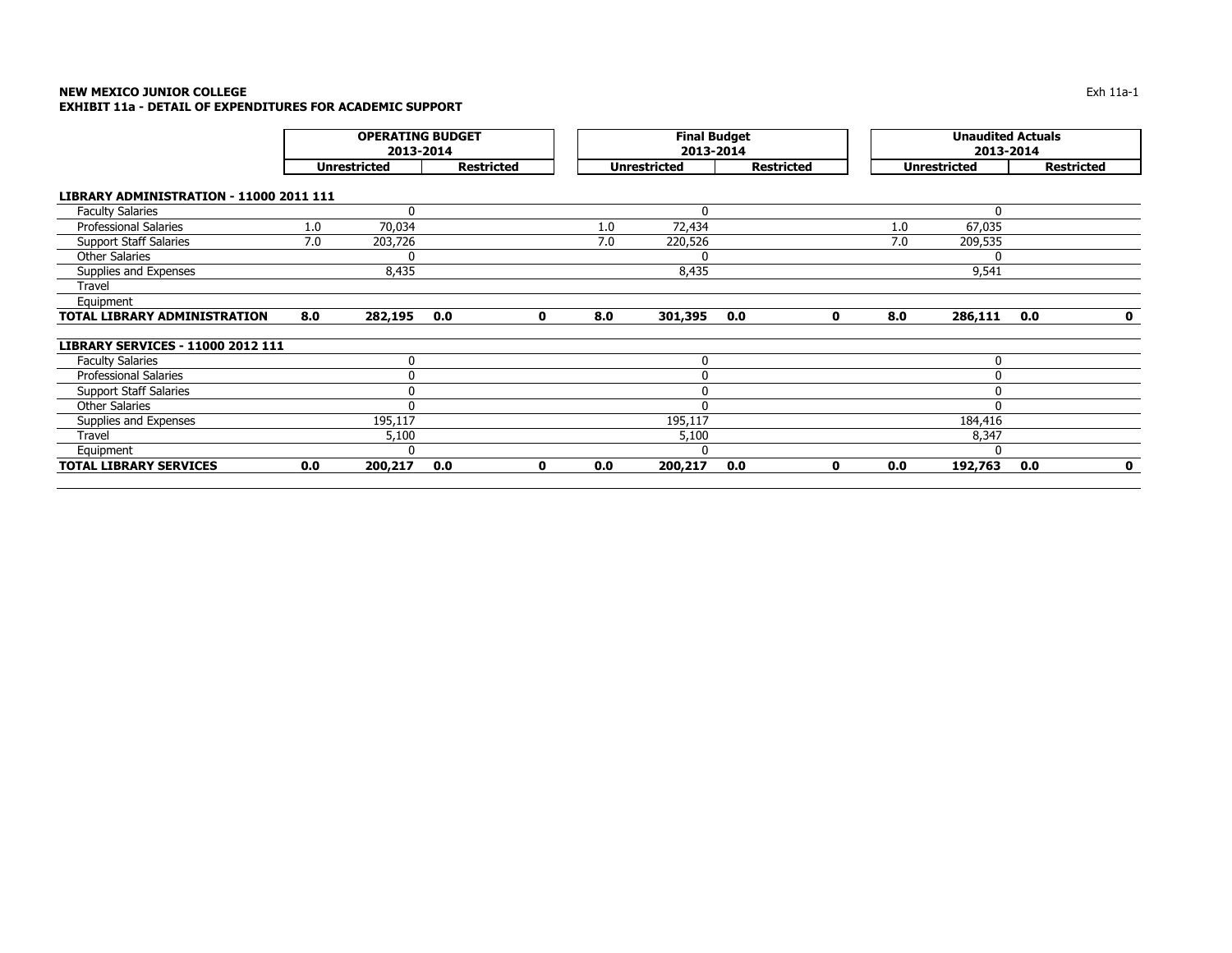**NEW MEXICO JUNIOR COLLEGE**
**EXHIBIT 11a - DETAIL OF EXPENDITURES FOR ACADEMIC SUPPORT**

| | OPERATING BUDGET 2013-2014 | | | | Final Budget 2013-2014 | | | | Unaudited Actuals 2013-2014 | | | |
|---|---|---|---|---|---|---|---|---|---|---|---|---|
| | Unrestricted | | Restricted | | Unrestricted | | Restricted | | Unrestricted | | Restricted | |
| **LIBRARY ADMINISTRATION - 11000 2011 111** | | | | | | | | | | | | |
| Faculty Salaries | | 0 | | | | 0 | | | | 0 | | |
| Professional Salaries | 1.0 | 70,034 | | | 1.0 | 72,434 | | | 1.0 | 67,035 | | |
| Support Staff Salaries | 7.0 | 203,726 | | | 7.0 | 220,526 | | | 7.0 | 209,535 | | |
| Other Salaries | | 0 | | | | 0 | | | | 0 | | |
| Supplies and Expenses | | 8,435 | | | | 8,435 | | | | 9,541 | | |
| Travel | | | | | | | | | | | | |
| Equipment | | | | | | | | | | | | |
| **TOTAL LIBRARY ADMINISTRATION** | **8.0** | **282,195** | **0.0** | **0** | **8.0** | **301,395** | **0.0** | **0** | **8.0** | **286,111** | **0.0** | **0** |
| **LIBRARY SERVICES - 11000 2012 111** | | | | | | | | | | | | |
| Faculty Salaries | | 0 | | | | 0 | | | | 0 | | |
| Professional Salaries | | 0 | | | | 0 | | | | 0 | | |
| Support Staff Salaries | | 0 | | | | 0 | | | | 0 | | |
| Other Salaries | | 0 | | | | 0 | | | | 0 | | |
| Supplies and Expenses | | 195,117 | | | | 195,117 | | | | 184,416 | | |
| Travel | | 5,100 | | | | 5,100 | | | | 8,347 | | |
| Equipment | | 0 | | | | 0 | | | | 0 | | |
| **TOTAL LIBRARY SERVICES** | **0.0** | **200,217** | **0.0** | **0** | **0.0** | **200,217** | **0.0** | **0** | **0.0** | **192,763** | **0.0** | **0** |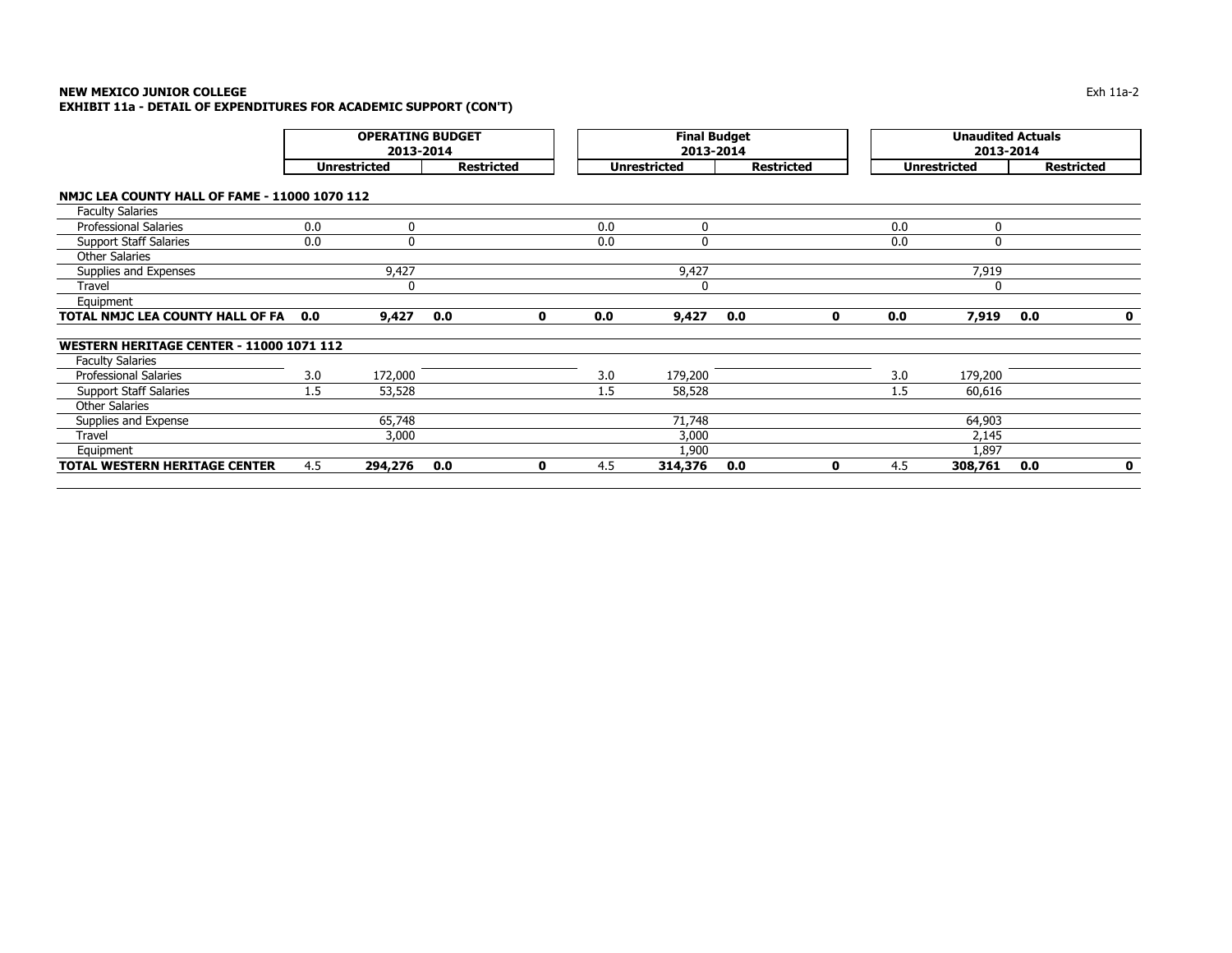**NEW MEXICO JUNIOR COLLEGE**
**EXHIBIT 11a - DETAIL OF EXPENDITURES FOR ACADEMIC SUPPORT (CON'T)**

| | OPERATING BUDGET 2013-2014 | | | | Final Budget 2013-2014 | | | | Unaudited Actuals 2013-2014 | | | |
|---|---|---|---|---|---|---|---|---|---|---|---|---|
| | Unrestricted | | Restricted | | Unrestricted | | Restricted | | Unrestricted | | Restricted | |
| **NMJC LEA COUNTY HALL OF FAME - 11000 1070 112** | | | | | | | | | | | | |
| Faculty Salaries | | | | | | | | | | | | |
| Professional Salaries | 0.0 | 0 | | | 0.0 | 0 | | | 0.0 | 0 | | |
| Support Staff Salaries | 0.0 | 0 | | | 0.0 | 0 | | | 0.0 | 0 | | |
| Other Salaries | | | | | | | | | | | | |
| Supplies and Expenses | | 9,427 | | | | 9,427 | | | | 7,919 | | |
| Travel | | 0 | | | | 0 | | | | 0 | | |
| Equipment | | | | | | | | | | | | |
| **TOTAL NMJC LEA COUNTY HALL OF FA** | **0.0** | **9,427** | **0.0** | **0** | **0.0** | **9,427** | **0.0** | **0** | **0.0** | **7,919** | **0.0** | **0** |
| **WESTERN HERITAGE CENTER - 11000 1071 112** | | | | | | | | | | | | |
| Faculty Salaries | | | | | | | | | | | | |
| Professional Salaries | 3.0 | 172,000 | | | 3.0 | 179,200 | | | 3.0 | 179,200 | | |
| Support Staff Salaries | 1.5 | 53,528 | | | 1.5 | 58,528 | | | 1.5 | 60,616 | | |
| Other Salaries | | | | | | | | | | | | |
| Supplies and Expense | | 65,748 | | | | 71,748 | | | | 64,903 | | |
| Travel | | 3,000 | | | | 3,000 | | | | 2,145 | | |
| Equipment | | | | | | 1,900 | | | | 1,897 | | |
| **TOTAL WESTERN HERITAGE CENTER** | 4.5 | **294,276** | **0.0** | **0** | 4.5 | **314,376** | **0.0** | **0** | 4.5 | **308,761** | **0.0** | **0** |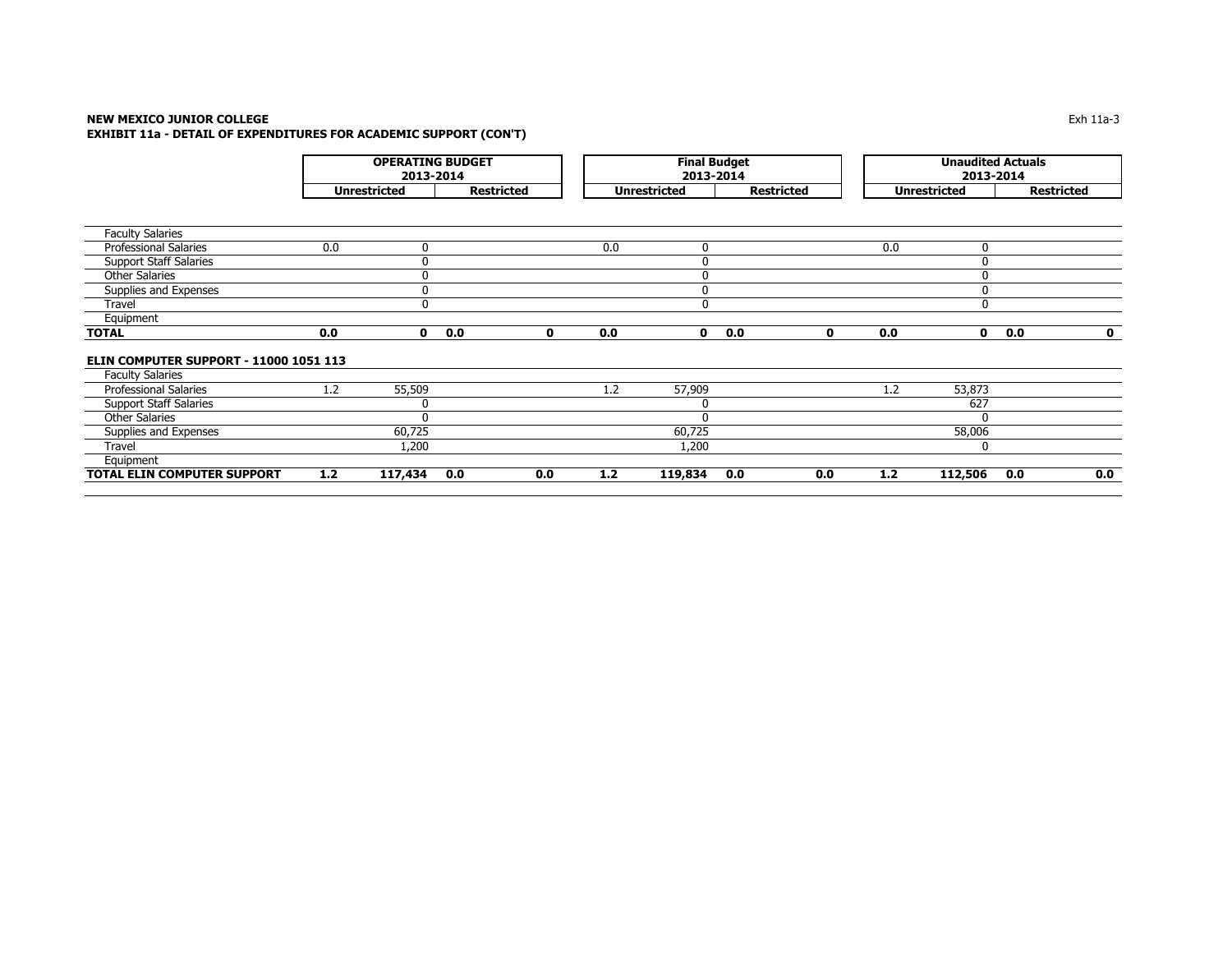**NEW MEXICO JUNIOR COLLEGE**
**EXHIBIT 11a - DETAIL OF EXPENDITURES FOR ACADEMIC SUPPORT (CON'T)**

| | OPERATING BUDGET 2013-2014 | | | | Final Budget 2013-2014 | | | | Unaudited Actuals 2013-2014 | | | |
|---|---|---|---|---|---|---|---|---|---|---|---|---|
| | Unrestricted | | Restricted | | Unrestricted | | Restricted | | Unrestricted | | Restricted | |
| Faculty Salaries | | | | | | | | | | | | |
| Professional Salaries | 0.0 | 0 | | | 0.0 | 0 | | | 0.0 | 0 | | |
| Support Staff Salaries | | 0 | | | | 0 | | | | 0 | | |
| Other Salaries | | 0 | | | | 0 | | | | 0 | | |
| Supplies and Expenses | | 0 | | | | 0 | | | | 0 | | |
| Travel | | 0 | | | | 0 | | | | 0 | | |
| Equipment | | | | | | | | | | | | |
| **TOTAL** | **0.0** | **0** | **0.0** | **0** | **0.0** | **0** | **0.0** | **0** | **0.0** | **0** | **0.0** | **0** |
| **ELIN COMPUTER SUPPORT - 11000 1051 113** | | | | | | | | | | | | |
| Faculty Salaries | | | | | | | | | | | | |
| Professional Salaries | 1.2 | 55,509 | | | 1.2 | 57,909 | | | 1.2 | 53,873 | | |
| Support Staff Salaries | | 0 | | | | 0 | | | | 627 | | |
| Other Salaries | | 0 | | | | 0 | | | | 0 | | |
| Supplies and Expenses | | 60,725 | | | | 60,725 | | | | 58,006 | | |
| Travel | | 1,200 | | | | 1,200 | | | | 0 | | |
| Equipment | | | | | | | | | | | | |
| **TOTAL ELIN COMPUTER SUPPORT** | **1.2** | **117,434** | **0.0** | **0.0** | **1.2** | **119,834** | **0.0** | **0.0** | **1.2** | **112,506** | **0.0** | **0.0** |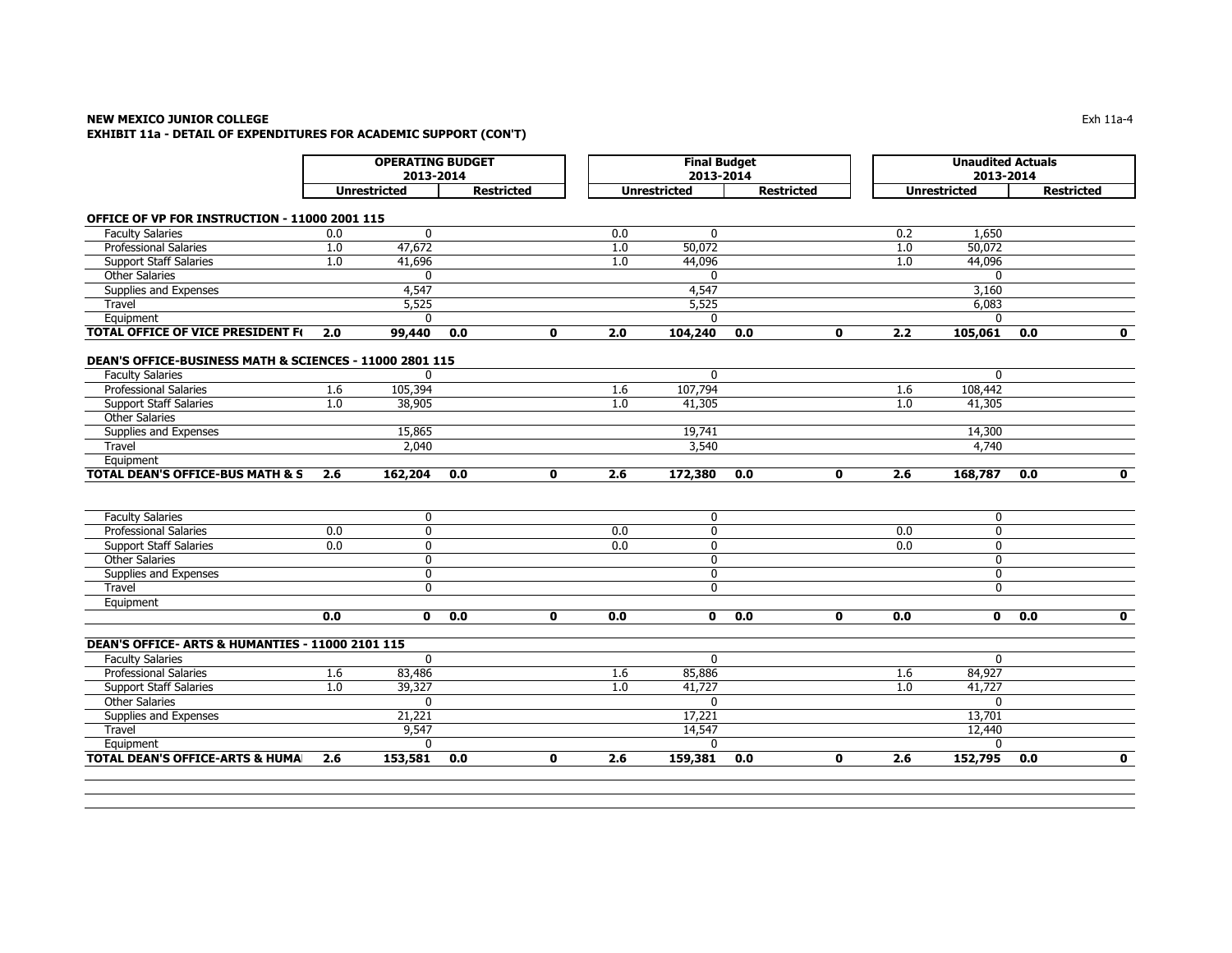**NEW MEXICO JUNIOR COLLEGE**
**EXHIBIT 11a - DETAIL OF EXPENDITURES FOR ACADEMIC SUPPORT (CON'T)**

| | OPERATING BUDGET 2013-2014 | | | | Final Budget 2013-2014 | | | | Unaudited Actuals 2013-2014 | | | |
|---|---|---|---|---|---|---|---|---|---|---|---|---|
| | Unrestricted | | Restricted | | Unrestricted | | Restricted | | Unrestricted | | Restricted | |
| **OFFICE OF VP FOR INSTRUCTION - 11000 2001 115** | | | | | | | | | | | | |
| Faculty Salaries | 0.0 | 0 | | | 0.0 | 0 | | | 0.2 | 1,650 | | |
| Professional Salaries | 1.0 | 47,672 | | | 1.0 | 50,072 | | | 1.0 | 50,072 | | |
| Support Staff Salaries | 1.0 | 41,696 | | | 1.0 | 44,096 | | | 1.0 | 44,096 | | |
| Other Salaries | | 0 | | | | 0 | | | | 0 | | |
| Supplies and Expenses | | 4,547 | | | | 4,547 | | | | 3,160 | | |
| Travel | | 5,525 | | | | 5,525 | | | | 6,083 | | |
| Equipment | | 0 | | | | 0 | | | | 0 | | |
| **TOTAL OFFICE OF VICE PRESIDENT F(** | **2.0** | **99,440** | **0.0** | **0** | **2.0** | **104,240** | **0.0** | **0** | **2.2** | **105,061** | **0.0** | **0** |
| **DEAN'S OFFICE-BUSINESS MATH & SCIENCES - 11000 2801 115** | | | | | | | | | | | | |
| Faculty Salaries | | 0 | | | | 0 | | | | 0 | | |
| Professional Salaries | 1.6 | 105,394 | | | 1.6 | 107,794 | | | 1.6 | 108,442 | | |
| Support Staff Salaries | 1.0 | 38,905 | | | 1.0 | 41,305 | | | 1.0 | 41,305 | | |
| Other Salaries | | | | | | | | | | | | |
| Supplies and Expenses | | 15,865 | | | | 19,741 | | | | 14,300 | | |
| Travel | | 2,040 | | | | 3,540 | | | | 4,740 | | |
| Equipment | | | | | | | | | | | | |
| **TOTAL DEAN'S OFFICE-BUS MATH & S** | **2.6** | **162,204** | **0.0** | **0** | **2.6** | **172,380** | **0.0** | **0** | **2.6** | **168,787** | **0.0** | **0** |
| Faculty Salaries | | 0 | | | | 0 | | | | 0 | | |
| Professional Salaries | 0.0 | 0 | | | 0.0 | 0 | | | 0.0 | 0 | | |
| Support Staff Salaries | 0.0 | 0 | | | 0.0 | 0 | | | 0.0 | 0 | | |
| Other Salaries | | 0 | | | | 0 | | | | 0 | | |
| Supplies and Expenses | | 0 | | | | 0 | | | | 0 | | |
| Travel | | 0 | | | | 0 | | | | 0 | | |
| Equipment | | | | | | | | | | | | |
| | **0.0** | **0** | **0.0** | **0** | **0.0** | **0** | **0.0** | **0** | **0.0** | **0** | **0.0** | **0** |
| **DEAN'S OFFICE- ARTS & HUMANTIES - 11000 2101 115** | | | | | | | | | | | | |
| Faculty Salaries | | 0 | | | | 0 | | | | 0 | | |
| Professional Salaries | 1.6 | 83,486 | | | 1.6 | 85,886 | | | 1.6 | 84,927 | | |
| Support Staff Salaries | 1.0 | 39,327 | | | 1.0 | 41,727 | | | 1.0 | 41,727 | | |
| Other Salaries | | 0 | | | | 0 | | | | 0 | | |
| Supplies and Expenses | | 21,221 | | | | 17,221 | | | | 13,701 | | |
| Travel | | 9,547 | | | | 14,547 | | | | 12,440 | | |
| Equipment | | 0 | | | | 0 | | | | 0 | | |
| **TOTAL DEAN'S OFFICE-ARTS & HUMA** | **2.6** | **153,581** | **0.0** | **0** | **2.6** | **159,381** | **0.0** | **0** | **2.6** | **152,795** | **0.0** | **0** |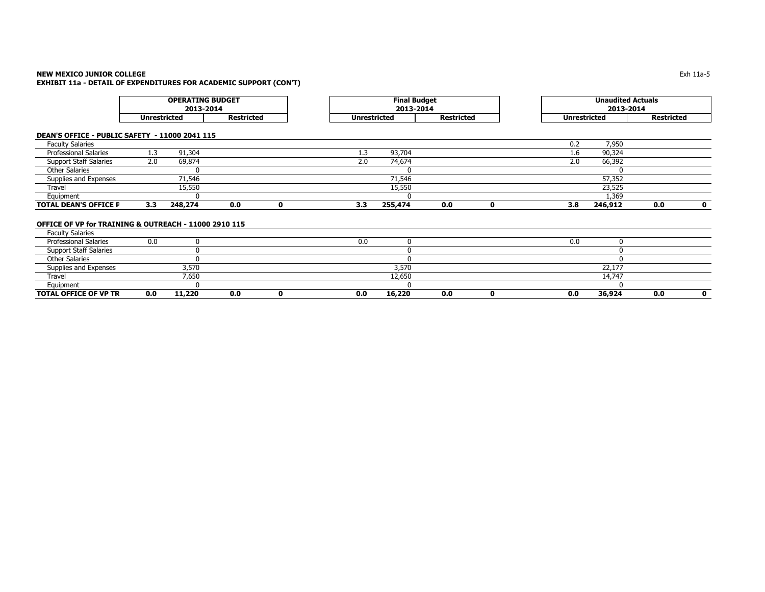**NEW MEXICO JUNIOR COLLEGE**
**EXHIBIT 11a - DETAIL OF EXPENDITURES FOR ACADEMIC SUPPORT (CON'T)**

| | OPERATING BUDGET 2013-2014 | | | | Final Budget 2013-2014 | | | | Unaudited Actuals 2013-2014 | | | |
|---|---|---|---|---|---|---|---|---|---|---|---|---|
| | Unrestricted | | Restricted | | Unrestricted | | Restricted | | Unrestricted | | Restricted | |
| **DEAN'S OFFICE - PUBLIC SAFETY - 11000 2041 115** | | | | | | | | | | | | |
| Faculty Salaries | | | | | | | | | 0.2 | 7,950 | | |
| Professional Salaries | 1.3 | 91,304 | | | 1.3 | 93,704 | | | 1.6 | 90,324 | | |
| Support Staff Salaries | 2.0 | 69,874 | | | 2.0 | 74,674 | | | 2.0 | 66,392 | | |
| Other Salaries | | 0 | | | | 0 | | | | 0 | | |
| Supplies and Expenses | | 71,546 | | | | 71,546 | | | | 57,352 | | |
| Travel | | 15,550 | | | | 15,550 | | | | 23,525 | | |
| Equipment | | 0 | | | | 0 | | | | 1,369 | | |
| **TOTAL DEAN'S OFFICE P** | **3.3** | **248,274** | **0.0** | **0** | **3.3** | **255,474** | **0.0** | **0** | **3.8** | **246,912** | **0.0** | **0** |
| **OFFICE OF VP for TRAINING & OUTREACH - 11000 2910 115** | | | | | | | | | | | | |
| Faculty Salaries | | | | | | | | | | | | |
| Professional Salaries | 0.0 | 0 | | | 0.0 | 0 | | | 0.0 | 0 | | |
| Support Staff Salaries | | 0 | | | | 0 | | | | 0 | | |
| Other Salaries | | 0 | | | | 0 | | | | 0 | | |
| Supplies and Expenses | | 3,570 | | | | 3,570 | | | | 22,177 | | |
| Travel | | 7,650 | | | | 12,650 | | | | 14,747 | | |
| Equipment | | 0 | | | | 0 | | | | 0 | | |
| **TOTAL OFFICE OF VP TR** | **0.0** | **11,220** | **0.0** | **0** | **0.0** | **16,220** | **0.0** | **0** | **0.0** | **36,924** | **0.0** | **0** |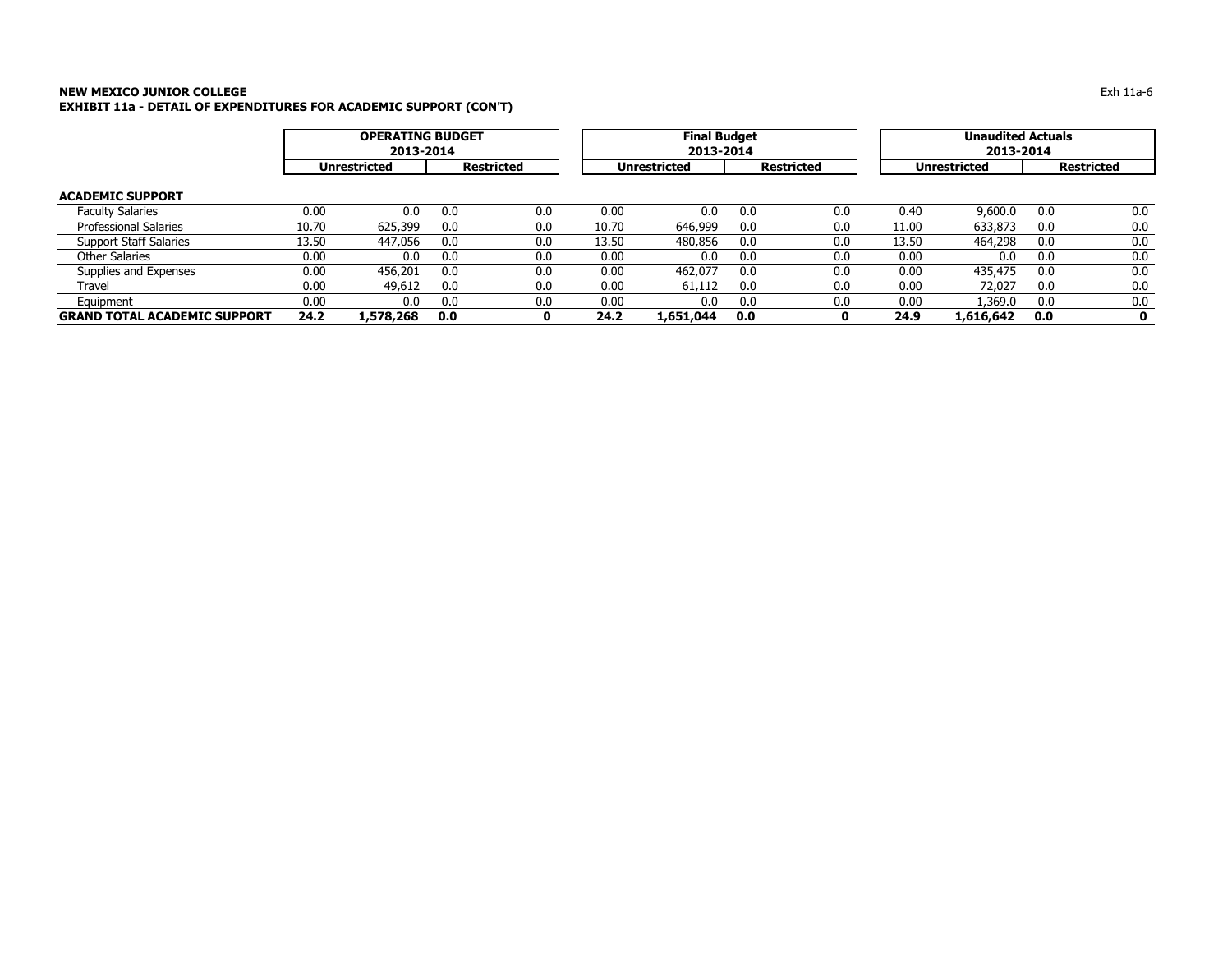**NEW MEXICO JUNIOR COLLEGE**
**EXHIBIT 11a - DETAIL OF EXPENDITURES FOR ACADEMIC SUPPORT (CON'T)**

| | OPERATING BUDGET 2013-2014 | | | | Final Budget 2013-2014 | | | | Unaudited Actuals 2013-2014 | | | |
|---|---|---|---|---|---|---|---|---|---|---|---|---|
| | Unrestricted | | Restricted | | Unrestricted | | Restricted | | Unrestricted | | Restricted | |
| **ACADEMIC SUPPORT** | | | | | | | | | | | | |
| Faculty Salaries | 0.00 | 0.0 | 0.0 | 0.0 | 0.00 | 0.0 | 0.0 | 0.0 | 0.40 | 9,600.0 | 0.0 | 0.0 |
| Professional Salaries | 10.70 | 625,399 | 0.0 | 0.0 | 10.70 | 646,999 | 0.0 | 0.0 | 11.00 | 633,873 | 0.0 | 0.0 |
| Support Staff Salaries | 13.50 | 447,056 | 0.0 | 0.0 | 13.50 | 480,856 | 0.0 | 0.0 | 13.50 | 464,298 | 0.0 | 0.0 |
| Other Salaries | 0.00 | 0.0 | 0.0 | 0.0 | 0.00 | 0.0 | 0.0 | 0.0 | 0.00 | 0.0 | 0.0 | 0.0 |
| Supplies and Expenses | 0.00 | 456,201 | 0.0 | 0.0 | 0.00 | 462,077 | 0.0 | 0.0 | 0.00 | 435,475 | 0.0 | 0.0 |
| Travel | 0.00 | 49,612 | 0.0 | 0.0 | 0.00 | 61,112 | 0.0 | 0.0 | 0.00 | 72,027 | 0.0 | 0.0 |
| Equipment | 0.00 | 0.0 | 0.0 | 0.0 | 0.00 | 0.0 | 0.0 | 0.0 | 0.00 | 1,369.0 | 0.0 | 0.0 |
| **GRAND TOTAL ACADEMIC SUPPORT** | **24.2** | **1,578,268** | **0.0** | **0** | **24.2** | **1,651,044** | **0.0** | **0** | **24.9** | **1,616,642** | **0.0** | **0** |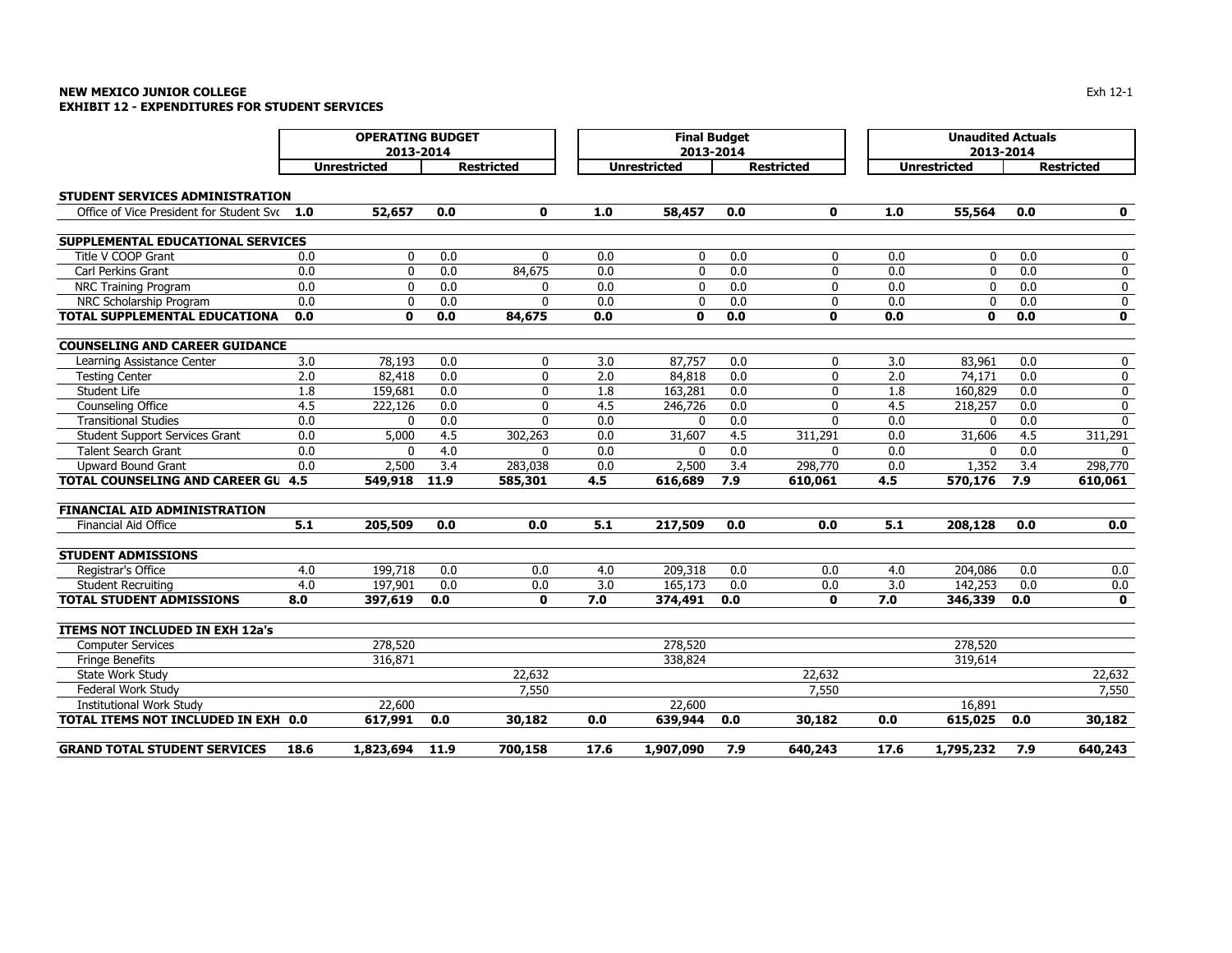**NEW MEXICO JUNIOR COLLEGE**
**EXHIBIT 12 - EXPENDITURES FOR STUDENT SERVICES**

| | OPERATING BUDGET 2013-2014 | | | | Final Budget 2013-2014 | | | | Unaudited Actuals 2013-2014 | | | |
|---|---|---|---|---|---|---|---|---|---|---|---|---|
| | Unrestricted | | Restricted | | Unrestricted | | Restricted | | Unrestricted | | Restricted | |
| **STUDENT SERVICES ADMINISTRATION** | | | | | | | | | | | | |
| Office of Vice President for Student Svc | **1.0** | **52,657** | **0.0** | **0** | **1.0** | **58,457** | **0.0** | **0** | **1.0** | **55,564** | **0.0** | **0** |
| **SUPPLEMENTAL EDUCATIONAL SERVICES** | | | | | | | | | | | | |
| Title V COOP Grant | 0.0 | 0 | 0.0 | 0 | 0.0 | 0 | 0.0 | 0 | 0.0 | 0 | 0.0 | 0 |
| Carl Perkins Grant | 0.0 | 0 | 0.0 | 84,675 | 0.0 | 0 | 0.0 | 0 | 0.0 | 0 | 0.0 | 0 |
| NRC Training Program | 0.0 | 0 | 0.0 | 0 | 0.0 | 0 | 0.0 | 0 | 0.0 | 0 | 0.0 | 0 |
| NRC Scholarship Program | 0.0 | 0 | 0.0 | 0 | 0.0 | 0 | 0.0 | 0 | 0.0 | 0 | 0.0 | 0 |
| **TOTAL SUPPLEMENTAL EDUCATIONA** | **0.0** | **0** | **0.0** | **84,675** | **0.0** | **0** | **0.0** | **0** | **0.0** | **0** | **0.0** | **0** |
| **COUNSELING AND CAREER GUIDANCE** | | | | | | | | | | | | |
| Learning Assistance Center | 3.0 | 78,193 | 0.0 | 0 | 3.0 | 87,757 | 0.0 | 0 | 3.0 | 83,961 | 0.0 | 0 |
| Testing Center | 2.0 | 82,418 | 0.0 | 0 | 2.0 | 84,818 | 0.0 | 0 | 2.0 | 74,171 | 0.0 | 0 |
| Student Life | 1.8 | 159,681 | 0.0 | 0 | 1.8 | 163,281 | 0.0 | 0 | 1.8 | 160,829 | 0.0 | 0 |
| Counseling Office | 4.5 | 222,126 | 0.0 | 0 | 4.5 | 246,726 | 0.0 | 0 | 4.5 | 218,257 | 0.0 | 0 |
| Transitional Studies | 0.0 | 0 | 0.0 | 0 | 0.0 | 0 | 0.0 | 0 | 0.0 | 0 | 0.0 | 0 |
| Student Support Services Grant | 0.0 | 5,000 | 4.5 | 302,263 | 0.0 | 31,607 | 4.5 | 311,291 | 0.0 | 31,606 | 4.5 | 311,291 |
| Talent Search Grant | 0.0 | 0 | 4.0 | 0 | 0.0 | 0 | 0.0 | 0 | 0.0 | 0 | 0.0 | 0 |
| Upward Bound Grant | 0.0 | 2,500 | 3.4 | 283,038 | 0.0 | 2,500 | 3.4 | 298,770 | 0.0 | 1,352 | 3.4 | 298,770 |
| **TOTAL COUNSELING AND CAREER GU** | **4.5** | **549,918** | **11.9** | **585,301** | **4.5** | **616,689** | **7.9** | **610,061** | **4.5** | **570,176** | **7.9** | **610,061** |
| **FINANCIAL AID ADMINISTRATION** | | | | | | | | | | | | |
| Financial Aid Office | **5.1** | **205,509** | **0.0** | **0.0** | **5.1** | **217,509** | **0.0** | **0.0** | **5.1** | **208,128** | **0.0** | **0.0** |
| **STUDENT ADMISSIONS** | | | | | | | | | | | | |
| Registrar's Office | 4.0 | 199,718 | 0.0 | 0.0 | 4.0 | 209,318 | 0.0 | 0.0 | 4.0 | 204,086 | 0.0 | 0.0 |
| Student Recruiting | 4.0 | 197,901 | 0.0 | 0.0 | 3.0 | 165,173 | 0.0 | 0.0 | 3.0 | 142,253 | 0.0 | 0.0 |
| **TOTAL STUDENT ADMISSIONS** | **8.0** | **397,619** | **0.0** | **0** | **7.0** | **374,491** | **0.0** | **0** | **7.0** | **346,339** | **0.0** | **0** |
| **ITEMS NOT INCLUDED IN EXH 12a's** | | | | | | | | | | | | |
| Computer Services | | 278,520 | | | | 278,520 | | | | 278,520 | | |
| Fringe Benefits | | 316,871 | | | | 338,824 | | | | 319,614 | | |
| State Work Study | | | | 22,632 | | | | 22,632 | | | | 22,632 |
| Federal Work Study | | | | 7,550 | | | | 7,550 | | | | 7,550 |
| Institutional Work Study | | 22,600 | | | | 22,600 | | | | 16,891 | | |
| **TOTAL ITEMS NOT INCLUDED IN EXH** | **0.0** | **617,991** | **0.0** | **30,182** | **0.0** | **639,944** | **0.0** | **30,182** | **0.0** | **615,025** | **0.0** | **30,182** |
| **GRAND TOTAL STUDENT SERVICES** | **18.6** | **1,823,694** | **11.9** | **700,158** | **17.6** | **1,907,090** | **7.9** | **640,243** | **17.6** | **1,795,232** | **7.9** | **640,243** |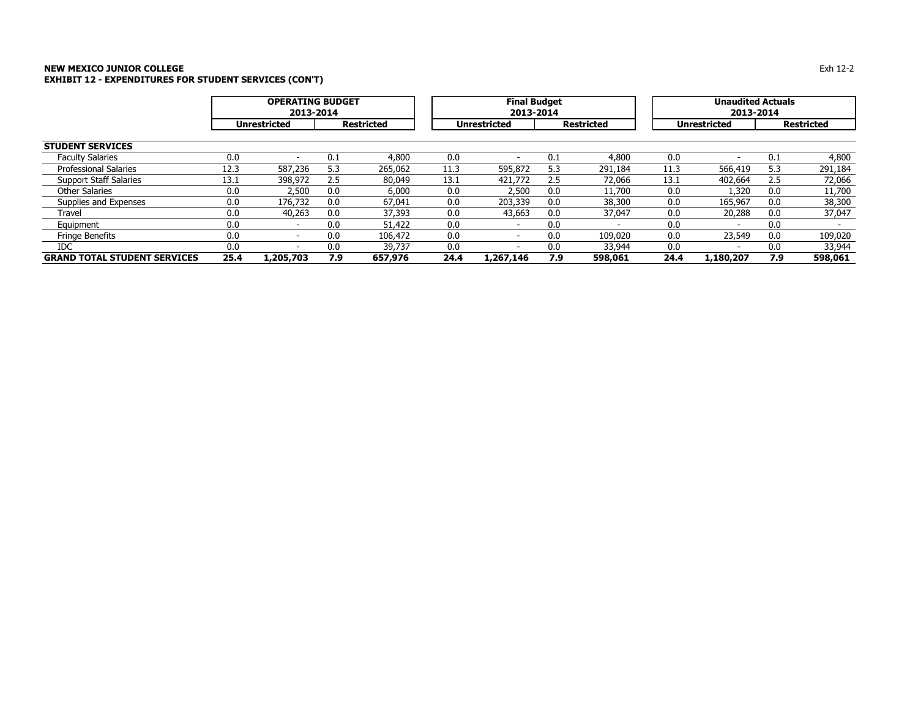**NEW MEXICO JUNIOR COLLEGE**
**EXHIBIT 12 - EXPENDITURES FOR STUDENT SERVICES (CON'T)**

| | OPERATING BUDGET 2013-2014 | | | | Final Budget 2013-2014 | | | | Unaudited Actuals 2013-2014 | | | |
|---|---|---|---|---|---|---|---|---|---|---|---|---|
| | Unrestricted | | Restricted | | Unrestricted | | Restricted | | Unrestricted | | Restricted | |
| **STUDENT SERVICES** | | | | | | | | | | | | |
| Faculty Salaries | 0.0 | - | 0.1 | 4,800 | 0.0 | - | 0.1 | 4,800 | 0.0 | - | 0.1 | 4,800 |
| Professional Salaries | 12.3 | 587,236 | 5.3 | 265,062 | 11.3 | 595,872 | 5.3 | 291,184 | 11.3 | 566,419 | 5.3 | 291,184 |
| Support Staff Salaries | 13.1 | 398,972 | 2.5 | 80,049 | 13.1 | 421,772 | 2.5 | 72,066 | 13.1 | 402,664 | 2.5 | 72,066 |
| Other Salaries | 0.0 | 2,500 | 0.0 | 6,000 | 0.0 | 2,500 | 0.0 | 11,700 | 0.0 | 1,320 | 0.0 | 11,700 |
| Supplies and Expenses | 0.0 | 176,732 | 0.0 | 67,041 | 0.0 | 203,339 | 0.0 | 38,300 | 0.0 | 165,967 | 0.0 | 38,300 |
| Travel | 0.0 | 40,263 | 0.0 | 37,393 | 0.0 | 43,663 | 0.0 | 37,047 | 0.0 | 20,288 | 0.0 | 37,047 |
| Equipment | 0.0 | - | 0.0 | 51,422 | 0.0 | - | 0.0 | - | 0.0 | - | 0.0 | - |
| Fringe Benefits | 0.0 | - | 0.0 | 106,472 | 0.0 | - | 0.0 | 109,020 | 0.0 | 23,549 | 0.0 | 109,020 |
| IDC | 0.0 | - | 0.0 | 39,737 | 0.0 | - | 0.0 | 33,944 | 0.0 | - | 0.0 | 33,944 |
| **GRAND TOTAL STUDENT SERVICES** | **25.4** | **1,205,703** | **7.9** | **657,976** | **24.4** | **1,267,146** | **7.9** | **598,061** | **24.4** | **1,180,207** | **7.9** | **598,061** |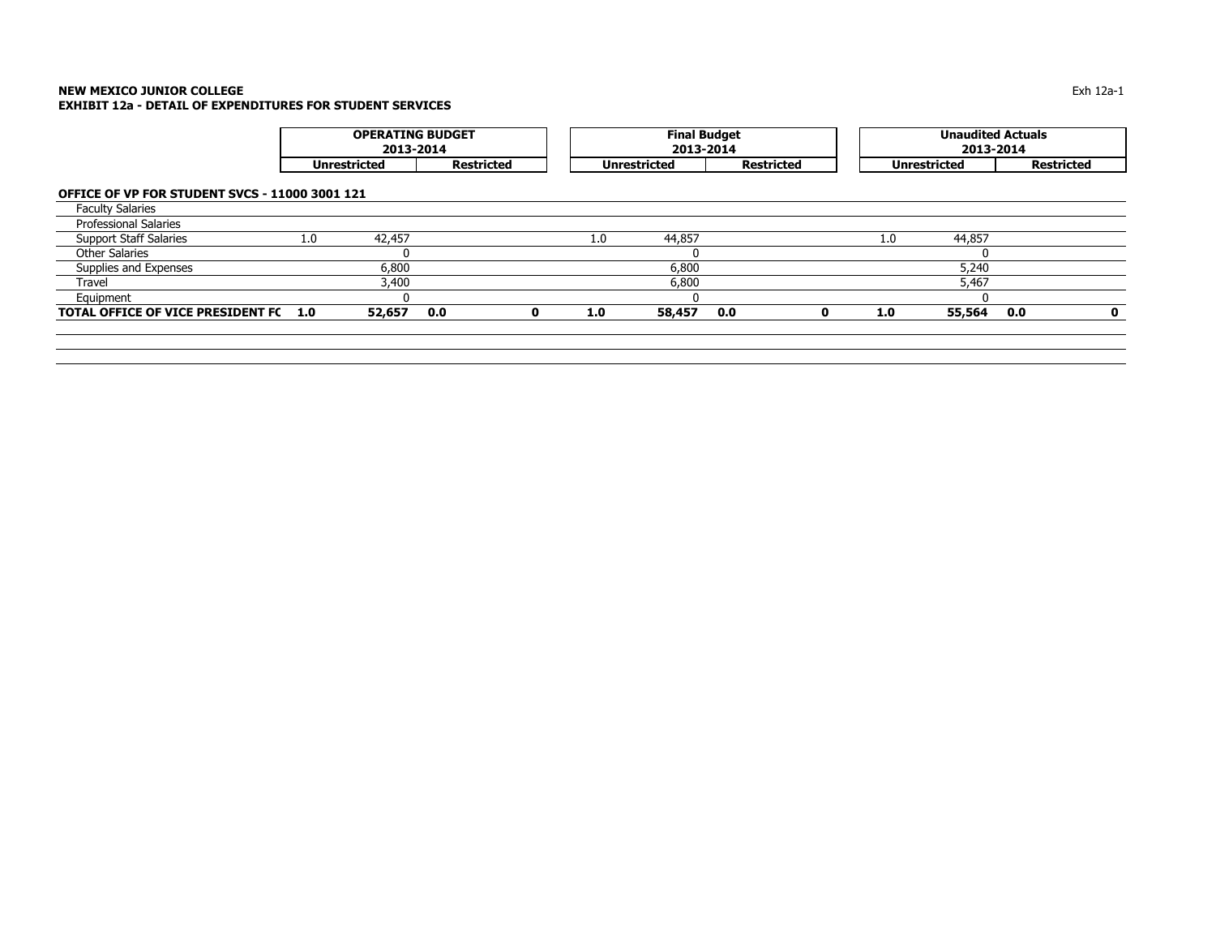**NEW MEXICO JUNIOR COLLEGE**
**EXHIBIT 12a - DETAIL OF EXPENDITURES FOR STUDENT SERVICES**

| | OPERATING BUDGET 2013-2014 | | | | Final Budget 2013-2014 | | | | Unaudited Actuals 2013-2014 | | | |
|---|---|---|---|---|---|---|---|---|---|---|---|---|
| | Unrestricted | | Restricted | | Unrestricted | | Restricted | | Unrestricted | | Restricted | |
| **OFFICE OF VP FOR STUDENT SVCS - 11000 3001 121** | | | | | | | | | | | | |
| Faculty Salaries | | | | | | | | | | | | |
| Professional Salaries | | | | | | | | | | | | |
| Support Staff Salaries | 1.0 | 42,457 | | | 1.0 | 44,857 | | | 1.0 | 44,857 | | |
| Other Salaries | | 0 | | | | 0 | | | | 0 | | |
| Supplies and Expenses | | 6,800 | | | | 6,800 | | | | 5,240 | | |
| Travel | | 3,400 | | | | 6,800 | | | | 5,467 | | |
| Equipment | | 0 | | | | 0 | | | | 0 | | |
| **TOTAL OFFICE OF VICE PRESIDENT FC** | **1.0** | **52,657** | **0.0** | **0** | **1.0** | **58,457** | **0.0** | **0** | **1.0** | **55,564** | **0.0** | **0** |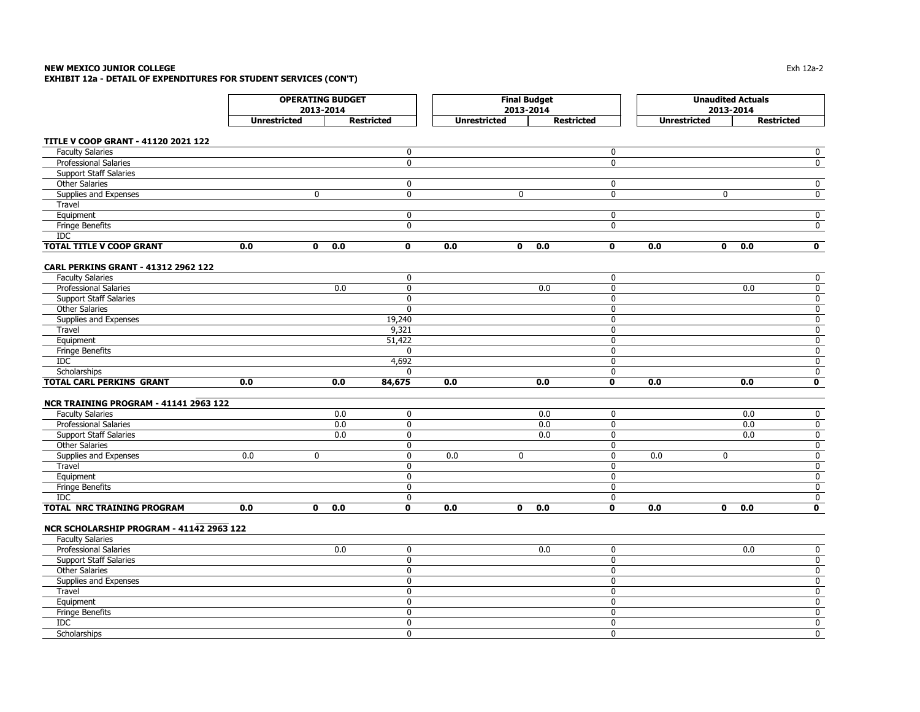**NEW MEXICO JUNIOR COLLEGE**
**EXHIBIT 12a - DETAIL OF EXPENDITURES FOR STUDENT SERVICES (CON'T)**

| | OPERATING BUDGET 2013-2014 | | | | Final Budget 2013-2014 | | | | Unaudited Actuals 2013-2014 | | | |
|---|---|---|---|---|---|---|---|---|---|---|---|---|
| | Unrestricted | | Restricted | | Unrestricted | | Restricted | | Unrestricted | | Restricted | |
| **TITLE V COOP GRANT - 41120 2021 122** | | | | | | | | | | | | |
| Faculty Salaries | | | | 0 | | | | 0 | | | | 0 |
| Professional Salaries | | | | 0 | | | | 0 | | | | 0 |
| Support Staff Salaries | | | | | | | | | | | | |
| Other Salaries | | | | 0 | | | | 0 | | | | 0 |
| Supplies and Expenses | | 0 | | 0 | | 0 | | 0 | | 0 | | 0 |
| Travel | | | | | | | | | | | | |
| Equipment | | | | 0 | | | | 0 | | | | 0 |
| Fringe Benefits | | | | 0 | | | | 0 | | | | 0 |
| IDC | | | | | | | | | | | | |
| **TOTAL TITLE V COOP GRANT** | **0.0** | **0** | **0.0** | **0** | **0.0** | **0** | **0.0** | **0** | **0.0** | **0** | **0.0** | **0** |
| **CARL PERKINS GRANT - 41312 2962 122** | | | | | | | | | | | | |
| Faculty Salaries | | | | 0 | | | | 0 | | | | 0 |
| Professional Salaries | | | 0.0 | 0 | | | 0.0 | 0 | | | 0.0 | 0 |
| Support Staff Salaries | | | | 0 | | | | 0 | | | | 0 |
| Other Salaries | | | | 0 | | | | 0 | | | | 0 |
| Supplies and Expenses | | | | 19,240 | | | | 0 | | | | 0 |
| Travel | | | | 9,321 | | | | 0 | | | | 0 |
| Equipment | | | | 51,422 | | | | 0 | | | | 0 |
| Fringe Benefits | | | | 0 | | | | 0 | | | | 0 |
| IDC | | | | 4,692 | | | | 0 | | | | 0 |
| Scholarships | | | | 0 | | | | 0 | | | | 0 |
| **TOTAL CARL PERKINS GRANT** | **0.0** | | **0.0** | **84,675** | **0.0** | | **0.0** | **0** | **0.0** | | **0.0** | **0** |
| **NCR TRAINING PROGRAM - 41141 2963 122** | | | | | | | | | | | | |
| Faculty Salaries | | | 0.0 | 0 | | | 0.0 | 0 | | | 0.0 | 0 |
| Professional Salaries | | | 0.0 | 0 | | | 0.0 | 0 | | | 0.0 | 0 |
| Support Staff Salaries | | | 0.0 | 0 | | | 0.0 | 0 | | | 0.0 | 0 |
| Other Salaries | | | | 0 | | | | 0 | | | | 0 |
| Supplies and Expenses | 0.0 | 0 | | 0 | 0.0 | 0 | | 0 | 0.0 | 0 | | 0 |
| Travel | | | | 0 | | | | 0 | | | | 0 |
| Equipment | | | | 0 | | | | 0 | | | | 0 |
| Fringe Benefits | | | | 0 | | | | 0 | | | | 0 |
| IDC | | | | 0 | | | | 0 | | | | 0 |
| **TOTAL NRC TRAINING PROGRAM** | **0.0** | **0** | **0.0** | **0** | **0.0** | **0** | **0.0** | **0** | **0.0** | **0** | **0.0** | **0** |
| **NCR SCHOLARSHIP PROGRAM - 41142 2963 122** | | | | | | | | | | | | |
| Faculty Salaries | | | | | | | | | | | | |
| Professional Salaries | | | 0.0 | 0 | | | 0.0 | 0 | | | 0.0 | 0 |
| Support Staff Salaries | | | | 0 | | | | 0 | | | | 0 |
| Other Salaries | | | | 0 | | | | 0 | | | | 0 |
| Supplies and Expenses | | | | 0 | | | | 0 | | | | 0 |
| Travel | | | | 0 | | | | 0 | | | | 0 |
| Equipment | | | | 0 | | | | 0 | | | | 0 |
| Fringe Benefits | | | | 0 | | | | 0 | | | | 0 |
| IDC | | | | 0 | | | | 0 | | | | 0 |
| Scholarships | | | | 0 | | | | 0 | | | | 0 |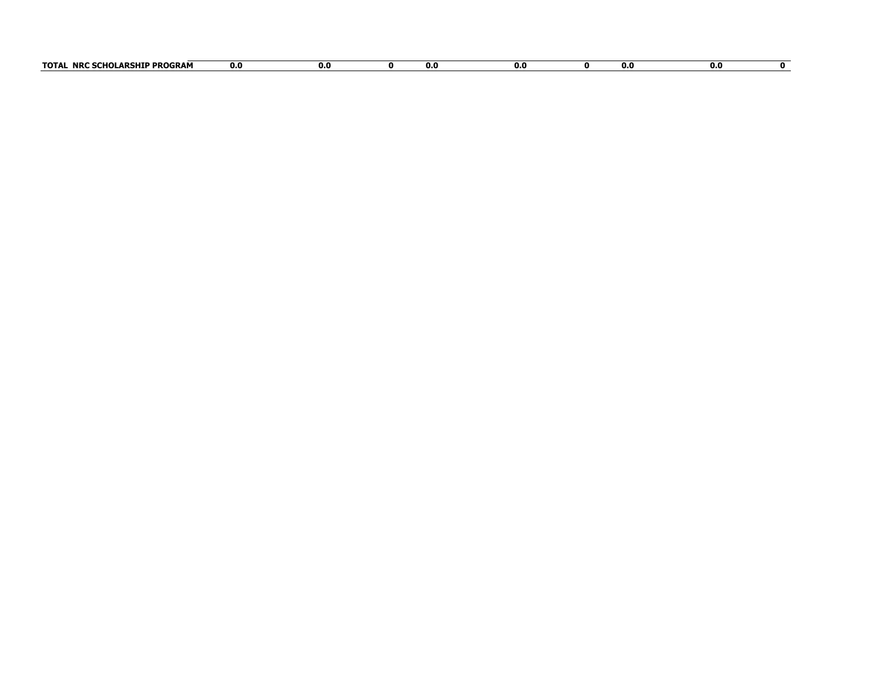| TOTAL NRC SCHOLARSHIP PROGRAM | 0.0 | 0.0 | 0 | 0.0 | 0.0 | 0 | 0.0 | 0.0 | 0 |
| --- | --- | --- | --- | --- | --- | --- | --- | --- | --- |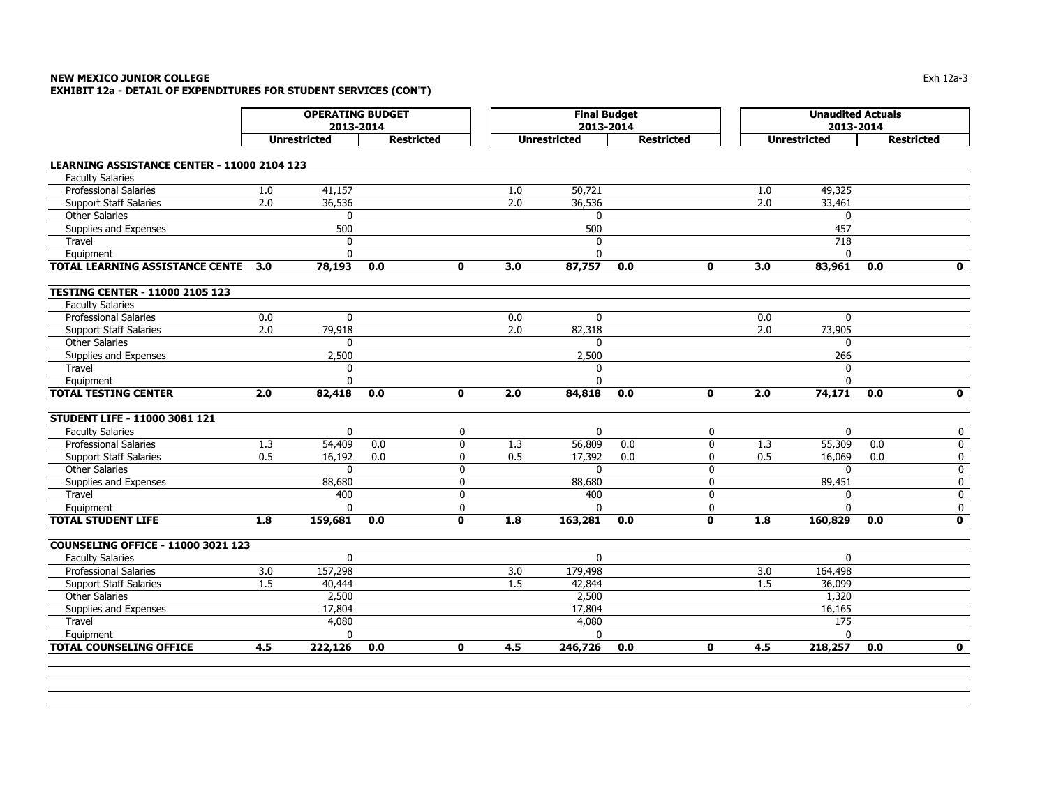**NEW MEXICO JUNIOR COLLEGE**
**EXHIBIT 12a - DETAIL OF EXPENDITURES FOR STUDENT SERVICES (CON'T)**

| | OPERATING BUDGET 2013-2014 | | | | Final Budget 2013-2014 | | | | Unaudited Actuals 2013-2014 | | | |
|---|---|---|---|---|---|---|---|---|---|---|---|---|
| | Unrestricted | | Restricted | | Unrestricted | | Restricted | | Unrestricted | | Restricted | |
| **LEARNING ASSISTANCE CENTER - 11000 2104 123** | | | | | | | | | | | | |
| Faculty Salaries | | | | | | | | | | | | |
| Professional Salaries | 1.0 | 41,157 | | | 1.0 | 50,721 | | | 1.0 | 49,325 | | |
| Support Staff Salaries | 2.0 | 36,536 | | | 2.0 | 36,536 | | | 2.0 | 33,461 | | |
| Other Salaries | | 0 | | | | 0 | | | | 0 | | |
| Supplies and Expenses | | 500 | | | | 500 | | | | 457 | | |
| Travel | | 0 | | | | 0 | | | | 718 | | |
| Equipment | | 0 | | | | 0 | | | | 0 | | |
| **TOTAL LEARNING ASSISTANCE CENTE** | **3.0** | **78,193** | **0.0** | **0** | **3.0** | **87,757** | **0.0** | **0** | **3.0** | **83,961** | **0.0** | **0** |
| **TESTING CENTER - 11000 2105 123** | | | | | | | | | | | | |
| Faculty Salaries | | | | | | | | | | | | |
| Professional Salaries | 0.0 | 0 | | | 0.0 | 0 | | | 0.0 | 0 | | |
| Support Staff Salaries | 2.0 | 79,918 | | | 2.0 | 82,318 | | | 2.0 | 73,905 | | |
| Other Salaries | | 0 | | | | 0 | | | | 0 | | |
| Supplies and Expenses | | 2,500 | | | | 2,500 | | | | 266 | | |
| Travel | | 0 | | | | 0 | | | | 0 | | |
| Equipment | | 0 | | | | 0 | | | | 0 | | |
| **TOTAL TESTING CENTER** | **2.0** | **82,418** | **0.0** | **0** | **2.0** | **84,818** | **0.0** | **0** | **2.0** | **74,171** | **0.0** | **0** |
| **STUDENT LIFE - 11000 3081 121** | | | | | | | | | | | | |
| Faculty Salaries | | 0 | | 0 | | 0 | | 0 | | 0 | | 0 |
| Professional Salaries | 1.3 | 54,409 | 0.0 | 0 | 1.3 | 56,809 | 0.0 | 0 | 1.3 | 55,309 | 0.0 | 0 |
| Support Staff Salaries | 0.5 | 16,192 | 0.0 | 0 | 0.5 | 17,392 | 0.0 | 0 | 0.5 | 16,069 | 0.0 | 0 |
| Other Salaries | | 0 | | 0 | | 0 | | 0 | | 0 | | 0 |
| Supplies and Expenses | | 88,680 | | 0 | | 88,680 | | 0 | | 89,451 | | 0 |
| Travel | | 400 | | 0 | | 400 | | 0 | | 0 | | 0 |
| Equipment | | 0 | | 0 | | 0 | | 0 | | 0 | | 0 |
| **TOTAL STUDENT LIFE** | **1.8** | **159,681** | **0.0** | **0** | **1.8** | **163,281** | **0.0** | **0** | **1.8** | **160,829** | **0.0** | **0** |
| **COUNSELING OFFICE - 11000 3021 123** | | | | | | | | | | | | |
| Faculty Salaries | | 0 | | | | 0 | | | | 0 | | |
| Professional Salaries | 3.0 | 157,298 | | | 3.0 | 179,498 | | | 3.0 | 164,498 | | |
| Support Staff Salaries | 1.5 | 40,444 | | | 1.5 | 42,844 | | | 1.5 | 36,099 | | |
| Other Salaries | | 2,500 | | | | 2,500 | | | | 1,320 | | |
| Supplies and Expenses | | 17,804 | | | | 17,804 | | | | 16,165 | | |
| Travel | | 4,080 | | | | 4,080 | | | | 175 | | |
| Equipment | | 0 | | | | 0 | | | | 0 | | |
| **TOTAL COUNSELING OFFICE** | **4.5** | **222,126** | **0.0** | **0** | **4.5** | **246,726** | **0.0** | **0** | **4.5** | **218,257** | **0.0** | **0** |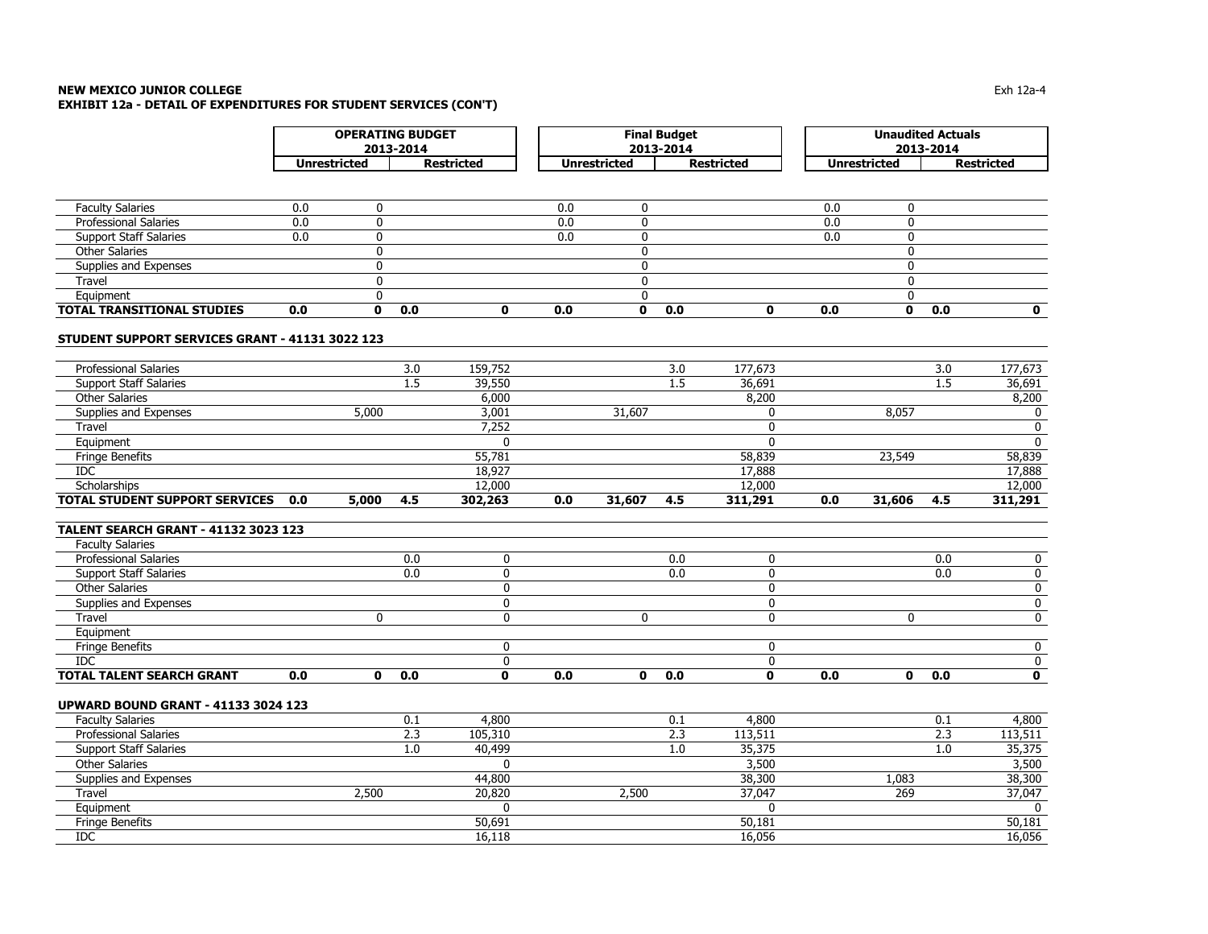**NEW MEXICO JUNIOR COLLEGE**
**EXHIBIT 12a - DETAIL OF EXPENDITURES FOR STUDENT SERVICES (CON'T)**

| | OPERATING BUDGET 2013-2014 | | | | Final Budget 2013-2014 | | | | Unaudited Actuals 2013-2014 | | | |
|---|---|---|---|---|---|---|---|---|---|---|---|---|
| | Unrestricted | | Restricted | | Unrestricted | | Restricted | | Unrestricted | | Restricted | |
| Faculty Salaries | 0.0 | 0 | | | 0.0 | 0 | | | 0.0 | 0 | | |
| Professional Salaries | 0.0 | 0 | | | 0.0 | 0 | | | 0.0 | 0 | | |
| Support Staff Salaries | 0.0 | 0 | | | 0.0 | 0 | | | 0.0 | 0 | | |
| Other Salaries | | 0 | | | | 0 | | | | 0 | | |
| Supplies and Expenses | | 0 | | | | 0 | | | | 0 | | |
| Travel | | 0 | | | | 0 | | | | 0 | | |
| Equipment | | 0 | | | | 0 | | | | 0 | | |
| **TOTAL TRANSITIONAL STUDIES** | **0.0** | **0** | **0.0** | **0** | **0.0** | **0** | **0.0** | **0** | **0.0** | **0** | **0.0** | **0** |
| **STUDENT SUPPORT SERVICES GRANT - 41131 3022 123** | | | | | | | | | | | | |
| Professional Salaries | | | 3.0 | 159,752 | | | 3.0 | 177,673 | | | 3.0 | 177,673 |
| Support Staff Salaries | | | 1.5 | 39,550 | | | 1.5 | 36,691 | | | 1.5 | 36,691 |
| Other Salaries | | | | 6,000 | | | | 8,200 | | | | 8,200 |
| Supplies and Expenses | | 5,000 | | 3,001 | | 31,607 | | 0 | | 8,057 | | 0 |
| Travel | | | | 7,252 | | | | 0 | | | | 0 |
| Equipment | | | | 0 | | | | 0 | | | | 0 |
| Fringe Benefits | | | | 55,781 | | | | 58,839 | | 23,549 | | 58,839 |
| IDC | | | | 18,927 | | | | 17,888 | | | | 17,888 |
| Scholarships | | | | 12,000 | | | | 12,000 | | | | 12,000 |
| **TOTAL STUDENT SUPPORT SERVICES** | **0.0** | **5,000** | **4.5** | **302,263** | **0.0** | **31,607** | **4.5** | **311,291** | **0.0** | **31,606** | **4.5** | **311,291** |
| **TALENT SEARCH GRANT - 41132 3023 123** | | | | | | | | | | | | |
| Faculty Salaries | | | | | | | | | | | | |
| Professional Salaries | | | 0.0 | 0 | | | 0.0 | 0 | | | 0.0 | 0 |
| Support Staff Salaries | | | 0.0 | 0 | | | 0.0 | 0 | | | 0.0 | 0 |
| Other Salaries | | | | 0 | | | | 0 | | | | 0 |
| Supplies and Expenses | | | | 0 | | | | 0 | | | | 0 |
| Travel | | 0 | | 0 | | 0 | | 0 | | 0 | | 0 |
| Equipment | | | | | | | | | | | | |
| Fringe Benefits | | | | 0 | | | | 0 | | | | 0 |
| IDC | | | | 0 | | | | 0 | | | | 0 |
| **TOTAL TALENT SEARCH GRANT** | **0.0** | **0** | **0.0** | **0** | **0.0** | **0** | **0.0** | **0** | **0.0** | **0** | **0.0** | **0** |
| **UPWARD BOUND GRANT - 41133 3024 123** | | | | | | | | | | | | |
| Faculty Salaries | | | 0.1 | 4,800 | | | 0.1 | 4,800 | | | 0.1 | 4,800 |
| Professional Salaries | | | 2.3 | 105,310 | | | 2.3 | 113,511 | | | 2.3 | 113,511 |
| Support Staff Salaries | | | 1.0 | 40,499 | | | 1.0 | 35,375 | | | 1.0 | 35,375 |
| Other Salaries | | | | 0 | | | | 3,500 | | | | 3,500 |
| Supplies and Expenses | | | | 44,800 | | | | 38,300 | | 1,083 | | 38,300 |
| Travel | | 2,500 | | 20,820 | | 2,500 | | 37,047 | | 269 | | 37,047 |
| Equipment | | | | 0 | | | | 0 | | | | 0 |
| Fringe Benefits | | | | 50,691 | | | | 50,181 | | | | 50,181 |
| IDC | | | | 16,118 | | | | 16,056 | | | | 16,056 |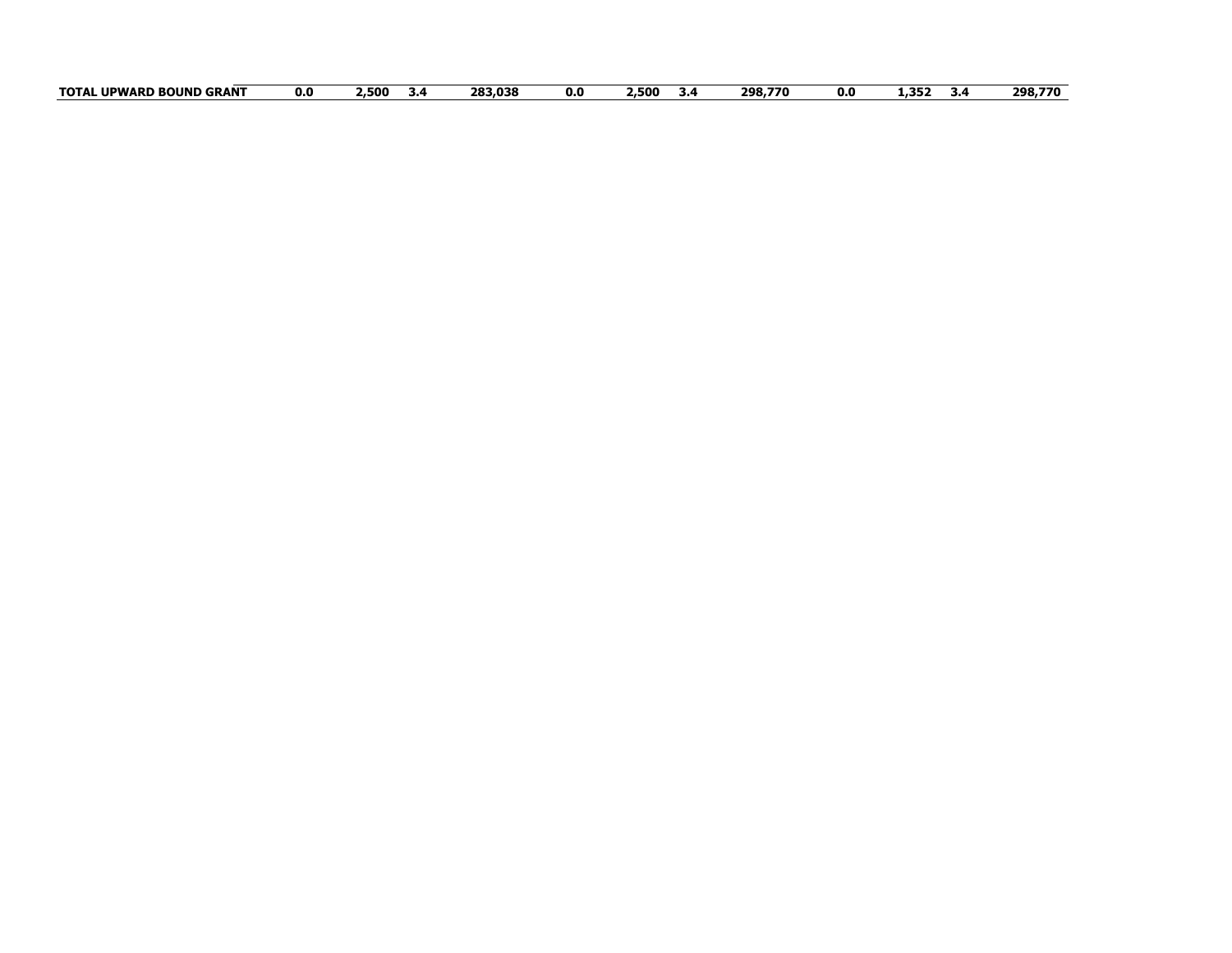| TOTAL UPWARD BOUND GRANT | 0.0 | 2,500 | 3.4 | 283,038 | 0.0 | 2,500 | 3.4 | 298,770 | 0.0 | 1,352 | 3.4 | 298,770 |
|---|---|---|---|---|---|---|---|---|---|---|---|---|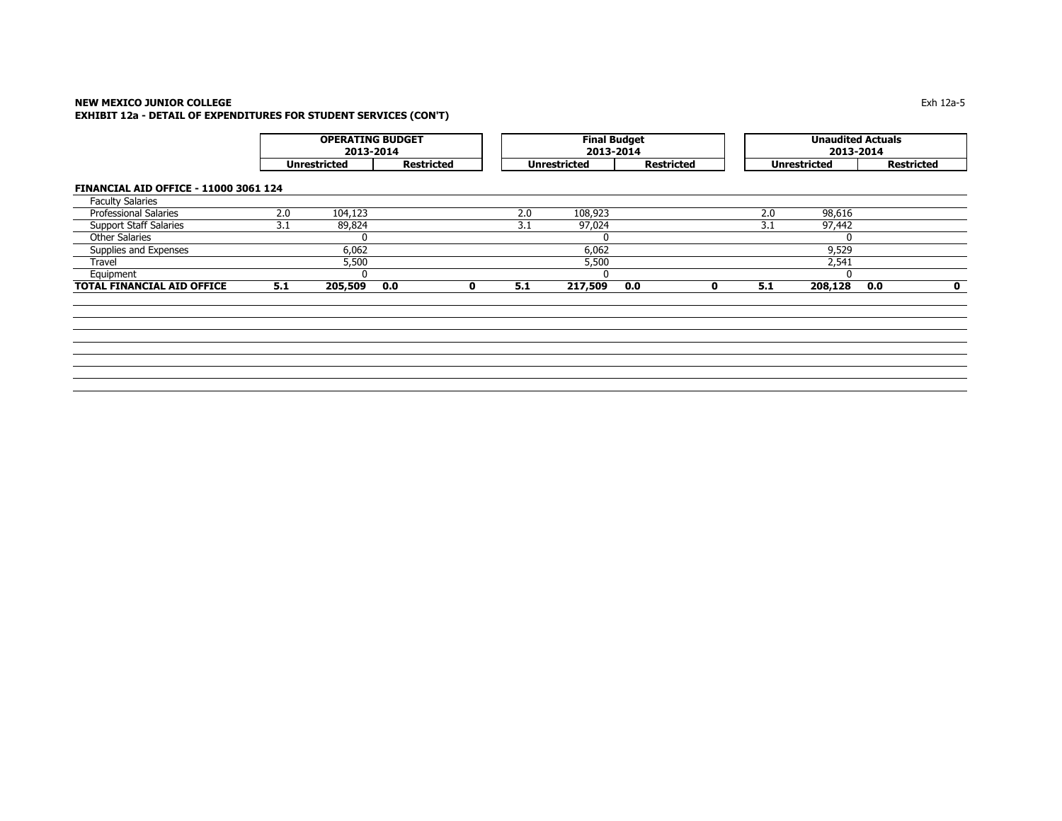**NEW MEXICO JUNIOR COLLEGE**
**EXHIBIT 12a - DETAIL OF EXPENDITURES FOR STUDENT SERVICES (CON'T)**

| | OPERATING BUDGET 2013-2014 | | | | Final Budget 2013-2014 | | | | Unaudited Actuals 2013-2014 | | | |
|---|---|---|---|---|---|---|---|---|---|---|---|---|
| | Unrestricted | | Restricted | | Unrestricted | | Restricted | | Unrestricted | | Restricted | |
| **FINANCIAL AID OFFICE - 11000 3061 124** | | | | | | | | | | | | |
| Faculty Salaries | | | | | | | | | | | | |
| Professional Salaries | 2.0 | 104,123 | | | 2.0 | 108,923 | | | 2.0 | 98,616 | | |
| Support Staff Salaries | 3.1 | 89,824 | | | 3.1 | 97,024 | | | 3.1 | 97,442 | | |
| Other Salaries | | 0 | | | | 0 | | | | 0 | | |
| Supplies and Expenses | | 6,062 | | | | 6,062 | | | | 9,529 | | |
| Travel | | 5,500 | | | | 5,500 | | | | 2,541 | | |
| Equipment | | 0 | | | | 0 | | | | 0 | | |
| **TOTAL FINANCIAL AID OFFICE** | **5.1** | **205,509** | **0.0** | **0** | **5.1** | **217,509** | **0.0** | **0** | **5.1** | **208,128** | **0.0** | **0** |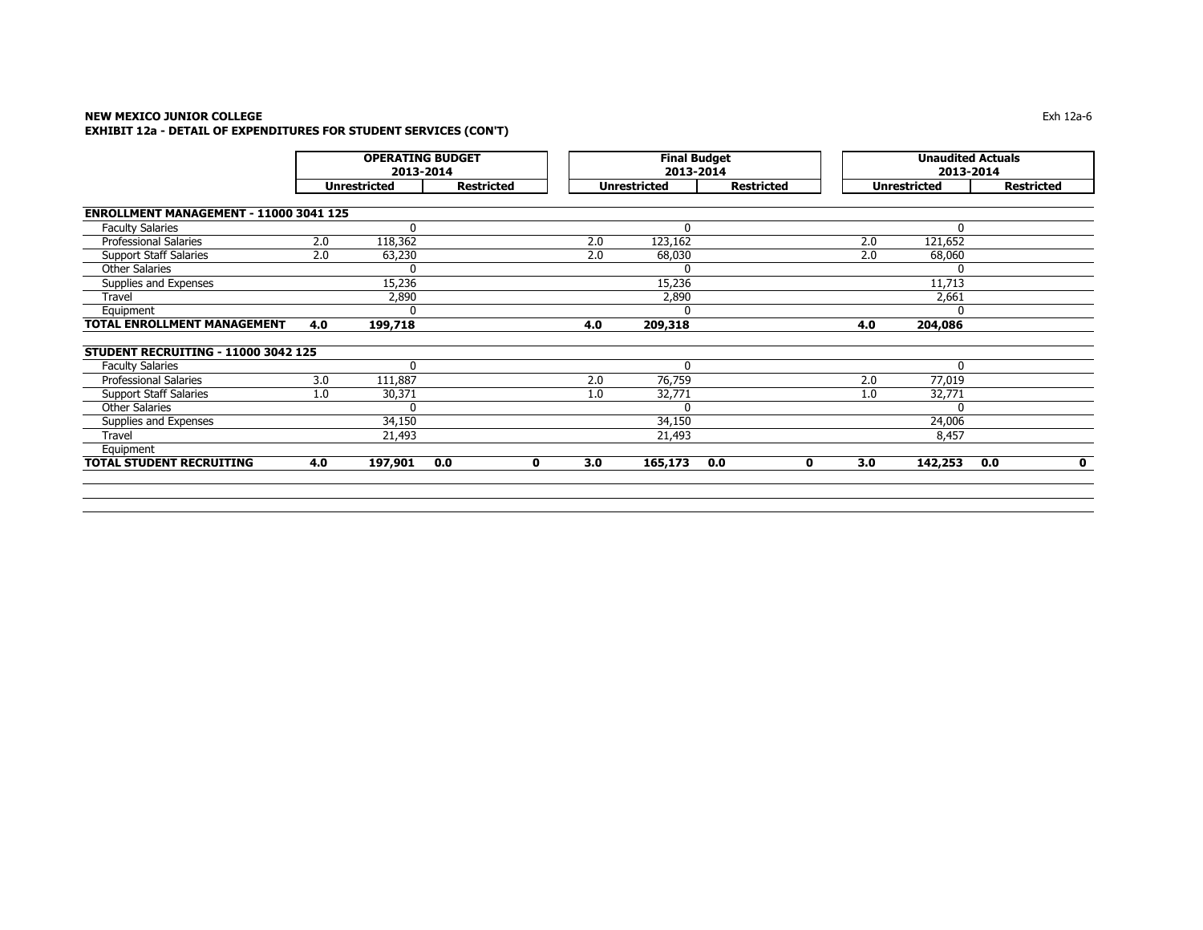**NEW MEXICO JUNIOR COLLEGE**
**EXHIBIT 12a - DETAIL OF EXPENDITURES FOR STUDENT SERVICES (CON'T)**

| | OPERATING BUDGET 2013-2014 | | | | Final Budget 2013-2014 | | | | Unaudited Actuals 2013-2014 | | | |
|---|---|---|---|---|---|---|---|---|---|---|---|---|
| | Unrestricted | | Restricted | | Unrestricted | | Restricted | | Unrestricted | | Restricted | |
| **ENROLLMENT MANAGEMENT - 11000 3041 125** | | | | | | | | | | | | |
| Faculty Salaries | | 0 | | | | 0 | | | | 0 | | |
| Professional Salaries | 2.0 | 118,362 | | | 2.0 | 123,162 | | | 2.0 | 121,652 | | |
| Support Staff Salaries | 2.0 | 63,230 | | | 2.0 | 68,030 | | | 2.0 | 68,060 | | |
| Other Salaries | | 0 | | | | 0 | | | | 0 | | |
| Supplies and Expenses | | 15,236 | | | | 15,236 | | | | 11,713 | | |
| Travel | | 2,890 | | | | 2,890 | | | | 2,661 | | |
| Equipment | | 0 | | | | 0 | | | | 0 | | |
| **TOTAL ENROLLMENT MANAGEMENT** | **4.0** | **199,718** | | | **4.0** | **209,318** | | | **4.0** | **204,086** | | |
| **STUDENT RECRUITING - 11000 3042 125** | | | | | | | | | | | | |
| Faculty Salaries | | 0 | | | | 0 | | | | 0 | | |
| Professional Salaries | 3.0 | 111,887 | | | 2.0 | 76,759 | | | 2.0 | 77,019 | | |
| Support Staff Salaries | 1.0 | 30,371 | | | 1.0 | 32,771 | | | 1.0 | 32,771 | | |
| Other Salaries | | 0 | | | | 0 | | | | 0 | | |
| Supplies and Expenses | | 34,150 | | | | 34,150 | | | | 24,006 | | |
| Travel | | 21,493 | | | | 21,493 | | | | 8,457 | | |
| Equipment | | | | | | | | | | | | |
| **TOTAL STUDENT RECRUITING** | **4.0** | **197,901** | **0.0** | **0** | **3.0** | **165,173** | **0.0** | **0** | **3.0** | **142,253** | **0.0** | **0** |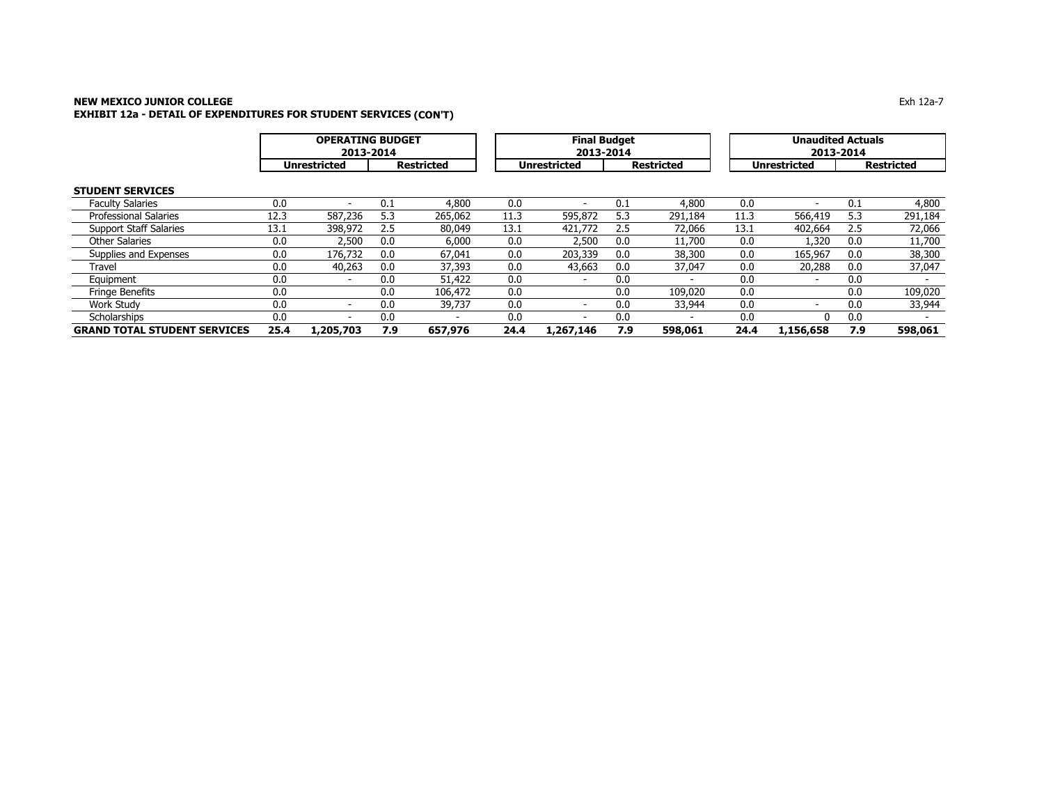**NEW MEXICO JUNIOR COLLEGE**
**EXHIBIT 12a - DETAIL OF EXPENDITURES FOR STUDENT SERVICES (CON'T)**

| | OPERATING BUDGET 2013-2014 | | | | Final Budget 2013-2014 | | | | Unaudited Actuals 2013-2014 | | | |
|---|---|---|---|---|---|---|---|---|---|---|---|---|
| | Unrestricted | | Restricted | | Unrestricted | | Restricted | | Unrestricted | | Restricted | |
| **STUDENT SERVICES** | | | | | | | | | | | | |
| Faculty Salaries | 0.0 | - | 0.1 | 4,800 | 0.0 | - | 0.1 | 4,800 | 0.0 | - | 0.1 | 4,800 |
| Professional Salaries | 12.3 | 587,236 | 5.3 | 265,062 | 11.3 | 595,872 | 5.3 | 291,184 | 11.3 | 566,419 | 5.3 | 291,184 |
| Support Staff Salaries | 13.1 | 398,972 | 2.5 | 80,049 | 13.1 | 421,772 | 2.5 | 72,066 | 13.1 | 402,664 | 2.5 | 72,066 |
| Other Salaries | 0.0 | 2,500 | 0.0 | 6,000 | 0.0 | 2,500 | 0.0 | 11,700 | 0.0 | 1,320 | 0.0 | 11,700 |
| Supplies and Expenses | 0.0 | 176,732 | 0.0 | 67,041 | 0.0 | 203,339 | 0.0 | 38,300 | 0.0 | 165,967 | 0.0 | 38,300 |
| Travel | 0.0 | 40,263 | 0.0 | 37,393 | 0.0 | 43,663 | 0.0 | 37,047 | 0.0 | 20,288 | 0.0 | 37,047 |
| Equipment | 0.0 | - | 0.0 | 51,422 | 0.0 | - | 0.0 | - | 0.0 | - | 0.0 | - |
| Fringe Benefits | 0.0 | | 0.0 | 106,472 | 0.0 | | 0.0 | 109,020 | 0.0 | | 0.0 | 109,020 |
| Work Study | 0.0 | - | 0.0 | 39,737 | 0.0 | - | 0.0 | 33,944 | 0.0 | - | 0.0 | 33,944 |
| Scholarships | 0.0 | - | 0.0 | - | 0.0 | - | 0.0 | - | 0.0 | 0 | 0.0 | - |
| **GRAND TOTAL STUDENT SERVICES** | **25.4** | **1,205,703** | **7.9** | **657,976** | **24.4** | **1,267,146** | **7.9** | **598,061** | **24.4** | **1,156,658** | **7.9** | **598,061** |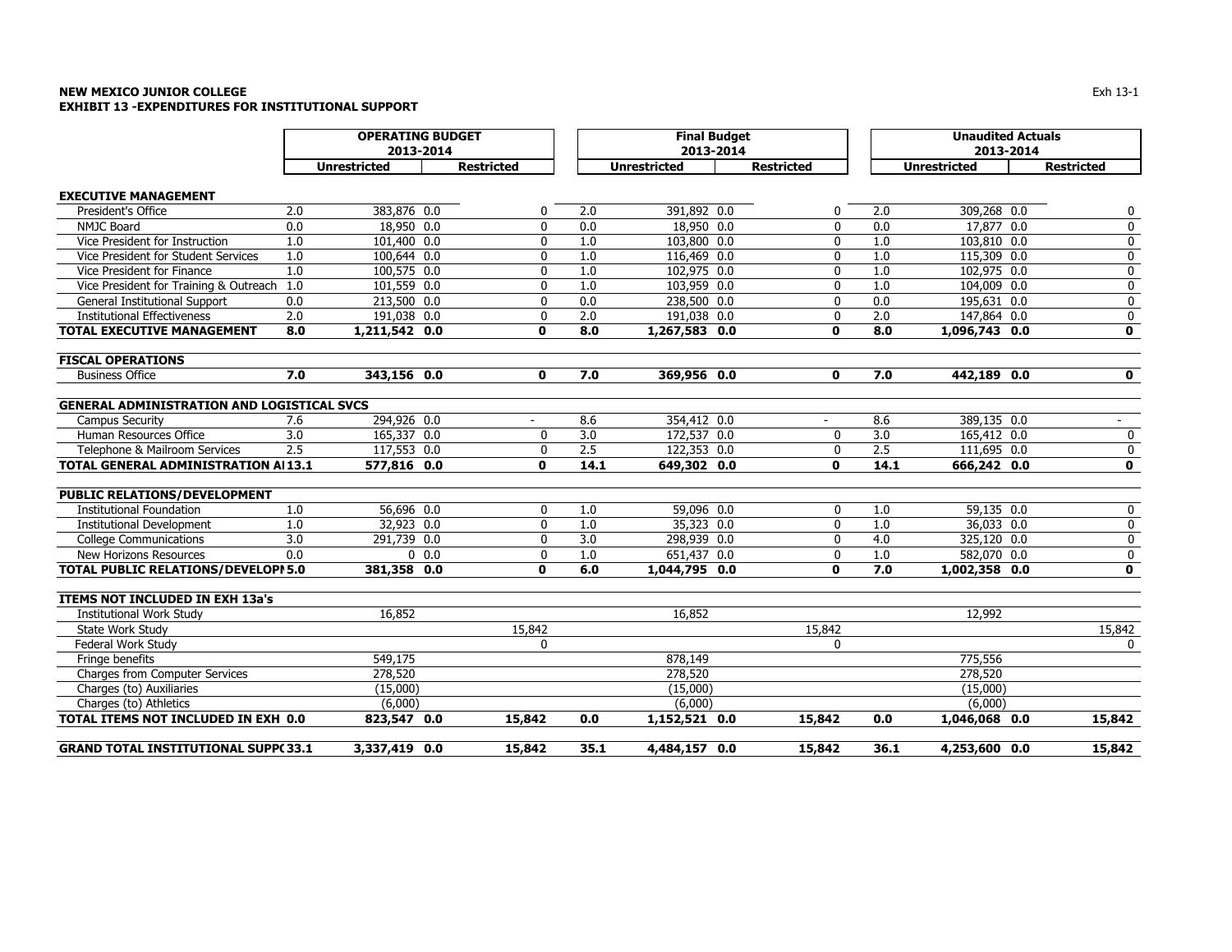**NEW MEXICO JUNIOR COLLEGE**
**EXHIBIT 13 -EXPENDITURES FOR INSTITUTIONAL SUPPORT**

Exh 13-1

| | OPERATING BUDGET 2013-2014 | | | | Final Budget 2013-2014 | | | | Unaudited Actuals 2013-2014 | | | |
|---|---|---|---|---|---|---|---|---|---|---|---|---|
| | Unrestricted | | Restricted | | Unrestricted | | Restricted | | Unrestricted | | Restricted | |
| **EXECUTIVE MANAGEMENT** | | | | | | | | | | | | |
| President's Office | 2.0 | 383,876 | 0.0 | 0 | 2.0 | 391,892 | 0.0 | 0 | 2.0 | 309,268 | 0.0 | 0 |
| NMJC Board | 0.0 | 18,950 | 0.0 | 0 | 0.0 | 18,950 | 0.0 | 0 | 0.0 | 17,877 | 0.0 | 0 |
| Vice President for Instruction | 1.0 | 101,400 | 0.0 | 0 | 1.0 | 103,800 | 0.0 | 0 | 1.0 | 103,810 | 0.0 | 0 |
| Vice President for Student Services | 1.0 | 100,644 | 0.0 | 0 | 1.0 | 116,469 | 0.0 | 0 | 1.0 | 115,309 | 0.0 | 0 |
| Vice President for Finance | 1.0 | 100,575 | 0.0 | 0 | 1.0 | 102,975 | 0.0 | 0 | 1.0 | 102,975 | 0.0 | 0 |
| Vice President for Training & Outreach | 1.0 | 101,559 | 0.0 | 0 | 1.0 | 103,959 | 0.0 | 0 | 1.0 | 104,009 | 0.0 | 0 |
| General Institutional Support | 0.0 | 213,500 | 0.0 | 0 | 0.0 | 238,500 | 0.0 | 0 | 0.0 | 195,631 | 0.0 | 0 |
| Institutional Effectiveness | 2.0 | 191,038 | 0.0 | 0 | 2.0 | 191,038 | 0.0 | 0 | 2.0 | 147,864 | 0.0 | 0 |
| **TOTAL EXECUTIVE MANAGEMENT** | **8.0** | **1,211,542** | **0.0** | **0** | **8.0** | **1,267,583** | **0.0** | **0** | **8.0** | **1,096,743** | **0.0** | **0** |
| **FISCAL OPERATIONS** | | | | | | | | | | | | |
| Business Office | **7.0** | **343,156** | **0.0** | **0** | **7.0** | **369,956** | **0.0** | **0** | **7.0** | **442,189** | **0.0** | **0** |
| **GENERAL ADMINISTRATION AND LOGISTICAL SVCS** | | | | | | | | | | | | |
| Campus Security | 7.6 | 294,926 | 0.0 | - | 8.6 | 354,412 | 0.0 | - | 8.6 | 389,135 | 0.0 | - |
| Human Resources Office | 3.0 | 165,337 | 0.0 | 0 | 3.0 | 172,537 | 0.0 | 0 | 3.0 | 165,412 | 0.0 | 0 |
| Telephone & Mailroom Services | 2.5 | 117,553 | 0.0 | 0 | 2.5 | 122,353 | 0.0 | 0 | 2.5 | 111,695 | 0.0 | 0 |
| **TOTAL GENERAL ADMINISTRATION AI** | **13.1** | **577,816** | **0.0** | **0** | **14.1** | **649,302** | **0.0** | **0** | **14.1** | **666,242** | **0.0** | **0** |
| **PUBLIC RELATIONS/DEVELOPMENT** | | | | | | | | | | | | |
| Institutional Foundation | 1.0 | 56,696 | 0.0 | 0 | 1.0 | 59,096 | 0.0 | 0 | 1.0 | 59,135 | 0.0 | 0 |
| Institutional Development | 1.0 | 32,923 | 0.0 | 0 | 1.0 | 35,323 | 0.0 | 0 | 1.0 | 36,033 | 0.0 | 0 |
| College Communications | 3.0 | 291,739 | 0.0 | 0 | 3.0 | 298,939 | 0.0 | 0 | 4.0 | 325,120 | 0.0 | 0 |
| New Horizons Resources | 0.0 | 0 | 0.0 | 0 | 1.0 | 651,437 | 0.0 | 0 | 1.0 | 582,070 | 0.0 | 0 |
| **TOTAL PUBLIC RELATIONS/DEVELOPI** | **5.0** | **381,358** | **0.0** | **0** | **6.0** | **1,044,795** | **0.0** | **0** | **7.0** | **1,002,358** | **0.0** | **0** |
| **ITEMS NOT INCLUDED IN EXH 13a's** | | | | | | | | | | | | |
| Institutional Work Study | | 16,852 | | | | 16,852 | | | | 12,992 | | |
| State Work Study | | | | 15,842 | | | | 15,842 | | | | 15,842 |
| Federal Work Study | | | | 0 | | | | 0 | | | | 0 |
| Fringe benefits | | 549,175 | | | | 878,149 | | | | 775,556 | | |
| Charges from Computer Services | | 278,520 | | | | 278,520 | | | | 278,520 | | |
| Charges (to) Auxiliaries | | (15,000) | | | | (15,000) | | | | (15,000) | | |
| Charges (to) Athletics | | (6,000) | | | | (6,000) | | | | (6,000) | | |
| **TOTAL ITEMS NOT INCLUDED IN EXH** | **0.0** | **823,547** | **0.0** | **15,842** | **0.0** | **1,152,521** | **0.0** | **15,842** | **0.0** | **1,046,068** | **0.0** | **15,842** |
| **GRAND TOTAL INSTITUTIONAL SUPP(** | **33.1** | **3,337,419** | **0.0** | **15,842** | **35.1** | **4,484,157** | **0.0** | **15,842** | **36.1** | **4,253,600** | **0.0** | **15,842** |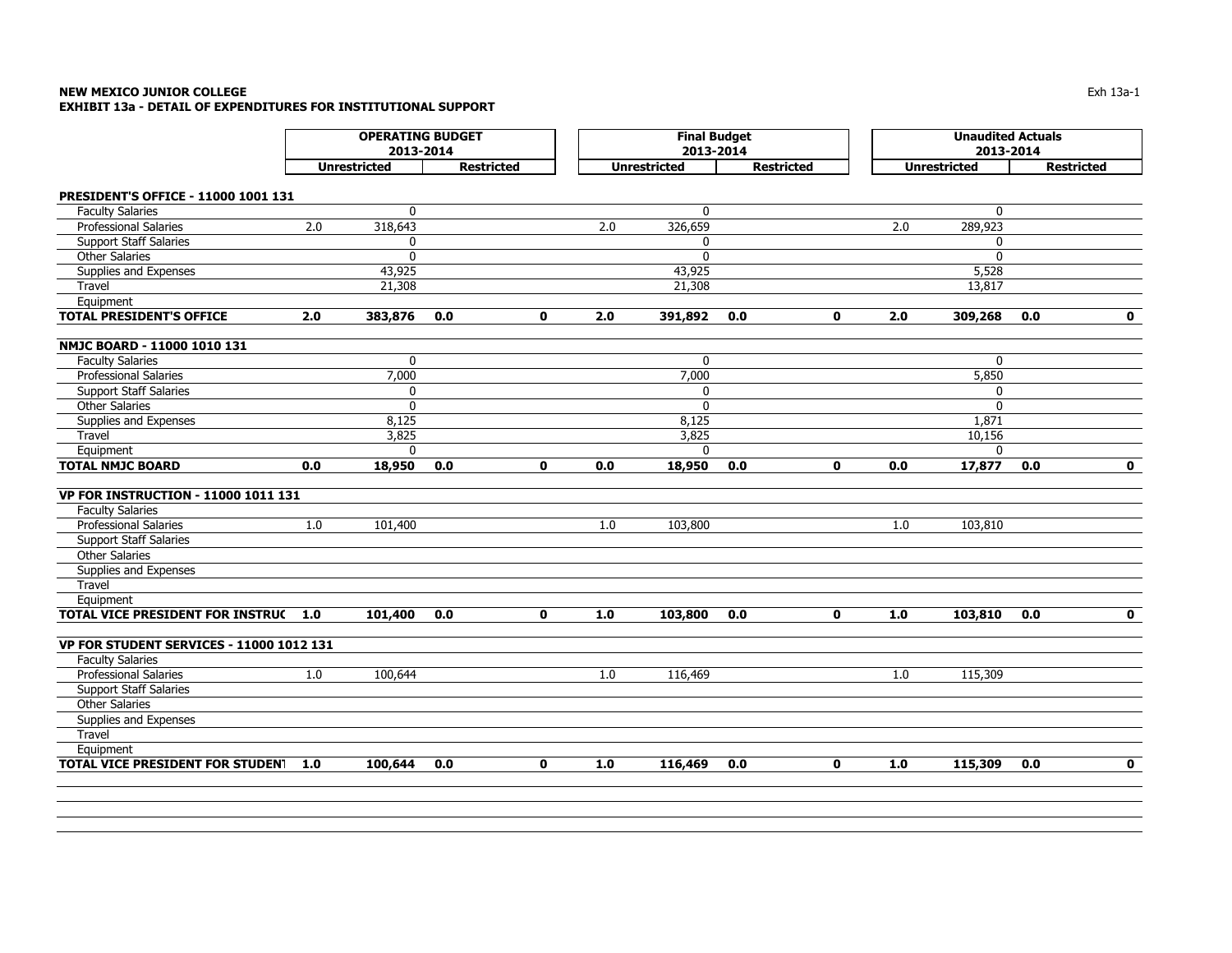**NEW MEXICO JUNIOR COLLEGE**
**EXHIBIT 13a - DETAIL OF EXPENDITURES FOR INSTITUTIONAL SUPPORT**

| | OPERATING BUDGET 2013-2014 | | | | Final Budget 2013-2014 | | | | Unaudited Actuals 2013-2014 | | | |
|---|---|---|---|---|---|---|---|---|---|---|---|---|
| | Unrestricted | | Restricted | | Unrestricted | | Restricted | | Unrestricted | | Restricted | |
| **PRESIDENT'S OFFICE - 11000 1001 131** | | | | | | | | | | | | |
| Faculty Salaries | | 0 | | | | 0 | | | | 0 | | |
| Professional Salaries | 2.0 | 318,643 | | | 2.0 | 326,659 | | | 2.0 | 289,923 | | |
| Support Staff Salaries | | 0 | | | | 0 | | | | 0 | | |
| Other Salaries | | 0 | | | | 0 | | | | 0 | | |
| Supplies and Expenses | | 43,925 | | | | 43,925 | | | | 5,528 | | |
| Travel | | 21,308 | | | | 21,308 | | | | 13,817 | | |
| Equipment | | | | | | | | | | | | |
| **TOTAL PRESIDENT'S OFFICE** | **2.0** | **383,876** | **0.0** | **0** | **2.0** | **391,892** | **0.0** | **0** | **2.0** | **309,268** | **0.0** | **0** |
| **NMJC BOARD - 11000 1010 131** | | | | | | | | | | | | |
| Faculty Salaries | | 0 | | | | 0 | | | | 0 | | |
| Professional Salaries | | 7,000 | | | | 7,000 | | | | 5,850 | | |
| Support Staff Salaries | | 0 | | | | 0 | | | | 0 | | |
| Other Salaries | | 0 | | | | 0 | | | | 0 | | |
| Supplies and Expenses | | 8,125 | | | | 8,125 | | | | 1,871 | | |
| Travel | | 3,825 | | | | 3,825 | | | | 10,156 | | |
| Equipment | | 0 | | | | 0 | | | | 0 | | |
| **TOTAL NMJC BOARD** | **0.0** | **18,950** | **0.0** | **0** | **0.0** | **18,950** | **0.0** | **0** | **0.0** | **17,877** | **0.0** | **0** |
| **VP FOR INSTRUCTION - 11000 1011 131** | | | | | | | | | | | | |
| Faculty Salaries | | | | | | | | | | | | |
| Professional Salaries | 1.0 | 101,400 | | | 1.0 | 103,800 | | | 1.0 | 103,810 | | |
| Support Staff Salaries | | | | | | | | | | | | |
| Other Salaries | | | | | | | | | | | | |
| Supplies and Expenses | | | | | | | | | | | | |
| Travel | | | | | | | | | | | | |
| Equipment | | | | | | | | | | | | |
| **TOTAL VICE PRESIDENT FOR INSTRUC** | **1.0** | **101,400** | **0.0** | **0** | **1.0** | **103,800** | **0.0** | **0** | **1.0** | **103,810** | **0.0** | **0** |
| **VP FOR STUDENT SERVICES - 11000 1012 131** | | | | | | | | | | | | |
| Faculty Salaries | | | | | | | | | | | | |
| Professional Salaries | 1.0 | 100,644 | | | 1.0 | 116,469 | | | 1.0 | 115,309 | | |
| Support Staff Salaries | | | | | | | | | | | | |
| Other Salaries | | | | | | | | | | | | |
| Supplies and Expenses | | | | | | | | | | | | |
| Travel | | | | | | | | | | | | |
| Equipment | | | | | | | | | | | | |
| **TOTAL VICE PRESIDENT FOR STUDENT** | **1.0** | **100,644** | **0.0** | **0** | **1.0** | **116,469** | **0.0** | **0** | **1.0** | **115,309** | **0.0** | **0** |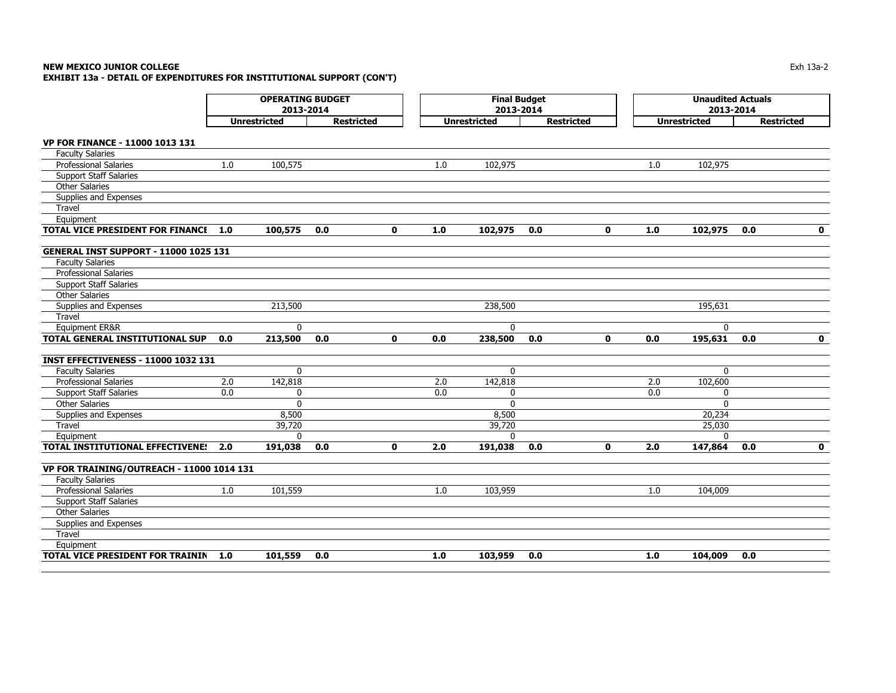**NEW MEXICO JUNIOR COLLEGE**
**EXHIBIT 13a - DETAIL OF EXPENDITURES FOR INSTITUTIONAL SUPPORT (CON'T)**

Exh 13a-2

| | OPERATING BUDGET 2013-2014 | | | | Final Budget 2013-2014 | | | | Unaudited Actuals 2013-2014 | | | |
|---|---|---|---|---|---|---|---|---|---|---|---|---|
| | Unrestricted | | Restricted | | Unrestricted | | Restricted | | Unrestricted | | Restricted | |
| **VP FOR FINANCE - 11000 1013 131** | | | | | | | | | | | | |
| Faculty Salaries | | | | | | | | | | | | |
| Professional Salaries | 1.0 | 100,575 | | | 1.0 | 102,975 | | | 1.0 | 102,975 | | |
| Support Staff Salaries | | | | | | | | | | | | |
| Other Salaries | | | | | | | | | | | | |
| Supplies and Expenses | | | | | | | | | | | | |
| Travel | | | | | | | | | | | | |
| Equipment | | | | | | | | | | | | |
| **TOTAL VICE PRESIDENT FOR FINANCE** | **1.0** | **100,575** | **0.0** | **0** | **1.0** | **102,975** | **0.0** | **0** | **1.0** | **102,975** | **0.0** | **0** |
| **GENERAL INST SUPPORT - 11000 1025 131** | | | | | | | | | | | | |
| Faculty Salaries | | | | | | | | | | | | |
| Professional Salaries | | | | | | | | | | | | |
| Support Staff Salaries | | | | | | | | | | | | |
| Other Salaries | | | | | | | | | | | | |
| Supplies and Expenses | | 213,500 | | | | 238,500 | | | | 195,631 | | |
| Travel | | | | | | | | | | | | |
| Equipment ER&R | | 0 | | | | 0 | | | | 0 | | |
| **TOTAL GENERAL INSTITUTIONAL SUP** | **0.0** | **213,500** | **0.0** | **0** | **0.0** | **238,500** | **0.0** | **0** | **0.0** | **195,631** | **0.0** | **0** |
| **INST EFFECTIVENESS - 11000 1032 131** | | | | | | | | | | | | |
| Faculty Salaries | | 0 | | | | 0 | | | | 0 | | |
| Professional Salaries | 2.0 | 142,818 | | | 2.0 | 142,818 | | | 2.0 | 102,600 | | |
| Support Staff Salaries | 0.0 | 0 | | | 0.0 | 0 | | | 0.0 | 0 | | |
| Other Salaries | | 0 | | | | 0 | | | | 0 | | |
| Supplies and Expenses | | 8,500 | | | | 8,500 | | | | 20,234 | | |
| Travel | | 39,720 | | | | 39,720 | | | | 25,030 | | |
| Equipment | | 0 | | | | 0 | | | | 0 | | |
| **TOTAL INSTITUTIONAL EFFECTIVENES** | **2.0** | **191,038** | **0.0** | **0** | **2.0** | **191,038** | **0.0** | **0** | **2.0** | **147,864** | **0.0** | **0** |
| **VP FOR TRAINING/OUTREACH - 11000 1014 131** | | | | | | | | | | | | |
| Faculty Salaries | | | | | | | | | | | | |
| Professional Salaries | 1.0 | 101,559 | | | 1.0 | 103,959 | | | 1.0 | 104,009 | | |
| Support Staff Salaries | | | | | | | | | | | | |
| Other Salaries | | | | | | | | | | | | |
| Supplies and Expenses | | | | | | | | | | | | |
| Travel | | | | | | | | | | | | |
| Equipment | | | | | | | | | | | | |
| **TOTAL VICE PRESIDENT FOR TRAININ** | **1.0** | **101,559** | **0.0** | | **1.0** | **103,959** | **0.0** | | **1.0** | **104,009** | **0.0** | |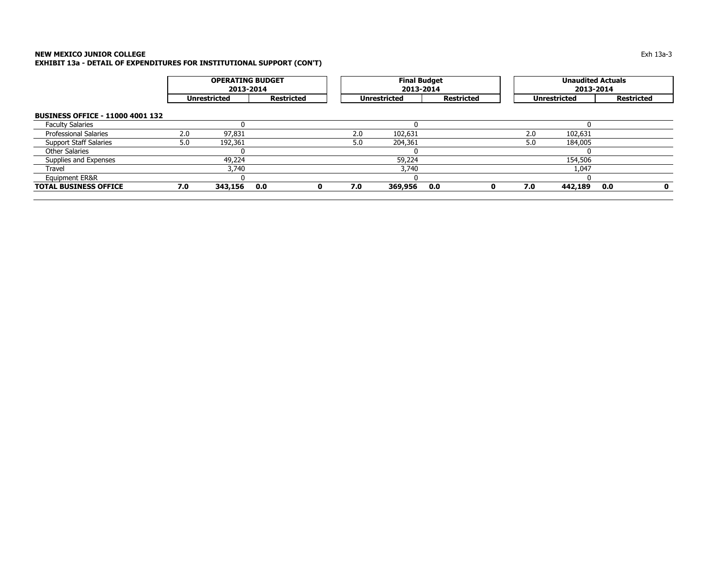**NEW MEXICO JUNIOR COLLEGE**
**EXHIBIT 13a - DETAIL OF EXPENDITURES FOR INSTITUTIONAL SUPPORT (CON'T)**

| | OPERATING BUDGET 2013-2014 | | | | Final Budget 2013-2014 | | | | Unaudited Actuals 2013-2014 | | | |
|---|---|---|---|---|---|---|---|---|---|---|---|---|
| | Unrestricted | | Restricted | | Unrestricted | | Restricted | | Unrestricted | | Restricted | |
| **BUSINESS OFFICE - 11000 4001 132** | | | | | | | | | | | | |
| Faculty Salaries | | 0 | | | | 0 | | | | 0 | | |
| Professional Salaries | 2.0 | 97,831 | | | 2.0 | 102,631 | | | 2.0 | 102,631 | | |
| Support Staff Salaries | 5.0 | 192,361 | | | 5.0 | 204,361 | | | 5.0 | 184,005 | | |
| Other Salaries | | 0 | | | | 0 | | | | 0 | | |
| Supplies and Expenses | | 49,224 | | | | 59,224 | | | | 154,506 | | |
| Travel | | 3,740 | | | | 3,740 | | | | 1,047 | | |
| Equipment ER&R | | 0 | | | | 0 | | | | 0 | | |
| **TOTAL BUSINESS OFFICE** | **7.0** | **343,156** | **0.0** | **0** | **7.0** | **369,956** | **0.0** | **0** | **7.0** | **442,189** | **0.0** | **0** |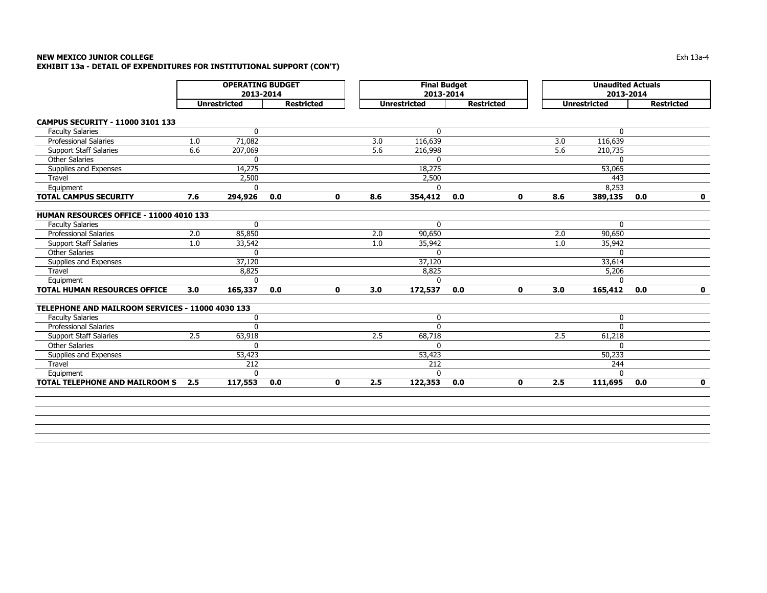**NEW MEXICO JUNIOR COLLEGE**
**EXHIBIT 13a - DETAIL OF EXPENDITURES FOR INSTITUTIONAL SUPPORT (CON'T)**

Exh 13a-4

| | OPERATING BUDGET 2013-2014 | | | | Final Budget 2013-2014 | | | | Unaudited Actuals 2013-2014 | | | |
|---|---|---|---|---|---|---|---|---|---|---|---|---|
| | Unrestricted | | Restricted | | Unrestricted | | Restricted | | Unrestricted | | Restricted | |
| **CAMPUS SECURITY - 11000 3101 133** | | | | | | | | | | | | |
| Faculty Salaries | | 0 | | | | 0 | | | | 0 | | |
| Professional Salaries | 1.0 | 71,082 | | | 3.0 | 116,639 | | | 3.0 | 116,639 | | |
| Support Staff Salaries | 6.6 | 207,069 | | | 5.6 | 216,998 | | | 5.6 | 210,735 | | |
| Other Salaries | | 0 | | | | 0 | | | | 0 | | |
| Supplies and Expenses | | 14,275 | | | | 18,275 | | | | 53,065 | | |
| Travel | | 2,500 | | | | 2,500 | | | | 443 | | |
| Equipment | | 0 | | | | 0 | | | | 8,253 | | |
| **TOTAL CAMPUS SECURITY** | **7.6** | **294,926** | **0.0** | **0** | **8.6** | **354,412** | **0.0** | **0** | **8.6** | **389,135** | **0.0** | **0** |
| **HUMAN RESOURCES OFFICE - 11000 4010 133** | | | | | | | | | | | | |
| Faculty Salaries | | 0 | | | | 0 | | | | 0 | | |
| Professional Salaries | 2.0 | 85,850 | | | 2.0 | 90,650 | | | 2.0 | 90,650 | | |
| Support Staff Salaries | 1.0 | 33,542 | | | 1.0 | 35,942 | | | 1.0 | 35,942 | | |
| Other Salaries | | 0 | | | | 0 | | | | 0 | | |
| Supplies and Expenses | | 37,120 | | | | 37,120 | | | | 33,614 | | |
| Travel | | 8,825 | | | | 8,825 | | | | 5,206 | | |
| Equipment | | 0 | | | | 0 | | | | 0 | | |
| **TOTAL HUMAN RESOURCES OFFICE** | **3.0** | **165,337** | **0.0** | **0** | **3.0** | **172,537** | **0.0** | **0** | **3.0** | **165,412** | **0.0** | **0** |
| **TELEPHONE AND MAILROOM SERVICES - 11000 4030 133** | | | | | | | | | | | | |
| Faculty Salaries | | 0 | | | | 0 | | | | 0 | | |
| Professional Salaries | | 0 | | | | 0 | | | | 0 | | |
| Support Staff Salaries | 2.5 | 63,918 | | | 2.5 | 68,718 | | | 2.5 | 61,218 | | |
| Other Salaries | | 0 | | | | 0 | | | | 0 | | |
| Supplies and Expenses | | 53,423 | | | | 53,423 | | | | 50,233 | | |
| Travel | | 212 | | | | 212 | | | | 244 | | |
| Equipment | | 0 | | | | 0 | | | | 0 | | |
| **TOTAL TELEPHONE AND MAILROOM S** | **2.5** | **117,553** | **0.0** | **0** | **2.5** | **122,353** | **0.0** | **0** | **2.5** | **111,695** | **0.0** | **0** |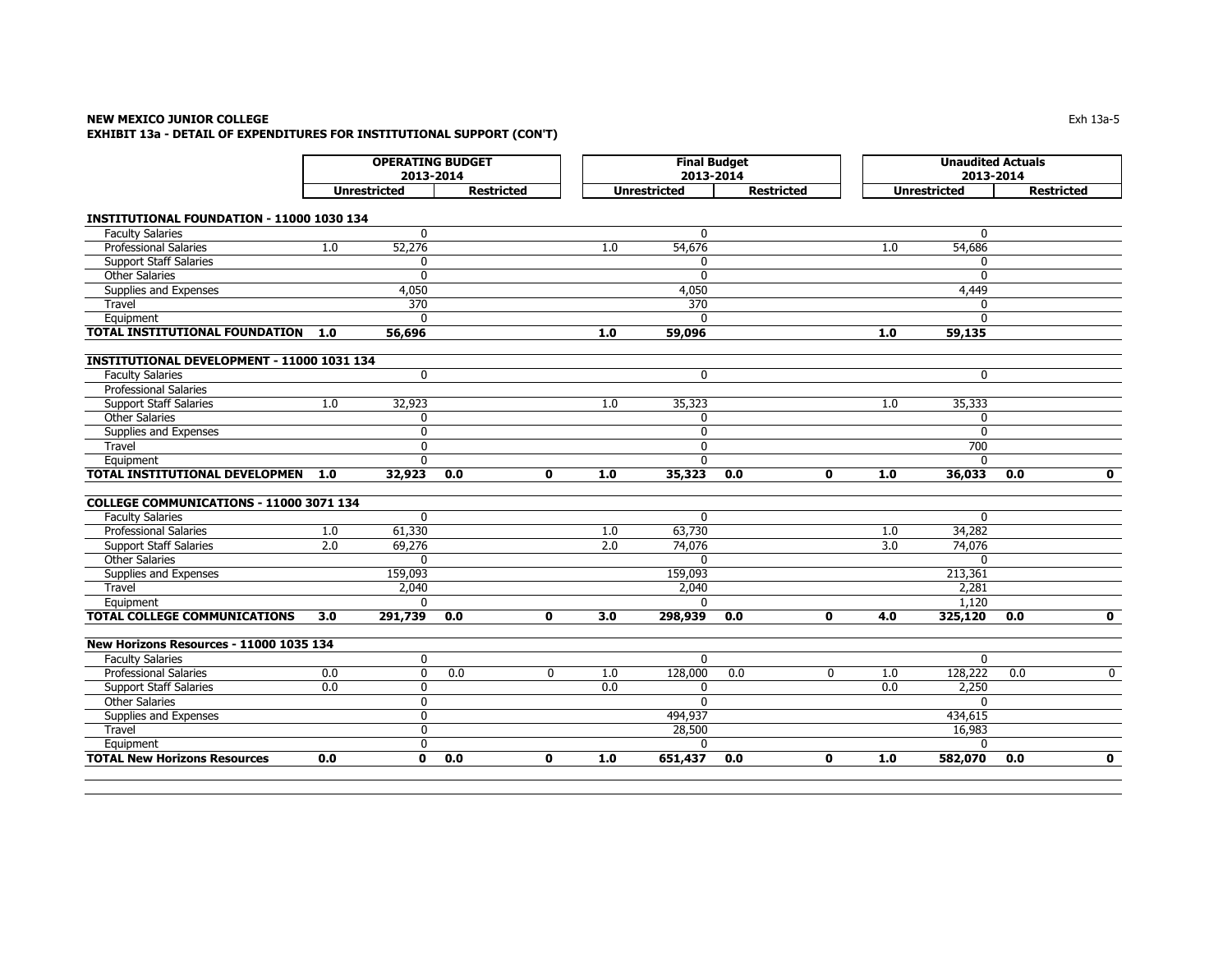**NEW MEXICO JUNIOR COLLEGE**
**EXHIBIT 13a - DETAIL OF EXPENDITURES FOR INSTITUTIONAL SUPPORT (CON'T)**

| | OPERATING BUDGET 2013-2014 | | | | Final Budget 2013-2014 | | | | Unaudited Actuals 2013-2014 | | | |
|---|---|---|---|---|---|---|---|---|---|---|---|---|
| | Unrestricted | | Restricted | | Unrestricted | | Restricted | | Unrestricted | | Restricted | |
| **INSTITUTIONAL FOUNDATION - 11000 1030 134** | | | | | | | | | | | | |
| Faculty Salaries | | 0 | | | | 0 | | | | 0 | | |
| Professional Salaries | 1.0 | 52,276 | | | 1.0 | 54,676 | | | 1.0 | 54,686 | | |
| Support Staff Salaries | | 0 | | | | 0 | | | | 0 | | |
| Other Salaries | | 0 | | | | 0 | | | | 0 | | |
| Supplies and Expenses | | 4,050 | | | | 4,050 | | | | 4,449 | | |
| Travel | | 370 | | | | 370 | | | | 0 | | |
| Equipment | | 0 | | | | 0 | | | | 0 | | |
| **TOTAL INSTITUTIONAL FOUNDATION** | **1.0** | **56,696** | | | **1.0** | **59,096** | | | **1.0** | **59,135** | | |
| **INSTITUTIONAL DEVELOPMENT - 11000 1031 134** | | | | | | | | | | | | |
| Faculty Salaries | | 0 | | | | 0 | | | | 0 | | |
| Professional Salaries | | | | | | | | | | | | |
| Support Staff Salaries | 1.0 | 32,923 | | | 1.0 | 35,323 | | | 1.0 | 35,333 | | |
| Other Salaries | | 0 | | | | 0 | | | | 0 | | |
| Supplies and Expenses | | 0 | | | | 0 | | | | 0 | | |
| Travel | | 0 | | | | 0 | | | | 700 | | |
| Equipment | | 0 | | | | 0 | | | | 0 | | |
| **TOTAL INSTITUTIONAL DEVELOPMEN** | **1.0** | **32,923** | **0.0** | **0** | **1.0** | **35,323** | **0.0** | **0** | **1.0** | **36,033** | **0.0** | **0** |
| **COLLEGE COMMUNICATIONS - 11000 3071 134** | | | | | | | | | | | | |
| Faculty Salaries | | 0 | | | | 0 | | | | 0 | | |
| Professional Salaries | 1.0 | 61,330 | | | 1.0 | 63,730 | | | 1.0 | 34,282 | | |
| Support Staff Salaries | 2.0 | 69,276 | | | 2.0 | 74,076 | | | 3.0 | 74,076 | | |
| Other Salaries | | 0 | | | | 0 | | | | 0 | | |
| Supplies and Expenses | | 159,093 | | | | 159,093 | | | | 213,361 | | |
| Travel | | 2,040 | | | | 2,040 | | | | 2,281 | | |
| Equipment | | 0 | | | | 0 | | | | 1,120 | | |
| **TOTAL COLLEGE COMMUNICATIONS** | **3.0** | **291,739** | **0.0** | **0** | **3.0** | **298,939** | **0.0** | **0** | **4.0** | **325,120** | **0.0** | **0** |
| **New Horizons Resources - 11000 1035 134** | | | | | | | | | | | | |
| Faculty Salaries | | 0 | | | | 0 | | | | 0 | | |
| Professional Salaries | 0.0 | 0 | 0.0 | 0 | 1.0 | 128,000 | 0.0 | 0 | 1.0 | 128,222 | 0.0 | 0 |
| Support Staff Salaries | 0.0 | 0 | | | 0.0 | 0 | | | 0.0 | 2,250 | | |
| Other Salaries | | 0 | | | | 0 | | | | 0 | | |
| Supplies and Expenses | | 0 | | | | 494,937 | | | | 434,615 | | |
| Travel | | 0 | | | | 28,500 | | | | 16,983 | | |
| Equipment | | 0 | | | | 0 | | | | 0 | | |
| **TOTAL New Horizons Resources** | **0.0** | **0** | **0.0** | **0** | **1.0** | **651,437** | **0.0** | **0** | **1.0** | **582,070** | **0.0** | **0** |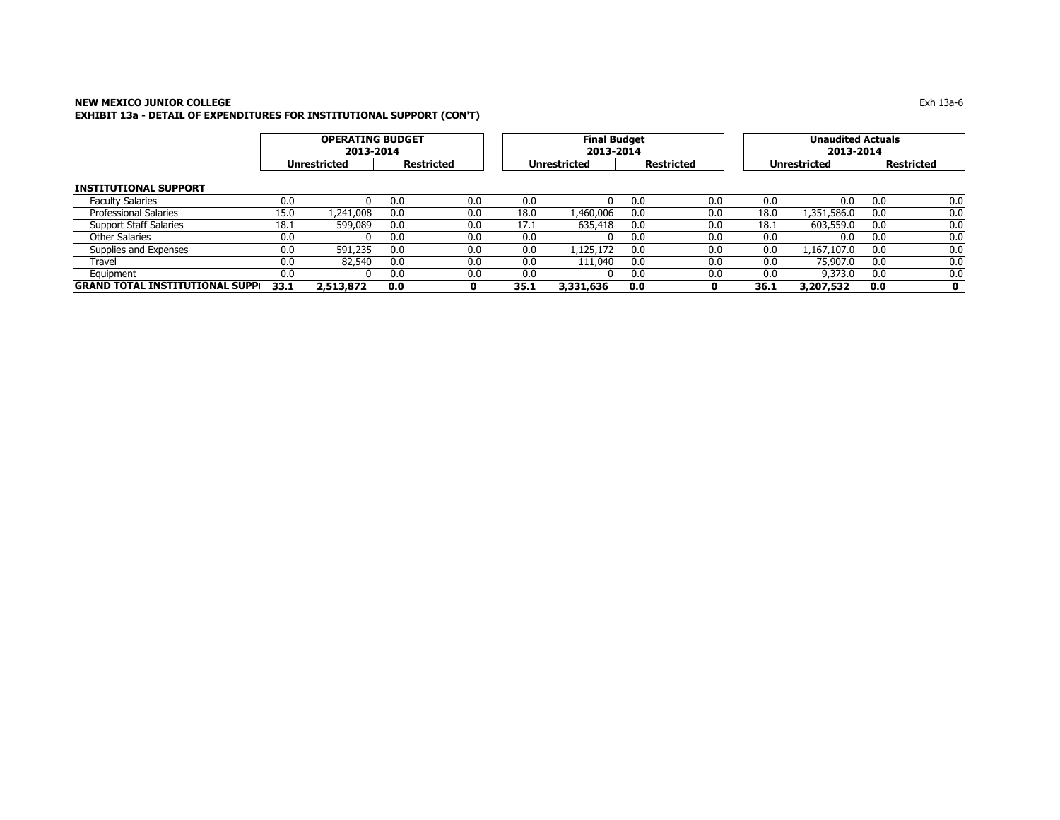**NEW MEXICO JUNIOR COLLEGE**
**EXHIBIT 13a - DETAIL OF EXPENDITURES FOR INSTITUTIONAL SUPPORT (CON'T)**

| | OPERATING BUDGET 2013-2014 | | | | Final Budget 2013-2014 | | | | Unaudited Actuals 2013-2014 | | | |
|---|---|---|---|---|---|---|---|---|---|---|---|---|
| | Unrestricted | | Restricted | | Unrestricted | | Restricted | | Unrestricted | | Restricted | |
| **INSTITUTIONAL SUPPORT** | | | | | | | | | | | | |
| Faculty Salaries | 0.0 | 0 | 0.0 | 0.0 | 0.0 | 0 | 0.0 | 0.0 | 0.0 | 0.0 | 0.0 | 0.0 |
| Professional Salaries | 15.0 | 1,241,008 | 0.0 | 0.0 | 18.0 | 1,460,006 | 0.0 | 0.0 | 18.0 | 1,351,586.0 | 0.0 | 0.0 |
| Support Staff Salaries | 18.1 | 599,089 | 0.0 | 0.0 | 17.1 | 635,418 | 0.0 | 0.0 | 18.1 | 603,559.0 | 0.0 | 0.0 |
| Other Salaries | 0.0 | 0 | 0.0 | 0.0 | 0.0 | 0 | 0.0 | 0.0 | 0.0 | 0.0 | 0.0 | 0.0 |
| Supplies and Expenses | 0.0 | 591,235 | 0.0 | 0.0 | 0.0 | 1,125,172 | 0.0 | 0.0 | 0.0 | 1,167,107.0 | 0.0 | 0.0 |
| Travel | 0.0 | 82,540 | 0.0 | 0.0 | 0.0 | 111,040 | 0.0 | 0.0 | 0.0 | 75,907.0 | 0.0 | 0.0 |
| Equipment | 0.0 | 0 | 0.0 | 0.0 | 0.0 | 0 | 0.0 | 0.0 | 0.0 | 9,373.0 | 0.0 | 0.0 |
| **GRAND TOTAL INSTITUTIONAL SUPP** | **33.1** | **2,513,872** | **0.0** | **0** | **35.1** | **3,331,636** | **0.0** | **0** | **36.1** | **3,207,532** | **0.0** | **0** |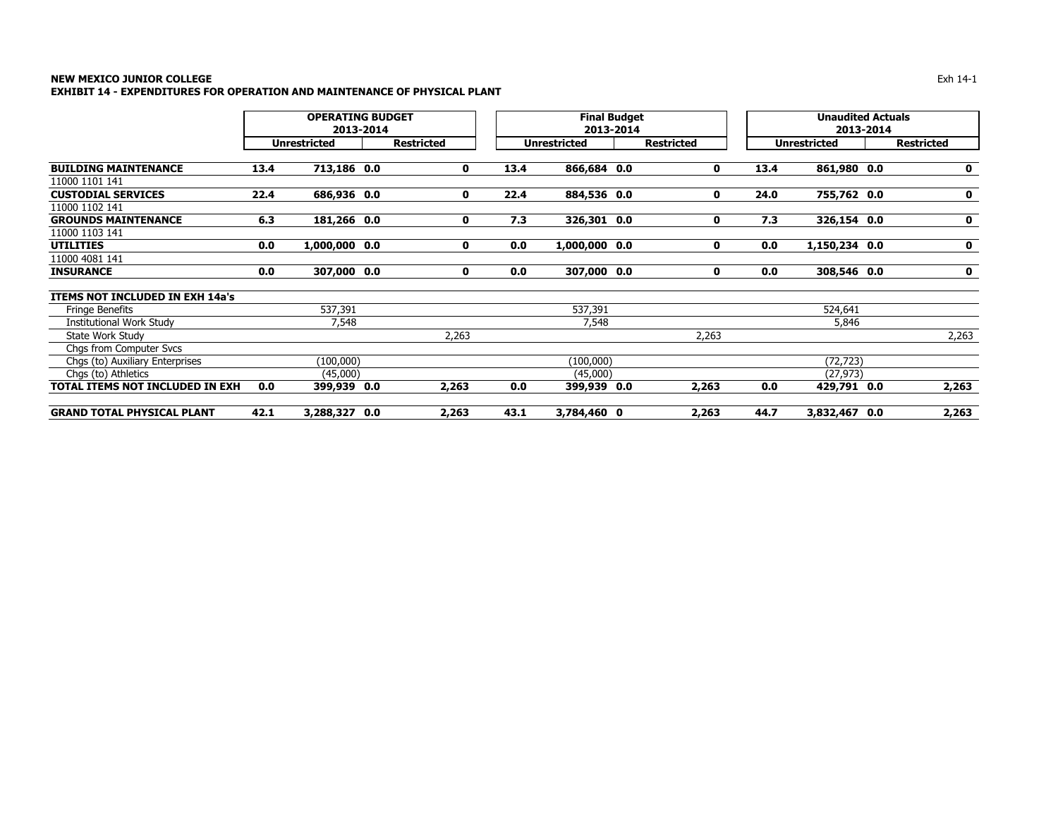**NEW MEXICO JUNIOR COLLEGE**
**EXHIBIT 14 - EXPENDITURES FOR OPERATION AND MAINTENANCE OF PHYSICAL PLANT**

| | OPERATING BUDGET 2013-2014 | | | | Final Budget 2013-2014 | | | | Unaudited Actuals 2013-2014 | | | |
|---|---|---|---|---|---|---|---|---|---|---|---|---|
| | Unrestricted | | Restricted | | Unrestricted | | Restricted | | Unrestricted | | Restricted | |
| **BUILDING MAINTENANCE** | **13.4** | **713,186** | **0.0** | **0** | **13.4** | **866,684** | **0.0** | **0** | **13.4** | **861,980** | **0.0** | **0** |
| 11000 1101 141 | | | | | | | | | | | | |
| **CUSTODIAL SERVICES** | **22.4** | **686,936** | **0.0** | **0** | **22.4** | **884,536** | **0.0** | **0** | **24.0** | **755,762** | **0.0** | **0** |
| 11000 1102 141 | | | | | | | | | | | | |
| **GROUNDS MAINTENANCE** | **6.3** | **181,266** | **0.0** | **0** | **7.3** | **326,301** | **0.0** | **0** | **7.3** | **326,154** | **0.0** | **0** |
| 11000 1103 141 | | | | | | | | | | | | |
| **UTILITIES** | **0.0** | **1,000,000** | **0.0** | **0** | **0.0** | **1,000,000** | **0.0** | **0** | **0.0** | **1,150,234** | **0.0** | **0** |
| 11000 4081 141 | | | | | | | | | | | | |
| **INSURANCE** | **0.0** | **307,000** | **0.0** | **0** | **0.0** | **307,000** | **0.0** | **0** | **0.0** | **308,546** | **0.0** | **0** |
| **ITEMS NOT INCLUDED IN EXH 14a's** | | | | | | | | | | | | |
| Fringe Benefits | | 537,391 | | | | 537,391 | | | | 524,641 | | |
| Institutional Work Study | | 7,548 | | | | 7,548 | | | | 5,846 | | |
| State Work Study | | | | 2,263 | | | | 2,263 | | | | 2,263 |
| Chgs from Computer Svcs | | | | | | | | | | | | |
| Chgs (to) Auxiliary Enterprises | | (100,000) | | | | (100,000) | | | | (72,723) | | |
| Chgs (to) Athletics | | (45,000) | | | | (45,000) | | | | (27,973) | | |
| **TOTAL ITEMS NOT INCLUDED IN EXH** | **0.0** | **399,939** | **0.0** | **2,263** | **0.0** | **399,939** | **0.0** | **2,263** | **0.0** | **429,791** | **0.0** | **2,263** |
| **GRAND TOTAL PHYSICAL PLANT** | **42.1** | **3,288,327** | **0.0** | **2,263** | **43.1** | **3,784,460** | **0** | **2,263** | **44.7** | **3,832,467** | **0.0** | **2,263** |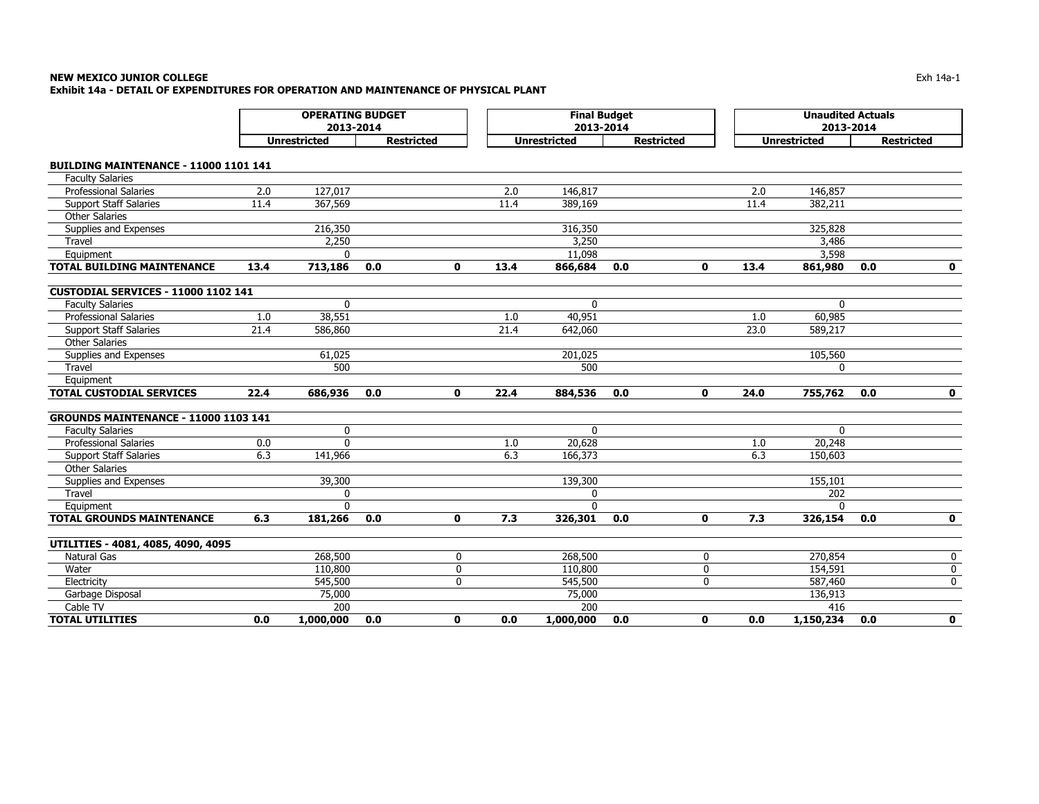**NEW MEXICO JUNIOR COLLEGE**
**Exhibit 14a - DETAIL OF EXPENDITURES FOR OPERATION AND MAINTENANCE OF PHYSICAL PLANT**

| | OPERATING BUDGET 2013-2014 | | | | Final Budget 2013-2014 | | | | Unaudited Actuals 2013-2014 | | | |
|---|---|---|---|---|---|---|---|---|---|---|---|---|
| | Unrestricted | | Restricted | | Unrestricted | | Restricted | | Unrestricted | | Restricted | |
| **BUILDING MAINTENANCE - 11000 1101 141** | | | | | | | | | | | | |
| Faculty Salaries | | | | | | | | | | | | |
| Professional Salaries | 2.0 | 127,017 | | | 2.0 | 146,817 | | | 2.0 | 146,857 | | |
| Support Staff Salaries | 11.4 | 367,569 | | | 11.4 | 389,169 | | | 11.4 | 382,211 | | |
| Other Salaries | | | | | | | | | | | | |
| Supplies and Expenses | | 216,350 | | | | 316,350 | | | | 325,828 | | |
| Travel | | 2,250 | | | | 3,250 | | | | 3,486 | | |
| Equipment | | 0 | | | | 11,098 | | | | 3,598 | | |
| **TOTAL BUILDING MAINTENANCE** | **13.4** | **713,186** | **0.0** | **0** | **13.4** | **866,684** | **0.0** | **0** | **13.4** | **861,980** | **0.0** | **0** |
| **CUSTODIAL SERVICES - 11000 1102 141** | | | | | | | | | | | | |
| Faculty Salaries | | 0 | | | | 0 | | | | 0 | | |
| Professional Salaries | 1.0 | 38,551 | | | 1.0 | 40,951 | | | 1.0 | 60,985 | | |
| Support Staff Salaries | 21.4 | 586,860 | | | 21.4 | 642,060 | | | 23.0 | 589,217 | | |
| Other Salaries | | | | | | | | | | | | |
| Supplies and Expenses | | 61,025 | | | | 201,025 | | | | 105,560 | | |
| Travel | | 500 | | | | 500 | | | | 0 | | |
| Equipment | | | | | | | | | | | | |
| **TOTAL CUSTODIAL SERVICES** | **22.4** | **686,936** | **0.0** | **0** | **22.4** | **884,536** | **0.0** | **0** | **24.0** | **755,762** | **0.0** | **0** |
| **GROUNDS MAINTENANCE - 11000 1103 141** | | | | | | | | | | | | |
| Faculty Salaries | | 0 | | | | 0 | | | | 0 | | |
| Professional Salaries | 0.0 | 0 | | | 1.0 | 20,628 | | | 1.0 | 20,248 | | |
| Support Staff Salaries | 6.3 | 141,966 | | | 6.3 | 166,373 | | | 6.3 | 150,603 | | |
| Other Salaries | | | | | | | | | | | | |
| Supplies and Expenses | | 39,300 | | | | 139,300 | | | | 155,101 | | |
| Travel | | 0 | | | | 0 | | | | 202 | | |
| Equipment | | 0 | | | | 0 | | | | 0 | | |
| **TOTAL GROUNDS MAINTENANCE** | **6.3** | **181,266** | **0.0** | **0** | **7.3** | **326,301** | **0.0** | **0** | **7.3** | **326,154** | **0.0** | **0** |
| **UTILITIES - 4081, 4085, 4090, 4095** | | | | | | | | | | | | |
| Natural Gas | | 268,500 | | 0 | | 268,500 | | 0 | | 270,854 | | 0 |
| Water | | 110,800 | | 0 | | 110,800 | | 0 | | 154,591 | | 0 |
| Electricity | | 545,500 | | 0 | | 545,500 | | 0 | | 587,460 | | 0 |
| Garbage Disposal | | 75,000 | | | | 75,000 | | | | 136,913 | | |
| Cable TV | | 200 | | | | 200 | | | | 416 | | |
| **TOTAL UTILITIES** | **0.0** | **1,000,000** | **0.0** | **0** | **0.0** | **1,000,000** | **0.0** | **0** | **0.0** | **1,150,234** | **0.0** | **0** |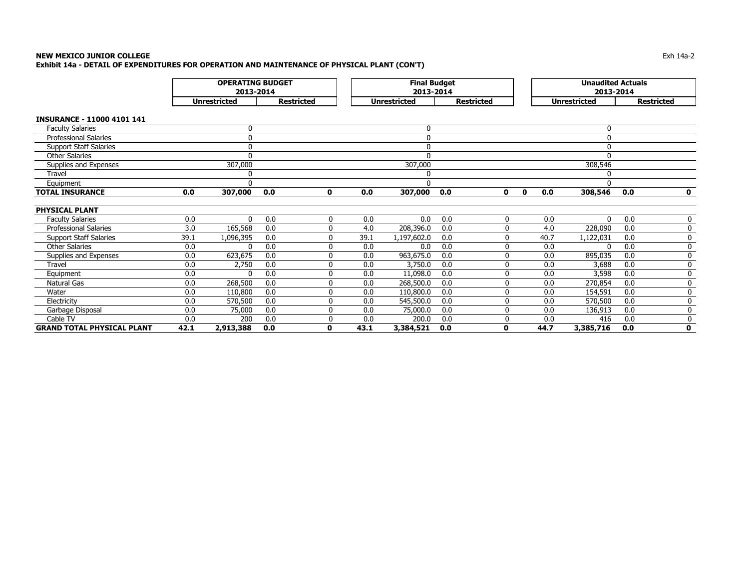**NEW MEXICO JUNIOR COLLEGE**

Exh 14a-2

**Exhibit 14a - DETAIL OF EXPENDITURES FOR OPERATION AND MAINTENANCE OF PHYSICAL PLANT (CON'T)**

| | OPERATING BUDGET 2013-2014 | | | | Final Budget 2013-2014 | | | | | Unaudited Actuals 2013-2014 | | | |
|---|---|---|---|---|---|---|---|---|---|---|---|---|---|
| | Unrestricted | | Restricted | | Unrestricted | | Restricted | | | Unrestricted | | Restricted | |
| **INSURANCE - 11000 4101 141** | | | | | | | | | | | | | |
| Faculty Salaries | | 0 | | | | 0 | | | | | 0 | | |
| Professional Salaries | | 0 | | | | 0 | | | | | 0 | | |
| Support Staff Salaries | | 0 | | | | 0 | | | | | 0 | | |
| Other Salaries | | 0 | | | | 0 | | | | | 0 | | |
| Supplies and Expenses | | 307,000 | | | | 307,000 | | | | | 308,546 | | |
| Travel | | 0 | | | | 0 | | | | | 0 | | |
| Equipment | | 0 | | | | 0 | | | | | 0 | | |
| **TOTAL INSURANCE** | **0.0** | **307,000** | **0.0** | **0** | **0.0** | **307,000** | **0.0** | **0** | **0** | **0.0** | **308,546** | **0.0** | **0** |
| **PHYSICAL PLANT** | | | | | | | | | | | | | |
| Faculty Salaries | 0.0 | 0 | 0.0 | 0 | 0.0 | 0.0 | 0.0 | 0 | | 0.0 | 0 | 0.0 | 0 |
| Professional Salaries | 3.0 | 165,568 | 0.0 | 0 | 4.0 | 208,396.0 | 0.0 | 0 | | 4.0 | 228,090 | 0.0 | 0 |
| Support Staff Salaries | 39.1 | 1,096,395 | 0.0 | 0 | 39.1 | 1,197,602.0 | 0.0 | 0 | | 40.7 | 1,122,031 | 0.0 | 0 |
| Other Salaries | 0.0 | 0 | 0.0 | 0 | 0.0 | 0.0 | 0.0 | 0 | | 0.0 | 0 | 0.0 | 0 |
| Supplies and Expenses | 0.0 | 623,675 | 0.0 | 0 | 0.0 | 963,675.0 | 0.0 | 0 | | 0.0 | 895,035 | 0.0 | 0 |
| Travel | 0.0 | 2,750 | 0.0 | 0 | 0.0 | 3,750.0 | 0.0 | 0 | | 0.0 | 3,688 | 0.0 | 0 |
| Equipment | 0.0 | 0 | 0.0 | 0 | 0.0 | 11,098.0 | 0.0 | 0 | | 0.0 | 3,598 | 0.0 | 0 |
| Natural Gas | 0.0 | 268,500 | 0.0 | 0 | 0.0 | 268,500.0 | 0.0 | 0 | | 0.0 | 270,854 | 0.0 | 0 |
| Water | 0.0 | 110,800 | 0.0 | 0 | 0.0 | 110,800.0 | 0.0 | 0 | | 0.0 | 154,591 | 0.0 | 0 |
| Electricity | 0.0 | 570,500 | 0.0 | 0 | 0.0 | 545,500.0 | 0.0 | 0 | | 0.0 | 570,500 | 0.0 | 0 |
| Garbage Disposal | 0.0 | 75,000 | 0.0 | 0 | 0.0 | 75,000.0 | 0.0 | 0 | | 0.0 | 136,913 | 0.0 | 0 |
| Cable TV | 0.0 | 200 | 0.0 | 0 | 0.0 | 200.0 | 0.0 | 0 | | 0.0 | 416 | 0.0 | 0 |
| **GRAND TOTAL PHYSICAL PLANT** | **42.1** | **2,913,388** | **0.0** | **0** | **43.1** | **3,384,521** | **0.0** | **0** | | **44.7** | **3,385,716** | **0.0** | **0** |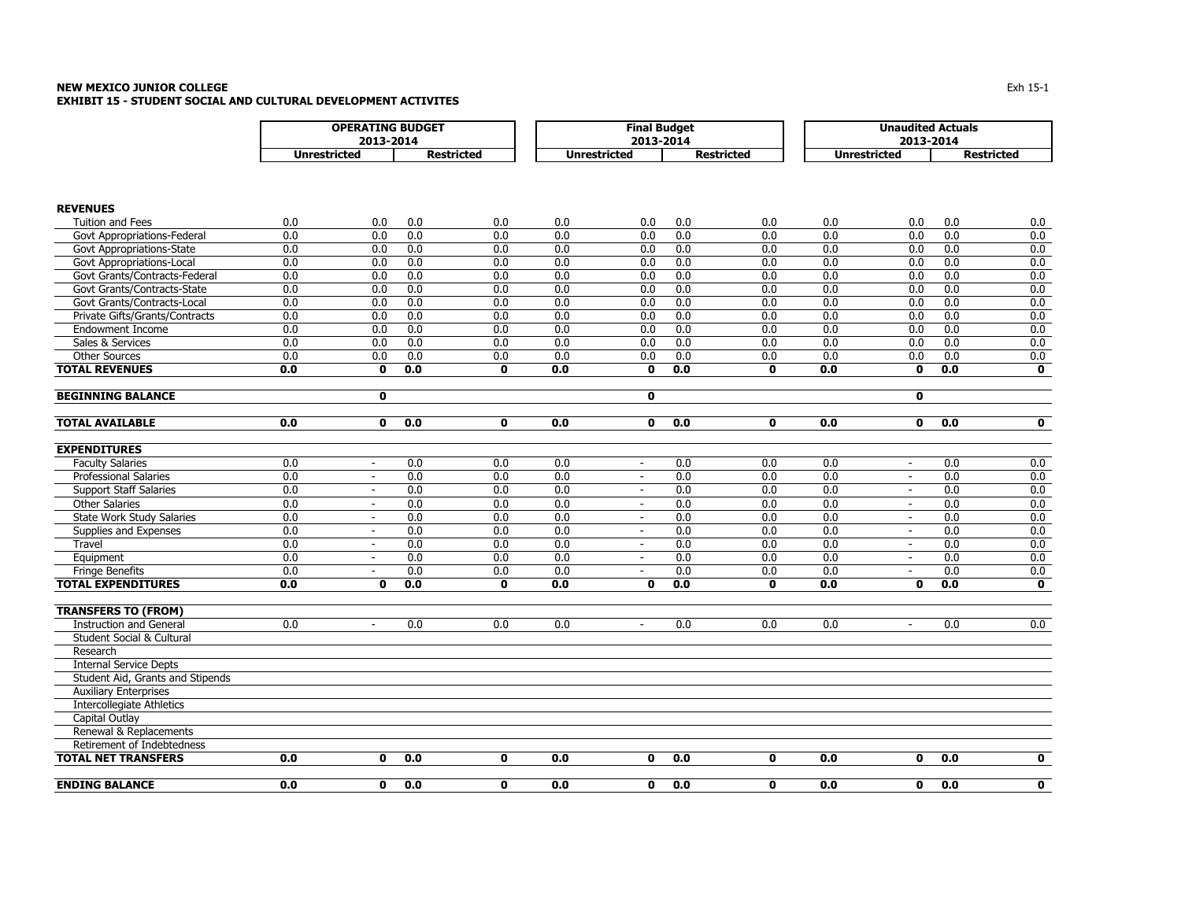**NEW MEXICO JUNIOR COLLEGE**
**EXHIBIT 15 - STUDENT SOCIAL AND CULTURAL DEVELOPMENT ACTIVITES**

| | OPERATING BUDGET 2013-2014 | | | | Final Budget 2013-2014 | | | | Unaudited Actuals 2013-2014 | | | |
|---|---|---|---|---|---|---|---|---|---|---|---|---|
| | Unrestricted | | Restricted | | Unrestricted | | Restricted | | Unrestricted | | Restricted | |
| **REVENUES** | | | | | | | | | | | | |
| Tuition and Fees | 0.0 | 0.0 | 0.0 | 0.0 | 0.0 | 0.0 | 0.0 | 0.0 | 0.0 | 0.0 | 0.0 | 0.0 |
| Govt Appropriations-Federal | 0.0 | 0.0 | 0.0 | 0.0 | 0.0 | 0.0 | 0.0 | 0.0 | 0.0 | 0.0 | 0.0 | 0.0 |
| Govt Appropriations-State | 0.0 | 0.0 | 0.0 | 0.0 | 0.0 | 0.0 | 0.0 | 0.0 | 0.0 | 0.0 | 0.0 | 0.0 |
| Govt Appropriations-Local | 0.0 | 0.0 | 0.0 | 0.0 | 0.0 | 0.0 | 0.0 | 0.0 | 0.0 | 0.0 | 0.0 | 0.0 |
| Govt Grants/Contracts-Federal | 0.0 | 0.0 | 0.0 | 0.0 | 0.0 | 0.0 | 0.0 | 0.0 | 0.0 | 0.0 | 0.0 | 0.0 |
| Govt Grants/Contracts-State | 0.0 | 0.0 | 0.0 | 0.0 | 0.0 | 0.0 | 0.0 | 0.0 | 0.0 | 0.0 | 0.0 | 0.0 |
| Govt Grants/Contracts-Local | 0.0 | 0.0 | 0.0 | 0.0 | 0.0 | 0.0 | 0.0 | 0.0 | 0.0 | 0.0 | 0.0 | 0.0 |
| Private Gifts/Grants/Contracts | 0.0 | 0.0 | 0.0 | 0.0 | 0.0 | 0.0 | 0.0 | 0.0 | 0.0 | 0.0 | 0.0 | 0.0 |
| Endowment Income | 0.0 | 0.0 | 0.0 | 0.0 | 0.0 | 0.0 | 0.0 | 0.0 | 0.0 | 0.0 | 0.0 | 0.0 |
| Sales & Services | 0.0 | 0.0 | 0.0 | 0.0 | 0.0 | 0.0 | 0.0 | 0.0 | 0.0 | 0.0 | 0.0 | 0.0 |
| Other Sources | 0.0 | 0.0 | 0.0 | 0.0 | 0.0 | 0.0 | 0.0 | 0.0 | 0.0 | 0.0 | 0.0 | 0.0 |
| **TOTAL REVENUES** | **0.0** | **0** | **0.0** | **0** | **0.0** | **0** | **0.0** | **0** | **0.0** | **0** | **0.0** | **0** |
| **BEGINNING BALANCE** | | **0** | | | | **0** | | | | **0** | | |
| **TOTAL AVAILABLE** | **0.0** | **0** | **0.0** | **0** | **0.0** | **0** | **0.0** | **0** | **0.0** | **0** | **0.0** | **0** |
| **EXPENDITURES** | | | | | | | | | | | | |
| Faculty Salaries | 0.0 | - | 0.0 | 0.0 | 0.0 | - | 0.0 | 0.0 | 0.0 | - | 0.0 | 0.0 |
| Professional Salaries | 0.0 | - | 0.0 | 0.0 | 0.0 | - | 0.0 | 0.0 | 0.0 | - | 0.0 | 0.0 |
| Support Staff Salaries | 0.0 | - | 0.0 | 0.0 | 0.0 | - | 0.0 | 0.0 | 0.0 | - | 0.0 | 0.0 |
| Other Salaries | 0.0 | - | 0.0 | 0.0 | 0.0 | - | 0.0 | 0.0 | 0.0 | - | 0.0 | 0.0 |
| State Work Study Salaries | 0.0 | - | 0.0 | 0.0 | 0.0 | - | 0.0 | 0.0 | 0.0 | - | 0.0 | 0.0 |
| Supplies and Expenses | 0.0 | - | 0.0 | 0.0 | 0.0 | - | 0.0 | 0.0 | 0.0 | - | 0.0 | 0.0 |
| Travel | 0.0 | - | 0.0 | 0.0 | 0.0 | - | 0.0 | 0.0 | 0.0 | - | 0.0 | 0.0 |
| Equipment | 0.0 | - | 0.0 | 0.0 | 0.0 | - | 0.0 | 0.0 | 0.0 | - | 0.0 | 0.0 |
| Fringe Benefits | 0.0 | - | 0.0 | 0.0 | 0.0 | - | 0.0 | 0.0 | 0.0 | - | 0.0 | 0.0 |
| **TOTAL EXPENDITURES** | **0.0** | **0** | **0.0** | **0** | **0.0** | **0** | **0.0** | **0** | **0.0** | **0** | **0.0** | **0** |
| **TRANSFERS TO (FROM)** | | | | | | | | | | | | |
| Instruction and General | 0.0 | - | 0.0 | 0.0 | 0.0 | - | 0.0 | 0.0 | 0.0 | - | 0.0 | 0.0 |
| Student Social & Cultural | | | | | | | | | | | | |
| Research | | | | | | | | | | | | |
| Internal Service Depts | | | | | | | | | | | | |
| Student Aid, Grants and Stipends | | | | | | | | | | | | |
| Auxiliary Enterprises | | | | | | | | | | | | |
| Intercollegiate Athletics | | | | | | | | | | | | |
| Capital Outlay | | | | | | | | | | | | |
| Renewal & Replacements | | | | | | | | | | | | |
| Retirement of Indebtedness | | | | | | | | | | | | |
| **TOTAL NET TRANSFERS** | **0.0** | **0** | **0.0** | **0** | **0.0** | **0** | **0.0** | **0** | **0.0** | **0** | **0.0** | **0** |
| **ENDING BALANCE** | **0.0** | **0** | **0.0** | **0** | **0.0** | **0** | **0.0** | **0** | **0.0** | **0** | **0.0** | **0** |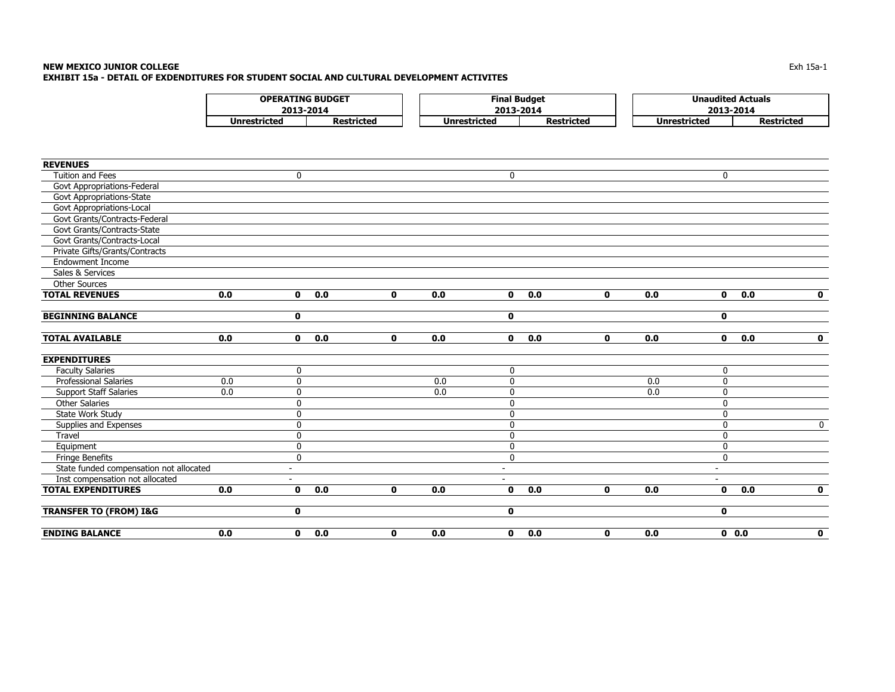**NEW MEXICO JUNIOR COLLEGE**
**EXHIBIT 15a - DETAIL OF EXDENDITURES FOR STUDENT SOCIAL AND CULTURAL DEVELOPMENT ACTIVITES**

| | OPERATING BUDGET 2013-2014 | | | | Final Budget 2013-2014 | | | | Unaudited Actuals 2013-2014 | | | |
|---|---|---|---|---|---|---|---|---|---|---|---|---|
| | Unrestricted | | Restricted | | Unrestricted | | Restricted | | Unrestricted | | Restricted | |
| **REVENUES** | | | | | | | | | | | | |
| Tuition and Fees | | 0 | | | | 0 | | | | 0 | | |
| Govt Appropriations-Federal | | | | | | | | | | | | |
| Govt Appropriations-State | | | | | | | | | | | | |
| Govt Appropriations-Local | | | | | | | | | | | | |
| Govt Grants/Contracts-Federal | | | | | | | | | | | | |
| Govt Grants/Contracts-State | | | | | | | | | | | | |
| Govt Grants/Contracts-Local | | | | | | | | | | | | |
| Private Gifts/Grants/Contracts | | | | | | | | | | | | |
| Endowment Income | | | | | | | | | | | | |
| Sales & Services | | | | | | | | | | | | |
| Other Sources | | | | | | | | | | | | |
| **TOTAL REVENUES** | **0.0** | **0** | **0.0** | **0** | **0.0** | **0** | **0.0** | **0** | **0.0** | **0** | **0.0** | **0** |
| **BEGINNING BALANCE** | | **0** | | | | **0** | | | | **0** | | |
| **TOTAL AVAILABLE** | **0.0** | **0** | **0.0** | **0** | **0.0** | **0** | **0.0** | **0** | **0.0** | **0** | **0.0** | **0** |
| **EXPENDITURES** | | | | | | | | | | | | |
| Faculty Salaries | | 0 | | | | 0 | | | | 0 | | |
| Professional Salaries | 0.0 | 0 | | | 0.0 | 0 | | | 0.0 | 0 | | |
| Support Staff Salaries | 0.0 | 0 | | | 0.0 | 0 | | | 0.0 | 0 | | |
| Other Salaries | | 0 | | | | 0 | | | | 0 | | |
| State Work Study | | 0 | | | | 0 | | | | 0 | | |
| Supplies and Expenses | | 0 | | | | 0 | | | | 0 | | 0 |
| Travel | | 0 | | | | 0 | | | | 0 | | |
| Equipment | | 0 | | | | 0 | | | | 0 | | |
| Fringe Benefits | | 0 | | | | 0 | | | | 0 | | |
| State funded compensation not allocated | | - | | | | - | | | | - | | |
| Inst compensation not allocated | | - | | | | - | | | | - | | |
| **TOTAL EXPENDITURES** | **0.0** | **0** | **0.0** | **0** | **0.0** | **0** | **0.0** | **0** | **0.0** | **0** | **0.0** | **0** |
| **TRANSFER TO (FROM) I&G** | | **0** | | | | **0** | | | | **0** | | |
| **ENDING BALANCE** | **0.0** | **0** | **0.0** | **0** | **0.0** | **0** | **0.0** | **0** | **0.0** | **0** | **0.0** | **0** |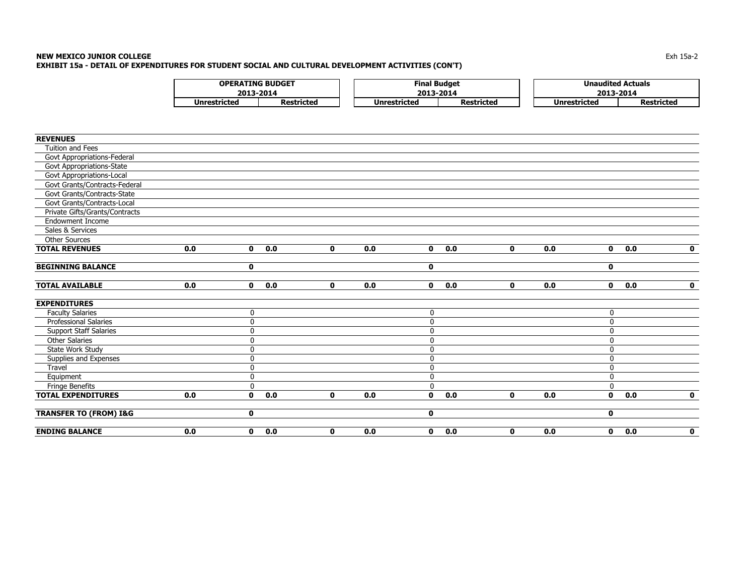**NEW MEXICO JUNIOR COLLEGE**

**EXHIBIT 15a - DETAIL OF EXPENDITURES FOR STUDENT SOCIAL AND CULTURAL DEVELOPMENT ACTIVITIES (CON'T)**

| | OPERATING BUDGET 2013-2014 | | | | Final Budget 2013-2014 | | | | Unaudited Actuals 2013-2014 | | | |
|---|---|---|---|---|---|---|---|---|---|---|---|---|
| | Unrestricted | | Restricted | | Unrestricted | | Restricted | | Unrestricted | | Restricted | |
| **REVENUES** | | | | | | | | | | | | |
| Tuition and Fees | | | | | | | | | | | | |
| Govt Appropriations-Federal | | | | | | | | | | | | |
| Govt Appropriations-State | | | | | | | | | | | | |
| Govt Appropriations-Local | | | | | | | | | | | | |
| Govt Grants/Contracts-Federal | | | | | | | | | | | | |
| Govt Grants/Contracts-State | | | | | | | | | | | | |
| Govt Grants/Contracts-Local | | | | | | | | | | | | |
| Private Gifts/Grants/Contracts | | | | | | | | | | | | |
| Endowment Income | | | | | | | | | | | | |
| Sales & Services | | | | | | | | | | | | |
| Other Sources | | | | | | | | | | | | |
| **TOTAL REVENUES** | **0.0** | **0** | **0.0** | **0** | **0.0** | **0** | **0.0** | **0** | **0.0** | **0** | **0.0** | **0** |
| **BEGINNING BALANCE** | | **0** | | | | **0** | | | | **0** | | |
| **TOTAL AVAILABLE** | **0.0** | **0** | **0.0** | **0** | **0.0** | **0** | **0.0** | **0** | **0.0** | **0** | **0.0** | **0** |
| **EXPENDITURES** | | | | | | | | | | | | |
| Faculty Salaries | | 0 | | | | 0 | | | | 0 | | |
| Professional Salaries | | 0 | | | | 0 | | | | 0 | | |
| Support Staff Salaries | | 0 | | | | 0 | | | | 0 | | |
| Other Salaries | | 0 | | | | 0 | | | | 0 | | |
| State Work Study | | 0 | | | | 0 | | | | 0 | | |
| Supplies and Expenses | | 0 | | | | 0 | | | | 0 | | |
| Travel | | 0 | | | | 0 | | | | 0 | | |
| Equipment | | 0 | | | | 0 | | | | 0 | | |
| Fringe Benefits | | 0 | | | | 0 | | | | 0 | | |
| **TOTAL EXPENDITURES** | **0.0** | **0** | **0.0** | **0** | **0.0** | **0** | **0.0** | **0** | **0.0** | **0** | **0.0** | **0** |
| **TRANSFER TO (FROM) I&G** | | **0** | | | | **0** | | | | **0** | | |
| **ENDING BALANCE** | **0.0** | **0** | **0.0** | **0** | **0.0** | **0** | **0.0** | **0** | **0.0** | **0** | **0.0** | **0** |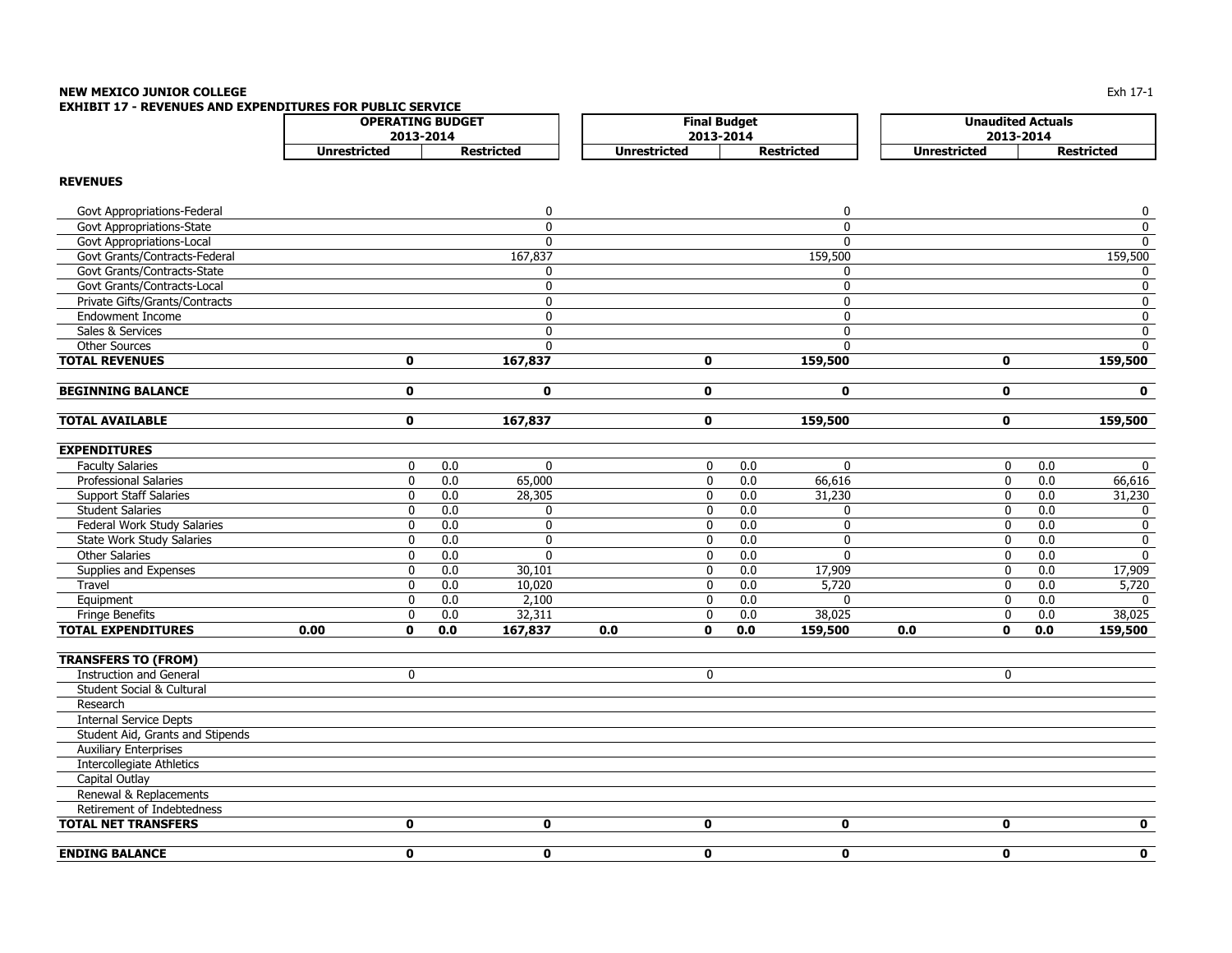**NEW MEXICO JUNIOR COLLEGE**
**EXHIBIT 17 - REVENUES AND EXPENDITURES FOR PUBLIC SERVICE**

| | OPERATING BUDGET 2013-2014 | | | | Final Budget 2013-2014 | | | | Unaudited Actuals 2013-2014 | | | |
|---|---|---|---|---|---|---|---|---|---|---|---|---|
| | Unrestricted | | Restricted | | Unrestricted | | Restricted | | Unrestricted | | Restricted | |
| **REVENUES** | | | | | | | | | | | | |
| Govt Appropriations-Federal | | | | 0 | | | | 0 | | | | 0 |
| Govt Appropriations-State | | | | 0 | | | | 0 | | | | 0 |
| Govt Appropriations-Local | | | | 0 | | | | 0 | | | | 0 |
| Govt Grants/Contracts-Federal | | | | 167,837 | | | | 159,500 | | | | 159,500 |
| Govt Grants/Contracts-State | | | | 0 | | | | 0 | | | | 0 |
| Govt Grants/Contracts-Local | | | | 0 | | | | 0 | | | | 0 |
| Private Gifts/Grants/Contracts | | | | 0 | | | | 0 | | | | 0 |
| Endowment Income | | | | 0 | | | | 0 | | | | 0 |
| Sales & Services | | | | 0 | | | | 0 | | | | 0 |
| Other Sources | | | | 0 | | | | 0 | | | | 0 |
| **TOTAL REVENUES** | | **0** | | **167,837** | | **0** | | **159,500** | | **0** | | **159,500** |
| **BEGINNING BALANCE** | | **0** | | **0** | | **0** | | **0** | | **0** | | **0** |
| **TOTAL AVAILABLE** | | **0** | | **167,837** | | **0** | | **159,500** | | **0** | | **159,500** |
| **EXPENDITURES** | | | | | | | | | | | | |
| Faculty Salaries | | 0 | 0.0 | 0 | | 0 | 0.0 | 0 | | 0 | 0.0 | 0 |
| Professional Salaries | | 0 | 0.0 | 65,000 | | 0 | 0.0 | 66,616 | | 0 | 0.0 | 66,616 |
| Support Staff Salaries | | 0 | 0.0 | 28,305 | | 0 | 0.0 | 31,230 | | 0 | 0.0 | 31,230 |
| Student Salaries | | 0 | 0.0 | 0 | | 0 | 0.0 | 0 | | 0 | 0.0 | 0 |
| Federal Work Study Salaries | | 0 | 0.0 | 0 | | 0 | 0.0 | 0 | | 0 | 0.0 | 0 |
| State Work Study Salaries | | 0 | 0.0 | 0 | | 0 | 0.0 | 0 | | 0 | 0.0 | 0 |
| Other Salaries | | 0 | 0.0 | 0 | | 0 | 0.0 | 0 | | 0 | 0.0 | 0 |
| Supplies and Expenses | | 0 | 0.0 | 30,101 | | 0 | 0.0 | 17,909 | | 0 | 0.0 | 17,909 |
| Travel | | 0 | 0.0 | 10,020 | | 0 | 0.0 | 5,720 | | 0 | 0.0 | 5,720 |
| Equipment | | 0 | 0.0 | 2,100 | | 0 | 0.0 | 0 | | 0 | 0.0 | 0 |
| Fringe Benefits | | 0 | 0.0 | 32,311 | | 0 | 0.0 | 38,025 | | 0 | 0.0 | 38,025 |
| **TOTAL EXPENDITURES** | **0.00** | **0** | **0.0** | **167,837** | **0.0** | **0** | **0.0** | **159,500** | **0.0** | **0** | **0.0** | **159,500** |
| **TRANSFERS TO (FROM)** | | | | | | | | | | | | |
| Instruction and General | | 0 | | | | 0 | | | | 0 | | |
| Student Social & Cultural | | | | | | | | | | | | |
| Research | | | | | | | | | | | | |
| Internal Service Depts | | | | | | | | | | | | |
| Student Aid, Grants and Stipends | | | | | | | | | | | | |
| Auxiliary Enterprises | | | | | | | | | | | | |
| Intercollegiate Athletics | | | | | | | | | | | | |
| Capital Outlay | | | | | | | | | | | | |
| Renewal & Replacements | | | | | | | | | | | | |
| Retirement of Indebtedness | | | | | | | | | | | | |
| **TOTAL NET TRANSFERS** | | **0** | | **0** | | **0** | | **0** | | **0** | | **0** |
| **ENDING BALANCE** | | **0** | | **0** | | **0** | | **0** | | **0** | | **0** |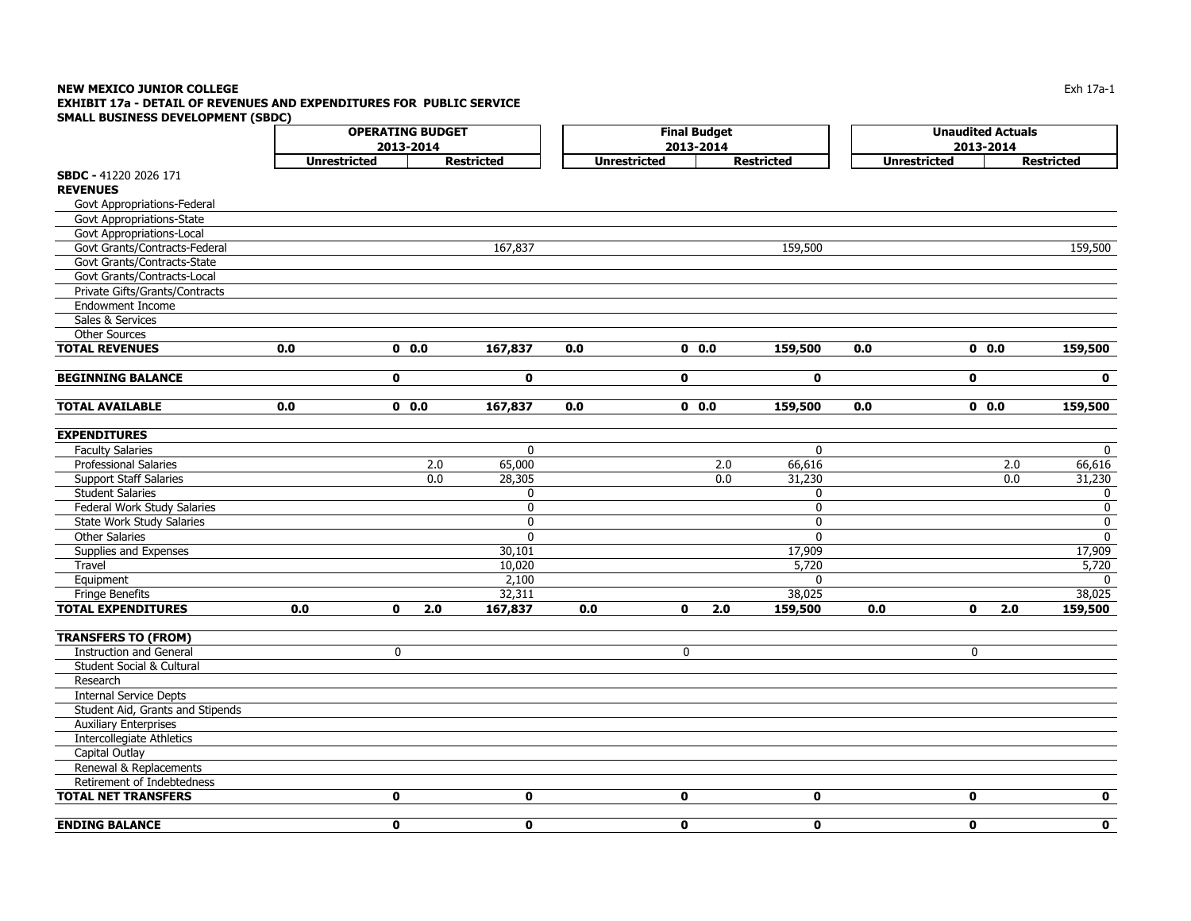**NEW MEXICO JUNIOR COLLEGE**
**EXHIBIT 17a - DETAIL OF REVENUES AND EXPENDITURES FOR PUBLIC SERVICE**
**SMALL BUSINESS DEVELOPMENT (SBDC)**

| | OPERATING BUDGET 2013-2014 | | | | Final Budget 2013-2014 | | | | Unaudited Actuals 2013-2014 | | | |
|---|---|---|---|---|---|---|---|---|---|---|---|---|
| | Unrestricted | | Restricted | | Unrestricted | | Restricted | | Unrestricted | | Restricted | |
| **SBDC -** 41220 2026 171 | | | | | | | | | | | | |
| **REVENUES** | | | | | | | | | | | | |
| Govt Appropriations-Federal | | | | | | | | | | | | |
| Govt Appropriations-State | | | | | | | | | | | | |
| Govt Appropriations-Local | | | | | | | | | | | | |
| Govt Grants/Contracts-Federal | | | | 167,837 | | | | 159,500 | | | | 159,500 |
| Govt Grants/Contracts-State | | | | | | | | | | | | |
| Govt Grants/Contracts-Local | | | | | | | | | | | | |
| Private Gifts/Grants/Contracts | | | | | | | | | | | | |
| Endowment Income | | | | | | | | | | | | |
| Sales & Services | | | | | | | | | | | | |
| Other Sources | | | | | | | | | | | | |
| **TOTAL REVENUES** | **0.0** | **0** | **0.0** | **167,837** | **0.0** | **0** | **0.0** | **159,500** | **0.0** | **0** | **0.0** | **159,500** |
| **BEGINNING BALANCE** | | **0** | | **0** | | **0** | | **0** | | **0** | | **0** |
| **TOTAL AVAILABLE** | **0.0** | **0** | **0.0** | **167,837** | **0.0** | **0** | **0.0** | **159,500** | **0.0** | **0** | **0.0** | **159,500** |
| **EXPENDITURES** | | | | | | | | | | | | |
| Faculty Salaries | | | | 0 | | | | 0 | | | | 0 |
| Professional Salaries | | | 2.0 | 65,000 | | | 2.0 | 66,616 | | | 2.0 | 66,616 |
| Support Staff Salaries | | | 0.0 | 28,305 | | | 0.0 | 31,230 | | | 0.0 | 31,230 |
| Student Salaries | | | | 0 | | | | 0 | | | | 0 |
| Federal Work Study Salaries | | | | 0 | | | | 0 | | | | 0 |
| State Work Study Salaries | | | | 0 | | | | 0 | | | | 0 |
| Other Salaries | | | | 0 | | | | 0 | | | | 0 |
| Supplies and Expenses | | | | 30,101 | | | | 17,909 | | | | 17,909 |
| Travel | | | | 10,020 | | | | 5,720 | | | | 5,720 |
| Equipment | | | | 2,100 | | | | 0 | | | | 0 |
| Fringe Benefits | | | | 32,311 | | | | 38,025 | | | | 38,025 |
| **TOTAL EXPENDITURES** | **0.0** | **0** | **2.0** | **167,837** | **0.0** | **0** | **2.0** | **159,500** | **0.0** | **0** | **2.0** | **159,500** |
| **TRANSFERS TO (FROM)** | | | | | | | | | | | | |
| Instruction and General | | 0 | | | | 0 | | | | 0 | | |
| Student Social & Cultural | | | | | | | | | | | | |
| Research | | | | | | | | | | | | |
| Internal Service Depts | | | | | | | | | | | | |
| Student Aid, Grants and Stipends | | | | | | | | | | | | |
| Auxiliary Enterprises | | | | | | | | | | | | |
| Intercollegiate Athletics | | | | | | | | | | | | |
| Capital Outlay | | | | | | | | | | | | |
| Renewal & Replacements | | | | | | | | | | | | |
| Retirement of Indebtedness | | | | | | | | | | | | |
| **TOTAL NET TRANSFERS** | | **0** | | **0** | | **0** | | **0** | | **0** | | **0** |
| **ENDING BALANCE** | | **0** | | **0** | | **0** | | **0** | | **0** | | **0** |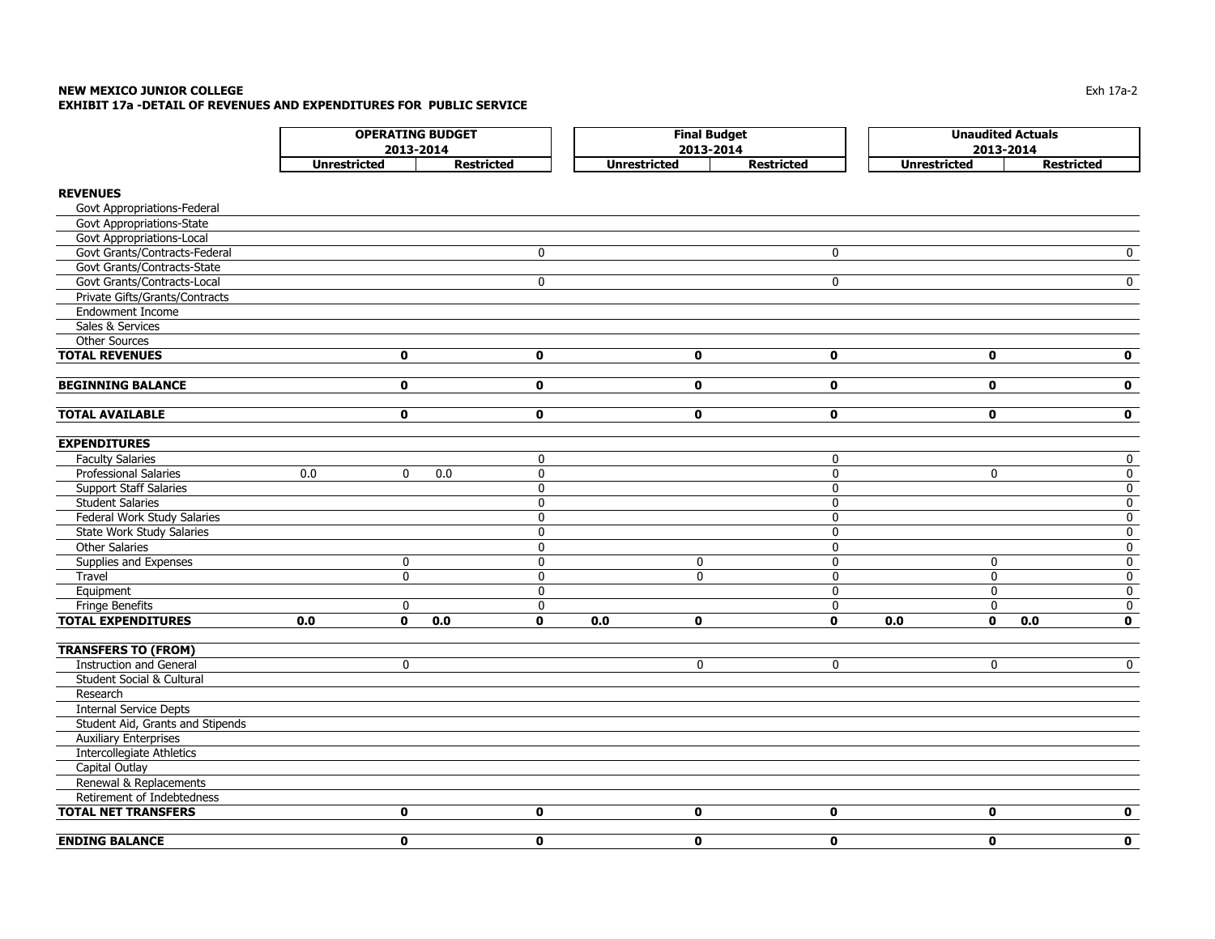**NEW MEXICO JUNIOR COLLEGE**
**EXHIBIT 17a -DETAIL OF REVENUES AND EXPENDITURES FOR PUBLIC SERVICE**

Exh 17a-2

| | OPERATING BUDGET 2013-2014 | | | | Final Budget 2013-2014 | | | | Unaudited Actuals 2013-2014 | | | |
|---|---|---|---|---|---|---|---|---|---|---|---|---|
| | Unrestricted | | Restricted | | Unrestricted | | Restricted | | Unrestricted | | Restricted | |
| **REVENUES** | | | | | | | | | | | | |
| Govt Appropriations-Federal | | | | | | | | | | | | |
| Govt Appropriations-State | | | | | | | | | | | | |
| Govt Appropriations-Local | | | | | | | | | | | | |
| Govt Grants/Contracts-Federal | | | | 0 | | | | 0 | | | | 0 |
| Govt Grants/Contracts-State | | | | | | | | | | | | |
| Govt Grants/Contracts-Local | | | | 0 | | | | 0 | | | | 0 |
| Private Gifts/Grants/Contracts | | | | | | | | | | | | |
| Endowment Income | | | | | | | | | | | | |
| Sales & Services | | | | | | | | | | | | |
| Other Sources | | | | | | | | | | | | |
| **TOTAL REVENUES** | | **0** | | **0** | | **0** | | **0** | | **0** | | **0** |
| **BEGINNING BALANCE** | | **0** | | **0** | | **0** | | **0** | | **0** | | **0** |
| **TOTAL AVAILABLE** | | **0** | | **0** | | **0** | | **0** | | **0** | | **0** |
| **EXPENDITURES** | | | | | | | | | | | | |
| Faculty Salaries | | | | 0 | | | | 0 | | | | 0 |
| Professional Salaries | 0.0 | 0 | 0.0 | 0 | | | | 0 | | 0 | | 0 |
| Support Staff Salaries | | | | 0 | | | | 0 | | | | 0 |
| Student Salaries | | | | 0 | | | | 0 | | | | 0 |
| Federal Work Study Salaries | | | | 0 | | | | 0 | | | | 0 |
| State Work Study Salaries | | | | 0 | | | | 0 | | | | 0 |
| Other Salaries | | | | 0 | | | | 0 | | | | 0 |
| Supplies and Expenses | | 0 | | 0 | | 0 | | 0 | | 0 | | 0 |
| Travel | | 0 | | 0 | | 0 | | 0 | | 0 | | 0 |
| Equipment | | | | 0 | | | | 0 | | 0 | | 0 |
| Fringe Benefits | | 0 | | 0 | | | | 0 | | 0 | | 0 |
| **TOTAL EXPENDITURES** | **0.0** | **0** | **0.0** | **0** | **0.0** | **0** | | **0** | **0.0** | **0** | **0.0** | **0** |
| **TRANSFERS TO (FROM)** | | | | | | | | | | | | |
| Instruction and General | | 0 | | | | 0 | | 0 | | 0 | | 0 |
| Student Social & Cultural | | | | | | | | | | | | |
| Research | | | | | | | | | | | | |
| Internal Service Depts | | | | | | | | | | | | |
| Student Aid, Grants and Stipends | | | | | | | | | | | | |
| Auxiliary Enterprises | | | | | | | | | | | | |
| Intercollegiate Athletics | | | | | | | | | | | | |
| Capital Outlay | | | | | | | | | | | | |
| Renewal & Replacements | | | | | | | | | | | | |
| Retirement of Indebtedness | | | | | | | | | | | | |
| **TOTAL NET TRANSFERS** | | **0** | | **0** | | **0** | | **0** | | **0** | | **0** |
| **ENDING BALANCE** | | **0** | | **0** | | **0** | | **0** | | **0** | | **0** |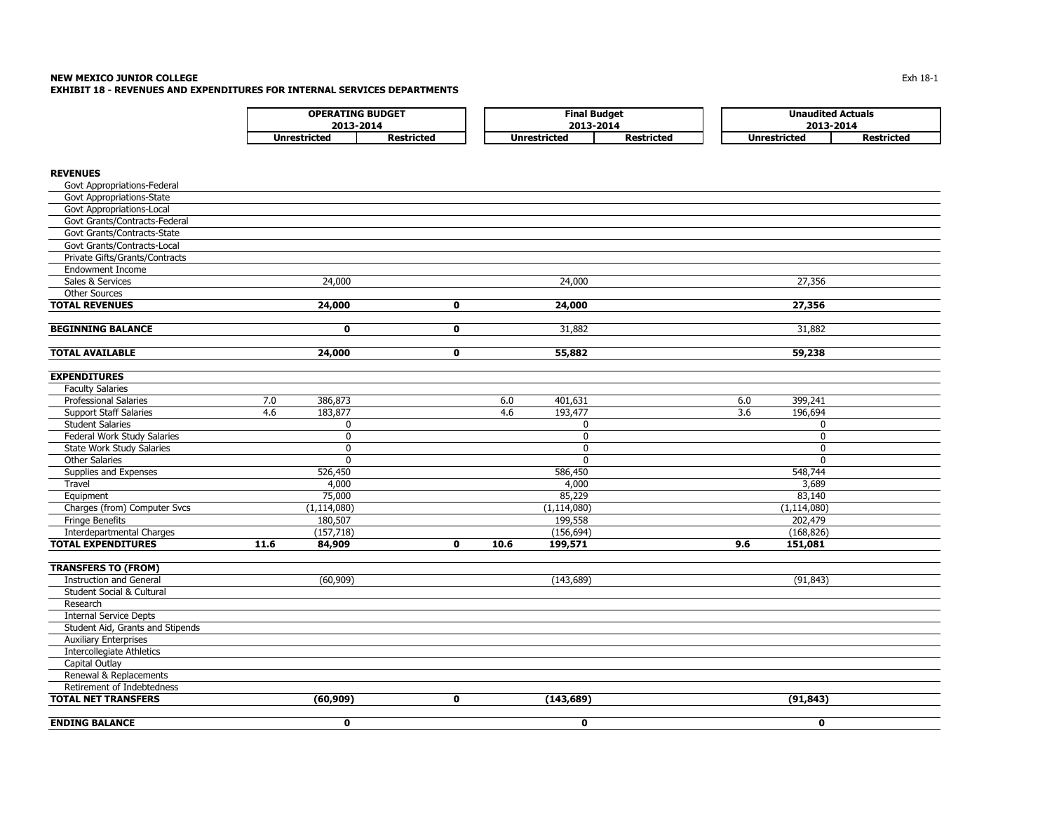**NEW MEXICO JUNIOR COLLEGE**
**EXHIBIT 18 - REVENUES AND EXPENDITURES FOR INTERNAL SERVICES DEPARTMENTS**

| | OPERATING BUDGET 2013-2014 | | | Final Budget 2013-2014 | | | Unaudited Actuals 2013-2014 | | |
|---|---|---|---|---|---|---|---|---|---|
| | | Unrestricted | Restricted | | Unrestricted | Restricted | | Unrestricted | Restricted |
| **REVENUES** | | | | | | | | | |
| Govt Appropriations-Federal | | | | | | | | | |
| Govt Appropriations-State | | | | | | | | | |
| Govt Appropriations-Local | | | | | | | | | |
| Govt Grants/Contracts-Federal | | | | | | | | | |
| Govt Grants/Contracts-State | | | | | | | | | |
| Govt Grants/Contracts-Local | | | | | | | | | |
| Private Gifts/Grants/Contracts | | | | | | | | | |
| Endowment Income | | | | | | | | | |
| Sales & Services | | 24,000 | | | 24,000 | | | 27,356 | |
| Other Sources | | | | | | | | | |
| **TOTAL REVENUES** | | **24,000** | **0** | | **24,000** | | | **27,356** | |
| **BEGINNING BALANCE** | | **0** | **0** | | 31,882 | | | 31,882 | |
| **TOTAL AVAILABLE** | | **24,000** | **0** | | **55,882** | | | **59,238** | |
| **EXPENDITURES** | | | | | | | | | |
| Faculty Salaries | | | | | | | | | |
| Professional Salaries | 7.0 | 386,873 | | 6.0 | 401,631 | | 6.0 | 399,241 | |
| Support Staff Salaries | 4.6 | 183,877 | | 4.6 | 193,477 | | 3.6 | 196,694 | |
| Student Salaries | | 0 | | | 0 | | | 0 | |
| Federal Work Study Salaries | | 0 | | | 0 | | | 0 | |
| State Work Study Salaries | | 0 | | | 0 | | | 0 | |
| Other Salaries | | 0 | | | 0 | | | 0 | |
| Supplies and Expenses | | 526,450 | | | 586,450 | | | 548,744 | |
| Travel | | 4,000 | | | 4,000 | | | 3,689 | |
| Equipment | | 75,000 | | | 85,229 | | | 83,140 | |
| Charges (from) Computer Svcs | | (1,114,080) | | | (1,114,080) | | | (1,114,080) | |
| Fringe Benefits | | 180,507 | | | 199,558 | | | 202,479 | |
| Interdepartmental Charges | | (157,718) | | | (156,694) | | | (168,826) | |
| **TOTAL EXPENDITURES** | **11.6** | **84,909** | **0** | **10.6** | **199,571** | | **9.6** | **151,081** | |
| **TRANSFERS TO (FROM)** | | | | | | | | | |
| Instruction and General | | (60,909) | | | (143,689) | | | (91,843) | |
| Student Social & Cultural | | | | | | | | | |
| Research | | | | | | | | | |
| Internal Service Depts | | | | | | | | | |
| Student Aid, Grants and Stipends | | | | | | | | | |
| Auxiliary Enterprises | | | | | | | | | |
| Intercollegiate Athletics | | | | | | | | | |
| Capital Outlay | | | | | | | | | |
| Renewal & Replacements | | | | | | | | | |
| Retirement of Indebtedness | | | | | | | | | |
| **TOTAL NET TRANSFERS** | | **(60,909)** | **0** | | **(143,689)** | | | **(91,843)** | |
| **ENDING BALANCE** | | **0** | | | **0** | | | **0** | |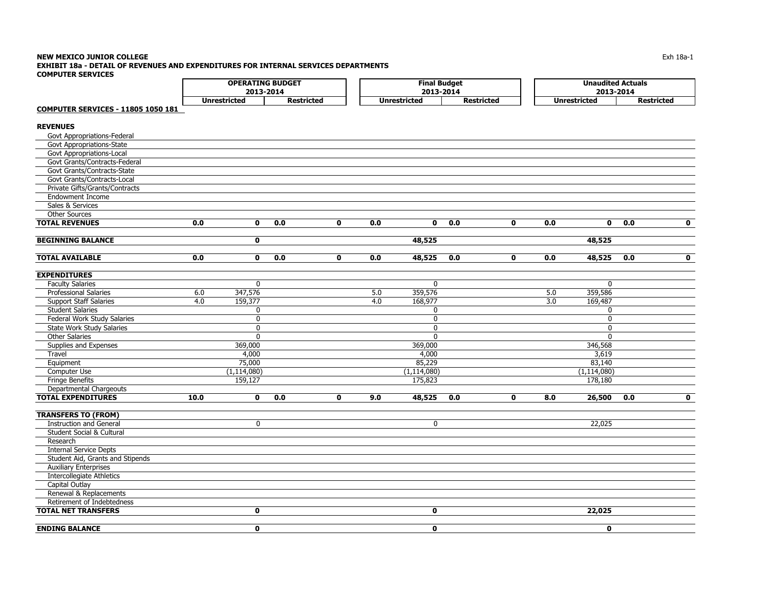**NEW MEXICO JUNIOR COLLEGE**
**EXHIBIT 18a - DETAIL OF REVENUES AND EXPENDITURES FOR INTERNAL SERVICES DEPARTMENTS**
**COMPUTER SERVICES**

| | OPERATING BUDGET 2013-2014 | | | | Final Budget 2013-2014 | | | | Unaudited Actuals 2013-2014 | | | |
|---|---|---|---|---|---|---|---|---|---|---|---|---|
| | Unrestricted | | Restricted | | Unrestricted | | Restricted | | Unrestricted | | Restricted | |
| **COMPUTER SERVICES - 11805 1050 181** | | | | | | | | | | | | |
| **REVENUES** | | | | | | | | | | | | |
| Govt Appropriations-Federal | | | | | | | | | | | | |
| Govt Appropriations-State | | | | | | | | | | | | |
| Govt Appropriations-Local | | | | | | | | | | | | |
| Govt Grants/Contracts-Federal | | | | | | | | | | | | |
| Govt Grants/Contracts-State | | | | | | | | | | | | |
| Govt Grants/Contracts-Local | | | | | | | | | | | | |
| Private Gifts/Grants/Contracts | | | | | | | | | | | | |
| Endowment Income | | | | | | | | | | | | |
| Sales & Services | | | | | | | | | | | | |
| Other Sources | | | | | | | | | | | | |
| **TOTAL REVENUES** | **0.0** | **0** | **0.0** | **0** | **0.0** | **0** | **0.0** | **0** | **0.0** | **0** | **0.0** | **0** |
| **BEGINNING BALANCE** | | **0** | | | | **48,525** | | | | **48,525** | | |
| **TOTAL AVAILABLE** | **0.0** | **0** | **0.0** | **0** | **0.0** | **48,525** | **0.0** | **0** | **0.0** | **48,525** | **0.0** | **0** |
| **EXPENDITURES** | | | | | | | | | | | | |
| Faculty Salaries | | 0 | | | | 0 | | | | 0 | | |
| Professional Salaries | 6.0 | 347,576 | | | 5.0 | 359,576 | | | 5.0 | 359,586 | | |
| Support Staff Salaries | 4.0 | 159,377 | | | 4.0 | 168,977 | | | 3.0 | 169,487 | | |
| Student Salaries | | 0 | | | | 0 | | | | 0 | | |
| Federal Work Study Salaries | | 0 | | | | 0 | | | | 0 | | |
| State Work Study Salaries | | 0 | | | | 0 | | | | 0 | | |
| Other Salaries | | 0 | | | | 0 | | | | 0 | | |
| Supplies and Expenses | | 369,000 | | | | 369,000 | | | | 346,568 | | |
| Travel | | 4,000 | | | | 4,000 | | | | 3,619 | | |
| Equipment | | 75,000 | | | | 85,229 | | | | 83,140 | | |
| Computer Use | | (1,114,080) | | | | (1,114,080) | | | | (1,114,080) | | |
| Fringe Benefits | | 159,127 | | | | 175,823 | | | | 178,180 | | |
| Departmental Chargeouts | | | | | | | | | | | | |
| **TOTAL EXPENDITURES** | **10.0** | **0** | **0.0** | **0** | **9.0** | **48,525** | **0.0** | **0** | **8.0** | **26,500** | **0.0** | **0** |
| **TRANSFERS TO (FROM)** | | | | | | | | | | | | |
| Instruction and General | | 0 | | | | 0 | | | | 22,025 | | |
| Student Social & Cultural | | | | | | | | | | | | |
| Research | | | | | | | | | | | | |
| Internal Service Depts | | | | | | | | | | | | |
| Student Aid, Grants and Stipends | | | | | | | | | | | | |
| Auxiliary Enterprises | | | | | | | | | | | | |
| Intercollegiate Athletics | | | | | | | | | | | | |
| Capital Outlay | | | | | | | | | | | | |
| Renewal & Replacements | | | | | | | | | | | | |
| Retirement of Indebtedness | | | | | | | | | | | | |
| **TOTAL NET TRANSFERS** | | **0** | | | | **0** | | | | **22,025** | | |
| **ENDING BALANCE** | | **0** | | | | **0** | | | | **0** | | |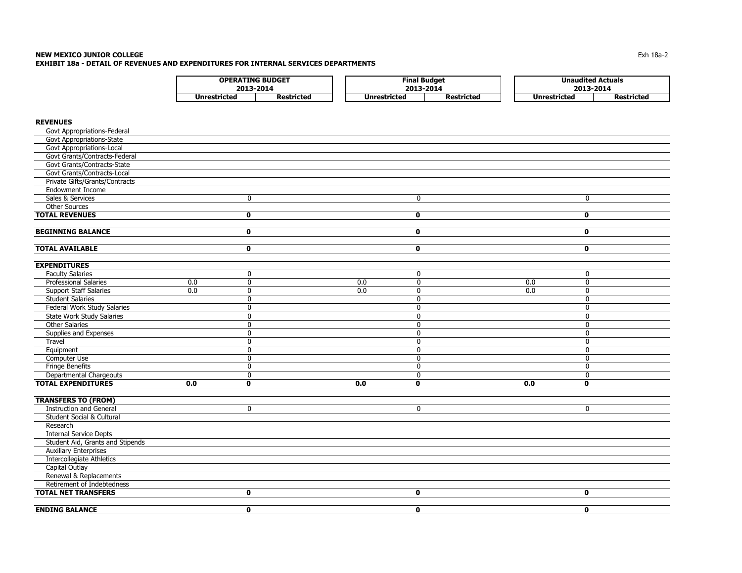**NEW MEXICO JUNIOR COLLEGE**
**EXHIBIT 18a - DETAIL OF REVENUES AND EXPENDITURES FOR INTERNAL SERVICES DEPARTMENTS**

| | OPERATING BUDGET 2013-2014 | | | Final Budget 2013-2014 | | | Unaudited Actuals 2013-2014 | | |
|---|---|---|---|---|---|---|---|---|---|
| | | Unrestricted | Restricted | | Unrestricted | Restricted | | Unrestricted | Restricted |
| **REVENUES** | | | | | | | | | |
| Govt Appropriations-Federal | | | | | | | | | |
| Govt Appropriations-State | | | | | | | | | |
| Govt Appropriations-Local | | | | | | | | | |
| Govt Grants/Contracts-Federal | | | | | | | | | |
| Govt Grants/Contracts-State | | | | | | | | | |
| Govt Grants/Contracts-Local | | | | | | | | | |
| Private Gifts/Grants/Contracts | | | | | | | | | |
| Endowment Income | | | | | | | | | |
| Sales & Services | | 0 | | | 0 | | | 0 | |
| Other Sources | | | | | | | | | |
| **TOTAL REVENUES** | | **0** | | | **0** | | | **0** | |
| **BEGINNING BALANCE** | | **0** | | | **0** | | | **0** | |
| **TOTAL AVAILABLE** | | **0** | | | **0** | | | **0** | |
| **EXPENDITURES** | | | | | | | | | |
| Faculty Salaries | | 0 | | | 0 | | | 0 | |
| Professional Salaries | 0.0 | 0 | | 0.0 | 0 | | 0.0 | 0 | |
| Support Staff Salaries | 0.0 | 0 | | 0.0 | 0 | | 0.0 | 0 | |
| Student Salaries | | 0 | | | 0 | | | 0 | |
| Federal Work Study Salaries | | 0 | | | 0 | | | 0 | |
| State Work Study Salaries | | 0 | | | 0 | | | 0 | |
| Other Salaries | | 0 | | | 0 | | | 0 | |
| Supplies and Expenses | | 0 | | | 0 | | | 0 | |
| Travel | | 0 | | | 0 | | | 0 | |
| Equipment | | 0 | | | 0 | | | 0 | |
| Computer Use | | 0 | | | 0 | | | 0 | |
| Fringe Benefits | | 0 | | | 0 | | | 0 | |
| Departmental Chargeouts | | 0 | | | 0 | | | 0 | |
| **TOTAL EXPENDITURES** | **0.0** | **0** | | **0.0** | **0** | | **0.0** | **0** | |
| **TRANSFERS TO (FROM)** | | | | | | | | | |
| Instruction and General | | 0 | | | 0 | | | 0 | |
| Student Social & Cultural | | | | | | | | | |
| Research | | | | | | | | | |
| Internal Service Depts | | | | | | | | | |
| Student Aid, Grants and Stipends | | | | | | | | | |
| Auxiliary Enterprises | | | | | | | | | |
| Intercollegiate Athletics | | | | | | | | | |
| Capital Outlay | | | | | | | | | |
| Renewal & Replacements | | | | | | | | | |
| Retirement of Indebtedness | | | | | | | | | |
| **TOTAL NET TRANSFERS** | | **0** | | | **0** | | | **0** | |
| **ENDING BALANCE** | | **0** | | | **0** | | | **0** | |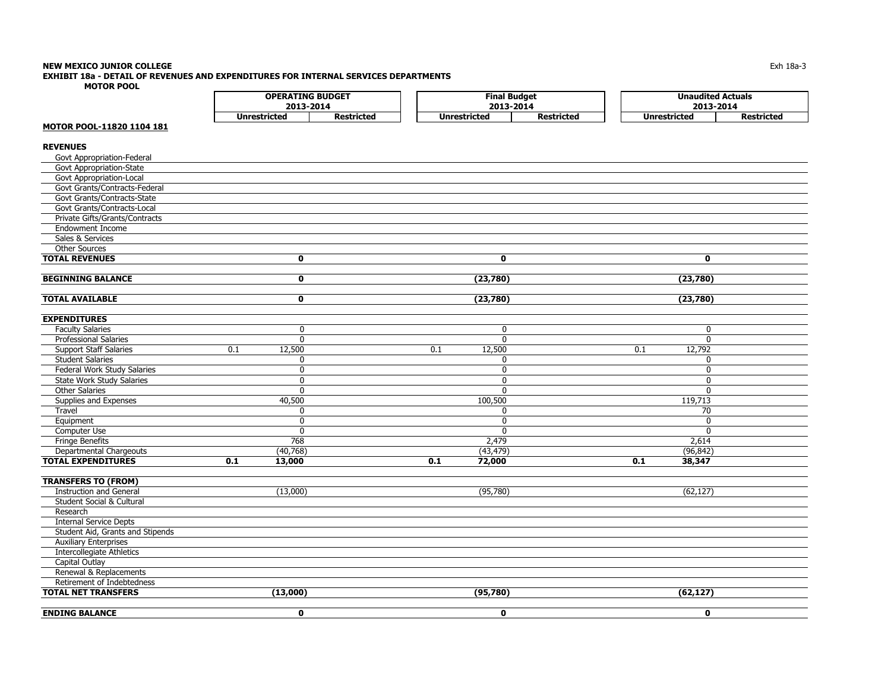**NEW MEXICO JUNIOR COLLEGE**
**EXHIBIT 18a - DETAIL OF REVENUES AND EXPENDITURES FOR INTERNAL SERVICES DEPARTMENTS**
**MOTOR POOL**

| | OPERATING BUDGET 2013-2014 | | | Final Budget 2013-2014 | | | Unaudited Actuals 2013-2014 | | |
|---|---|---|---|---|---|---|---|---|---|
| | Unrestricted | | Restricted | Unrestricted | | Restricted | Unrestricted | | Restricted |
| **MOTOR POOL-11820 1104 181** | | | | | | | | | |
| **REVENUES** | | | | | | | | | |
| Govt Appropriation-Federal | | | | | | | | | |
| Govt Appropriation-State | | | | | | | | | |
| Govt Appropriation-Local | | | | | | | | | |
| Govt Grants/Contracts-Federal | | | | | | | | | |
| Govt Grants/Contracts-State | | | | | | | | | |
| Govt Grants/Contracts-Local | | | | | | | | | |
| Private Gifts/Grants/Contracts | | | | | | | | | |
| Endowment Income | | | | | | | | | |
| Sales & Services | | | | | | | | | |
| Other Sources | | | | | | | | | |
| **TOTAL REVENUES** | | **0** | | | **0** | | | **0** | |
| **BEGINNING BALANCE** | | **0** | | | **(23,780)** | | | **(23,780)** | |
| **TOTAL AVAILABLE** | | **0** | | | **(23,780)** | | | **(23,780)** | |
| **EXPENDITURES** | | | | | | | | | |
| Faculty Salaries | | 0 | | | 0 | | | 0 | |
| Professional Salaries | | 0 | | | 0 | | | 0 | |
| Support Staff Salaries | 0.1 | 12,500 | | 0.1 | 12,500 | | 0.1 | 12,792 | |
| Student Salaries | | 0 | | | 0 | | | 0 | |
| Federal Work Study Salaries | | 0 | | | 0 | | | 0 | |
| State Work Study Salaries | | 0 | | | 0 | | | 0 | |
| Other Salaries | | 0 | | | 0 | | | 0 | |
| Supplies and Expenses | | 40,500 | | | 100,500 | | | 119,713 | |
| Travel | | 0 | | | 0 | | | 70 | |
| Equipment | | 0 | | | 0 | | | 0 | |
| Computer Use | | 0 | | | 0 | | | 0 | |
| Fringe Benefits | | 768 | | | 2,479 | | | 2,614 | |
| Departmental Chargeouts | | (40,768) | | | (43,479) | | | (96,842) | |
| **TOTAL EXPENDITURES** | **0.1** | **13,000** | | **0.1** | **72,000** | | **0.1** | **38,347** | |
| **TRANSFERS TO (FROM)** | | | | | | | | | |
| Instruction and General | | (13,000) | | | (95,780) | | | (62,127) | |
| Student Social & Cultural | | | | | | | | | |
| Research | | | | | | | | | |
| Internal Service Depts | | | | | | | | | |
| Student Aid, Grants and Stipends | | | | | | | | | |
| Auxiliary Enterprises | | | | | | | | | |
| Intercollegiate Athletics | | | | | | | | | |
| Capital Outlay | | | | | | | | | |
| Renewal & Replacements | | | | | | | | | |
| Retirement of Indebtedness | | | | | | | | | |
| **TOTAL NET TRANSFERS** | | **(13,000)** | | | **(95,780)** | | | **(62,127)** | |
| **ENDING BALANCE** | | **0** | | | **0** | | | **0** | |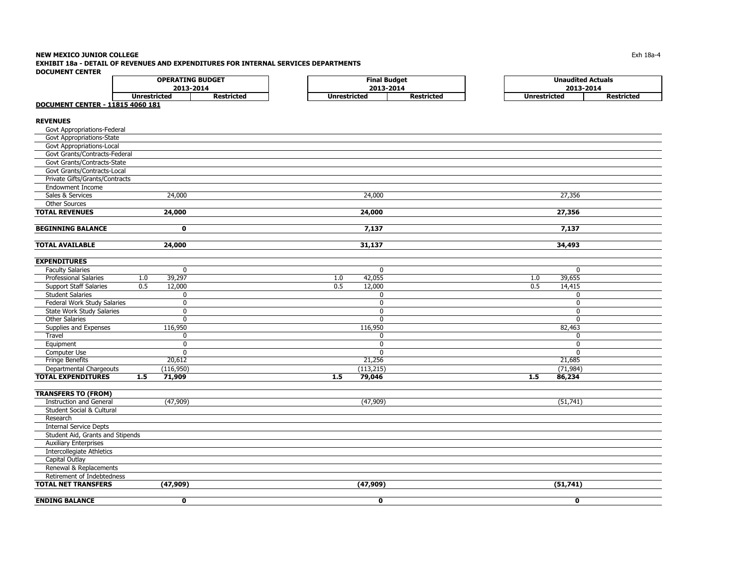**NEW MEXICO JUNIOR COLLEGE**

**EXHIBIT 18a - DETAIL OF REVENUES AND EXPENDITURES FOR INTERNAL SERVICES DEPARTMENTS**

**DOCUMENT CENTER**

Exh 18a-4

| | OPERATING BUDGET 2013-2014 | | | Final Budget 2013-2014 | | | Unaudited Actuals 2013-2014 | | |
|---|---|---|---|---|---|---|---|---|---|
| | Unrestricted | | Restricted | Unrestricted | | Restricted | Unrestricted | | Restricted |
| **DOCUMENT CENTER - 11815 4060 181** | | | | | | | | | |
| **REVENUES** | | | | | | | | | |
| Govt Appropriations-Federal | | | | | | | | | |
| Govt Appropriations-State | | | | | | | | | |
| Govt Appropriations-Local | | | | | | | | | |
| Govt Grants/Contracts-Federal | | | | | | | | | |
| Govt Grants/Contracts-State | | | | | | | | | |
| Govt Grants/Contracts-Local | | | | | | | | | |
| Private Gifts/Grants/Contracts | | | | | | | | | |
| Endowment Income | | | | | | | | | |
| Sales & Services | | 24,000 | | | 24,000 | | | 27,356 | |
| Other Sources | | | | | | | | | |
| **TOTAL REVENUES** | | **24,000** | | | **24,000** | | | **27,356** | |
| **BEGINNING BALANCE** | | **0** | | | **7,137** | | | **7,137** | |
| **TOTAL AVAILABLE** | | **24,000** | | | **31,137** | | | **34,493** | |
| **EXPENDITURES** | | | | | | | | | |
| Faculty Salaries | | 0 | | | 0 | | | 0 | |
| Professional Salaries | 1.0 | 39,297 | | 1.0 | 42,055 | | 1.0 | 39,655 | |
| Support Staff Salaries | 0.5 | 12,000 | | 0.5 | 12,000 | | 0.5 | 14,415 | |
| Student Salaries | | 0 | | | 0 | | | 0 | |
| Federal Work Study Salaries | | 0 | | | 0 | | | 0 | |
| State Work Study Salaries | | 0 | | | 0 | | | 0 | |
| Other Salaries | | 0 | | | 0 | | | 0 | |
| Supplies and Expenses | | 116,950 | | | 116,950 | | | 82,463 | |
| Travel | | 0 | | | 0 | | | 0 | |
| Equipment | | 0 | | | 0 | | | 0 | |
| Computer Use | | 0 | | | 0 | | | 0 | |
| Fringe Benefits | | 20,612 | | | 21,256 | | | 21,685 | |
| Departmental Chargeouts | | (116,950) | | | (113,215) | | | (71,984) | |
| **TOTAL EXPENDITURES** | **1.5** | **71,909** | | **1.5** | **79,046** | | **1.5** | **86,234** | |
| **TRANSFERS TO (FROM)** | | | | | | | | | |
| Instruction and General | | (47,909) | | | (47,909) | | | (51,741) | |
| Student Social & Cultural | | | | | | | | | |
| Research | | | | | | | | | |
| Internal Service Depts | | | | | | | | | |
| Student Aid, Grants and Stipends | | | | | | | | | |
| Auxiliary Enterprises | | | | | | | | | |
| Intercollegiate Athletics | | | | | | | | | |
| Capital Outlay | | | | | | | | | |
| Renewal & Replacements | | | | | | | | | |
| Retirement of Indebtedness | | | | | | | | | |
| **TOTAL NET TRANSFERS** | | **(47,909)** | | | **(47,909)** | | | **(51,741)** | |
| **ENDING BALANCE** | | **0** | | | **0** | | | **0** | |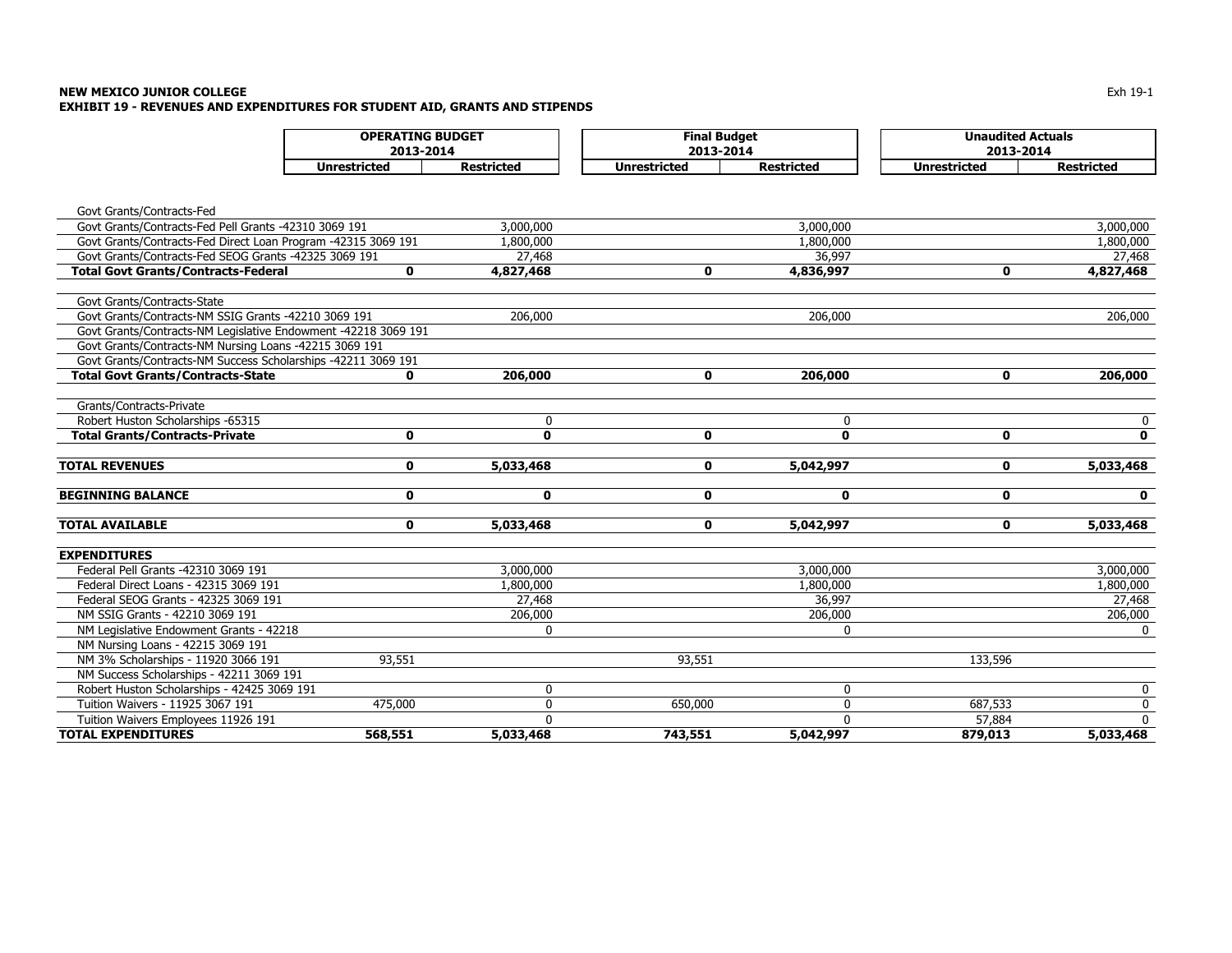**NEW MEXICO JUNIOR COLLEGE**
**EXHIBIT 19 - REVENUES AND EXPENDITURES FOR STUDENT AID, GRANTS AND STIPENDS**

| | OPERATING BUDGET 2013-2014 | | Final Budget 2013-2014 | | Unaudited Actuals 2013-2014 | |
|---|---|---|---|---|---|---|
| | **Unrestricted** | **Restricted** | **Unrestricted** | **Restricted** | **Unrestricted** | **Restricted** |
| Govt Grants/Contracts-Fed | | | | | | |
| Govt Grants/Contracts-Fed Pell Grants -42310 3069 191 | | 3,000,000 | | 3,000,000 | | 3,000,000 |
| Govt Grants/Contracts-Fed Direct Loan Program -42315 3069 191 | | 1,800,000 | | 1,800,000 | | 1,800,000 |
| Govt Grants/Contracts-Fed SEOG Grants -42325 3069 191 | | 27,468 | | 36,997 | | 27,468 |
| **Total Govt Grants/Contracts-Federal** | **0** | **4,827,468** | **0** | **4,836,997** | **0** | **4,827,468** |
| Govt Grants/Contracts-State | | | | | | |
| Govt Grants/Contracts-NM SSIG Grants -42210 3069 191 | | 206,000 | | 206,000 | | 206,000 |
| Govt Grants/Contracts-NM Legislative Endowment -42218 3069 191 | | | | | | |
| Govt Grants/Contracts-NM Nursing Loans -42215 3069 191 | | | | | | |
| Govt Grants/Contracts-NM Success Scholarships -42211 3069 191 | | | | | | |
| **Total Govt Grants/Contracts-State** | **0** | **206,000** | **0** | **206,000** | **0** | **206,000** |
| Grants/Contracts-Private | | | | | | |
| Robert Huston Scholarships -65315 | | 0 | | 0 | | 0 |
| **Total Grants/Contracts-Private** | **0** | **0** | **0** | **0** | **0** | **0** |
| **TOTAL REVENUES** | **0** | **5,033,468** | **0** | **5,042,997** | **0** | **5,033,468** |
| **BEGINNING BALANCE** | **0** | **0** | **0** | **0** | **0** | **0** |
| **TOTAL AVAILABLE** | **0** | **5,033,468** | **0** | **5,042,997** | **0** | **5,033,468** |
| **EXPENDITURES** | | | | | | |
| Federal Pell Grants -42310 3069 191 | | 3,000,000 | | 3,000,000 | | 3,000,000 |
| Federal Direct Loans - 42315 3069 191 | | 1,800,000 | | 1,800,000 | | 1,800,000 |
| Federal SEOG Grants - 42325 3069 191 | | 27,468 | | 36,997 | | 27,468 |
| NM SSIG Grants - 42210 3069 191 | | 206,000 | | 206,000 | | 206,000 |
| NM Legislative Endowment Grants - 42218 | | 0 | | 0 | | 0 |
| NM Nursing Loans - 42215 3069 191 | | | | | | |
| NM 3% Scholarships - 11920 3066 191 | 93,551 | | 93,551 | | 133,596 | |
| NM Success Scholarships - 42211 3069 191 | | | | | | |
| Robert Huston Scholarships - 42425 3069 191 | | 0 | | 0 | | 0 |
| Tuition Waivers - 11925 3067 191 | 475,000 | 0 | 650,000 | 0 | 687,533 | 0 |
| Tuition Waivers Employees 11926 191 | | 0 | | 0 | 57,884 | 0 |
| **TOTAL EXPENDITURES** | **568,551** | **5,033,468** | **743,551** | **5,042,997** | **879,013** | **5,033,468** |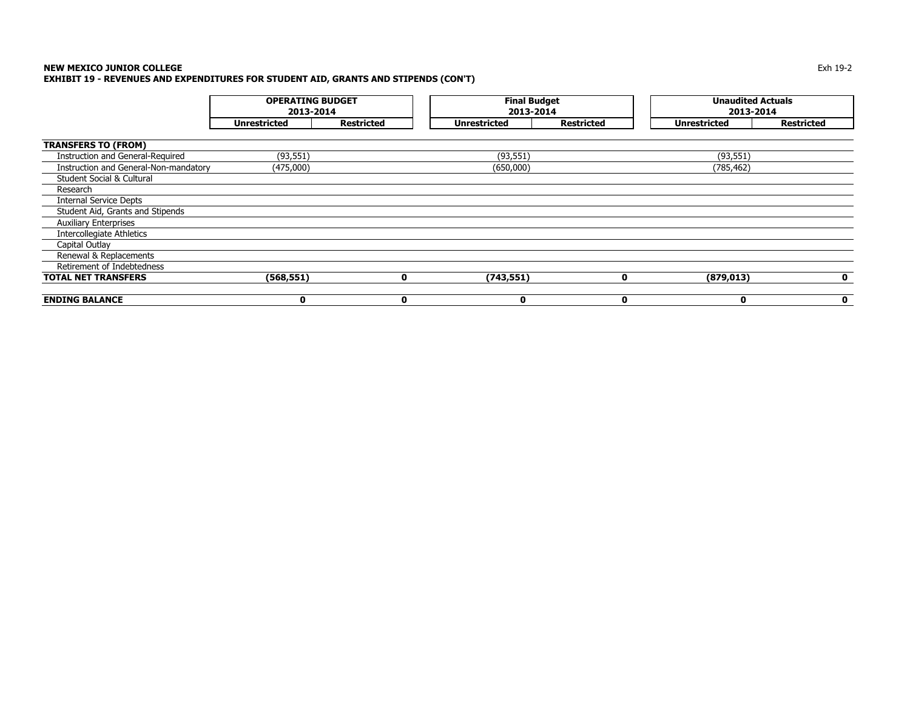**NEW MEXICO JUNIOR COLLEGE**
**EXHIBIT 19 - REVENUES AND EXPENDITURES FOR STUDENT AID, GRANTS AND STIPENDS (CON'T)**

Exh 19-2

| | OPERATING BUDGET 2013-2014 | | Final Budget 2013-2014 | | Unaudited Actuals 2013-2014 | |
|---|---|---|---|---|---|---|
| | Unrestricted | Restricted | Unrestricted | Restricted | Unrestricted | Restricted |
| **TRANSFERS TO (FROM)** | | | | | | |
| Instruction and General-Required | (93,551) | | (93,551) | | (93,551) | |
| Instruction and General-Non-mandatory | (475,000) | | (650,000) | | (785,462) | |
| Student Social & Cultural | | | | | | |
| Research | | | | | | |
| Internal Service Depts | | | | | | |
| Student Aid, Grants and Stipends | | | | | | |
| Auxiliary Enterprises | | | | | | |
| Intercollegiate Athletics | | | | | | |
| Capital Outlay | | | | | | |
| Renewal & Replacements | | | | | | |
| Retirement of Indebtedness | | | | | | |
| **TOTAL NET TRANSFERS** | **(568,551)** | **0** | **(743,551)** | **0** | **(879,013)** | **0** |
| **ENDING BALANCE** | **0** | **0** | **0** | **0** | **0** | **0** |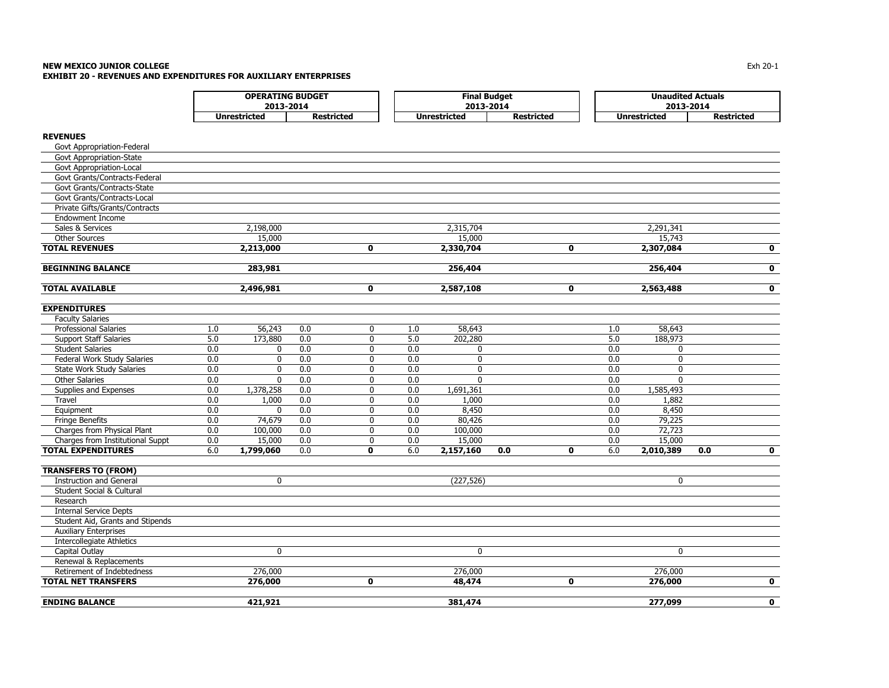**NEW MEXICO JUNIOR COLLEGE**
**EXHIBIT 20 - REVENUES AND EXPENDITURES FOR AUXILIARY ENTERPRISES**

Exh 20-1

| | OPERATING BUDGET 2013-2014 | | | | Final Budget 2013-2014 | | | | Unaudited Actuals 2013-2014 | | | |
|---|---|---|---|---|---|---|---|---|---|---|---|---|
| | Unrestricted | | Restricted | | Unrestricted | | Restricted | | Unrestricted | | Restricted | |
| **REVENUES** | | | | | | | | | | | | |
| Govt Appropriation-Federal | | | | | | | | | | | | |
| Govt Appropriation-State | | | | | | | | | | | | |
| Govt Appropriation-Local | | | | | | | | | | | | |
| Govt Grants/Contracts-Federal | | | | | | | | | | | | |
| Govt Grants/Contracts-State | | | | | | | | | | | | |
| Govt Grants/Contracts-Local | | | | | | | | | | | | |
| Private Gifts/Grants/Contracts | | | | | | | | | | | | |
| Endowment Income | | | | | | | | | | | | |
| Sales & Services | | 2,198,000 | | | | 2,315,704 | | | | 2,291,341 | | |
| Other Sources | | 15,000 | | | | 15,000 | | | | 15,743 | | |
| **TOTAL REVENUES** | | **2,213,000** | | **0** | | **2,330,704** | | **0** | | **2,307,084** | | **0** |
| **BEGINNING BALANCE** | | **283,981** | | | | **256,404** | | | | **256,404** | | **0** |
| **TOTAL AVAILABLE** | | **2,496,981** | | **0** | | **2,587,108** | | **0** | | **2,563,488** | | **0** |
| **EXPENDITURES** | | | | | | | | | | | | |
| Faculty Salaries | | | | | | | | | | | | |
| Professional Salaries | 1.0 | 56,243 | 0.0 | 0 | 1.0 | 58,643 | | | 1.0 | 58,643 | | |
| Support Staff Salaries | 5.0 | 173,880 | 0.0 | 0 | 5.0 | 202,280 | | | 5.0 | 188,973 | | |
| Student Salaries | 0.0 | 0 | 0.0 | 0 | 0.0 | 0 | | | 0.0 | 0 | | |
| Federal Work Study Salaries | 0.0 | 0 | 0.0 | 0 | 0.0 | 0 | | | 0.0 | 0 | | |
| State Work Study Salaries | 0.0 | 0 | 0.0 | 0 | 0.0 | 0 | | | 0.0 | 0 | | |
| Other Salaries | 0.0 | 0 | 0.0 | 0 | 0.0 | 0 | | | 0.0 | 0 | | |
| Supplies and Expenses | 0.0 | 1,378,258 | 0.0 | 0 | 0.0 | 1,691,361 | | | 0.0 | 1,585,493 | | |
| Travel | 0.0 | 1,000 | 0.0 | 0 | 0.0 | 1,000 | | | 0.0 | 1,882 | | |
| Equipment | 0.0 | 0 | 0.0 | 0 | 0.0 | 8,450 | | | 0.0 | 8,450 | | |
| Fringe Benefits | 0.0 | 74,679 | 0.0 | 0 | 0.0 | 80,426 | | | 0.0 | 79,225 | | |
| Charges from Physical Plant | 0.0 | 100,000 | 0.0 | 0 | 0.0 | 100,000 | | | 0.0 | 72,723 | | |
| Charges from Institutional Suppt | 0.0 | 15,000 | 0.0 | 0 | 0.0 | 15,000 | | | 0.0 | 15,000 | | |
| **TOTAL EXPENDITURES** | 6.0 | **1,799,060** | 0.0 | **0** | 6.0 | **2,157,160** | **0.0** | **0** | 6.0 | **2,010,389** | **0.0** | **0** |
| **TRANSFERS TO (FROM)** | | | | | | | | | | | | |
| Instruction and General | | 0 | | | | (227,526) | | | | 0 | | |
| Student Social & Cultural | | | | | | | | | | | | |
| Research | | | | | | | | | | | | |
| Internal Service Depts | | | | | | | | | | | | |
| Student Aid, Grants and Stipends | | | | | | | | | | | | |
| Auxiliary Enterprises | | | | | | | | | | | | |
| Intercollegiate Athletics | | | | | | | | | | | | |
| Capital Outlay | | 0 | | | | 0 | | | | 0 | | |
| Renewal & Replacements | | | | | | | | | | | | |
| Retirement of Indebtedness | | 276,000 | | | | 276,000 | | | | 276,000 | | |
| **TOTAL NET TRANSFERS** | | **276,000** | | **0** | | **48,474** | | **0** | | **276,000** | | **0** |
| **ENDING BALANCE** | | **421,921** | | | | **381,474** | | | | **277,099** | | **0** |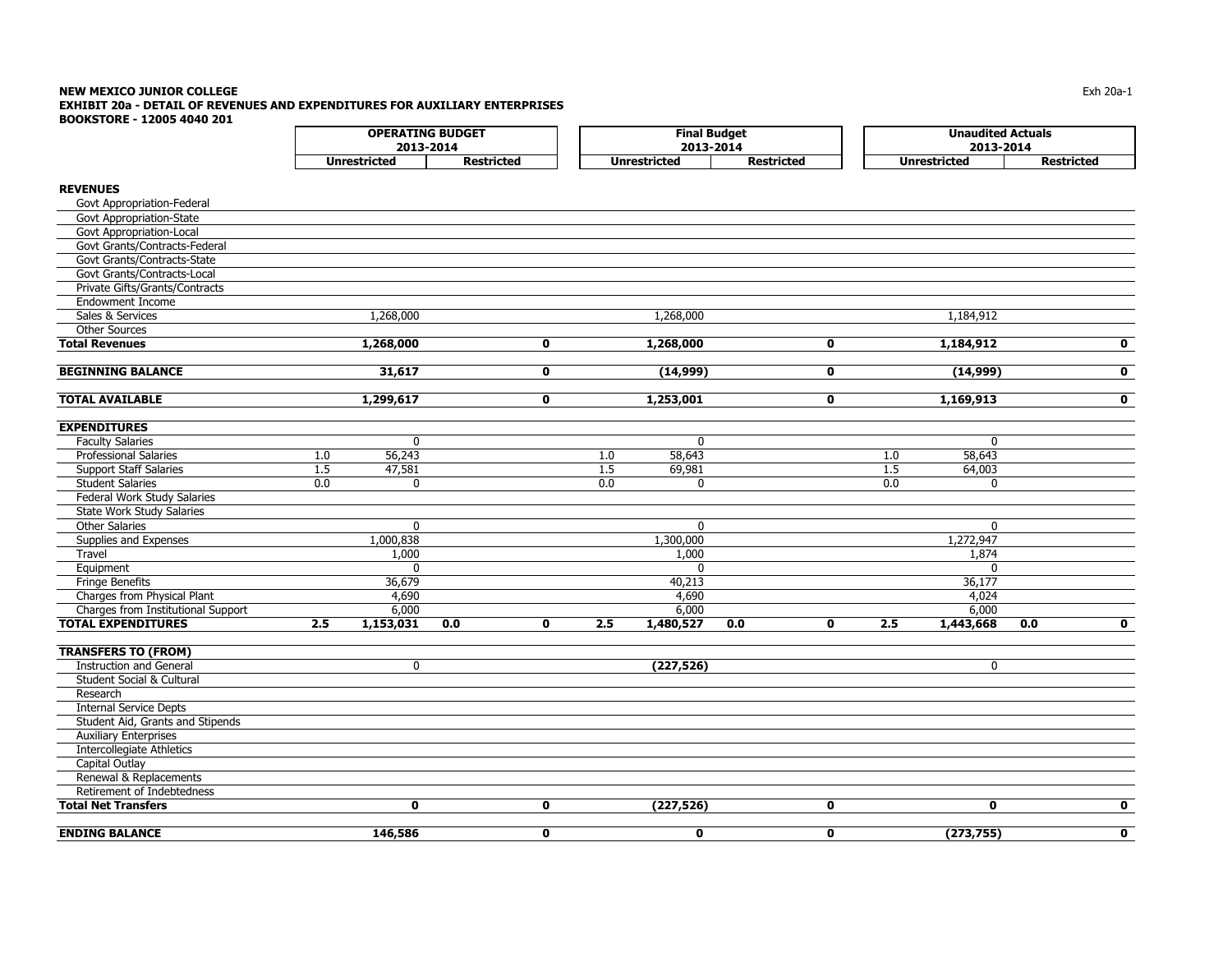**NEW MEXICO JUNIOR COLLEGE**
**EXHIBIT 20a - DETAIL OF REVENUES AND EXPENDITURES FOR AUXILIARY ENTERPRISES**
**BOOKSTORE - 12005 4040 201**

Exh 20a-1

| | OPERATING BUDGET 2013-2014 | | | | Final Budget 2013-2014 | | | | Unaudited Actuals 2013-2014 | | | |
|---|---|---|---|---|---|---|---|---|---|---|---|---|
| | Unrestricted | | Restricted | | Unrestricted | | Restricted | | Unrestricted | | Restricted | |
| **REVENUES** | | | | | | | | | | | | |
| Govt Appropriation-Federal | | | | | | | | | | | | |
| Govt Appropriation-State | | | | | | | | | | | | |
| Govt Appropriation-Local | | | | | | | | | | | | |
| Govt Grants/Contracts-Federal | | | | | | | | | | | | |
| Govt Grants/Contracts-State | | | | | | | | | | | | |
| Govt Grants/Contracts-Local | | | | | | | | | | | | |
| Private Gifts/Grants/Contracts | | | | | | | | | | | | |
| Endowment Income | | | | | | | | | | | | |
| Sales & Services | | 1,268,000 | | | | 1,268,000 | | | | 1,184,912 | | |
| Other Sources | | | | | | | | | | | | |
| **Total Revenues** | | **1,268,000** | | **0** | | **1,268,000** | | **0** | | **1,184,912** | | **0** |
| **BEGINNING BALANCE** | | **31,617** | | **0** | | **(14,999)** | | **0** | | **(14,999)** | | **0** |
| **TOTAL AVAILABLE** | | **1,299,617** | | **0** | | **1,253,001** | | **0** | | **1,169,913** | | **0** |
| **EXPENDITURES** | | | | | | | | | | | | |
| Faculty Salaries | | 0 | | | | 0 | | | | 0 | | |
| Professional Salaries | 1.0 | 56,243 | | | 1.0 | 58,643 | | | 1.0 | 58,643 | | |
| Support Staff Salaries | 1.5 | 47,581 | | | 1.5 | 69,981 | | | 1.5 | 64,003 | | |
| Student Salaries | 0.0 | 0 | | | 0.0 | 0 | | | 0.0 | 0 | | |
| Federal Work Study Salaries | | | | | | | | | | | | |
| State Work Study Salaries | | | | | | | | | | | | |
| Other Salaries | | 0 | | | | 0 | | | | 0 | | |
| Supplies and Expenses | | 1,000,838 | | | | 1,300,000 | | | | 1,272,947 | | |
| Travel | | 1,000 | | | | 1,000 | | | | 1,874 | | |
| Equipment | | 0 | | | | 0 | | | | 0 | | |
| Fringe Benefits | | 36,679 | | | | 40,213 | | | | 36,177 | | |
| Charges from Physical Plant | | 4,690 | | | | 4,690 | | | | 4,024 | | |
| Charges from Institutional Support | | 6,000 | | | | 6,000 | | | | 6,000 | | |
| **TOTAL EXPENDITURES** | **2.5** | **1,153,031** | **0.0** | **0** | **2.5** | **1,480,527** | **0.0** | **0** | **2.5** | **1,443,668** | **0.0** | **0** |
| **TRANSFERS TO (FROM)** | | | | | | | | | | | | |
| Instruction and General | | 0 | | | | **(227,526)** | | | | 0 | | |
| Student Social & Cultural | | | | | | | | | | | | |
| Research | | | | | | | | | | | | |
| Internal Service Depts | | | | | | | | | | | | |
| Student Aid, Grants and Stipends | | | | | | | | | | | | |
| Auxiliary Enterprises | | | | | | | | | | | | |
| Intercollegiate Athletics | | | | | | | | | | | | |
| Capital Outlay | | | | | | | | | | | | |
| Renewal & Replacements | | | | | | | | | | | | |
| Retirement of Indebtedness | | | | | | | | | | | | |
| **Total Net Transfers** | | **0** | | **0** | | **(227,526)** | | **0** | | **0** | | **0** |
| **ENDING BALANCE** | | **146,586** | | **0** | | **0** | | **0** | | **(273,755)** | | **0** |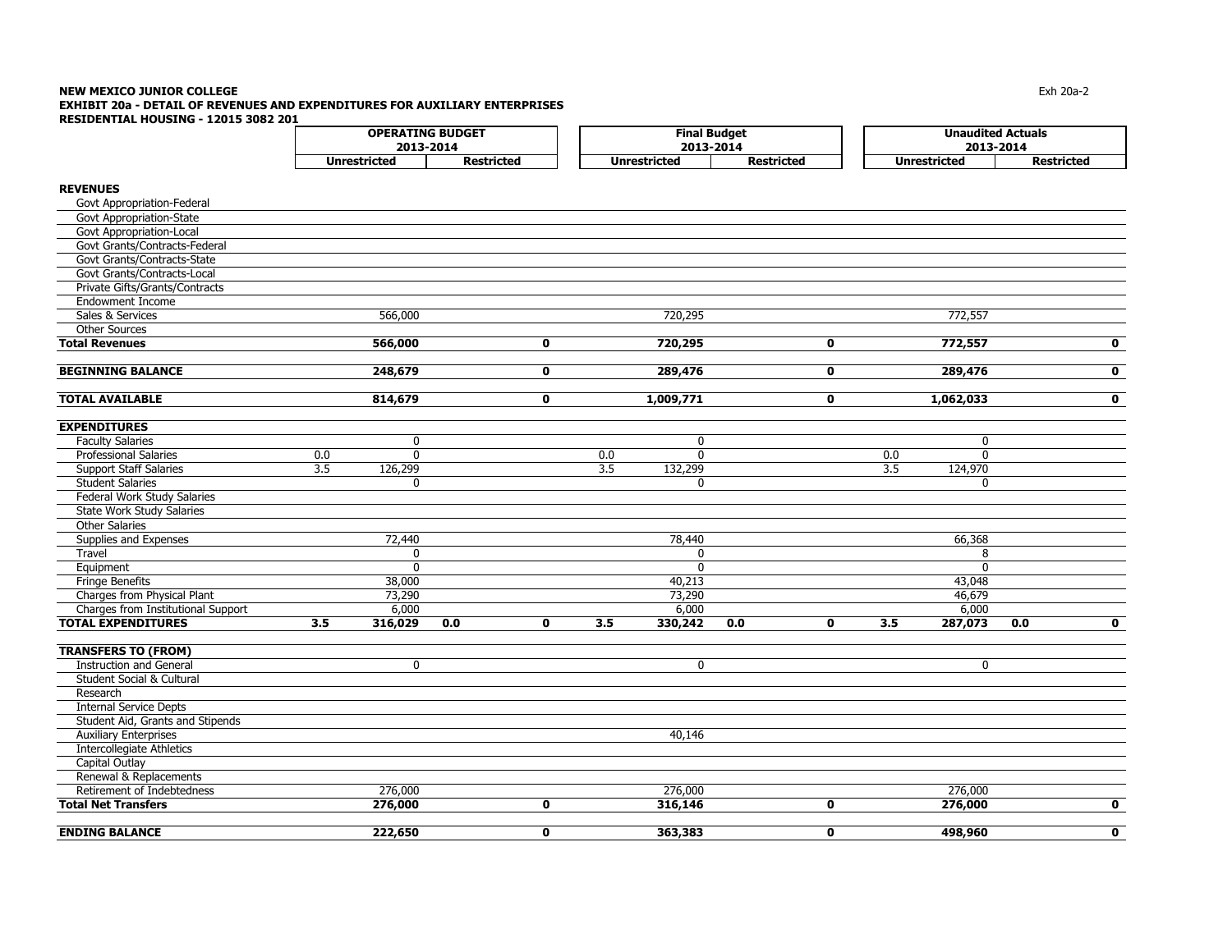**NEW MEXICO JUNIOR COLLEGE**
**EXHIBIT 20a - DETAIL OF REVENUES AND EXPENDITURES FOR AUXILIARY ENTERPRISES**
**RESIDENTIAL HOUSING - 12015 3082 201**

Exh 20a-2

| | OPERATING BUDGET 2013-2014 | | | | Final Budget 2013-2014 | | | | Unaudited Actuals 2013-2014 | | | |
|---|---|---|---|---|---|---|---|---|---|---|---|---|
| | Unrestricted | | Restricted | | Unrestricted | | Restricted | | Unrestricted | | Restricted | |
| **REVENUES** | | | | | | | | | | | | |
| Govt Appropriation-Federal | | | | | | | | | | | | |
| Govt Appropriation-State | | | | | | | | | | | | |
| Govt Appropriation-Local | | | | | | | | | | | | |
| Govt Grants/Contracts-Federal | | | | | | | | | | | | |
| Govt Grants/Contracts-State | | | | | | | | | | | | |
| Govt Grants/Contracts-Local | | | | | | | | | | | | |
| Private Gifts/Grants/Contracts | | | | | | | | | | | | |
| Endowment Income | | | | | | | | | | | | |
| Sales & Services | | 566,000 | | | | 720,295 | | | | 772,557 | | |
| Other Sources | | | | | | | | | | | | |
| **Total Revenues** | | **566,000** | | **0** | | **720,295** | | **0** | | **772,557** | | **0** |
| **BEGINNING BALANCE** | | **248,679** | | **0** | | **289,476** | | **0** | | **289,476** | | **0** |
| **TOTAL AVAILABLE** | | **814,679** | | **0** | | **1,009,771** | | **0** | | **1,062,033** | | **0** |
| **EXPENDITURES** | | | | | | | | | | | | |
| Faculty Salaries | | 0 | | | | 0 | | | | 0 | | |
| Professional Salaries | 0.0 | 0 | | | 0.0 | 0 | | | 0.0 | 0 | | |
| Support Staff Salaries | 3.5 | 126,299 | | | 3.5 | 132,299 | | | 3.5 | 124,970 | | |
| Student Salaries | | 0 | | | | 0 | | | | 0 | | |
| Federal Work Study Salaries | | | | | | | | | | | | |
| State Work Study Salaries | | | | | | | | | | | | |
| Other Salaries | | | | | | | | | | | | |
| Supplies and Expenses | | 72,440 | | | | 78,440 | | | | 66,368 | | |
| Travel | | 0 | | | | 0 | | | | 8 | | |
| Equipment | | 0 | | | | 0 | | | | 0 | | |
| Fringe Benefits | | 38,000 | | | | 40,213 | | | | 43,048 | | |
| Charges from Physical Plant | | 73,290 | | | | 73,290 | | | | 46,679 | | |
| Charges from Institutional Support | | 6,000 | | | | 6,000 | | | | 6,000 | | |
| **TOTAL EXPENDITURES** | **3.5** | **316,029** | **0.0** | **0** | **3.5** | **330,242** | **0.0** | **0** | **3.5** | **287,073** | **0.0** | **0** |
| **TRANSFERS TO (FROM)** | | | | | | | | | | | | |
| Instruction and General | | 0 | | | | 0 | | | | 0 | | |
| Student Social & Cultural | | | | | | | | | | | | |
| Research | | | | | | | | | | | | |
| Internal Service Depts | | | | | | | | | | | | |
| Student Aid, Grants and Stipends | | | | | | | | | | | | |
| Auxiliary Enterprises | | | | | | 40,146 | | | | | | |
| Intercollegiate Athletics | | | | | | | | | | | | |
| Capital Outlay | | | | | | | | | | | | |
| Renewal & Replacements | | | | | | | | | | | | |
| Retirement of Indebtedness | | 276,000 | | | | 276,000 | | | | 276,000 | | |
| **Total Net Transfers** | | **276,000** | | **0** | | **316,146** | | **0** | | **276,000** | | **0** |
| **ENDING BALANCE** | | **222,650** | | **0** | | **363,383** | | **0** | | **498,960** | | **0** |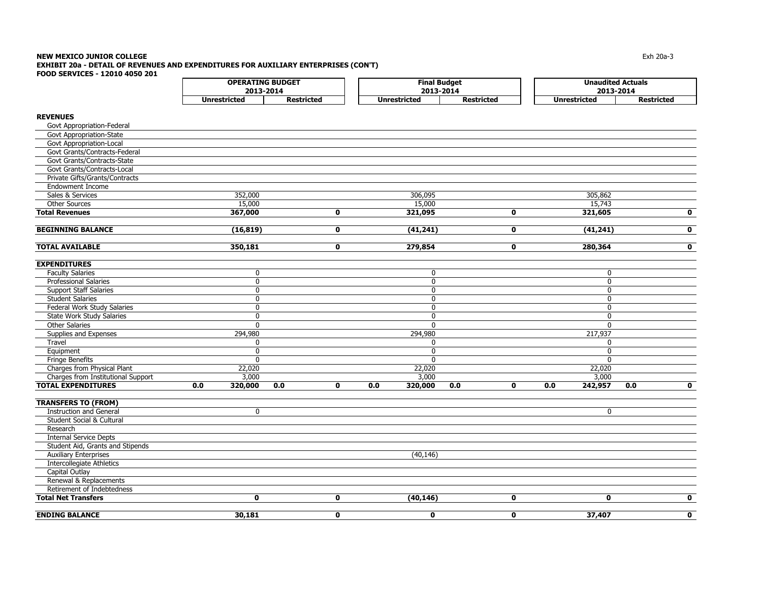**NEW MEXICO JUNIOR COLLEGE**

**EXHIBIT 20a - DETAIL OF REVENUES AND EXPENDITURES FOR AUXILIARY ENTERPRISES (CON'T)**

**FOOD SERVICES - 12010 4050 201**

Exh 20a-3

| | OPERATING BUDGET 2013-2014 | | | | Final Budget 2013-2014 | | | | Unaudited Actuals 2013-2014 | | | |
|---|---|---|---|---|---|---|---|---|---|---|---|---|
| | Unrestricted | | Restricted | | Unrestricted | | Restricted | | Unrestricted | | Restricted | |
| **REVENUES** | | | | | | | | | | | | |
| Govt Appropriation-Federal | | | | | | | | | | | | |
| Govt Appropriation-State | | | | | | | | | | | | |
| Govt Appropriation-Local | | | | | | | | | | | | |
| Govt Grants/Contracts-Federal | | | | | | | | | | | | |
| Govt Grants/Contracts-State | | | | | | | | | | | | |
| Govt Grants/Contracts-Local | | | | | | | | | | | | |
| Private Gifts/Grants/Contracts | | | | | | | | | | | | |
| Endowment Income | | | | | | | | | | | | |
| Sales & Services | | 352,000 | | | | 306,095 | | | | 305,862 | | |
| Other Sources | | 15,000 | | | | 15,000 | | | | 15,743 | | |
| **Total Revenues** | | **367,000** | | **0** | | **321,095** | | **0** | | **321,605** | | **0** |
| **BEGINNING BALANCE** | | **(16,819)** | | **0** | | **(41,241)** | | **0** | | **(41,241)** | | **0** |
| **TOTAL AVAILABLE** | | **350,181** | | **0** | | **279,854** | | **0** | | **280,364** | | **0** |
| **EXPENDITURES** | | | | | | | | | | | | |
| Faculty Salaries | | 0 | | | | 0 | | | | 0 | | |
| Professional Salaries | | 0 | | | | 0 | | | | 0 | | |
| Support Staff Salaries | | 0 | | | | 0 | | | | 0 | | |
| Student Salaries | | 0 | | | | 0 | | | | 0 | | |
| Federal Work Study Salaries | | 0 | | | | 0 | | | | 0 | | |
| State Work Study Salaries | | 0 | | | | 0 | | | | 0 | | |
| Other Salaries | | 0 | | | | 0 | | | | 0 | | |
| Supplies and Expenses | | 294,980 | | | | 294,980 | | | | 217,937 | | |
| Travel | | 0 | | | | 0 | | | | 0 | | |
| Equipment | | 0 | | | | 0 | | | | 0 | | |
| Fringe Benefits | | 0 | | | | 0 | | | | 0 | | |
| Charges from Physical Plant | | 22,020 | | | | 22,020 | | | | 22,020 | | |
| Charges from Institutional Support | | 3,000 | | | | 3,000 | | | | 3,000 | | |
| **TOTAL EXPENDITURES** | **0.0** | **320,000** | **0.0** | **0** | **0.0** | **320,000** | **0.0** | **0** | **0.0** | **242,957** | **0.0** | **0** |
| **TRANSFERS TO (FROM)** | | | | | | | | | | | | |
| Instruction and General | | 0 | | | | | | | | 0 | | |
| Student Social & Cultural | | | | | | | | | | | | |
| Research | | | | | | | | | | | | |
| Internal Service Depts | | | | | | | | | | | | |
| Student Aid, Grants and Stipends | | | | | | | | | | | | |
| Auxiliary Enterprises | | | | | | (40,146) | | | | | | |
| Intercollegiate Athletics | | | | | | | | | | | | |
| Capital Outlay | | | | | | | | | | | | |
| Renewal & Replacements | | | | | | | | | | | | |
| Retirement of Indebtedness | | | | | | | | | | | | |
| **Total Net Transfers** | | **0** | | **0** | | **(40,146)** | | **0** | | **0** | | **0** |
| **ENDING BALANCE** | | **30,181** | | **0** | | **0** | | **0** | | **37,407** | | **0** |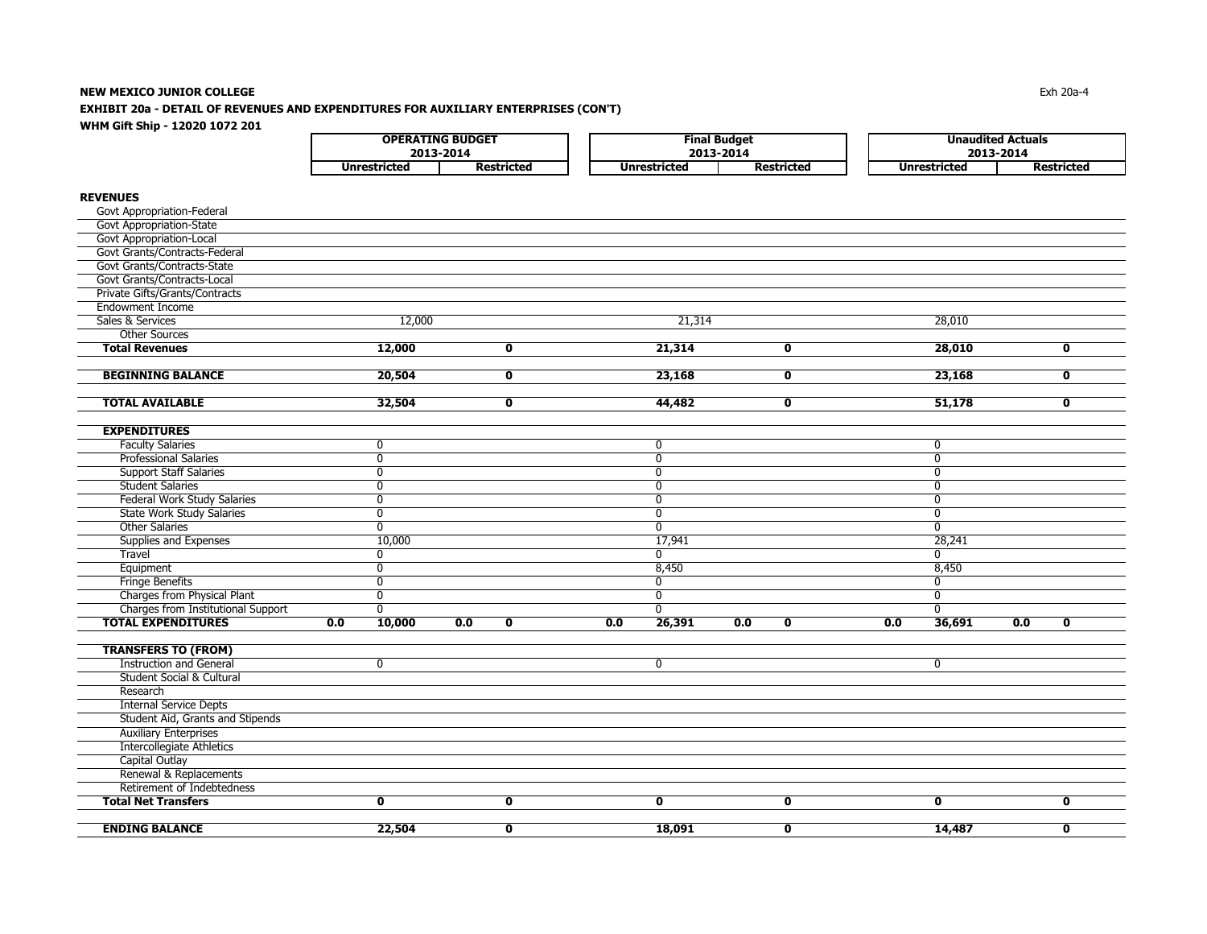**NEW MEXICO JUNIOR COLLEGE**

**EXHIBIT 20a - DETAIL OF REVENUES AND EXPENDITURES FOR AUXILIARY ENTERPRISES (CON'T)**

**WHM Gift Ship - 12020 1072 201**

| | OPERATING BUDGET 2013-2014 | | | | Final Budget 2013-2014 | | | | Unaudited Actuals 2013-2014 | | | |
|---|---|---|---|---|---|---|---|---|---|---|---|---|
| | Unrestricted | | Restricted | | Unrestricted | | Restricted | | Unrestricted | | Restricted | |
| **REVENUES** | | | | | | | | | | | | |
| Govt Appropriation-Federal | | | | | | | | | | | | |
| Govt Appropriation-State | | | | | | | | | | | | |
| Govt Appropriation-Local | | | | | | | | | | | | |
| Govt Grants/Contracts-Federal | | | | | | | | | | | | |
| Govt Grants/Contracts-State | | | | | | | | | | | | |
| Govt Grants/Contracts-Local | | | | | | | | | | | | |
| Private Gifts/Grants/Contracts | | | | | | | | | | | | |
| Endowment Income | | | | | | | | | | | | |
| Sales & Services | | 12,000 | | | | 21,314 | | | | 28,010 | | |
| Other Sources | | | | | | | | | | | | |
| **Total Revenues** | | **12,000** | | **0** | | **21,314** | | **0** | | **28,010** | | **0** |
| **BEGINNING BALANCE** | | **20,504** | | **0** | | **23,168** | | **0** | | **23,168** | | **0** |
| **TOTAL AVAILABLE** | | **32,504** | | **0** | | **44,482** | | **0** | | **51,178** | | **0** |
| **EXPENDITURES** | | | | | | | | | | | | |
| Faculty Salaries | | 0 | | | | 0 | | | | 0 | | |
| Professional Salaries | | 0 | | | | 0 | | | | 0 | | |
| Support Staff Salaries | | 0 | | | | 0 | | | | 0 | | |
| Student Salaries | | 0 | | | | 0 | | | | 0 | | |
| Federal Work Study Salaries | | 0 | | | | 0 | | | | 0 | | |
| State Work Study Salaries | | 0 | | | | 0 | | | | 0 | | |
| Other Salaries | | 0 | | | | 0 | | | | 0 | | |
| Supplies and Expenses | | 10,000 | | | | 17,941 | | | | 28,241 | | |
| Travel | | 0 | | | | 0 | | | | 0 | | |
| Equipment | | 0 | | | | 8,450 | | | | 8,450 | | |
| Fringe Benefits | | 0 | | | | 0 | | | | 0 | | |
| Charges from Physical Plant | | 0 | | | | 0 | | | | 0 | | |
| Charges from Institutional Support | | 0 | | | | 0 | | | | 0 | | |
| **TOTAL EXPENDITURES** | **0.0** | **10,000** | **0.0** | **0** | **0.0** | **26,391** | **0.0** | **0** | **0.0** | **36,691** | **0.0** | **0** |
| **TRANSFERS TO (FROM)** | | | | | | | | | | | | |
| Instruction and General | | 0 | | | | 0 | | | | 0 | | |
| Student Social & Cultural | | | | | | | | | | | | |
| Research | | | | | | | | | | | | |
| Internal Service Depts | | | | | | | | | | | | |
| Student Aid, Grants and Stipends | | | | | | | | | | | | |
| Auxiliary Enterprises | | | | | | | | | | | | |
| Intercollegiate Athletics | | | | | | | | | | | | |
| Capital Outlay | | | | | | | | | | | | |
| Renewal & Replacements | | | | | | | | | | | | |
| Retirement of Indebtedness | | | | | | | | | | | | |
| **Total Net Transfers** | | **0** | | **0** | | **0** | | **0** | | **0** | | **0** |
| **ENDING BALANCE** | | **22,504** | | **0** | | **18,091** | | **0** | | **14,487** | | **0** |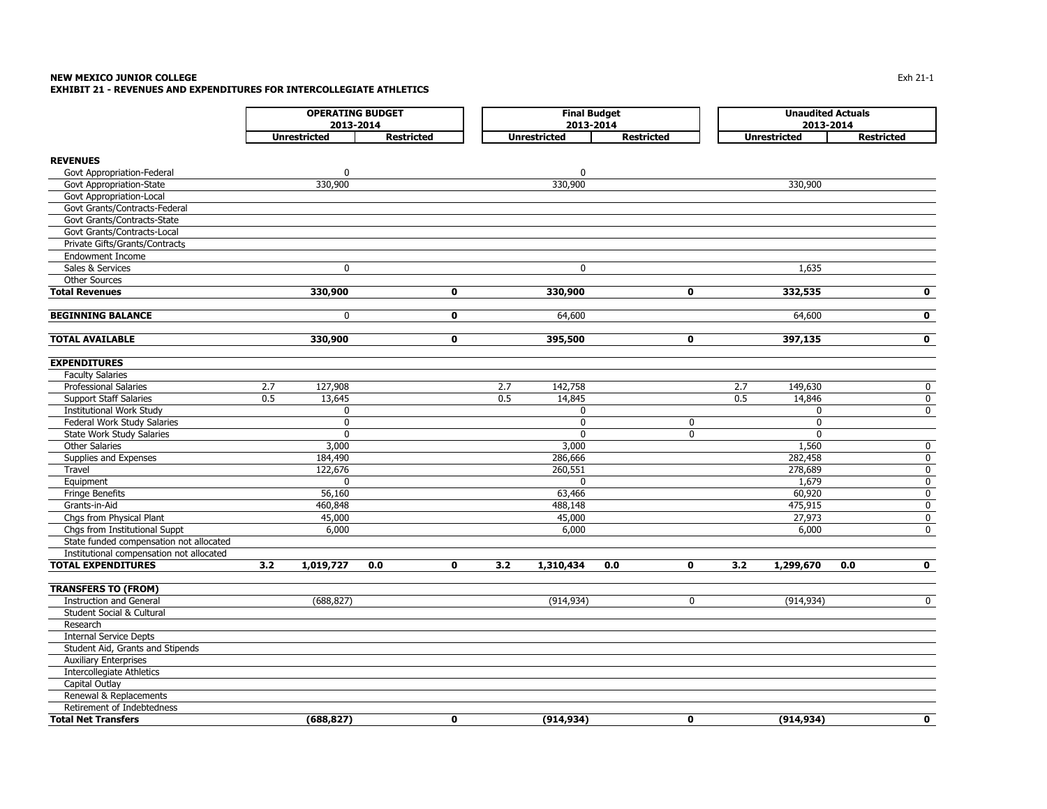**NEW MEXICO JUNIOR COLLEGE**
**EXHIBIT 21 - REVENUES AND EXPENDITURES FOR INTERCOLLEGIATE ATHLETICS**

| | OPERATING BUDGET 2013-2014 | | | | Final Budget 2013-2014 | | | | Unaudited Actuals 2013-2014 | | | |
|---|---|---|---|---|---|---|---|---|---|---|---|---|
| | Unrestricted | | Restricted | | Unrestricted | | Restricted | | Unrestricted | | Restricted | |
| **REVENUES** | | | | | | | | | | | | |
| Govt Appropriation-Federal | | 0 | | | | 0 | | | | | | |
| Govt Appropriation-State | | 330,900 | | | | 330,900 | | | | 330,900 | | |
| Govt Appropriation-Local | | | | | | | | | | | | |
| Govt Grants/Contracts-Federal | | | | | | | | | | | | |
| Govt Grants/Contracts-State | | | | | | | | | | | | |
| Govt Grants/Contracts-Local | | | | | | | | | | | | |
| Private Gifts/Grants/Contracts | | | | | | | | | | | | |
| Endowment Income | | | | | | | | | | | | |
| Sales & Services | | 0 | | | | 0 | | | | 1,635 | | |
| Other Sources | | | | | | | | | | | | |
| **Total Revenues** | | **330,900** | | **0** | | **330,900** | | **0** | | **332,535** | | **0** |
| **BEGINNING BALANCE** | | 0 | | **0** | | 64,600 | | | | 64,600 | | **0** |
| **TOTAL AVAILABLE** | | **330,900** | | **0** | | **395,500** | | **0** | | **397,135** | | **0** |
| **EXPENDITURES** | | | | | | | | | | | | |
| Faculty Salaries | | | | | | | | | | | | |
| Professional Salaries | 2.7 | 127,908 | | | 2.7 | 142,758 | | | 2.7 | 149,630 | | 0 |
| Support Staff Salaries | 0.5 | 13,645 | | | 0.5 | 14,845 | | | 0.5 | 14,846 | | 0 |
| Institutional Work Study | | 0 | | | | 0 | | | | 0 | | 0 |
| Federal Work Study Salaries | | 0 | | | | 0 | | 0 | | 0 | | |
| State Work Study Salaries | | 0 | | | | 0 | | 0 | | 0 | | |
| Other Salaries | | 3,000 | | | | 3,000 | | | | 1,560 | | 0 |
| Supplies and Expenses | | 184,490 | | | | 286,666 | | | | 282,458 | | 0 |
| Travel | | 122,676 | | | | 260,551 | | | | 278,689 | | 0 |
| Equipment | | 0 | | | | 0 | | | | 1,679 | | 0 |
| Fringe Benefits | | 56,160 | | | | 63,466 | | | | 60,920 | | 0 |
| Grants-in-Aid | | 460,848 | | | | 488,148 | | | | 475,915 | | 0 |
| Chgs from Physical Plant | | 45,000 | | | | 45,000 | | | | 27,973 | | 0 |
| Chgs from Institutional Suppt | | 6,000 | | | | 6,000 | | | | 6,000 | | 0 |
| State funded compensation not allocated | | | | | | | | | | | | |
| Institutional compensation not allocated | | | | | | | | | | | | |
| **TOTAL EXPENDITURES** | **3.2** | **1,019,727** | **0.0** | **0** | **3.2** | **1,310,434** | **0.0** | **0** | **3.2** | **1,299,670** | **0.0** | **0** |
| **TRANSFERS TO (FROM)** | | | | | | | | | | | | |
| Instruction and General | | (688,827) | | | | (914,934) | | 0 | | (914,934) | | 0 |
| Student Social & Cultural | | | | | | | | | | | | |
| Research | | | | | | | | | | | | |
| Internal Service Depts | | | | | | | | | | | | |
| Student Aid, Grants and Stipends | | | | | | | | | | | | |
| Auxiliary Enterprises | | | | | | | | | | | | |
| Intercollegiate Athletics | | | | | | | | | | | | |
| Capital Outlay | | | | | | | | | | | | |
| Renewal & Replacements | | | | | | | | | | | | |
| Retirement of Indebtedness | | | | | | | | | | | | |
| **Total Net Transfers** | | **(688,827)** | | **0** | | **(914,934)** | | **0** | | **(914,934)** | | **0** |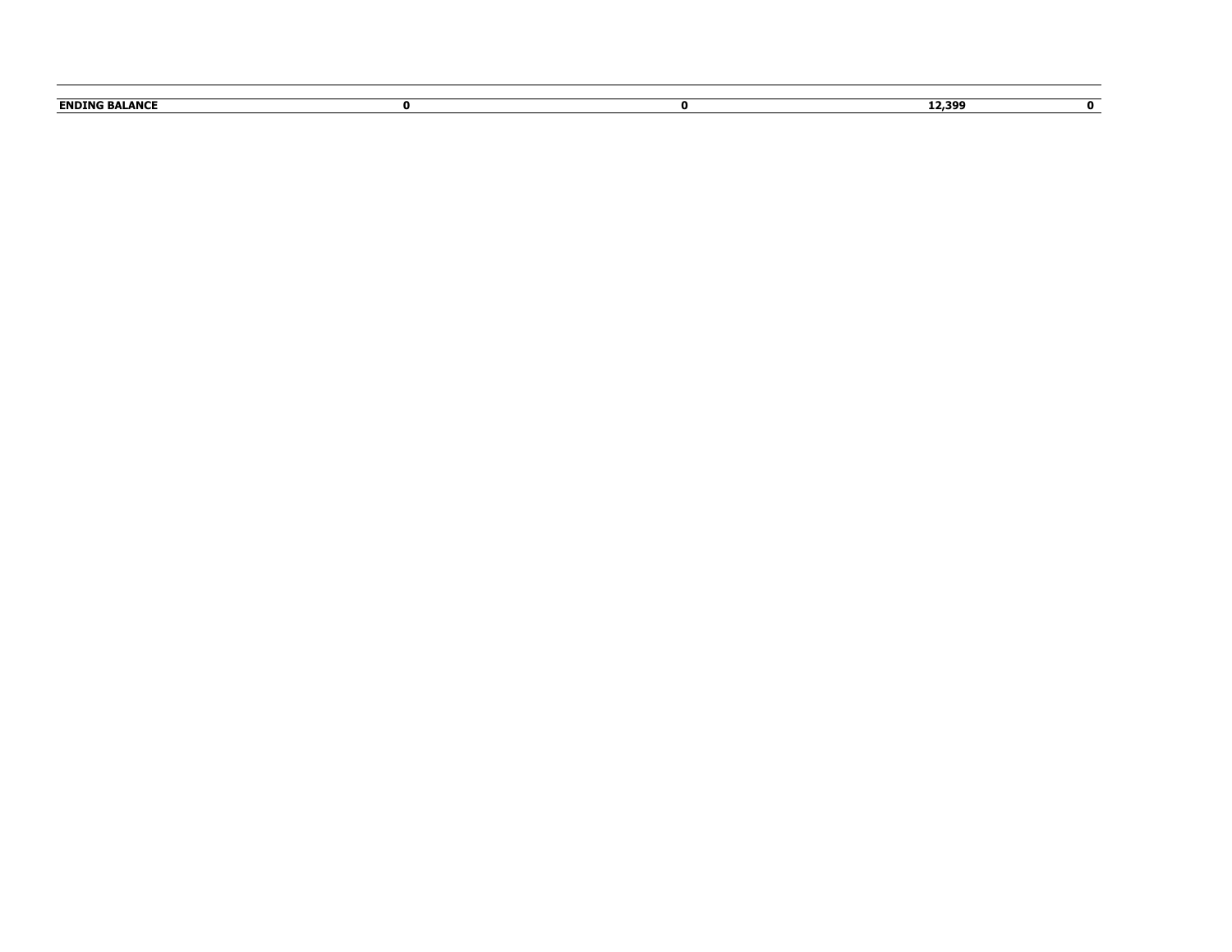| ENDING BALANCE | 0 | 0 | 12,399 | 0 |
|---|---|---|---|---|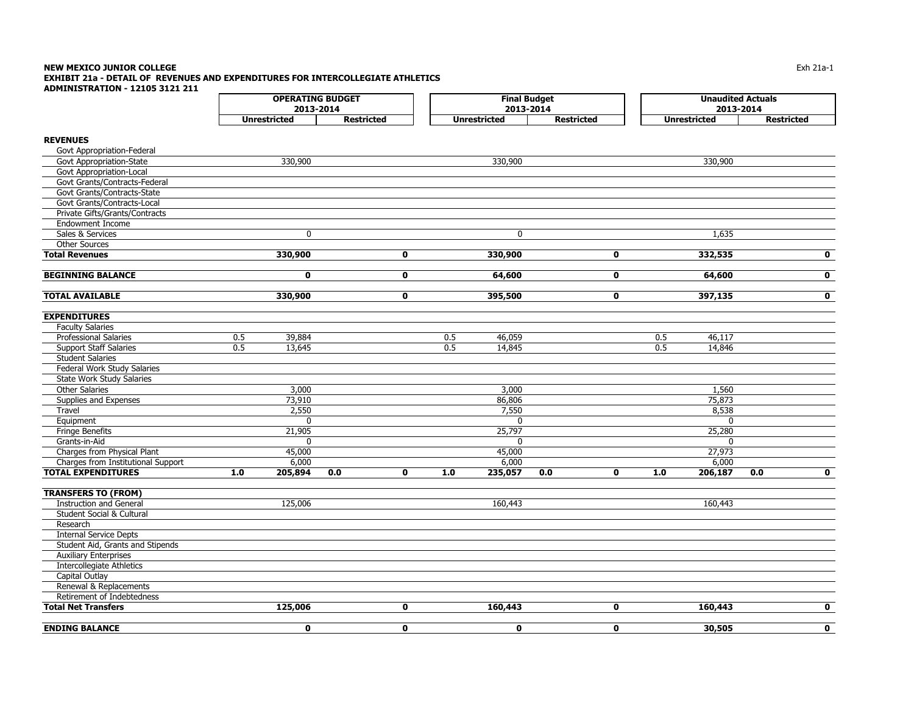**NEW MEXICO JUNIOR COLLEGE**
**EXHIBIT 21a - DETAIL OF REVENUES AND EXPENDITURES FOR INTERCOLLEGIATE ATHLETICS**
**ADMINISTRATION - 12105 3121 211**

| | OPERATING BUDGET 2013-2014 | | | | Final Budget 2013-2014 | | | | Unaudited Actuals 2013-2014 | | | |
|---|---|---|---|---|---|---|---|---|---|---|---|---|
| | Unrestricted | | Restricted | | Unrestricted | | Restricted | | Unrestricted | | Restricted | |
| **REVENUES** | | | | | | | | | | | | |
| Govt Appropriation-Federal | | | | | | | | | | | | |
| Govt Appropriation-State | | 330,900 | | | | 330,900 | | | | 330,900 | | |
| Govt Appropriation-Local | | | | | | | | | | | | |
| Govt Grants/Contracts-Federal | | | | | | | | | | | | |
| Govt Grants/Contracts-State | | | | | | | | | | | | |
| Govt Grants/Contracts-Local | | | | | | | | | | | | |
| Private Gifts/Grants/Contracts | | | | | | | | | | | | |
| Endowment Income | | | | | | | | | | | | |
| Sales & Services | | 0 | | | | 0 | | | | 1,635 | | |
| Other Sources | | | | | | | | | | | | |
| **Total Revenues** | | **330,900** | | **0** | | **330,900** | | **0** | | **332,535** | | **0** |
| **BEGINNING BALANCE** | | **0** | | **0** | | **64,600** | | **0** | | **64,600** | | **0** |
| **TOTAL AVAILABLE** | | **330,900** | | **0** | | **395,500** | | **0** | | **397,135** | | **0** |
| **EXPENDITURES** | | | | | | | | | | | | |
| Faculty Salaries | | | | | | | | | | | | |
| Professional Salaries | 0.5 | 39,884 | | | 0.5 | 46,059 | | | 0.5 | 46,117 | | |
| Support Staff Salaries | 0.5 | 13,645 | | | 0.5 | 14,845 | | | 0.5 | 14,846 | | |
| Student Salaries | | | | | | | | | | | | |
| Federal Work Study Salaries | | | | | | | | | | | | |
| State Work Study Salaries | | | | | | | | | | | | |
| Other Salaries | | 3,000 | | | | 3,000 | | | | 1,560 | | |
| Supplies and Expenses | | 73,910 | | | | 86,806 | | | | 75,873 | | |
| Travel | | 2,550 | | | | 7,550 | | | | 8,538 | | |
| Equipment | | 0 | | | | 0 | | | | 0 | | |
| Fringe Benefits | | 21,905 | | | | 25,797 | | | | 25,280 | | |
| Grants-in-Aid | | 0 | | | | 0 | | | | 0 | | |
| Charges from Physical Plant | | 45,000 | | | | 45,000 | | | | 27,973 | | |
| Charges from Institutional Support | | 6,000 | | | | 6,000 | | | | 6,000 | | |
| **TOTAL EXPENDITURES** | **1.0** | **205,894** | **0.0** | **0** | **1.0** | **235,057** | **0.0** | **0** | **1.0** | **206,187** | **0.0** | **0** |
| **TRANSFERS TO (FROM)** | | | | | | | | | | | | |
| Instruction and General | | 125,006 | | | | 160,443 | | | | 160,443 | | |
| Student Social & Cultural | | | | | | | | | | | | |
| Research | | | | | | | | | | | | |
| Internal Service Depts | | | | | | | | | | | | |
| Student Aid, Grants and Stipends | | | | | | | | | | | | |
| Auxiliary Enterprises | | | | | | | | | | | | |
| Intercollegiate Athletics | | | | | | | | | | | | |
| Capital Outlay | | | | | | | | | | | | |
| Renewal & Replacements | | | | | | | | | | | | |
| Retirement of Indebtedness | | | | | | | | | | | | |
| **Total Net Transfers** | | **125,006** | | **0** | | **160,443** | | **0** | | **160,443** | | **0** |
| **ENDING BALANCE** | | **0** | | **0** | | **0** | | **0** | | **30,505** | | **0** |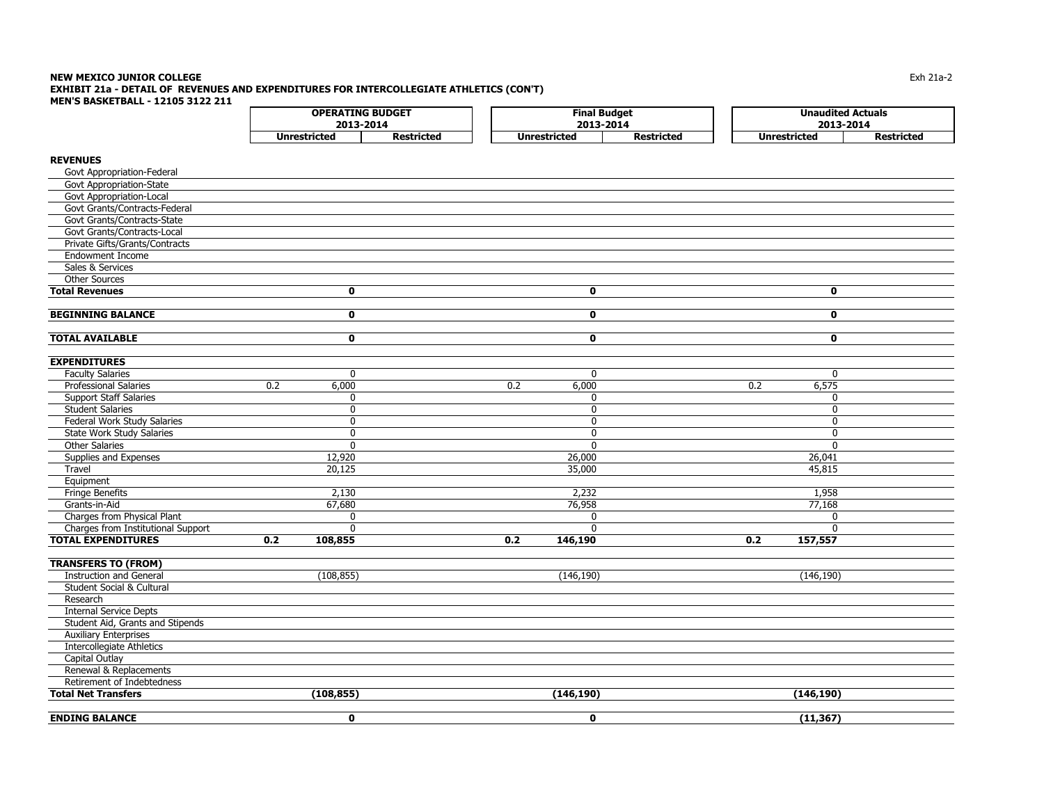**NEW MEXICO JUNIOR COLLEGE**
**EXHIBIT 21a - DETAIL OF REVENUES AND EXPENDITURES FOR INTERCOLLEGIATE ATHLETICS (CON'T)**
**MEN'S BASKETBALL - 12105 3122 211**

| | OPERATING BUDGET 2013-2014 | | | Final Budget 2013-2014 | | | Unaudited Actuals 2013-2014 | | |
|---|---|---|---|---|---|---|---|---|---|
| | Unrestricted | | Restricted | Unrestricted | | Restricted | Unrestricted | | Restricted |
| **REVENUES** | | | | | | | | | |
| Govt Appropriation-Federal | | | | | | | | | |
| Govt Appropriation-State | | | | | | | | | |
| Govt Appropriation-Local | | | | | | | | | |
| Govt Grants/Contracts-Federal | | | | | | | | | |
| Govt Grants/Contracts-State | | | | | | | | | |
| Govt Grants/Contracts-Local | | | | | | | | | |
| Private Gifts/Grants/Contracts | | | | | | | | | |
| Endowment Income | | | | | | | | | |
| Sales & Services | | | | | | | | | |
| Other Sources | | | | | | | | | |
| **Total Revenues** | | **0** | | | **0** | | | **0** | |
| **BEGINNING BALANCE** | | **0** | | | **0** | | | **0** | |
| **TOTAL AVAILABLE** | | **0** | | | **0** | | | **0** | |
| **EXPENDITURES** | | | | | | | | | |
| Faculty Salaries | | 0 | | | 0 | | | 0 | |
| Professional Salaries | 0.2 | 6,000 | | 0.2 | 6,000 | | 0.2 | 6,575 | |
| Support Staff Salaries | | 0 | | | 0 | | | 0 | |
| Student Salaries | | 0 | | | 0 | | | 0 | |
| Federal Work Study Salaries | | 0 | | | 0 | | | 0 | |
| State Work Study Salaries | | 0 | | | 0 | | | 0 | |
| Other Salaries | | 0 | | | 0 | | | 0 | |
| Supplies and Expenses | | 12,920 | | | 26,000 | | | 26,041 | |
| Travel | | 20,125 | | | 35,000 | | | 45,815 | |
| Equipment | | | | | | | | | |
| Fringe Benefits | | 2,130 | | | 2,232 | | | 1,958 | |
| Grants-in-Aid | | 67,680 | | | 76,958 | | | 77,168 | |
| Charges from Physical Plant | | 0 | | | 0 | | | 0 | |
| Charges from Institutional Support | | 0 | | | 0 | | | 0 | |
| **TOTAL EXPENDITURES** | **0.2** | **108,855** | | **0.2** | **146,190** | | **0.2** | **157,557** | |
| **TRANSFERS TO (FROM)** | | | | | | | | | |
| Instruction and General | | (108,855) | | | (146,190) | | | (146,190) | |
| Student Social & Cultural | | | | | | | | | |
| Research | | | | | | | | | |
| Internal Service Depts | | | | | | | | | |
| Student Aid, Grants and Stipends | | | | | | | | | |
| Auxiliary Enterprises | | | | | | | | | |
| Intercollegiate Athletics | | | | | | | | | |
| Capital Outlay | | | | | | | | | |
| Renewal & Replacements | | | | | | | | | |
| Retirement of Indebtedness | | | | | | | | | |
| **Total Net Transfers** | | **(108,855)** | | | **(146,190)** | | | **(146,190)** | |
| **ENDING BALANCE** | | **0** | | | **0** | | | **(11,367)** | |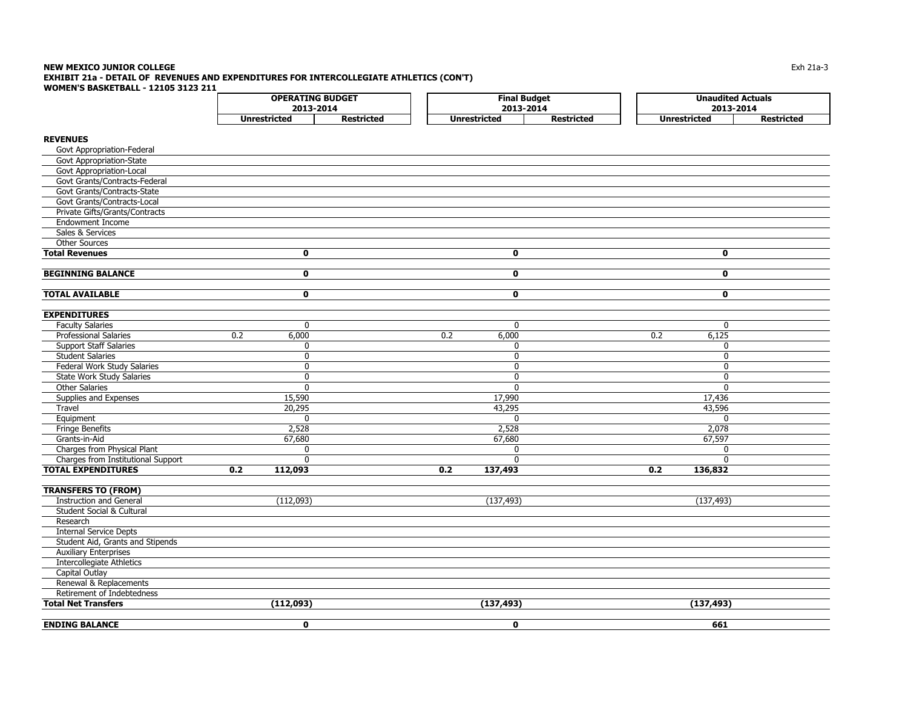**NEW MEXICO JUNIOR COLLEGE**
**EXHIBIT 21a - DETAIL OF REVENUES AND EXPENDITURES FOR INTERCOLLEGIATE ATHLETICS (CON'T)**
**WOMEN'S BASKETBALL - 12105 3123 211**

Exh 21a-3

| | OPERATING BUDGET 2013-2014 | | | Final Budget 2013-2014 | | | Unaudited Actuals 2013-2014 | | |
|---|---|---|---|---|---|---|---|---|---|
| | Unrestricted | | Restricted | Unrestricted | | Restricted | Unrestricted | | Restricted |
| **REVENUES** | | | | | | | | | |
| Govt Appropriation-Federal | | | | | | | | | |
| Govt Appropriation-State | | | | | | | | | |
| Govt Appropriation-Local | | | | | | | | | |
| Govt Grants/Contracts-Federal | | | | | | | | | |
| Govt Grants/Contracts-State | | | | | | | | | |
| Govt Grants/Contracts-Local | | | | | | | | | |
| Private Gifts/Grants/Contracts | | | | | | | | | |
| Endowment Income | | | | | | | | | |
| Sales & Services | | | | | | | | | |
| Other Sources | | | | | | | | | |
| **Total Revenues** | | **0** | | | **0** | | | **0** | |
| **BEGINNING BALANCE** | | **0** | | | **0** | | | **0** | |
| **TOTAL AVAILABLE** | | **0** | | | **0** | | | **0** | |
| **EXPENDITURES** | | | | | | | | | |
| Faculty Salaries | | 0 | | | 0 | | | 0 | |
| Professional Salaries | 0.2 | 6,000 | | 0.2 | 6,000 | | 0.2 | 6,125 | |
| Support Staff Salaries | | 0 | | | 0 | | | 0 | |
| Student Salaries | | 0 | | | 0 | | | 0 | |
| Federal Work Study Salaries | | 0 | | | 0 | | | 0 | |
| State Work Study Salaries | | 0 | | | 0 | | | 0 | |
| Other Salaries | | 0 | | | 0 | | | 0 | |
| Supplies and Expenses | | 15,590 | | | 17,990 | | | 17,436 | |
| Travel | | 20,295 | | | 43,295 | | | 43,596 | |
| Equipment | | 0 | | | 0 | | | 0 | |
| Fringe Benefits | | 2,528 | | | 2,528 | | | 2,078 | |
| Grants-in-Aid | | 67,680 | | | 67,680 | | | 67,597 | |
| Charges from Physical Plant | | 0 | | | 0 | | | 0 | |
| Charges from Institutional Support | | 0 | | | 0 | | | 0 | |
| **TOTAL EXPENDITURES** | **0.2** | **112,093** | | **0.2** | **137,493** | | **0.2** | **136,832** | |
| **TRANSFERS TO (FROM)** | | | | | | | | | |
| Instruction and General | | (112,093) | | | (137,493) | | | (137,493) | |
| Student Social & Cultural | | | | | | | | | |
| Research | | | | | | | | | |
| Internal Service Depts | | | | | | | | | |
| Student Aid, Grants and Stipends | | | | | | | | | |
| Auxiliary Enterprises | | | | | | | | | |
| Intercollegiate Athletics | | | | | | | | | |
| Capital Outlay | | | | | | | | | |
| Renewal & Replacements | | | | | | | | | |
| Retirement of Indebtedness | | | | | | | | | |
| **Total Net Transfers** | | **(112,093)** | | | **(137,493)** | | | **(137,493)** | |
| **ENDING BALANCE** | | **0** | | | **0** | | | **661** | |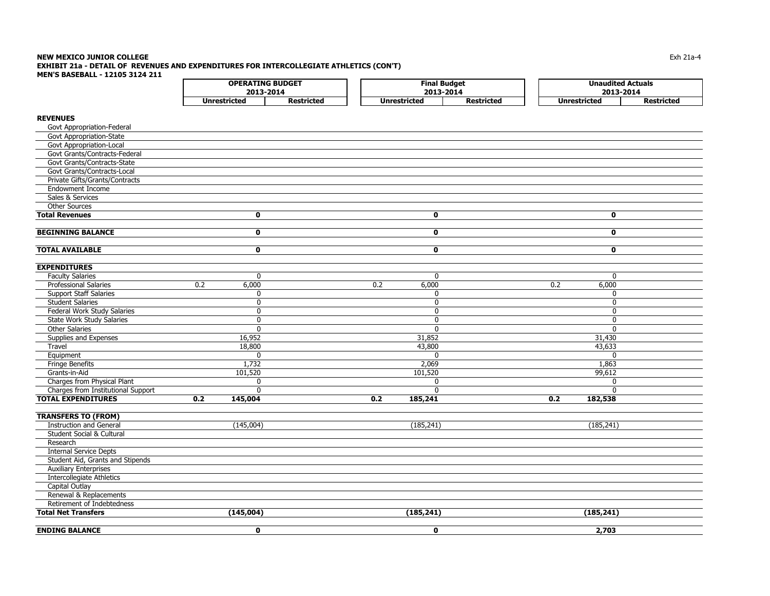**NEW MEXICO JUNIOR COLLEGE**
**EXHIBIT 21a - DETAIL OF REVENUES AND EXPENDITURES FOR INTERCOLLEGIATE ATHLETICS (CON'T)**
**MEN'S BASEBALL - 12105 3124 211**

Exh 21a-4

| | OPERATING BUDGET 2013-2014 | | | Final Budget 2013-2014 | | | Unaudited Actuals 2013-2014 | | |
|---|---|---|---|---|---|---|---|---|---|
| | | Unrestricted | Restricted | | Unrestricted | Restricted | | Unrestricted | Restricted |
| **REVENUES** | | | | | | | | | |
| Govt Appropriation-Federal | | | | | | | | | |
| Govt Appropriation-State | | | | | | | | | |
| Govt Appropriation-Local | | | | | | | | | |
| Govt Grants/Contracts-Federal | | | | | | | | | |
| Govt Grants/Contracts-State | | | | | | | | | |
| Govt Grants/Contracts-Local | | | | | | | | | |
| Private Gifts/Grants/Contracts | | | | | | | | | |
| Endowment Income | | | | | | | | | |
| Sales & Services | | | | | | | | | |
| Other Sources | | | | | | | | | |
| **Total Revenues** | | **0** | | | **0** | | | **0** | |
| **BEGINNING BALANCE** | | **0** | | | **0** | | | **0** | |
| **TOTAL AVAILABLE** | | **0** | | | **0** | | | **0** | |
| **EXPENDITURES** | | | | | | | | | |
| Faculty Salaries | | 0 | | | 0 | | | 0 | |
| Professional Salaries | 0.2 | 6,000 | | 0.2 | 6,000 | | 0.2 | 6,000 | |
| Support Staff Salaries | | 0 | | | 0 | | | 0 | |
| Student Salaries | | 0 | | | 0 | | | 0 | |
| Federal Work Study Salaries | | 0 | | | 0 | | | 0 | |
| State Work Study Salaries | | 0 | | | 0 | | | 0 | |
| Other Salaries | | 0 | | | 0 | | | 0 | |
| Supplies and Expenses | | 16,952 | | | 31,852 | | | 31,430 | |
| Travel | | 18,800 | | | 43,800 | | | 43,633 | |
| Equipment | | 0 | | | 0 | | | 0 | |
| Fringe Benefits | | 1,732 | | | 2,069 | | | 1,863 | |
| Grants-in-Aid | | 101,520 | | | 101,520 | | | 99,612 | |
| Charges from Physical Plant | | 0 | | | 0 | | | 0 | |
| Charges from Institutional Support | | 0 | | | 0 | | | 0 | |
| **TOTAL EXPENDITURES** | **0.2** | **145,004** | | **0.2** | **185,241** | | **0.2** | **182,538** | |
| **TRANSFERS TO (FROM)** | | | | | | | | | |
| Instruction and General | | (145,004) | | | (185,241) | | | (185,241) | |
| Student Social & Cultural | | | | | | | | | |
| Research | | | | | | | | | |
| Internal Service Depts | | | | | | | | | |
| Student Aid, Grants and Stipends | | | | | | | | | |
| Auxiliary Enterprises | | | | | | | | | |
| Intercollegiate Athletics | | | | | | | | | |
| Capital Outlay | | | | | | | | | |
| Renewal & Replacements | | | | | | | | | |
| Retirement of Indebtedness | | | | | | | | | |
| **Total Net Transfers** | | **(145,004)** | | | **(185,241)** | | | **(185,241)** | |
| **ENDING BALANCE** | | **0** | | | **0** | | | **2,703** | |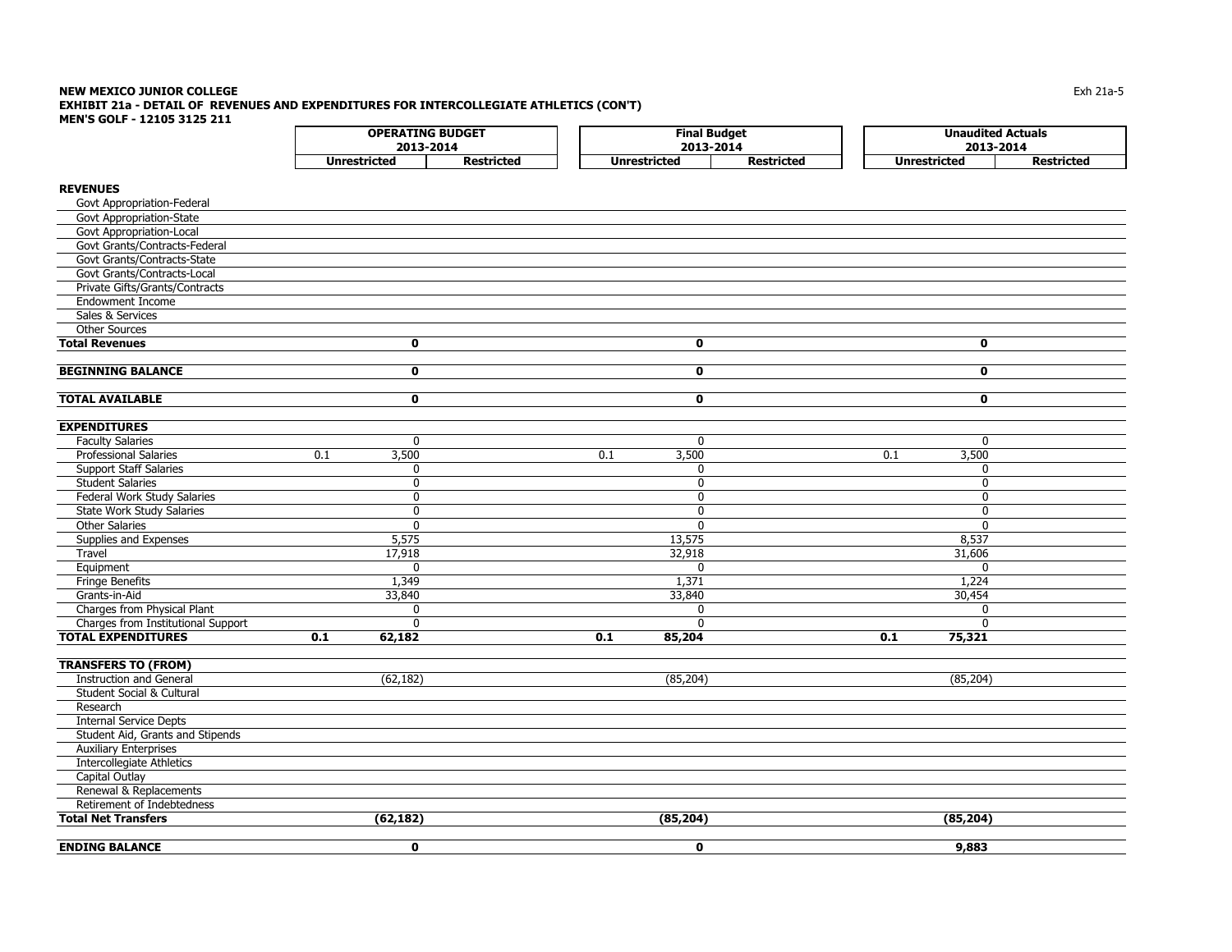**NEW MEXICO JUNIOR COLLEGE**
**EXHIBIT 21a - DETAIL OF REVENUES AND EXPENDITURES FOR INTERCOLLEGIATE ATHLETICS (CON'T)**
**MEN'S GOLF - 12105 3125 211**

Exh 21a-5

| | OPERATING BUDGET 2013-2014 | | | Final Budget 2013-2014 | | | Unaudited Actuals 2013-2014 | | |
|---|---|---|---|---|---|---|---|---|---|
| | Unrestricted | | Restricted | Unrestricted | | Restricted | Unrestricted | | Restricted |
| **REVENUES** | | | | | | | | | |
| Govt Appropriation-Federal | | | | | | | | | |
| Govt Appropriation-State | | | | | | | | | |
| Govt Appropriation-Local | | | | | | | | | |
| Govt Grants/Contracts-Federal | | | | | | | | | |
| Govt Grants/Contracts-State | | | | | | | | | |
| Govt Grants/Contracts-Local | | | | | | | | | |
| Private Gifts/Grants/Contracts | | | | | | | | | |
| Endowment Income | | | | | | | | | |
| Sales & Services | | | | | | | | | |
| Other Sources | | | | | | | | | |
| **Total Revenues** | | **0** | | | **0** | | | **0** | |
| **BEGINNING BALANCE** | | **0** | | | **0** | | | **0** | |
| **TOTAL AVAILABLE** | | **0** | | | **0** | | | **0** | |
| **EXPENDITURES** | | | | | | | | | |
| Faculty Salaries | | 0 | | | 0 | | | 0 | |
| Professional Salaries | 0.1 | 3,500 | | 0.1 | 3,500 | | 0.1 | 3,500 | |
| Support Staff Salaries | | 0 | | | 0 | | | 0 | |
| Student Salaries | | 0 | | | 0 | | | 0 | |
| Federal Work Study Salaries | | 0 | | | 0 | | | 0 | |
| State Work Study Salaries | | 0 | | | 0 | | | 0 | |
| Other Salaries | | 0 | | | 0 | | | 0 | |
| Supplies and Expenses | | 5,575 | | | 13,575 | | | 8,537 | |
| Travel | | 17,918 | | | 32,918 | | | 31,606 | |
| Equipment | | 0 | | | 0 | | | 0 | |
| Fringe Benefits | | 1,349 | | | 1,371 | | | 1,224 | |
| Grants-in-Aid | | 33,840 | | | 33,840 | | | 30,454 | |
| Charges from Physical Plant | | 0 | | | 0 | | | 0 | |
| Charges from Institutional Support | | 0 | | | 0 | | | 0 | |
| **TOTAL EXPENDITURES** | **0.1** | **62,182** | | **0.1** | **85,204** | | **0.1** | **75,321** | |
| **TRANSFERS TO (FROM)** | | | | | | | | | |
| Instruction and General | | (62,182) | | | (85,204) | | | (85,204) | |
| Student Social & Cultural | | | | | | | | | |
| Research | | | | | | | | | |
| Internal Service Depts | | | | | | | | | |
| Student Aid, Grants and Stipends | | | | | | | | | |
| Auxiliary Enterprises | | | | | | | | | |
| Intercollegiate Athletics | | | | | | | | | |
| Capital Outlay | | | | | | | | | |
| Renewal & Replacements | | | | | | | | | |
| Retirement of Indebtedness | | | | | | | | | |
| **Total Net Transfers** | | **(62,182)** | | | **(85,204)** | | | **(85,204)** | |
| **ENDING BALANCE** | | **0** | | | **0** | | | **9,883** | |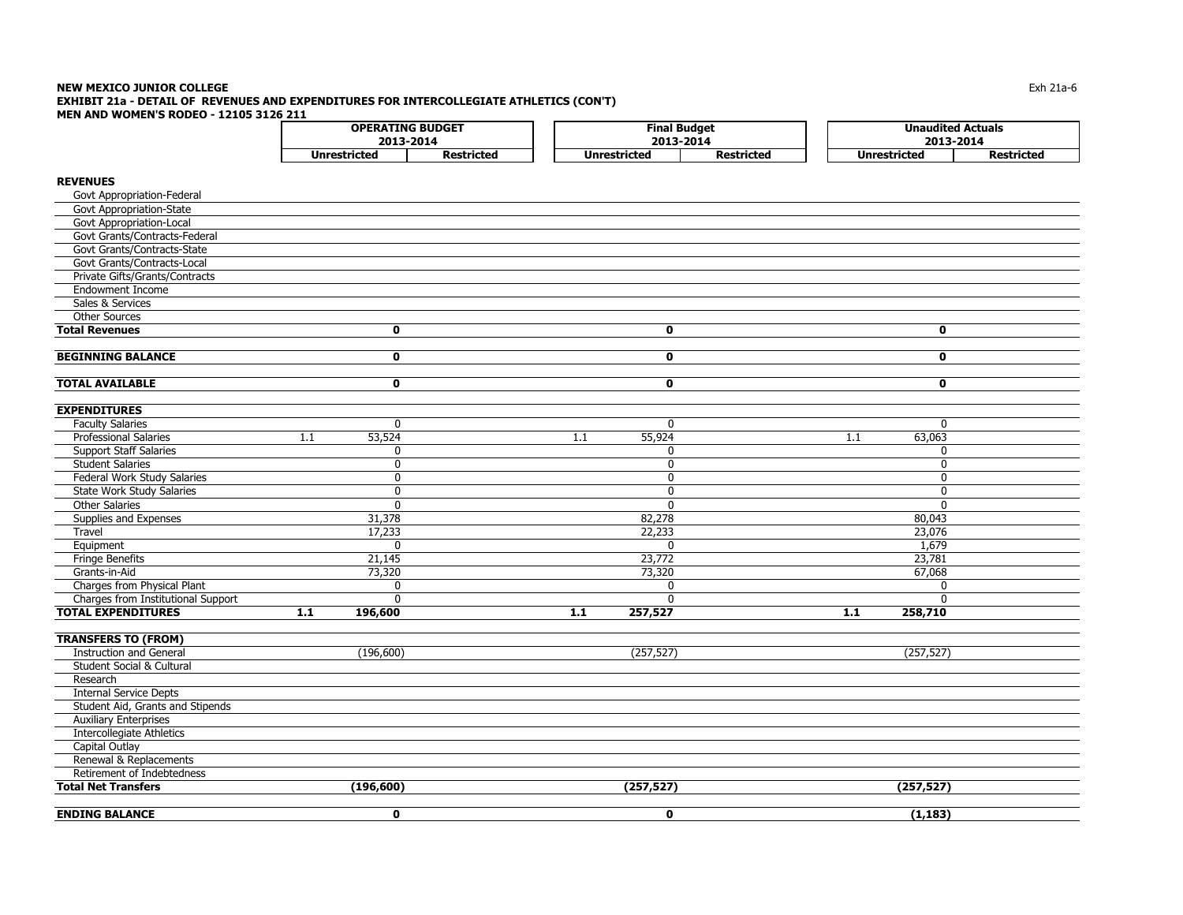**NEW MEXICO JUNIOR COLLEGE**
**EXHIBIT 21a - DETAIL OF REVENUES AND EXPENDITURES FOR INTERCOLLEGIATE ATHLETICS (CON'T)**
**MEN AND WOMEN'S RODEO - 12105 3126 211**

| | OPERATING BUDGET 2013-2014 | | | Final Budget 2013-2014 | | | Unaudited Actuals 2013-2014 | | |
|---|---|---|---|---|---|---|---|---|---|
| | Unrestricted | | Restricted | Unrestricted | | Restricted | Unrestricted | | Restricted |
| **REVENUES** | | | | | | | | | |
| Govt Appropriation-Federal | | | | | | | | | |
| Govt Appropriation-State | | | | | | | | | |
| Govt Appropriation-Local | | | | | | | | | |
| Govt Grants/Contracts-Federal | | | | | | | | | |
| Govt Grants/Contracts-State | | | | | | | | | |
| Govt Grants/Contracts-Local | | | | | | | | | |
| Private Gifts/Grants/Contracts | | | | | | | | | |
| Endowment Income | | | | | | | | | |
| Sales & Services | | | | | | | | | |
| Other Sources | | | | | | | | | |
| **Total Revenues** | | **0** | | | **0** | | | **0** | |
| **BEGINNING BALANCE** | | **0** | | | **0** | | | **0** | |
| **TOTAL AVAILABLE** | | **0** | | | **0** | | | **0** | |
| **EXPENDITURES** | | | | | | | | | |
| Faculty Salaries | | 0 | | | 0 | | | 0 | |
| Professional Salaries | 1.1 | 53,524 | | 1.1 | 55,924 | | 1.1 | 63,063 | |
| Support Staff Salaries | | 0 | | | 0 | | | 0 | |
| Student Salaries | | 0 | | | 0 | | | 0 | |
| Federal Work Study Salaries | | 0 | | | 0 | | | 0 | |
| State Work Study Salaries | | 0 | | | 0 | | | 0 | |
| Other Salaries | | 0 | | | 0 | | | 0 | |
| Supplies and Expenses | | 31,378 | | | 82,278 | | | 80,043 | |
| Travel | | 17,233 | | | 22,233 | | | 23,076 | |
| Equipment | | 0 | | | 0 | | | 1,679 | |
| Fringe Benefits | | 21,145 | | | 23,772 | | | 23,781 | |
| Grants-in-Aid | | 73,320 | | | 73,320 | | | 67,068 | |
| Charges from Physical Plant | | 0 | | | 0 | | | 0 | |
| Charges from Institutional Support | | 0 | | | 0 | | | 0 | |
| **TOTAL EXPENDITURES** | **1.1** | **196,600** | | **1.1** | **257,527** | | **1.1** | **258,710** | |
| **TRANSFERS TO (FROM)** | | | | | | | | | |
| Instruction and General | | (196,600) | | | (257,527) | | | (257,527) | |
| Student Social & Cultural | | | | | | | | | |
| Research | | | | | | | | | |
| Internal Service Depts | | | | | | | | | |
| Student Aid, Grants and Stipends | | | | | | | | | |
| Auxiliary Enterprises | | | | | | | | | |
| Intercollegiate Athletics | | | | | | | | | |
| Capital Outlay | | | | | | | | | |
| Renewal & Replacements | | | | | | | | | |
| Retirement of Indebtedness | | | | | | | | | |
| **Total Net Transfers** | | **(196,600)** | | | **(257,527)** | | | **(257,527)** | |
| **ENDING BALANCE** | | **0** | | | **0** | | | **(1,183)** | |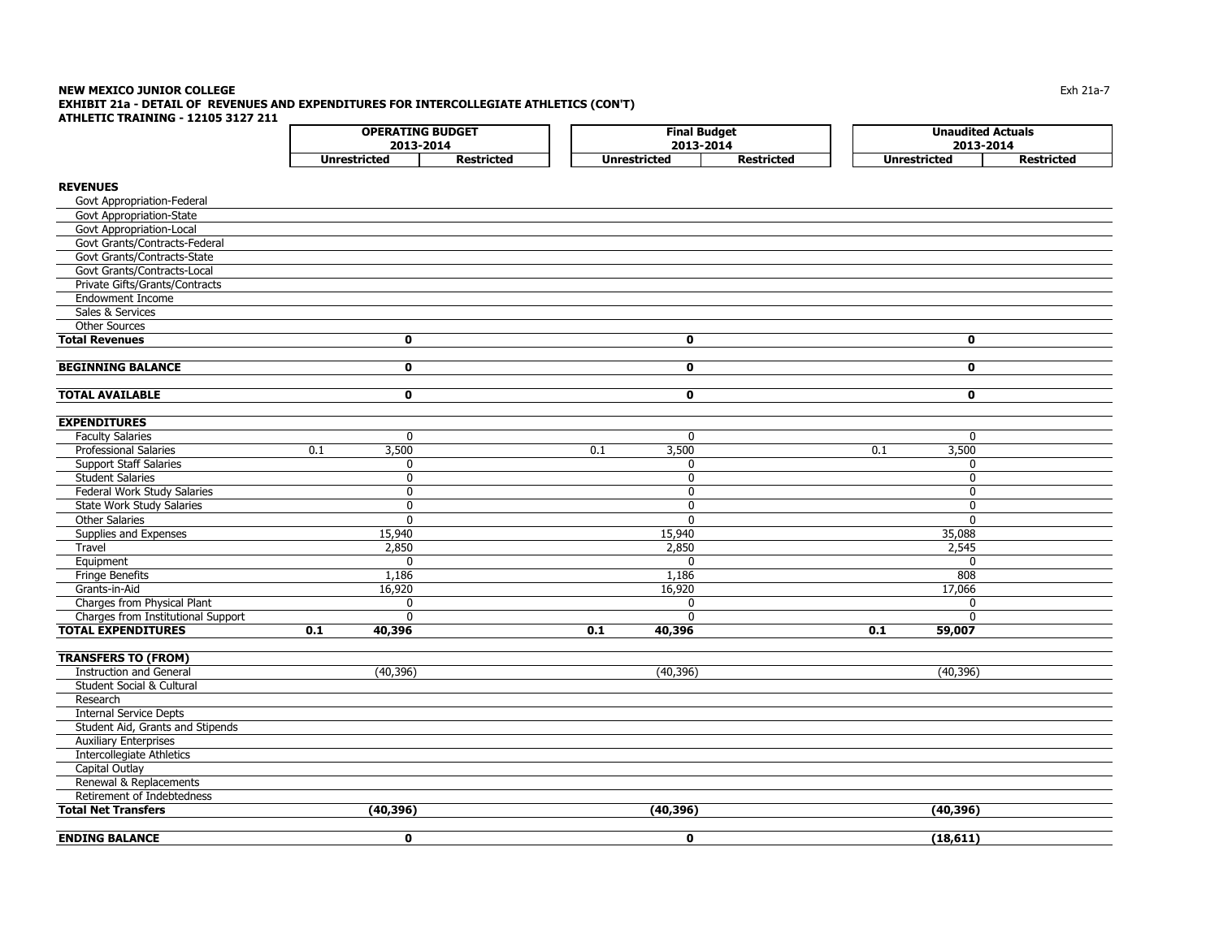**NEW MEXICO JUNIOR COLLEGE**
**EXHIBIT 21a - DETAIL OF REVENUES AND EXPENDITURES FOR INTERCOLLEGIATE ATHLETICS (CON'T)**
**ATHLETIC TRAINING - 12105 3127 211**

Exh 21a-7

| | OPERATING BUDGET 2013-2014 | | | Final Budget 2013-2014 | | | Unaudited Actuals 2013-2014 | | |
|---|---|---|---|---|---|---|---|---|---|
| | Unrestricted | | Restricted | Unrestricted | | Restricted | Unrestricted | | Restricted |
| **REVENUES** | | | | | | | | | |
| Govt Appropriation-Federal | | | | | | | | | |
| Govt Appropriation-State | | | | | | | | | |
| Govt Appropriation-Local | | | | | | | | | |
| Govt Grants/Contracts-Federal | | | | | | | | | |
| Govt Grants/Contracts-State | | | | | | | | | |
| Govt Grants/Contracts-Local | | | | | | | | | |
| Private Gifts/Grants/Contracts | | | | | | | | | |
| Endowment Income | | | | | | | | | |
| Sales & Services | | | | | | | | | |
| Other Sources | | | | | | | | | |
| **Total Revenues** | | **0** | | | **0** | | | **0** | |
| **BEGINNING BALANCE** | | **0** | | | **0** | | | **0** | |
| **TOTAL AVAILABLE** | | **0** | | | **0** | | | **0** | |
| **EXPENDITURES** | | | | | | | | | |
| Faculty Salaries | | 0 | | | 0 | | | 0 | |
| Professional Salaries | 0.1 | 3,500 | | 0.1 | 3,500 | | 0.1 | 3,500 | |
| Support Staff Salaries | | 0 | | | 0 | | | 0 | |
| Student Salaries | | 0 | | | 0 | | | 0 | |
| Federal Work Study Salaries | | 0 | | | 0 | | | 0 | |
| State Work Study Salaries | | 0 | | | 0 | | | 0 | |
| Other Salaries | | 0 | | | 0 | | | 0 | |
| Supplies and Expenses | | 15,940 | | | 15,940 | | | 35,088 | |
| Travel | | 2,850 | | | 2,850 | | | 2,545 | |
| Equipment | | 0 | | | 0 | | | 0 | |
| Fringe Benefits | | 1,186 | | | 1,186 | | | 808 | |
| Grants-in-Aid | | 16,920 | | | 16,920 | | | 17,066 | |
| Charges from Physical Plant | | 0 | | | 0 | | | 0 | |
| Charges from Institutional Support | | 0 | | | 0 | | | 0 | |
| **TOTAL EXPENDITURES** | **0.1** | **40,396** | | **0.1** | **40,396** | | **0.1** | **59,007** | |
| **TRANSFERS TO (FROM)** | | | | | | | | | |
| Instruction and General | | (40,396) | | | (40,396) | | | (40,396) | |
| Student Social & Cultural | | | | | | | | | |
| Research | | | | | | | | | |
| Internal Service Depts | | | | | | | | | |
| Student Aid, Grants and Stipends | | | | | | | | | |
| Auxiliary Enterprises | | | | | | | | | |
| Intercollegiate Athletics | | | | | | | | | |
| Capital Outlay | | | | | | | | | |
| Renewal & Replacements | | | | | | | | | |
| Retirement of Indebtedness | | | | | | | | | |
| **Total Net Transfers** | | **(40,396)** | | | **(40,396)** | | | **(40,396)** | |
| **ENDING BALANCE** | | **0** | | | **0** | | | **(18,611)** | |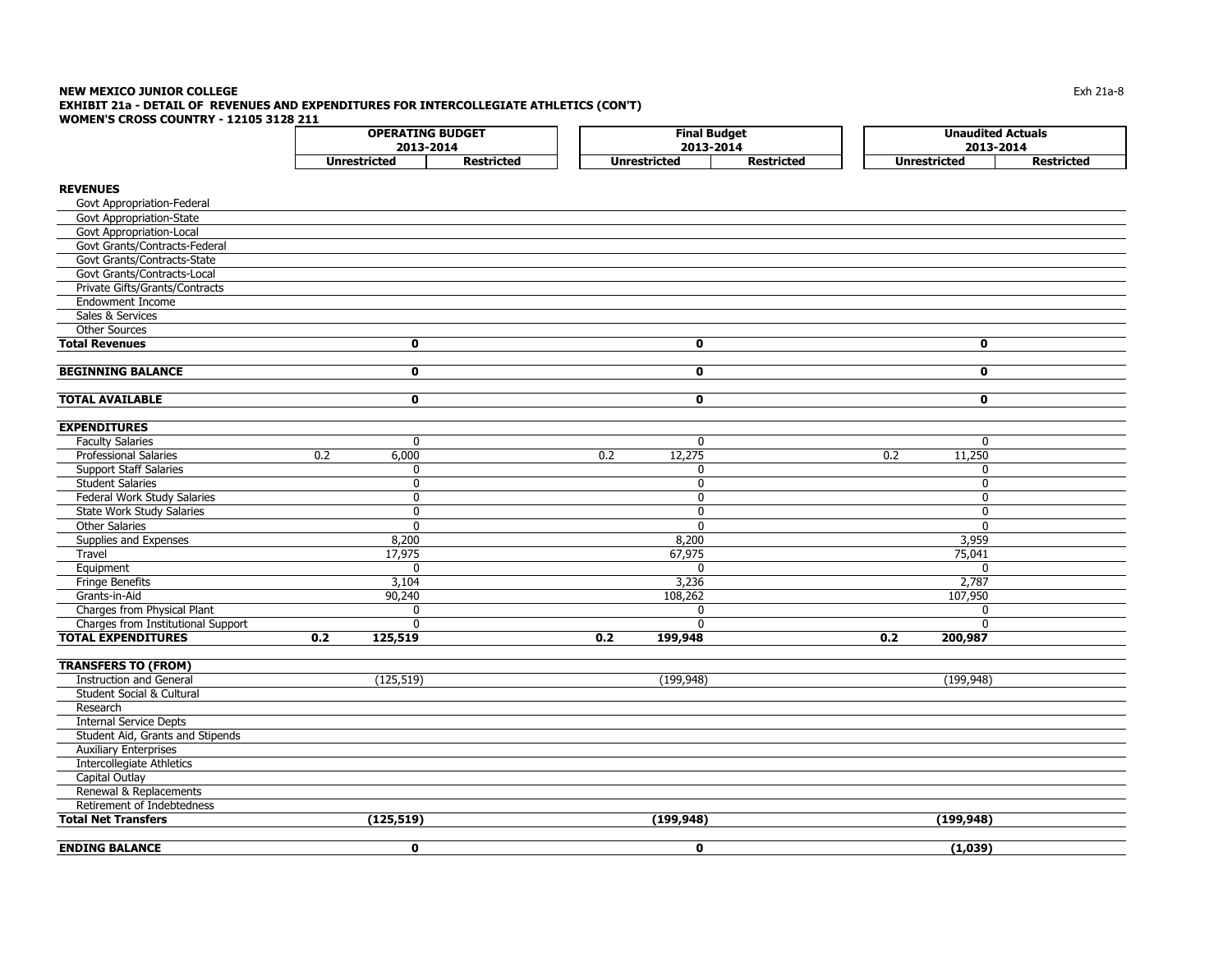**NEW MEXICO JUNIOR COLLEGE**
**EXHIBIT 21a - DETAIL OF REVENUES AND EXPENDITURES FOR INTERCOLLEGIATE ATHLETICS (CON'T)**
**WOMEN'S CROSS COUNTRY - 12105 3128 211**

| | OPERATING BUDGET 2013-2014 | | | Final Budget 2013-2014 | | | Unaudited Actuals 2013-2014 | | |
|---|---|---|---|---|---|---|---|---|---|
| | | Unrestricted | Restricted | | Unrestricted | Restricted | | Unrestricted | Restricted |
| **REVENUES** | | | | | | | | | |
| Govt Appropriation-Federal | | | | | | | | | |
| Govt Appropriation-State | | | | | | | | | |
| Govt Appropriation-Local | | | | | | | | | |
| Govt Grants/Contracts-Federal | | | | | | | | | |
| Govt Grants/Contracts-State | | | | | | | | | |
| Govt Grants/Contracts-Local | | | | | | | | | |
| Private Gifts/Grants/Contracts | | | | | | | | | |
| Endowment Income | | | | | | | | | |
| Sales & Services | | | | | | | | | |
| Other Sources | | | | | | | | | |
| **Total Revenues** | | **0** | | | **0** | | | **0** | |
| **BEGINNING BALANCE** | | **0** | | | **0** | | | **0** | |
| **TOTAL AVAILABLE** | | **0** | | | **0** | | | **0** | |
| **EXPENDITURES** | | | | | | | | | |
| Faculty Salaries | | 0 | | | 0 | | | 0 | |
| Professional Salaries | 0.2 | 6,000 | | 0.2 | 12,275 | | 0.2 | 11,250 | |
| Support Staff Salaries | | 0 | | | 0 | | | 0 | |
| Student Salaries | | 0 | | | 0 | | | 0 | |
| Federal Work Study Salaries | | 0 | | | 0 | | | 0 | |
| State Work Study Salaries | | 0 | | | 0 | | | 0 | |
| Other Salaries | | 0 | | | 0 | | | 0 | |
| Supplies and Expenses | | 8,200 | | | 8,200 | | | 3,959 | |
| Travel | | 17,975 | | | 67,975 | | | 75,041 | |
| Equipment | | 0 | | | 0 | | | 0 | |
| Fringe Benefits | | 3,104 | | | 3,236 | | | 2,787 | |
| Grants-in-Aid | | 90,240 | | | 108,262 | | | 107,950 | |
| Charges from Physical Plant | | 0 | | | 0 | | | 0 | |
| Charges from Institutional Support | | 0 | | | 0 | | | 0 | |
| **TOTAL EXPENDITURES** | **0.2** | **125,519** | | **0.2** | **199,948** | | **0.2** | **200,987** | |
| **TRANSFERS TO (FROM)** | | | | | | | | | |
| Instruction and General | | (125,519) | | | (199,948) | | | (199,948) | |
| Student Social & Cultural | | | | | | | | | |
| Research | | | | | | | | | |
| Internal Service Depts | | | | | | | | | |
| Student Aid, Grants and Stipends | | | | | | | | | |
| Auxiliary Enterprises | | | | | | | | | |
| Intercollegiate Athletics | | | | | | | | | |
| Capital Outlay | | | | | | | | | |
| Renewal & Replacements | | | | | | | | | |
| Retirement of Indebtedness | | | | | | | | | |
| **Total Net Transfers** | | **(125,519)** | | | **(199,948)** | | | **(199,948)** | |
| **ENDING BALANCE** | | **0** | | | **0** | | | **(1,039)** | |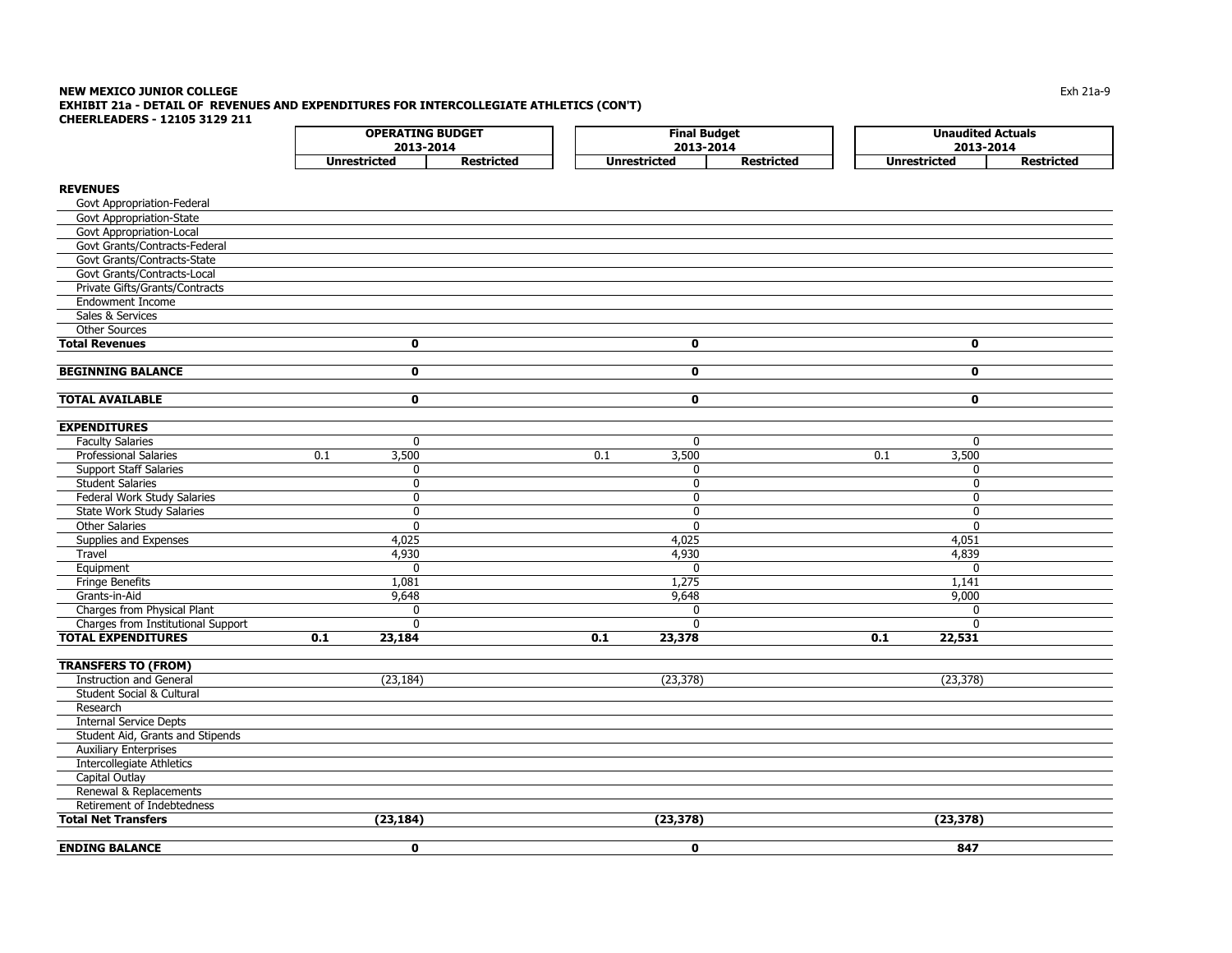**NEW MEXICO JUNIOR COLLEGE**
**EXHIBIT 21a - DETAIL OF REVENUES AND EXPENDITURES FOR INTERCOLLEGIATE ATHLETICS (CON'T)**
**CHEERLEADERS - 12105 3129 211**

| | OPERATING BUDGET 2013-2014 | | | Final Budget 2013-2014 | | | Unaudited Actuals 2013-2014 | | |
|---|---|---|---|---|---|---|---|---|---|
| | Unrestricted | | Restricted | Unrestricted | | Restricted | Unrestricted | | Restricted |
| **REVENUES** | | | | | | | | | |
| Govt Appropriation-Federal | | | | | | | | | |
| Govt Appropriation-State | | | | | | | | | |
| Govt Appropriation-Local | | | | | | | | | |
| Govt Grants/Contracts-Federal | | | | | | | | | |
| Govt Grants/Contracts-State | | | | | | | | | |
| Govt Grants/Contracts-Local | | | | | | | | | |
| Private Gifts/Grants/Contracts | | | | | | | | | |
| Endowment Income | | | | | | | | | |
| Sales & Services | | | | | | | | | |
| Other Sources | | | | | | | | | |
| **Total Revenues** | | **0** | | | **0** | | | **0** | |
| **BEGINNING BALANCE** | | **0** | | | **0** | | | **0** | |
| **TOTAL AVAILABLE** | | **0** | | | **0** | | | **0** | |
| **EXPENDITURES** | | | | | | | | | |
| Faculty Salaries | | 0 | | | 0 | | | 0 | |
| Professional Salaries | 0.1 | 3,500 | | 0.1 | 3,500 | | 0.1 | 3,500 | |
| Support Staff Salaries | | 0 | | | 0 | | | 0 | |
| Student Salaries | | 0 | | | 0 | | | 0 | |
| Federal Work Study Salaries | | 0 | | | 0 | | | 0 | |
| State Work Study Salaries | | 0 | | | 0 | | | 0 | |
| Other Salaries | | 0 | | | 0 | | | 0 | |
| Supplies and Expenses | | 4,025 | | | 4,025 | | | 4,051 | |
| Travel | | 4,930 | | | 4,930 | | | 4,839 | |
| Equipment | | 0 | | | 0 | | | 0 | |
| Fringe Benefits | | 1,081 | | | 1,275 | | | 1,141 | |
| Grants-in-Aid | | 9,648 | | | 9,648 | | | 9,000 | |
| Charges from Physical Plant | | 0 | | | 0 | | | 0 | |
| Charges from Institutional Support | | 0 | | | 0 | | | 0 | |
| **TOTAL EXPENDITURES** | **0.1** | **23,184** | | **0.1** | **23,378** | | **0.1** | **22,531** | |
| **TRANSFERS TO (FROM)** | | | | | | | | | |
| Instruction and General | | (23,184) | | | (23,378) | | | (23,378) | |
| Student Social & Cultural | | | | | | | | | |
| Research | | | | | | | | | |
| Internal Service Depts | | | | | | | | | |
| Student Aid, Grants and Stipends | | | | | | | | | |
| Auxiliary Enterprises | | | | | | | | | |
| Intercollegiate Athletics | | | | | | | | | |
| Capital Outlay | | | | | | | | | |
| Renewal & Replacements | | | | | | | | | |
| Retirement of Indebtedness | | | | | | | | | |
| **Total Net Transfers** | | **(23,184)** | | | **(23,378)** | | | **(23,378)** | |
| **ENDING BALANCE** | | **0** | | | **0** | | | **847** | |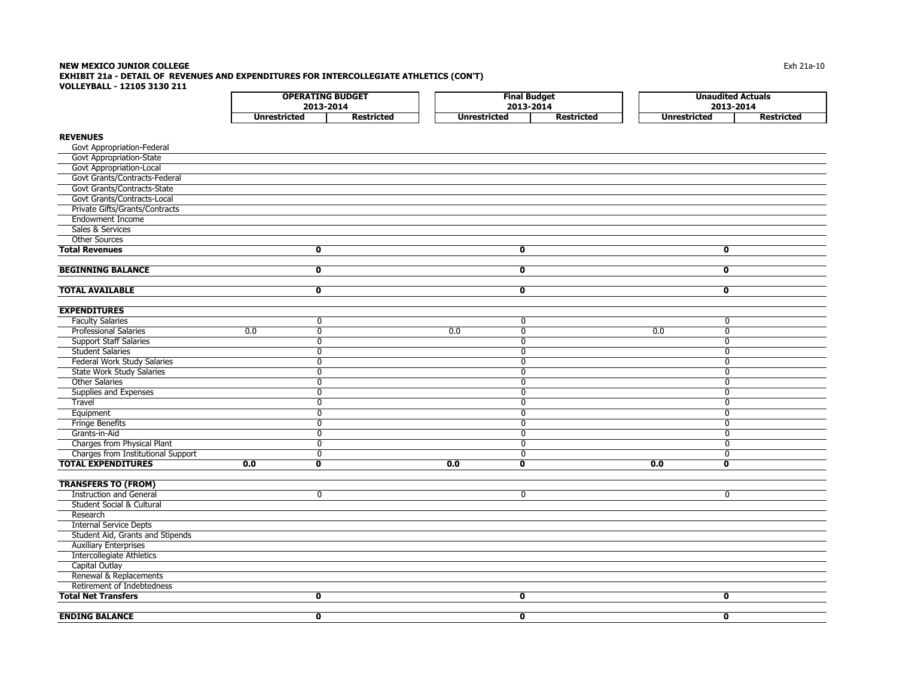**NEW MEXICO JUNIOR COLLEGE**
**EXHIBIT 21a - DETAIL OF REVENUES AND EXPENDITURES FOR INTERCOLLEGIATE ATHLETICS (CON'T)**
**VOLLEYBALL - 12105 3130 211**

| | OPERATING BUDGET 2013-2014 | | | Final Budget 2013-2014 | | | Unaudited Actuals 2013-2014 | | |
|---|---|---|---|---|---|---|---|---|---|
| | | Unrestricted | Restricted | | Unrestricted | Restricted | | Unrestricted | Restricted |
| **REVENUES** | | | | | | | | | |
| Govt Appropriation-Federal | | | | | | | | | |
| Govt Appropriation-State | | | | | | | | | |
| Govt Appropriation-Local | | | | | | | | | |
| Govt Grants/Contracts-Federal | | | | | | | | | |
| Govt Grants/Contracts-State | | | | | | | | | |
| Govt Grants/Contracts-Local | | | | | | | | | |
| Private Gifts/Grants/Contracts | | | | | | | | | |
| Endowment Income | | | | | | | | | |
| Sales & Services | | | | | | | | | |
| Other Sources | | | | | | | | | |
| **Total Revenues** | | **0** | | | **0** | | | **0** | |
| **BEGINNING BALANCE** | | **0** | | | **0** | | | **0** | |
| **TOTAL AVAILABLE** | | **0** | | | **0** | | | **0** | |
| **EXPENDITURES** | | | | | | | | | |
| Faculty Salaries | | 0 | | | 0 | | | 0 | |
| Professional Salaries | 0.0 | 0 | | 0.0 | 0 | | 0.0 | 0 | |
| Support Staff Salaries | | 0 | | | 0 | | | 0 | |
| Student Salaries | | 0 | | | 0 | | | 0 | |
| Federal Work Study Salaries | | 0 | | | 0 | | | 0 | |
| State Work Study Salaries | | 0 | | | 0 | | | 0 | |
| Other Salaries | | 0 | | | 0 | | | 0 | |
| Supplies and Expenses | | 0 | | | 0 | | | 0 | |
| Travel | | 0 | | | 0 | | | 0 | |
| Equipment | | 0 | | | 0 | | | 0 | |
| Fringe Benefits | | 0 | | | 0 | | | 0 | |
| Grants-in-Aid | | 0 | | | 0 | | | 0 | |
| Charges from Physical Plant | | 0 | | | 0 | | | 0 | |
| Charges from Institutional Support | | 0 | | | 0 | | | 0 | |
| **TOTAL EXPENDITURES** | **0.0** | **0** | | **0.0** | **0** | | **0.0** | **0** | |
| **TRANSFERS TO (FROM)** | | | | | | | | | |
| Instruction and General | | 0 | | | 0 | | | 0 | |
| Student Social & Cultural | | | | | | | | | |
| Research | | | | | | | | | |
| Internal Service Depts | | | | | | | | | |
| Student Aid, Grants and Stipends | | | | | | | | | |
| Auxiliary Enterprises | | | | | | | | | |
| Intercollegiate Athletics | | | | | | | | | |
| Capital Outlay | | | | | | | | | |
| Renewal & Replacements | | | | | | | | | |
| Retirement of Indebtedness | | | | | | | | | |
| **Total Net Transfers** | | **0** | | | **0** | | | **0** | |
| **ENDING BALANCE** | | **0** | | | **0** | | | **0** | |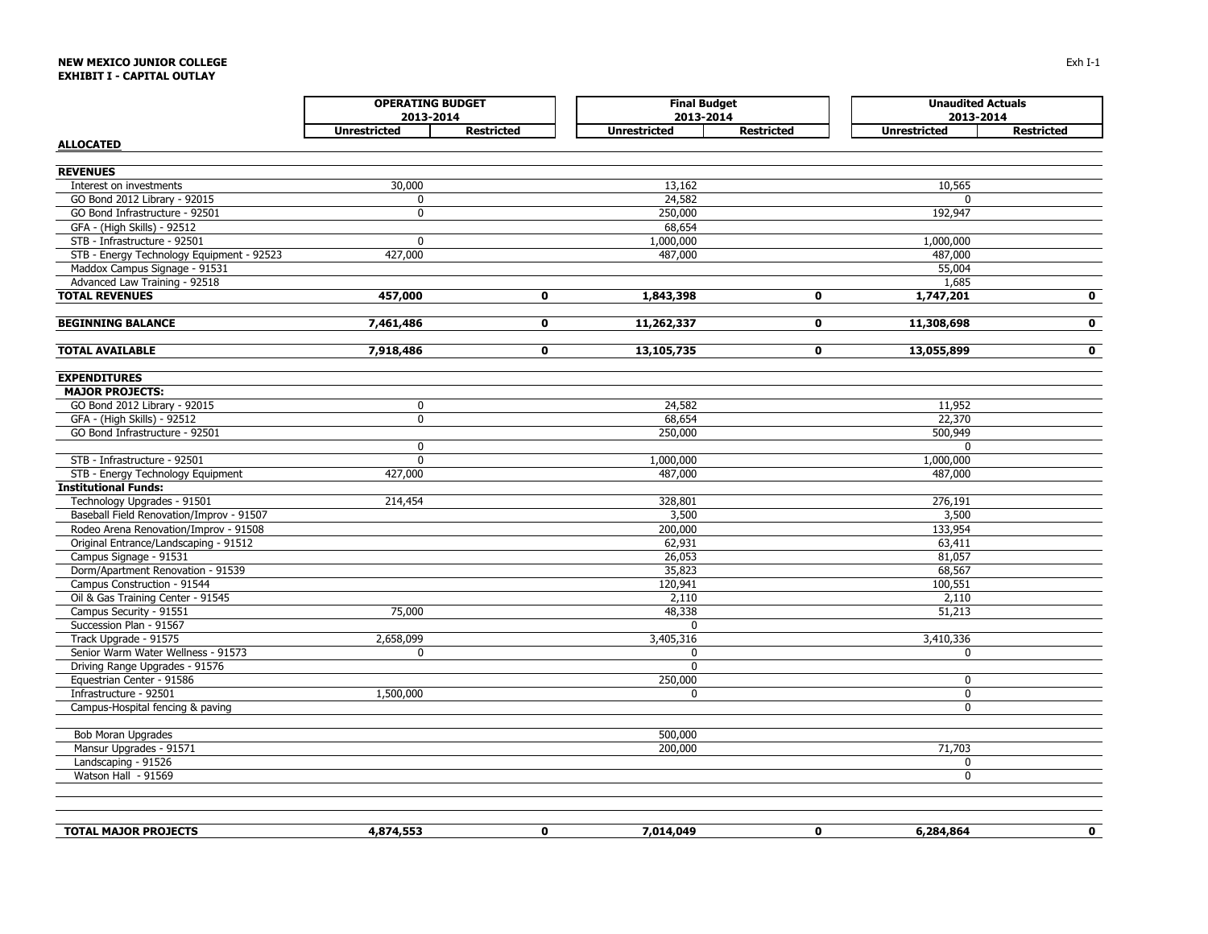**NEW MEXICO JUNIOR COLLEGE**
**EXHIBIT I - CAPITAL OUTLAY**

| | OPERATING BUDGET 2013-2014 | | Final Budget 2013-2014 | | Unaudited Actuals 2013-2014 | |
|---|---|---|---|---|---|---|
| | Unrestricted | Restricted | Unrestricted | Restricted | Unrestricted | Restricted |
| **ALLOCATED** | | | | | | |
| **REVENUES** | | | | | | |
| Interest on investments | 30,000 | | 13,162 | | 10,565 | |
| GO Bond 2012 Library - 92015 | 0 | | 24,582 | | 0 | |
| GO Bond Infrastructure - 92501 | 0 | | 250,000 | | 192,947 | |
| GFA - (High Skills) - 92512 | | | 68,654 | | | |
| STB - Infrastructure - 92501 | 0 | | 1,000,000 | | 1,000,000 | |
| STB - Energy Technology Equipment - 92523 | 427,000 | | 487,000 | | 487,000 | |
| Maddox Campus Signage - 91531 | | | | | 55,004 | |
| Advanced Law Training - 92518 | | | | | 1,685 | |
| **TOTAL REVENUES** | **457,000** | **0** | **1,843,398** | **0** | **1,747,201** | **0** |
| **BEGINNING BALANCE** | **7,461,486** | **0** | **11,262,337** | **0** | **11,308,698** | **0** |
| **TOTAL AVAILABLE** | **7,918,486** | **0** | **13,105,735** | **0** | **13,055,899** | **0** |
| **EXPENDITURES** | | | | | | |
| **MAJOR PROJECTS:** | | | | | | |
| GO Bond 2012 Library - 92015 | 0 | | 24,582 | | 11,952 | |
| GFA - (High Skills) - 92512 | 0 | | 68,654 | | 22,370 | |
| GO Bond Infrastructure - 92501 | | | 250,000 | | 500,949 | |
| | 0 | | | | 0 | |
| STB - Infrastructure - 92501 | 0 | | 1,000,000 | | 1,000,000 | |
| STB - Energy Technology Equipment | 427,000 | | 487,000 | | 487,000 | |
| **Institutional Funds:** | | | | | | |
| Technology Upgrades - 91501 | 214,454 | | 328,801 | | 276,191 | |
| Baseball Field Renovation/Improv - 91507 | | | 3,500 | | 3,500 | |
| Rodeo Arena Renovation/Improv - 91508 | | | 200,000 | | 133,954 | |
| Original Entrance/Landscaping - 91512 | | | 62,931 | | 63,411 | |
| Campus Signage - 91531 | | | 26,053 | | 81,057 | |
| Dorm/Apartment Renovation - 91539 | | | 35,823 | | 68,567 | |
| Campus Construction - 91544 | | | 120,941 | | 100,551 | |
| Oil & Gas Training Center - 91545 | | | 2,110 | | 2,110 | |
| Campus Security - 91551 | 75,000 | | 48,338 | | 51,213 | |
| Succession Plan - 91567 | | | 0 | | | |
| Track Upgrade - 91575 | 2,658,099 | | 3,405,316 | | 3,410,336 | |
| Senior Warm Water Wellness - 91573 | 0 | | 0 | | 0 | |
| Driving Range Upgrades - 91576 | | | 0 | | | |
| Equestrian Center - 91586 | | | 250,000 | | 0 | |
| Infrastructure - 92501 | 1,500,000 | | 0 | | 0 | |
| Campus-Hospital fencing & paving | | | | | 0 | |
| Bob Moran Upgrades | | | 500,000 | | | |
| Mansur Upgrades - 91571 | | | 200,000 | | 71,703 | |
| Landscaping - 91526 | | | | | 0 | |
| Watson Hall - 91569 | | | | | 0 | |
| **TOTAL MAJOR PROJECTS** | **4,874,553** | **0** | **7,014,049** | **0** | **6,284,864** | **0** |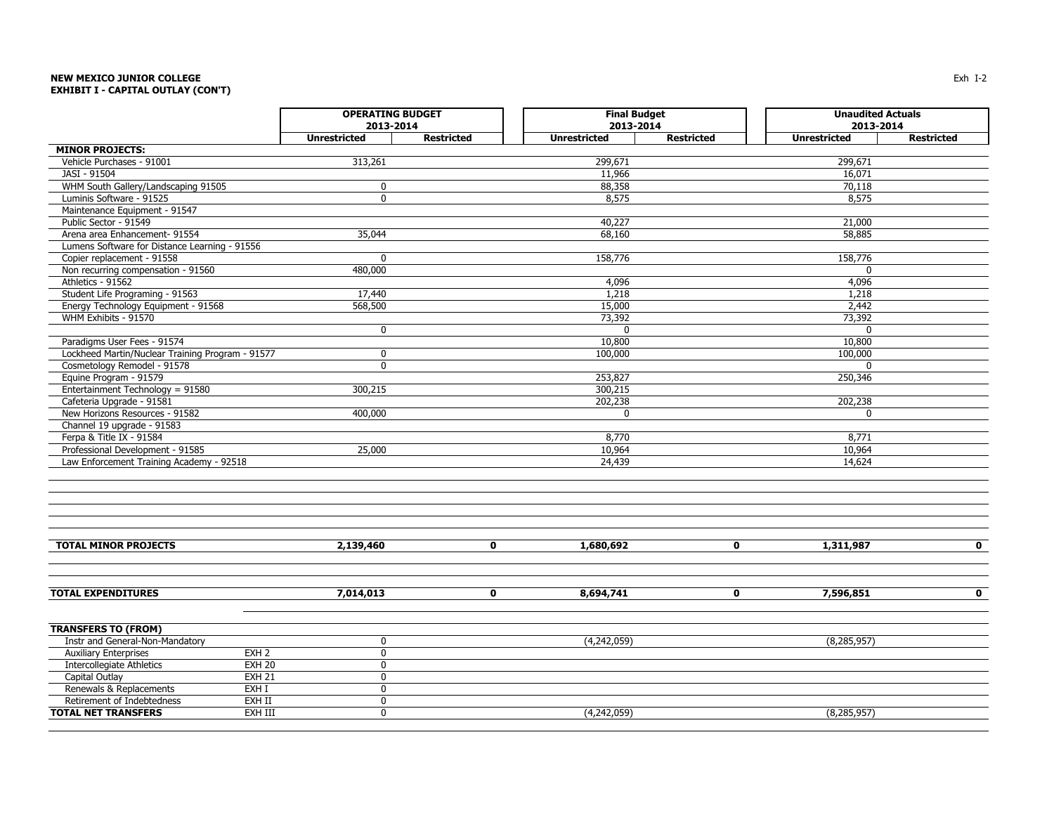**NEW MEXICO JUNIOR COLLEGE**
**EXHIBIT I - CAPITAL OUTLAY (CON'T)**

| | | OPERATING BUDGET 2013-2014 | | Final Budget 2013-2014 | | Unaudited Actuals 2013-2014 | |
|---|---|---|---|---|---|---|---|
| | | Unrestricted | Restricted | Unrestricted | Restricted | Unrestricted | Restricted |
| **MINOR PROJECTS:** | | | | | | | |
| Vehicle Purchases - 91001 | | 313,261 | | 299,671 | | 299,671 | |
| JASI - 91504 | | | | 11,966 | | 16,071 | |
| WHM South Gallery/Landscaping 91505 | | 0 | | 88,358 | | 70,118 | |
| Luminis Software - 91525 | | 0 | | 8,575 | | 8,575 | |
| Maintenance Equipment - 91547 | | | | | | | |
| Public Sector - 91549 | | | | 40,227 | | 21,000 | |
| Arena area Enhancement- 91554 | | 35,044 | | 68,160 | | 58,885 | |
| Lumens Software for Distance Learning - 91556 | | | | | | | |
| Copier replacement - 91558 | | 0 | | 158,776 | | 158,776 | |
| Non recurring compensation - 91560 | | 480,000 | | | | 0 | |
| Athletics - 91562 | | | | 4,096 | | 4,096 | |
| Student Life Programing - 91563 | | 17,440 | | 1,218 | | 1,218 | |
| Energy Technology Equipment - 91568 | | 568,500 | | 15,000 | | 2,442 | |
| WHM Exhibits - 91570 | | | | 73,392 | | 73,392 | |
| | | 0 | | 0 | | 0 | |
| Paradigms User Fees - 91574 | | | | 10,800 | | 10,800 | |
| Lockheed Martin/Nuclear Training Program - 91577 | | 0 | | 100,000 | | 100,000 | |
| Cosmetology Remodel - 91578 | | 0 | | | | 0 | |
| Equine Program - 91579 | | | | 253,827 | | 250,346 | |
| Entertainment Technology = 91580 | | 300,215 | | 300,215 | | | |
| Cafeteria Upgrade - 91581 | | | | 202,238 | | 202,238 | |
| New Horizons Resources - 91582 | | 400,000 | | 0 | | 0 | |
| Channel 19 upgrade - 91583 | | | | | | | |
| Ferpa & Title IX - 91584 | | | | 8,770 | | 8,771 | |
| Professional Development - 91585 | | 25,000 | | 10,964 | | 10,964 | |
| Law Enforcement Training Academy - 92518 | | | | 24,439 | | 14,624 | |
| **TOTAL MINOR PROJECTS** | | **2,139,460** | **0** | **1,680,692** | **0** | **1,311,987** | **0** |
| **TOTAL EXPENDITURES** | | **7,014,013** | **0** | **8,694,741** | **0** | **7,596,851** | **0** |
| **TRANSFERS TO (FROM)** | | | | | | | |
| Instr and General-Non-Mandatory | | 0 | | (4,242,059) | | (8,285,957) | |
| Auxiliary Enterprises | EXH 2 | 0 | | | | | |
| Intercollegiate Athletics | EXH 20 | 0 | | | | | |
| Capital Outlay | EXH 21 | 0 | | | | | |
| Renewals & Replacements | EXH I | 0 | | | | | |
| Retirement of Indebtedness | EXH II | 0 | | | | | |
| **TOTAL NET TRANSFERS** | EXH III | 0 | | (4,242,059) | | (8,285,957) | |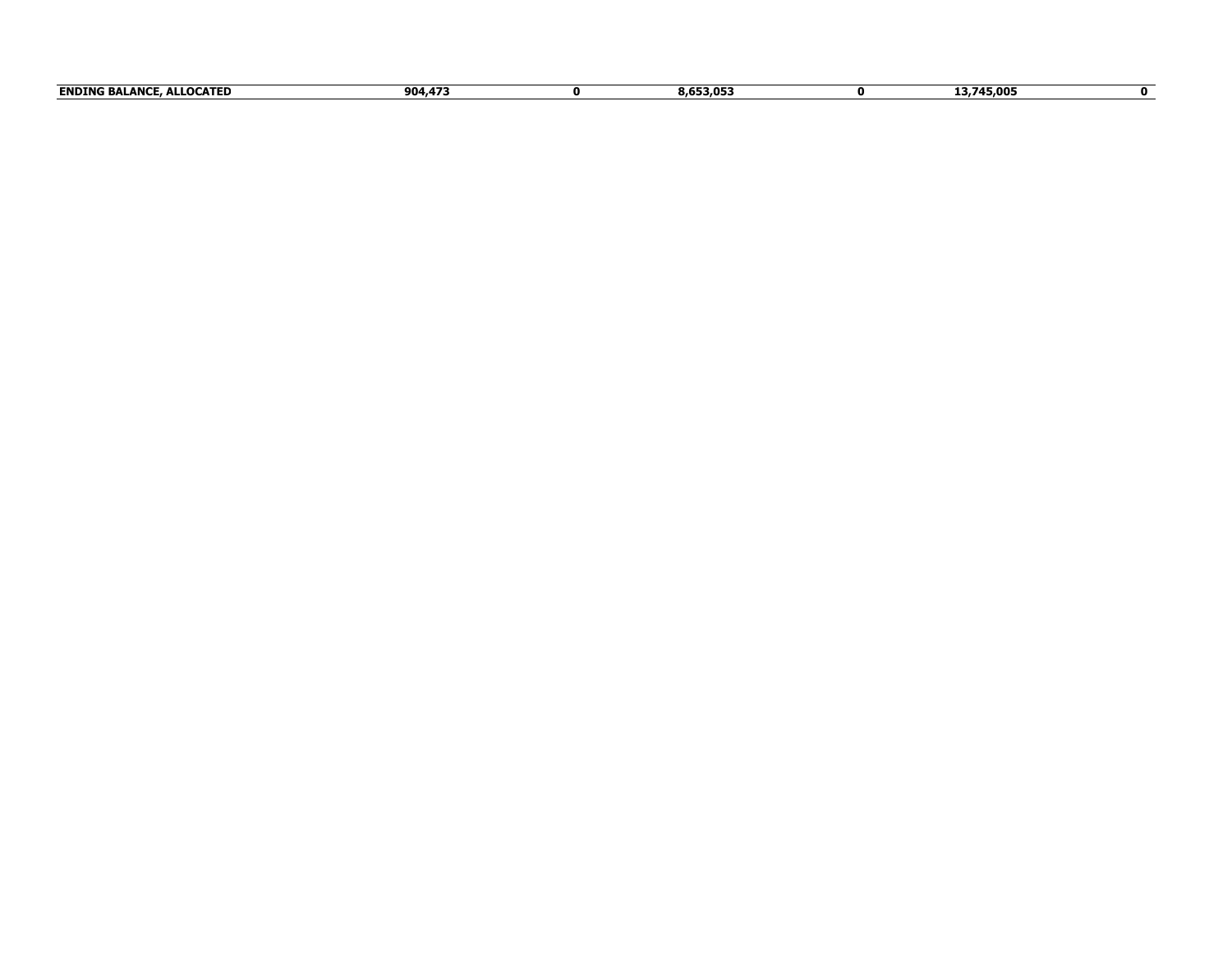| **ENDING BALANCE, ALLOCATED** | **904,473** | **0** | **8,653,053** | **0** | **13,745,005** | **0** |
|---|---|---|---|---|---|---|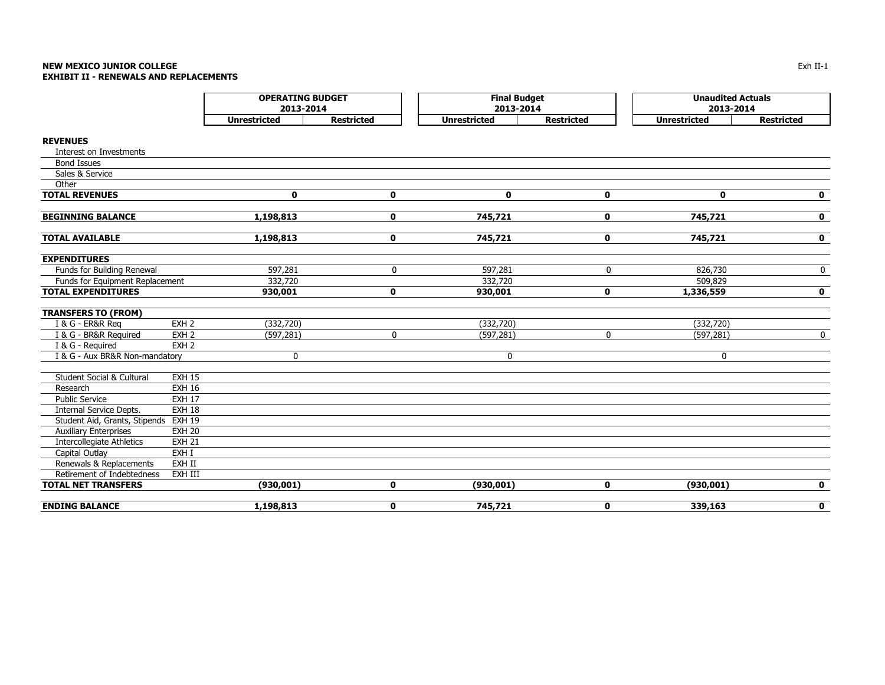**NEW MEXICO JUNIOR COLLEGE**
**EXHIBIT II - RENEWALS AND REPLACEMENTS**

| | | OPERATING BUDGET 2013-2014 | | Final Budget 2013-2014 | | Unaudited Actuals 2013-2014 | |
|---|---|---|---|---|---|---|---|
| | | Unrestricted | Restricted | Unrestricted | Restricted | Unrestricted | Restricted |
| **REVENUES** | | | | | | | |
| Interest on Investments | | | | | | | |
| Bond Issues | | | | | | | |
| Sales & Service | | | | | | | |
| Other | | | | | | | |
| **TOTAL REVENUES** | | **0** | **0** | **0** | **0** | **0** | **0** |
| **BEGINNING BALANCE** | | **1,198,813** | **0** | **745,721** | **0** | **745,721** | **0** |
| **TOTAL AVAILABLE** | | **1,198,813** | **0** | **745,721** | **0** | **745,721** | **0** |
| **EXPENDITURES** | | | | | | | |
| Funds for Building Renewal | | 597,281 | 0 | 597,281 | 0 | 826,730 | 0 |
| Funds for Equipment Replacement | | 332,720 | | 332,720 | | 509,829 | |
| **TOTAL EXPENDITURES** | | **930,001** | **0** | **930,001** | **0** | **1,336,559** | **0** |
| **TRANSFERS TO (FROM)** | | | | | | | |
| I & G - ER&R Req | EXH 2 | (332,720) | | (332,720) | | (332,720) | |
| I & G - BR&R Required | EXH 2 | (597,281) | 0 | (597,281) | 0 | (597,281) | 0 |
| I & G - Required | EXH 2 | | | | | | |
| I & G - Aux BR&R Non-mandatory | | 0 | | 0 | | 0 | |
| Student Social & Cultural | EXH 15 | | | | | | |
| Research | EXH 16 | | | | | | |
| Public Service | EXH 17 | | | | | | |
| Internal Service Depts. | EXH 18 | | | | | | |
| Student Aid, Grants, Stipends | EXH 19 | | | | | | |
| Auxiliary Enterprises | EXH 20 | | | | | | |
| Intercollegiate Athletics | EXH 21 | | | | | | |
| Capital Outlay | EXH I | | | | | | |
| Renewals & Replacements | EXH II | | | | | | |
| Retirement of Indebtedness | EXH III | | | | | | |
| **TOTAL NET TRANSFERS** | | **(930,001)** | **0** | **(930,001)** | **0** | **(930,001)** | **0** |
| **ENDING BALANCE** | | **1,198,813** | **0** | **745,721** | **0** | **339,163** | **0** |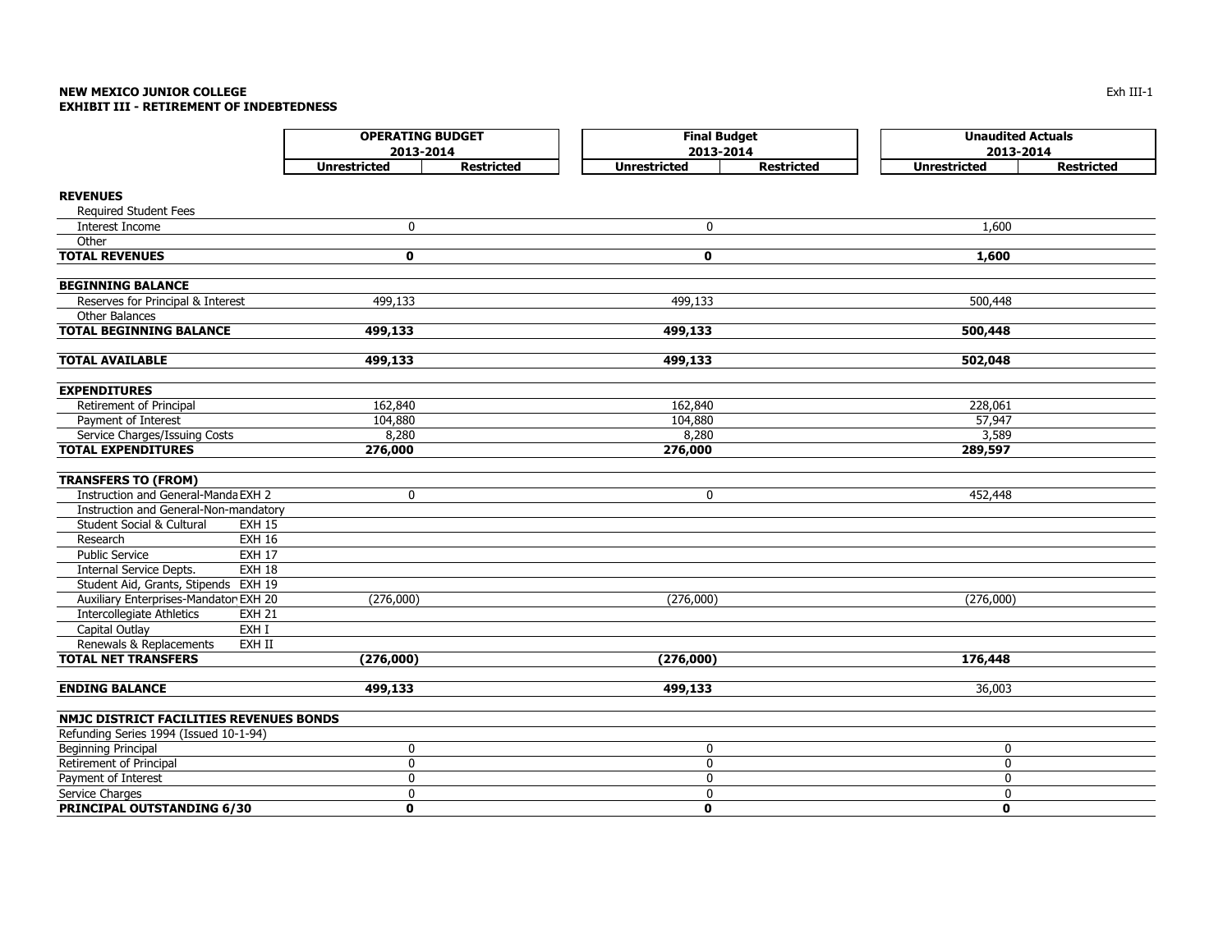**NEW MEXICO JUNIOR COLLEGE**
**EXHIBIT III - RETIREMENT OF INDEBTEDNESS**

Exh III-1

| | | OPERATING BUDGET 2013-2014 | | Final Budget 2013-2014 | | Unaudited Actuals 2013-2014 | |
|---|---|---|---|---|---|---|---|
| | | Unrestricted | Restricted | Unrestricted | Restricted | Unrestricted | Restricted |
| **REVENUES** | | | | | | | |
| Required Student Fees | | | | | | | |
| Interest Income | | 0 | | 0 | | 1,600 | |
| Other | | | | | | | |
| **TOTAL REVENUES** | | **0** | | **0** | | **1,600** | |
| **BEGINNING BALANCE** | | | | | | | |
| Reserves for Principal & Interest | | 499,133 | | 499,133 | | 500,448 | |
| Other Balances | | | | | | | |
| **TOTAL BEGINNING BALANCE** | | **499,133** | | **499,133** | | **500,448** | |
| **TOTAL AVAILABLE** | | **499,133** | | **499,133** | | **502,048** | |
| **EXPENDITURES** | | | | | | | |
| Retirement of Principal | | 162,840 | | 162,840 | | 228,061 | |
| Payment of Interest | | 104,880 | | 104,880 | | 57,947 | |
| Service Charges/Issuing Costs | | 8,280 | | 8,280 | | 3,589 | |
| **TOTAL EXPENDITURES** | | **276,000** | | **276,000** | | **289,597** | |
| **TRANSFERS TO (FROM)** | | | | | | | |
| Instruction and General-Manda | EXH 2 | 0 | | 0 | | 452,448 | |
| Instruction and General-Non-mandatory | | | | | | | |
| Student Social & Cultural | EXH 15 | | | | | | |
| Research | EXH 16 | | | | | | |
| Public Service | EXH 17 | | | | | | |
| Internal Service Depts. | EXH 18 | | | | | | |
| Student Aid, Grants, Stipends | EXH 19 | | | | | | |
| Auxiliary Enterprises-Mandator | EXH 20 | (276,000) | | (276,000) | | (276,000) | |
| Intercollegiate Athletics | EXH 21 | | | | | | |
| Capital Outlay | EXH I | | | | | | |
| Renewals & Replacements | EXH II | | | | | | |
| **TOTAL NET TRANSFERS** | | **(276,000)** | | **(276,000)** | | **176,448** | |
| **ENDING BALANCE** | | **499,133** | | **499,133** | | 36,003 | |
| **NMJC DISTRICT FACILITIES REVENUES BONDS** | | | | | | | |
| Refunding Series 1994 (Issued 10-1-94) | | | | | | | |
| Beginning Principal | | 0 | | 0 | | 0 | |
| Retirement of Principal | | 0 | | 0 | | 0 | |
| Payment of Interest | | 0 | | 0 | | 0 | |
| Service Charges | | 0 | | 0 | | 0 | |
| **PRINCIPAL OUTSTANDING 6/30** | | **0** | | **0** | | **0** | |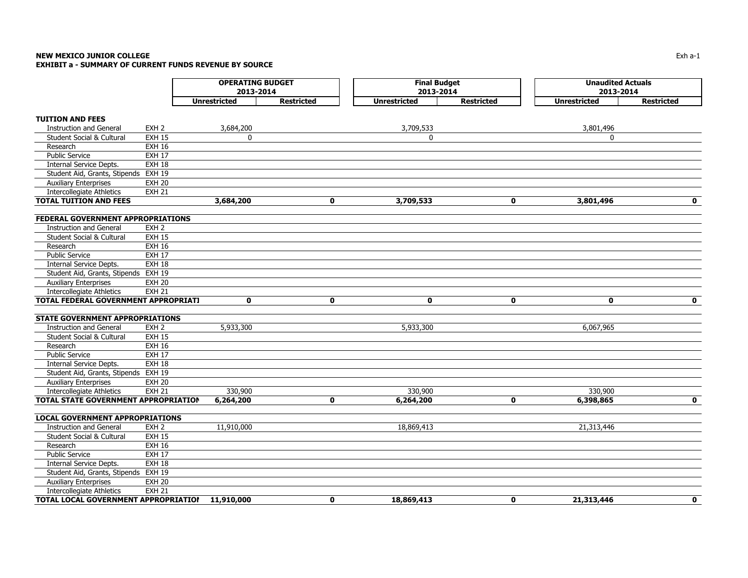**NEW MEXICO JUNIOR COLLEGE**
**EXHIBIT a - SUMMARY OF CURRENT FUNDS REVENUE BY SOURCE**

Exh a-1

| | | OPERATING BUDGET 2013-2014 | | Final Budget 2013-2014 | | Unaudited Actuals 2013-2014 | |
|---|---|---|---|---|---|---|---|
| | | Unrestricted | Restricted | Unrestricted | Restricted | Unrestricted | Restricted |
| **TUITION AND FEES** | | | | | | | |
| Instruction and General | EXH 2 | 3,684,200 | | 3,709,533 | | 3,801,496 | |
| Student Social & Cultural | EXH 15 | 0 | | 0 | | 0 | |
| Research | EXH 16 | | | | | | |
| Public Service | EXH 17 | | | | | | |
| Internal Service Depts. | EXH 18 | | | | | | |
| Student Aid, Grants, Stipends | EXH 19 | | | | | | |
| Auxiliary Enterprises | EXH 20 | | | | | | |
| Intercollegiate Athletics | EXH 21 | | | | | | |
| **TOTAL TUITION AND FEES** | | **3,684,200** | **0** | **3,709,533** | **0** | **3,801,496** | **0** |
| **FEDERAL GOVERNMENT APPROPRIATIONS** | | | | | | | |
| Instruction and General | EXH 2 | | | | | | |
| Student Social & Cultural | EXH 15 | | | | | | |
| Research | EXH 16 | | | | | | |
| Public Service | EXH 17 | | | | | | |
| Internal Service Depts. | EXH 18 | | | | | | |
| Student Aid, Grants, Stipends | EXH 19 | | | | | | |
| Auxiliary Enterprises | EXH 20 | | | | | | |
| Intercollegiate Athletics | EXH 21 | | | | | | |
| **TOTAL FEDERAL GOVERNMENT APPROPRIATI** | | **0** | **0** | **0** | **0** | **0** | **0** |
| **STATE GOVERNMENT APPROPRIATIONS** | | | | | | | |
| Instruction and General | EXH 2 | 5,933,300 | | 5,933,300 | | 6,067,965 | |
| Student Social & Cultural | EXH 15 | | | | | | |
| Research | EXH 16 | | | | | | |
| Public Service | EXH 17 | | | | | | |
| Internal Service Depts. | EXH 18 | | | | | | |
| Student Aid, Grants, Stipends | EXH 19 | | | | | | |
| Auxiliary Enterprises | EXH 20 | | | | | | |
| Intercollegiate Athletics | EXH 21 | 330,900 | | 330,900 | | 330,900 | |
| **TOTAL STATE GOVERNMENT APPROPRIATION** | | **6,264,200** | **0** | **6,264,200** | **0** | **6,398,865** | **0** |
| **LOCAL GOVERNMENT APPROPRIATIONS** | | | | | | | |
| Instruction and General | EXH 2 | 11,910,000 | | 18,869,413 | | 21,313,446 | |
| Student Social & Cultural | EXH 15 | | | | | | |
| Research | EXH 16 | | | | | | |
| Public Service | EXH 17 | | | | | | |
| Internal Service Depts. | EXH 18 | | | | | | |
| Student Aid, Grants, Stipends | EXH 19 | | | | | | |
| Auxiliary Enterprises | EXH 20 | | | | | | |
| Intercollegiate Athletics | EXH 21 | | | | | | |
| **TOTAL LOCAL GOVERNMENT APPROPRIATIO** | | **11,910,000** | **0** | **18,869,413** | **0** | **21,313,446** | **0** |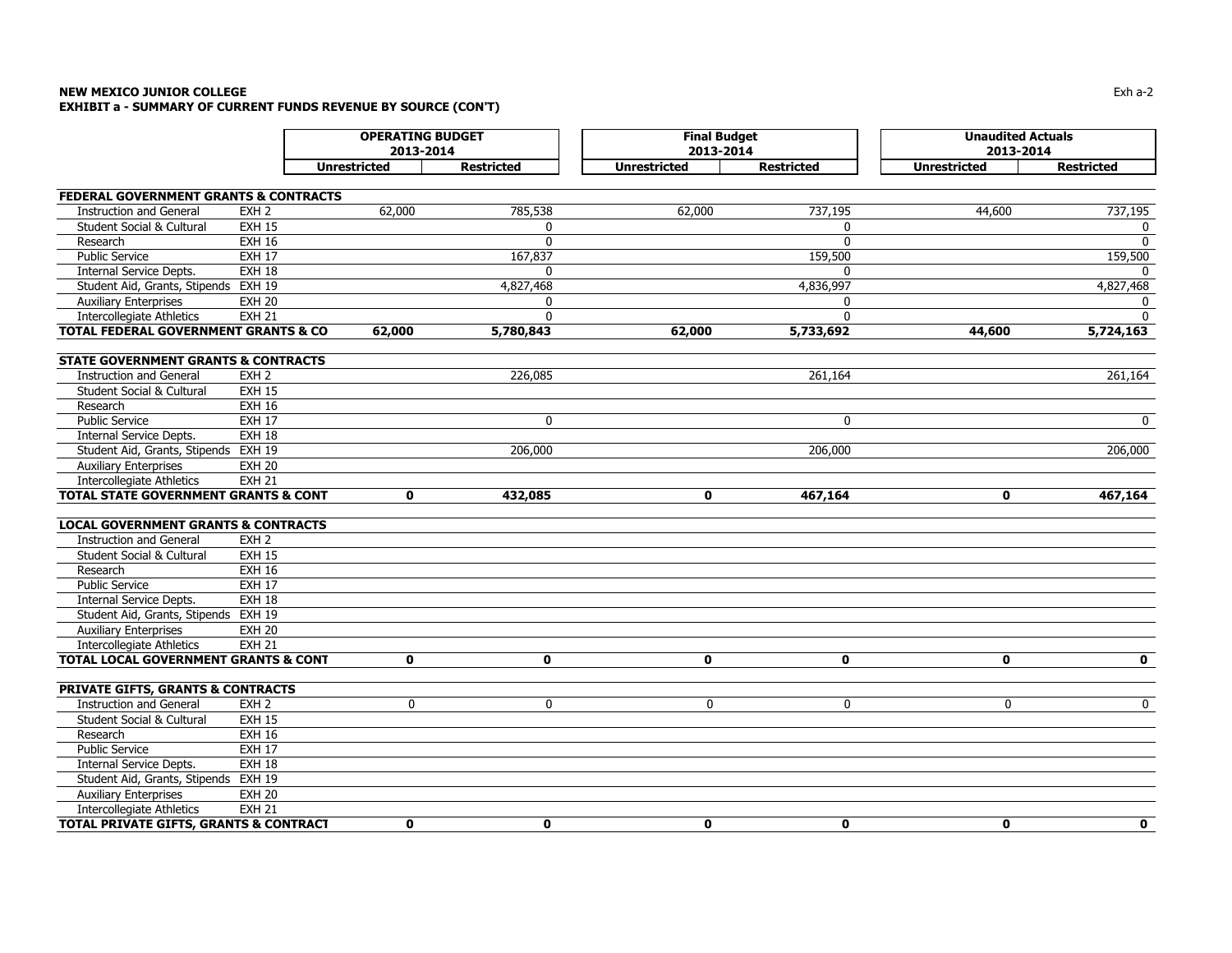**NEW MEXICO JUNIOR COLLEGE**
**EXHIBIT a - SUMMARY OF CURRENT FUNDS REVENUE BY SOURCE (CON'T)**

Exh a-2

| | | OPERATING BUDGET 2013-2014 | | Final Budget 2013-2014 | | Unaudited Actuals 2013-2014 | |
|---|---|---|---|---|---|---|---|
| | | Unrestricted | Restricted | Unrestricted | Restricted | Unrestricted | Restricted |
| **FEDERAL GOVERNMENT GRANTS & CONTRACTS** | | | | | | | |
| Instruction and General | EXH 2 | 62,000 | 785,538 | 62,000 | 737,195 | 44,600 | 737,195 |
| Student Social & Cultural | EXH 15 | | 0 | | 0 | | 0 |
| Research | EXH 16 | | 0 | | 0 | | 0 |
| Public Service | EXH 17 | | 167,837 | | 159,500 | | 159,500 |
| Internal Service Depts. | EXH 18 | | 0 | | 0 | | 0 |
| Student Aid, Grants, Stipends | EXH 19 | | 4,827,468 | | 4,836,997 | | 4,827,468 |
| Auxiliary Enterprises | EXH 20 | | 0 | | 0 | | 0 |
| Intercollegiate Athletics | EXH 21 | | 0 | | 0 | | 0 |
| **TOTAL FEDERAL GOVERNMENT GRANTS & CO** | | **62,000** | **5,780,843** | **62,000** | **5,733,692** | **44,600** | **5,724,163** |
| **STATE GOVERNMENT GRANTS & CONTRACTS** | | | | | | | |
| Instruction and General | EXH 2 | | 226,085 | | 261,164 | | 261,164 |
| Student Social & Cultural | EXH 15 | | | | | | |
| Research | EXH 16 | | | | | | |
| Public Service | EXH 17 | | 0 | | 0 | | 0 |
| Internal Service Depts. | EXH 18 | | | | | | |
| Student Aid, Grants, Stipends | EXH 19 | | 206,000 | | 206,000 | | 206,000 |
| Auxiliary Enterprises | EXH 20 | | | | | | |
| Intercollegiate Athletics | EXH 21 | | | | | | |
| **TOTAL STATE GOVERNMENT GRANTS & CONT** | | **0** | **432,085** | **0** | **467,164** | **0** | **467,164** |
| **LOCAL GOVERNMENT GRANTS & CONTRACTS** | | | | | | | |
| Instruction and General | EXH 2 | | | | | | |
| Student Social & Cultural | EXH 15 | | | | | | |
| Research | EXH 16 | | | | | | |
| Public Service | EXH 17 | | | | | | |
| Internal Service Depts. | EXH 18 | | | | | | |
| Student Aid, Grants, Stipends | EXH 19 | | | | | | |
| Auxiliary Enterprises | EXH 20 | | | | | | |
| Intercollegiate Athletics | EXH 21 | | | | | | |
| **TOTAL LOCAL GOVERNMENT GRANTS & CONT** | | **0** | **0** | **0** | **0** | **0** | **0** |
| **PRIVATE GIFTS, GRANTS & CONTRACTS** | | | | | | | |
| Instruction and General | EXH 2 | 0 | 0 | 0 | 0 | 0 | 0 |
| Student Social & Cultural | EXH 15 | | | | | | |
| Research | EXH 16 | | | | | | |
| Public Service | EXH 17 | | | | | | |
| Internal Service Depts. | EXH 18 | | | | | | |
| Student Aid, Grants, Stipends | EXH 19 | | | | | | |
| Auxiliary Enterprises | EXH 20 | | | | | | |
| Intercollegiate Athletics | EXH 21 | | | | | | |
| **TOTAL PRIVATE GIFTS, GRANTS & CONTRACT** | | **0** | **0** | **0** | **0** | **0** | **0** |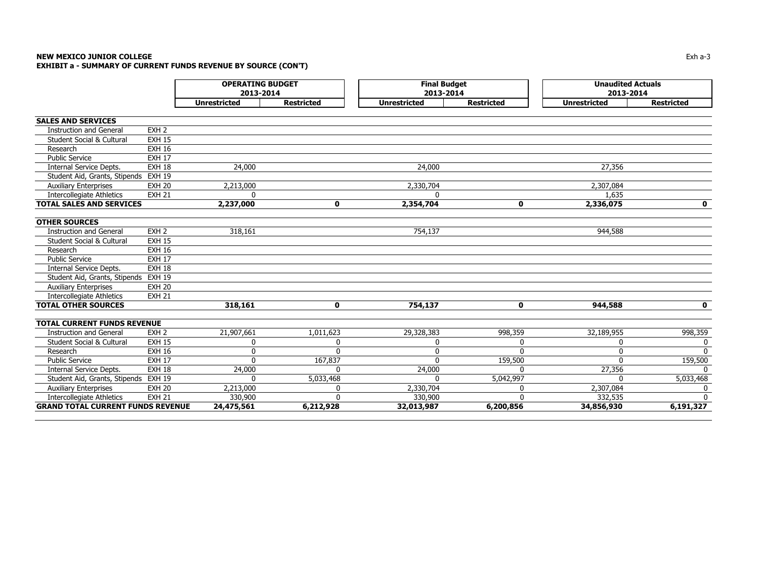**NEW MEXICO JUNIOR COLLEGE**
**EXHIBIT a - SUMMARY OF CURRENT FUNDS REVENUE BY SOURCE (CON'T)**

| | | OPERATING BUDGET 2013-2014 | | Final Budget 2013-2014 | | Unaudited Actuals 2013-2014 | |
|---|---|---|---|---|---|---|---|
| | | Unrestricted | Restricted | Unrestricted | Restricted | Unrestricted | Restricted |
| **SALES AND SERVICES** | | | | | | | |
| Instruction and General | EXH 2 | | | | | | |
| Student Social & Cultural | EXH 15 | | | | | | |
| Research | EXH 16 | | | | | | |
| Public Service | EXH 17 | | | | | | |
| Internal Service Depts. | EXH 18 | 24,000 | | 24,000 | | 27,356 | |
| Student Aid, Grants, Stipends | EXH 19 | | | | | | |
| Auxiliary Enterprises | EXH 20 | 2,213,000 | | 2,330,704 | | 2,307,084 | |
| Intercollegiate Athletics | EXH 21 | 0 | | 0 | | 1,635 | |
| **TOTAL SALES AND SERVICES** | | **2,237,000** | **0** | **2,354,704** | **0** | **2,336,075** | **0** |
| **OTHER SOURCES** | | | | | | | |
| Instruction and General | EXH 2 | 318,161 | | 754,137 | | 944,588 | |
| Student Social & Cultural | EXH 15 | | | | | | |
| Research | EXH 16 | | | | | | |
| Public Service | EXH 17 | | | | | | |
| Internal Service Depts. | EXH 18 | | | | | | |
| Student Aid, Grants, Stipends | EXH 19 | | | | | | |
| Auxiliary Enterprises | EXH 20 | | | | | | |
| Intercollegiate Athletics | EXH 21 | | | | | | |
| **TOTAL OTHER SOURCES** | | **318,161** | **0** | **754,137** | **0** | **944,588** | **0** |
| **TOTAL CURRENT FUNDS REVENUE** | | | | | | | |
| Instruction and General | EXH 2 | 21,907,661 | 1,011,623 | 29,328,383 | 998,359 | 32,189,955 | 998,359 |
| Student Social & Cultural | EXH 15 | 0 | 0 | 0 | 0 | 0 | 0 |
| Research | EXH 16 | 0 | 0 | 0 | 0 | 0 | 0 |
| Public Service | EXH 17 | 0 | 167,837 | 0 | 159,500 | 0 | 159,500 |
| Internal Service Depts. | EXH 18 | 24,000 | 0 | 24,000 | 0 | 27,356 | 0 |
| Student Aid, Grants, Stipends | EXH 19 | 0 | 5,033,468 | 0 | 5,042,997 | 0 | 5,033,468 |
| Auxiliary Enterprises | EXH 20 | 2,213,000 | 0 | 2,330,704 | 0 | 2,307,084 | 0 |
| Intercollegiate Athletics | EXH 21 | 330,900 | 0 | 330,900 | 0 | 332,535 | 0 |
| **GRAND TOTAL CURRENT FUNDS REVENUE** | | **24,475,561** | **6,212,928** | **32,013,987** | **6,200,856** | **34,856,930** | **6,191,327** |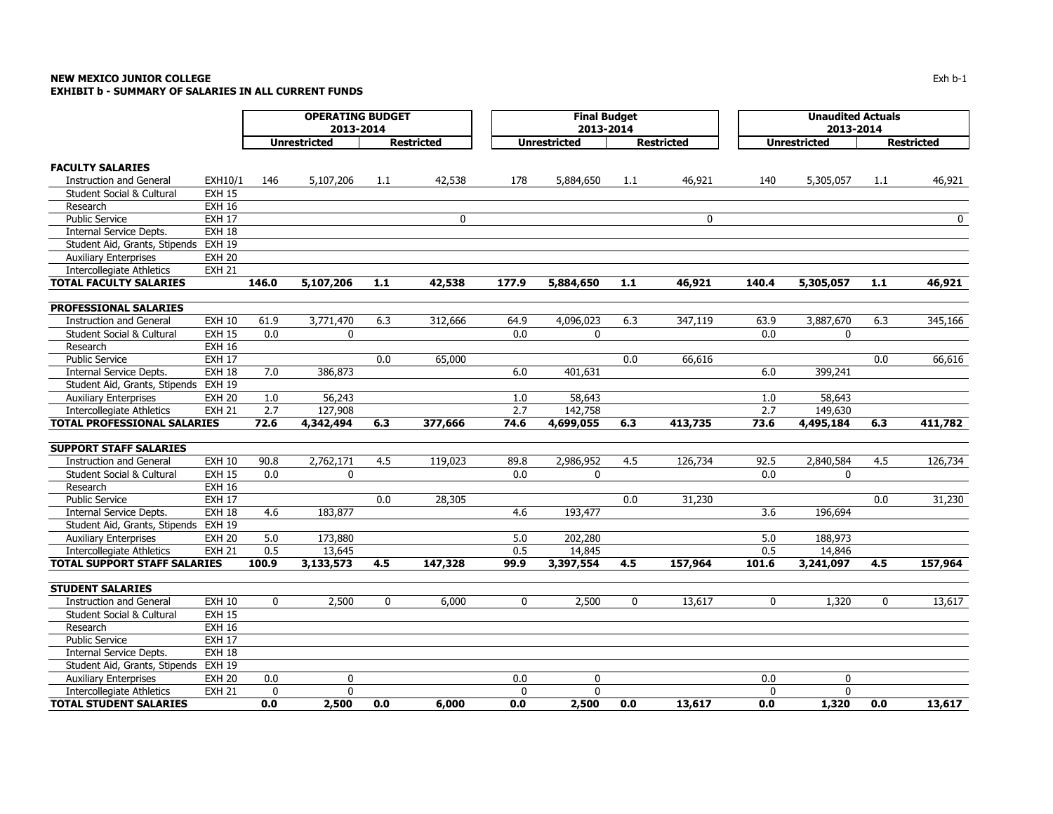**NEW MEXICO JUNIOR COLLEGE**
**EXHIBIT b - SUMMARY OF SALARIES IN ALL CURRENT FUNDS**

Exh b-1

| | | OPERATING BUDGET 2013-2014 | | | | Final Budget 2013-2014 | | | | Unaudited Actuals 2013-2014 | | | |
|---|---|---|---|---|---|---|---|---|---|---|---|---|---|
| | | Unrestricted | | Restricted | | Unrestricted | | Restricted | | Unrestricted | | Restricted | |
| **FACULTY SALARIES** | | | | | | | | | | | | | |
| Instruction and General | EXH10/1 | 146 | 5,107,206 | 1.1 | 42,538 | 178 | 5,884,650 | 1.1 | 46,921 | 140 | 5,305,057 | 1.1 | 46,921 |
| Student Social & Cultural | EXH 15 | | | | | | | | | | | | |
| Research | EXH 16 | | | | | | | | | | | | |
| Public Service | EXH 17 | | | | 0 | | | | 0 | | | | 0 |
| Internal Service Depts. | EXH 18 | | | | | | | | | | | | |
| Student Aid, Grants, Stipends | EXH 19 | | | | | | | | | | | | |
| Auxiliary Enterprises | EXH 20 | | | | | | | | | | | | |
| Intercollegiate Athletics | EXH 21 | | | | | | | | | | | | |
| **TOTAL FACULTY SALARIES** | | **146.0** | **5,107,206** | **1.1** | **42,538** | **177.9** | **5,884,650** | **1.1** | **46,921** | **140.4** | **5,305,057** | **1.1** | **46,921** |
| **PROFESSIONAL SALARIES** | | | | | | | | | | | | | |
| Instruction and General | EXH 10 | 61.9 | 3,771,470 | 6.3 | 312,666 | 64.9 | 4,096,023 | 6.3 | 347,119 | 63.9 | 3,887,670 | 6.3 | 345,166 |
| Student Social & Cultural | EXH 15 | 0.0 | 0 | | | 0.0 | 0 | | | 0.0 | 0 | | |
| Research | EXH 16 | | | | | | | | | | | | |
| Public Service | EXH 17 | | | 0.0 | 65,000 | | | 0.0 | 66,616 | | | 0.0 | 66,616 |
| Internal Service Depts. | EXH 18 | 7.0 | 386,873 | | | 6.0 | 401,631 | | | 6.0 | 399,241 | | |
| Student Aid, Grants, Stipends | EXH 19 | | | | | | | | | | | | |
| Auxiliary Enterprises | EXH 20 | 1.0 | 56,243 | | | 1.0 | 58,643 | | | 1.0 | 58,643 | | |
| Intercollegiate Athletics | EXH 21 | 2.7 | 127,908 | | | 2.7 | 142,758 | | | 2.7 | 149,630 | | |
| **TOTAL PROFESSIONAL SALARIES** | | **72.6** | **4,342,494** | **6.3** | **377,666** | **74.6** | **4,699,055** | **6.3** | **413,735** | **73.6** | **4,495,184** | **6.3** | **411,782** |
| **SUPPORT STAFF SALARIES** | | | | | | | | | | | | | |
| Instruction and General | EXH 10 | 90.8 | 2,762,171 | 4.5 | 119,023 | 89.8 | 2,986,952 | 4.5 | 126,734 | 92.5 | 2,840,584 | 4.5 | 126,734 |
| Student Social & Cultural | EXH 15 | 0.0 | 0 | | | 0.0 | 0 | | | 0.0 | 0 | | |
| Research | EXH 16 | | | | | | | | | | | | |
| Public Service | EXH 17 | | | 0.0 | 28,305 | | | 0.0 | 31,230 | | | 0.0 | 31,230 |
| Internal Service Depts. | EXH 18 | 4.6 | 183,877 | | | 4.6 | 193,477 | | | 3.6 | 196,694 | | |
| Student Aid, Grants, Stipends | EXH 19 | | | | | | | | | | | | |
| Auxiliary Enterprises | EXH 20 | 5.0 | 173,880 | | | 5.0 | 202,280 | | | 5.0 | 188,973 | | |
| Intercollegiate Athletics | EXH 21 | 0.5 | 13,645 | | | 0.5 | 14,845 | | | 0.5 | 14,846 | | |
| **TOTAL SUPPORT STAFF SALARIES** | | **100.9** | **3,133,573** | **4.5** | **147,328** | **99.9** | **3,397,554** | **4.5** | **157,964** | **101.6** | **3,241,097** | **4.5** | **157,964** |
| **STUDENT SALARIES** | | | | | | | | | | | | | |
| Instruction and General | EXH 10 | 0 | 2,500 | 0 | 6,000 | 0 | 2,500 | 0 | 13,617 | 0 | 1,320 | 0 | 13,617 |
| Student Social & Cultural | EXH 15 | | | | | | | | | | | | |
| Research | EXH 16 | | | | | | | | | | | | |
| Public Service | EXH 17 | | | | | | | | | | | | |
| Internal Service Depts. | EXH 18 | | | | | | | | | | | | |
| Student Aid, Grants, Stipends | EXH 19 | | | | | | | | | | | | |
| Auxiliary Enterprises | EXH 20 | 0.0 | 0 | | | 0.0 | 0 | | | 0.0 | 0 | | |
| Intercollegiate Athletics | EXH 21 | 0 | 0 | | | 0 | 0 | | | 0 | 0 | | |
| **TOTAL STUDENT SALARIES** | | **0.0** | **2,500** | **0.0** | **6,000** | **0.0** | **2,500** | **0.0** | **13,617** | **0.0** | **1,320** | **0.0** | **13,617** |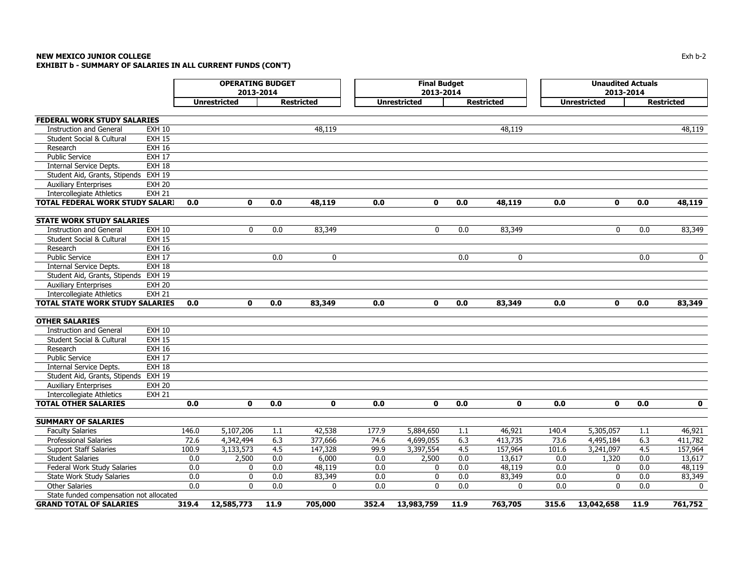**NEW MEXICO JUNIOR COLLEGE**
**EXHIBIT b - SUMMARY OF SALARIES IN ALL CURRENT FUNDS (CON'T)**

Exh b-2

| | | OPERATING BUDGET 2013-2014 | | | | Final Budget 2013-2014 | | | | Unaudited Actuals 2013-2014 | | | |
|---|---|---|---|---|---|---|---|---|---|---|---|---|---|
| | | Unrestricted | | Restricted | | Unrestricted | | Restricted | | Unrestricted | | Restricted | |
| **FEDERAL WORK STUDY SALARIES** | | | | | | | | | | | | | |
| Instruction and General | EXH 10 | | | | 48,119 | | | | 48,119 | | | | 48,119 |
| Student Social & Cultural | EXH 15 | | | | | | | | | | | | |
| Research | EXH 16 | | | | | | | | | | | | |
| Public Service | EXH 17 | | | | | | | | | | | | |
| Internal Service Depts. | EXH 18 | | | | | | | | | | | | |
| Student Aid, Grants, Stipends | EXH 19 | | | | | | | | | | | | |
| Auxiliary Enterprises | EXH 20 | | | | | | | | | | | | |
| Intercollegiate Athletics | EXH 21 | | | | | | | | | | | | |
| **TOTAL FEDERAL WORK STUDY SALARI** | | **0.0** | **0** | **0.0** | **48,119** | **0.0** | **0** | **0.0** | **48,119** | **0.0** | **0** | **0.0** | **48,119** |
| **STATE WORK STUDY SALARIES** | | | | | | | | | | | | | |
| Instruction and General | EXH 10 | | 0 | 0.0 | 83,349 | | 0 | 0.0 | 83,349 | | 0 | 0.0 | 83,349 |
| Student Social & Cultural | EXH 15 | | | | | | | | | | | | |
| Research | EXH 16 | | | | | | | | | | | | |
| Public Service | EXH 17 | | | 0.0 | 0 | | | 0.0 | 0 | | | 0.0 | 0 |
| Internal Service Depts. | EXH 18 | | | | | | | | | | | | |
| Student Aid, Grants, Stipends | EXH 19 | | | | | | | | | | | | |
| Auxiliary Enterprises | EXH 20 | | | | | | | | | | | | |
| Intercollegiate Athletics | EXH 21 | | | | | | | | | | | | |
| **TOTAL STATE WORK STUDY SALARIES** | | **0.0** | **0** | **0.0** | **83,349** | **0.0** | **0** | **0.0** | **83,349** | **0.0** | **0** | **0.0** | **83,349** |
| **OTHER SALARIES** | | | | | | | | | | | | | |
| Instruction and General | EXH 10 | | | | | | | | | | | | |
| Student Social & Cultural | EXH 15 | | | | | | | | | | | | |
| Research | EXH 16 | | | | | | | | | | | | |
| Public Service | EXH 17 | | | | | | | | | | | | |
| Internal Service Depts. | EXH 18 | | | | | | | | | | | | |
| Student Aid, Grants, Stipends | EXH 19 | | | | | | | | | | | | |
| Auxiliary Enterprises | EXH 20 | | | | | | | | | | | | |
| Intercollegiate Athletics | EXH 21 | | | | | | | | | | | | |
| **TOTAL OTHER SALARIES** | | **0.0** | **0** | **0.0** | **0** | **0.0** | **0** | **0.0** | **0** | **0.0** | **0** | **0.0** | **0** |
| **SUMMARY OF SALARIES** | | | | | | | | | | | | | |
| Faculty Salaries | | 146.0 | 5,107,206 | 1.1 | 42,538 | 177.9 | 5,884,650 | 1.1 | 46,921 | 140.4 | 5,305,057 | 1.1 | 46,921 |
| Professional Salaries | | 72.6 | 4,342,494 | 6.3 | 377,666 | 74.6 | 4,699,055 | 6.3 | 413,735 | 73.6 | 4,495,184 | 6.3 | 411,782 |
| Support Staff Salaries | | 100.9 | 3,133,573 | 4.5 | 147,328 | 99.9 | 3,397,554 | 4.5 | 157,964 | 101.6 | 3,241,097 | 4.5 | 157,964 |
| Student Salaries | | 0.0 | 2,500 | 0.0 | 6,000 | 0.0 | 2,500 | 0.0 | 13,617 | 0.0 | 1,320 | 0.0 | 13,617 |
| Federal Work Study Salaries | | 0.0 | 0 | 0.0 | 48,119 | 0.0 | 0 | 0.0 | 48,119 | 0.0 | 0 | 0.0 | 48,119 |
| State Work Study Salaries | | 0.0 | 0 | 0.0 | 83,349 | 0.0 | 0 | 0.0 | 83,349 | 0.0 | 0 | 0.0 | 83,349 |
| Other Salaries | | 0.0 | 0 | 0.0 | 0 | 0.0 | 0 | 0.0 | 0 | 0.0 | 0 | 0.0 | 0 |
| State funded compensation not allocated | | | | | | | | | | | | | |
| **GRAND TOTAL OF SALARIES** | | **319.4** | **12,585,773** | **11.9** | **705,000** | **352.4** | **13,983,759** | **11.9** | **763,705** | **315.6** | **13,042,658** | **11.9** | **761,752** |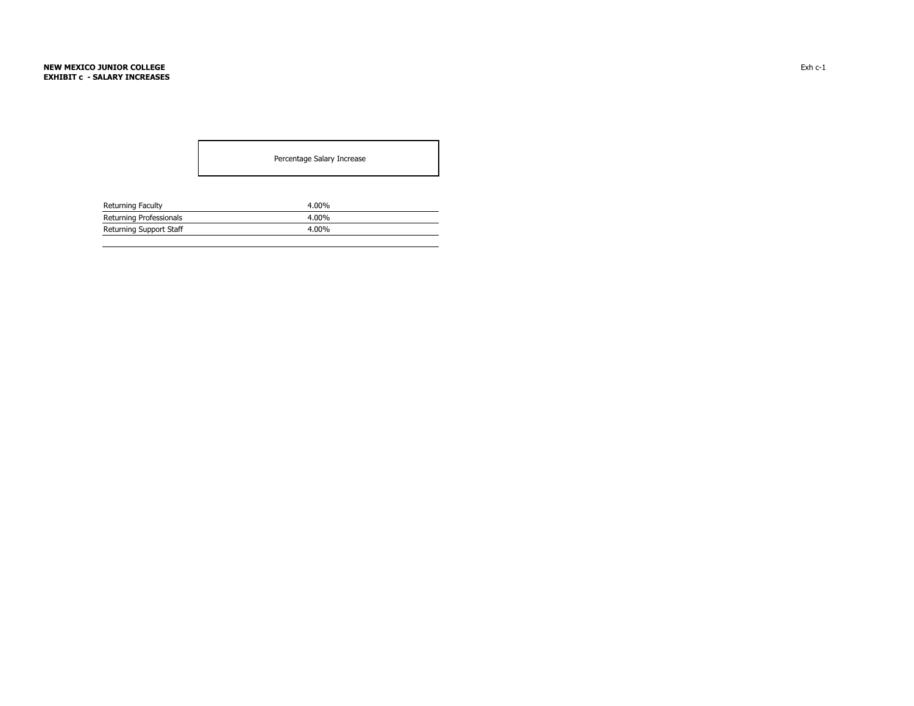**NEW MEXICO JUNIOR COLLEGE**
**EXHIBIT c - SALARY INCREASES**

Exh c-1

| | Percentage Salary Increase |
|---|---|
| Returning Faculty | 4.00% |
| Returning Professionals | 4.00% |
| Returning Support Staff | 4.00% |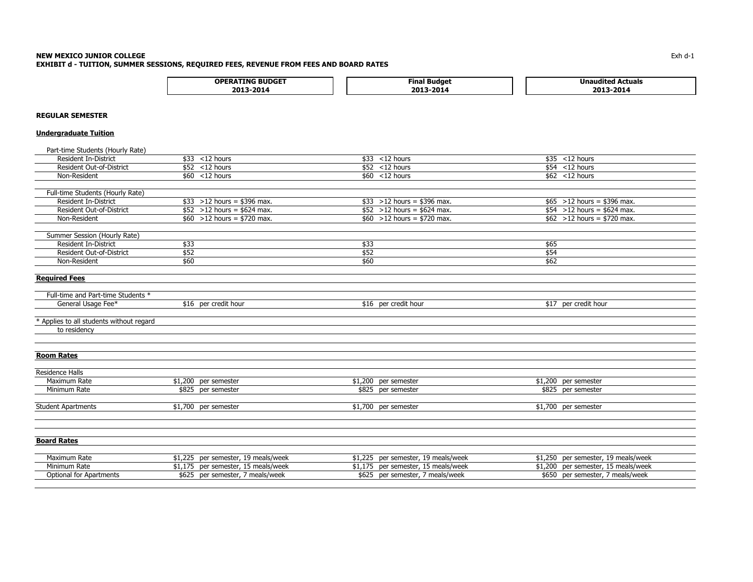**NEW MEXICO JUNIOR COLLEGE**
**EXHIBIT d - TUITION, SUMMER SESSIONS, REQUIRED FEES, REVENUE FROM FEES AND BOARD RATES**

Exh d-1

| | **OPERATING BUDGET 2013-2014** | **Final Budget 2013-2014** | **Unaudited Actuals 2013-2014** |
|---|---|---|---|
| **REGULAR SEMESTER** | | | |
| **Undergraduate Tuition** | | | |
| Part-time Students (Hourly Rate) | | | |
| Resident In-District | $33 <12 hours | $33 <12 hours | $35 <12 hours |
| Resident Out-of-District | $52 <12 hours | $52 <12 hours | $54 <12 hours |
| Non-Resident | $60 <12 hours | $60 <12 hours | $62 <12 hours |
| Full-time Students (Hourly Rate) | | | |
| Resident In-District | $33 >12 hours = $396 max. | $33 >12 hours = $396 max. | $65 >12 hours = $396 max. |
| Resident Out-of-District | $52 >12 hours = $624 max. | $52 >12 hours = $624 max. | $54 >12 hours = $624 max. |
| Non-Resident | $60 >12 hours = $720 max. | $60 >12 hours = $720 max. | $62 >12 hours = $720 max. |
| Summer Session (Hourly Rate) | | | |
| Resident In-District | $33 | $33 | $65 |
| Resident Out-of-District | $52 | $52 | $54 |
| Non-Resident | $60 | $60 | $62 |
| **Required Fees** | | | |
| Full-time and Part-time Students * | | | |
| General Usage Fee* | $16 per credit hour | $16 per credit hour | $17 per credit hour |
| * Applies to all students without regard to residency | | | |
| **Room Rates** | | | |
| Residence Halls | | | |
| Maximum Rate | $1,200 per semester | $1,200 per semester | $1,200 per semester |
| Minimum Rate | $825 per semester | $825 per semester | $825 per semester |
| Student Apartments | $1,700 per semester | $1,700 per semester | $1,700 per semester |
| **Board Rates** | | | |
| Maximum Rate | $1,225 per semester, 19 meals/week | $1,225 per semester, 19 meals/week | $1,250 per semester, 19 meals/week |
| Minimum Rate | $1,175 per semester, 15 meals/week | $1,175 per semester, 15 meals/week | $1,200 per semester, 15 meals/week |
| Optional for Apartments | $625 per semester, 7 meals/week | $625 per semester, 7 meals/week | $650 per semester, 7 meals/week |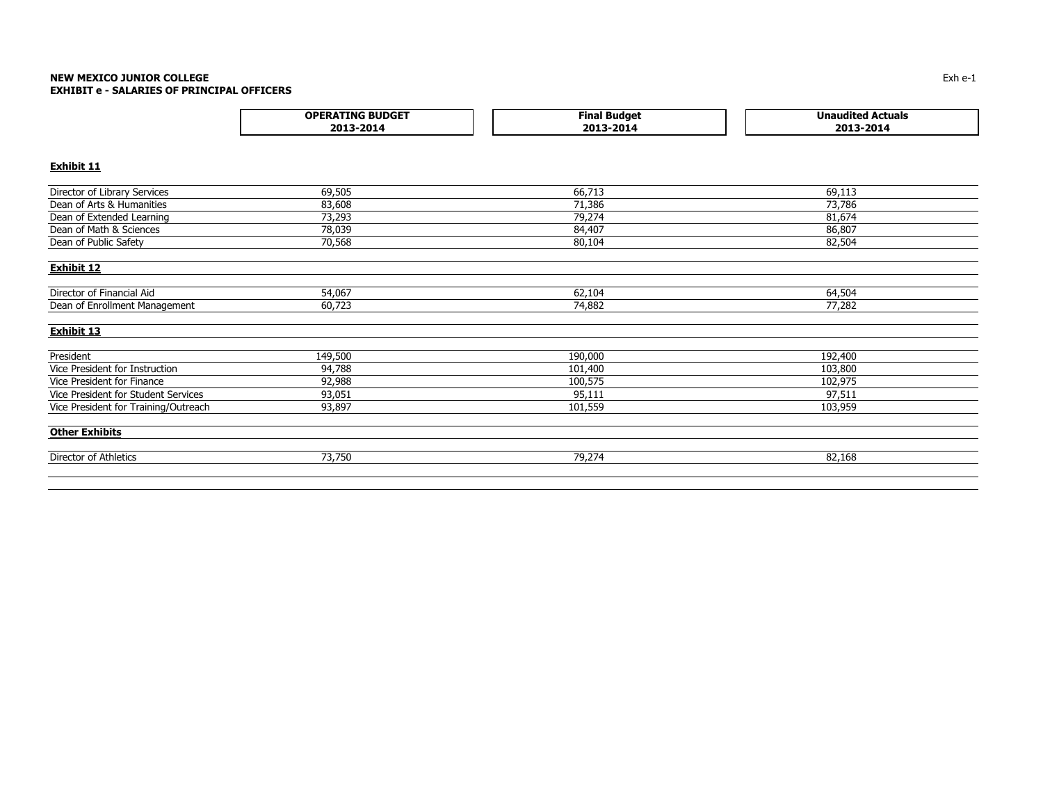**NEW MEXICO JUNIOR COLLEGE**
**EXHIBIT e - SALARIES OF PRINCIPAL OFFICERS**

Exh e-1

| | OPERATING BUDGET 2013-2014 | Final Budget 2013-2014 | Unaudited Actuals 2013-2014 |
|---|---|---|---|
| **Exhibit 11** | | | |
| Director of Library Services | 69,505 | 66,713 | 69,113 |
| Dean of Arts & Humanities | 83,608 | 71,386 | 73,786 |
| Dean of Extended Learning | 73,293 | 79,274 | 81,674 |
| Dean of Math & Sciences | 78,039 | 84,407 | 86,807 |
| Dean of Public Safety | 70,568 | 80,104 | 82,504 |
| **Exhibit 12** | | | |
| Director of Financial Aid | 54,067 | 62,104 | 64,504 |
| Dean of Enrollment Management | 60,723 | 74,882 | 77,282 |
| **Exhibit 13** | | | |
| President | 149,500 | 190,000 | 192,400 |
| Vice President for Instruction | 94,788 | 101,400 | 103,800 |
| Vice President for Finance | 92,988 | 100,575 | 102,975 |
| Vice President for Student Services | 93,051 | 95,111 | 97,511 |
| Vice President for Training/Outreach | 93,897 | 101,559 | 103,959 |
| **Other Exhibits** | | | |
| Director of Athletics | 73,750 | 79,274 | 82,168 |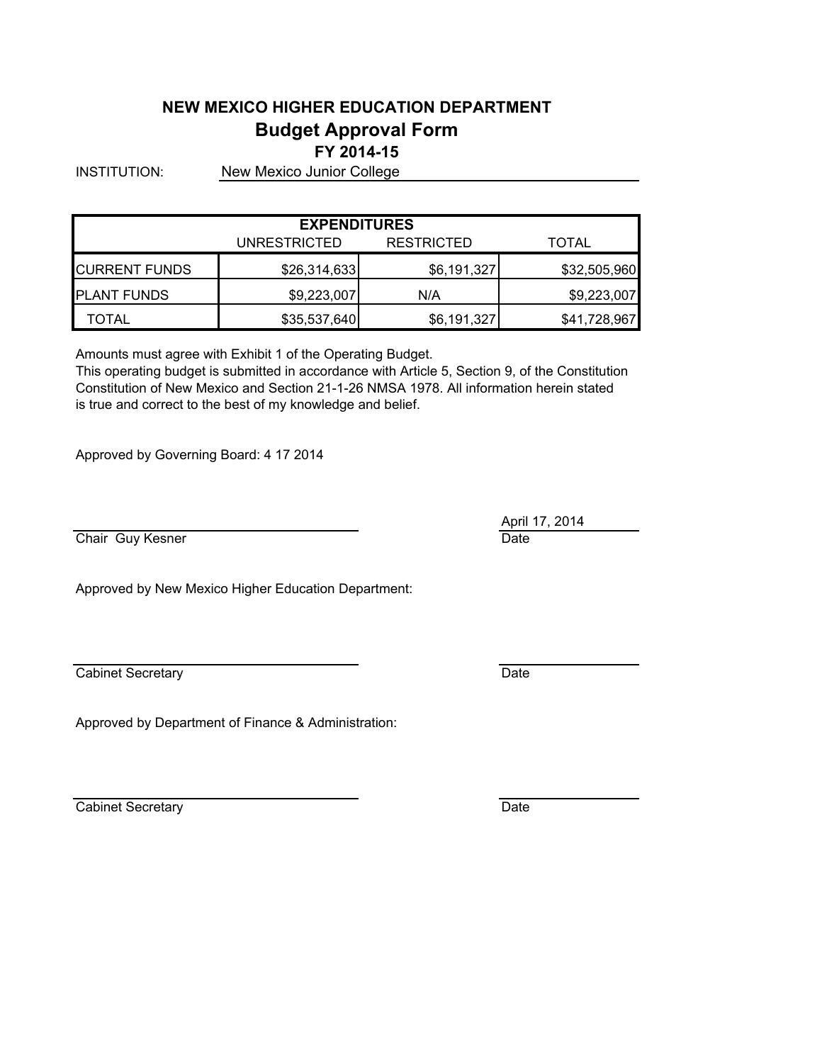# NEW MEXICO HIGHER EDUCATION DEPARTMENT

## Budget Approval Form

### FY 2014-15

INSTITUTION: New Mexico Junior College

| EXPENDITURES | | | |
|---|---|---|---|
| | UNRESTRICTED | RESTRICTED | TOTAL |
| CURRENT FUNDS | $26,314,633 | $6,191,327 | $32,505,960 |
| PLANT FUNDS | $9,223,007 | N/A | $9,223,007 |
| TOTAL | $35,537,640 | $6,191,327 | $41,728,967 |

Amounts must agree with Exhibit 1 of the Operating Budget.
This operating budget is submitted in accordance with Article 5, Section 9, of the Constitution Constitution of New Mexico and Section 21-1-26 NMSA 1978. All information herein stated is true and correct to the best of my knowledge and belief.

Approved by Governing Board: 4 17 2014

Chair Guy Kesner

April 17, 2014
Date

Approved by New Mexico Higher Education Department:

Cabinet Secretary

Date

Approved by Department of Finance & Administration:

Cabinet Secretary

Date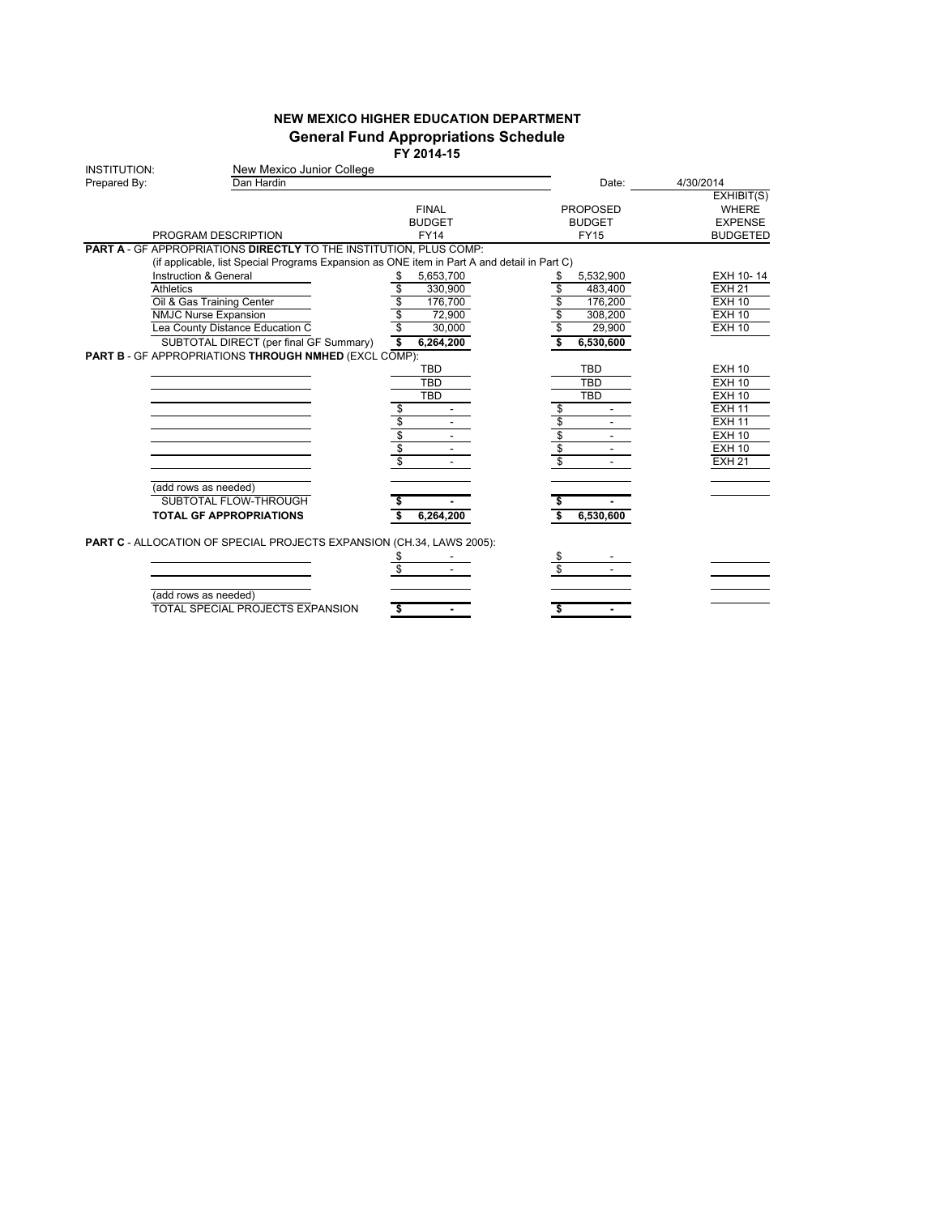# NEW MEXICO HIGHER EDUCATION DEPARTMENT
## General Fund Appropriations Schedule
### FY 2014-15

INSTITUTION: New Mexico Junior College

Prepared By: Dan Hardin

Date: 4/30/2014

| PROGRAM DESCRIPTION | FINAL BUDGET FY14 | PROPOSED BUDGET FY15 | EXHIBIT(S) WHERE EXPENSE BUDGETED |
|---|---|---|---|
| **PART A** - GF APPROPRIATIONS **DIRECTLY** TO THE INSTITUTION, PLUS COMP: | | | |
| (if applicable, list Special Programs Expansion as ONE item in Part A and detail in Part C) | | | |
| Instruction & General | $ 5,653,700 | $ 5,532,900 | EXH 10- 14 |
| Athletics | $ 330,900 | $ 483,400 | EXH 21 |
| Oil & Gas Training Center | $ 176,700 | $ 176,200 | EXH 10 |
| NMJC Nurse Expansion | $ 72,900 | $ 308,200 | EXH 10 |
| Lea County Distance Education C | $ 30,000 | $ 29,900 | EXH 10 |
| SUBTOTAL DIRECT (per final GF Summary) | **$ 6,264,200** | **$ 6,530,600** | |
| **PART B** - GF APPROPRIATIONS **THROUGH NMHED** (EXCL COMP): | | | |
| | TBD | TBD | EXH 10 |
| | TBD | TBD | EXH 10 |
| | TBD | TBD | EXH 10 |
| | $ - | $ - | EXH 11 |
| | $ - | $ - | EXH 11 |
| | $ - | $ - | EXH 10 |
| | $ - | $ - | EXH 10 |
| | $ - | $ - | EXH 21 |
| (add rows as needed) | | | |
| SUBTOTAL FLOW-THROUGH | **$ -** | **$ -** | |
| **TOTAL GF APPROPRIATIONS** | **$ 6,264,200** | **$ 6,530,600** | |
| **PART C** - ALLOCATION OF SPECIAL PROJECTS EXPANSION (CH.34, LAWS 2005): | | | |
| | $ - | $ - | |
| | $ - | $ - | |
| (add rows as needed) | | | |
| TOTAL SPECIAL PROJECTS EXPANSION | **$ -** | **$ -** | |